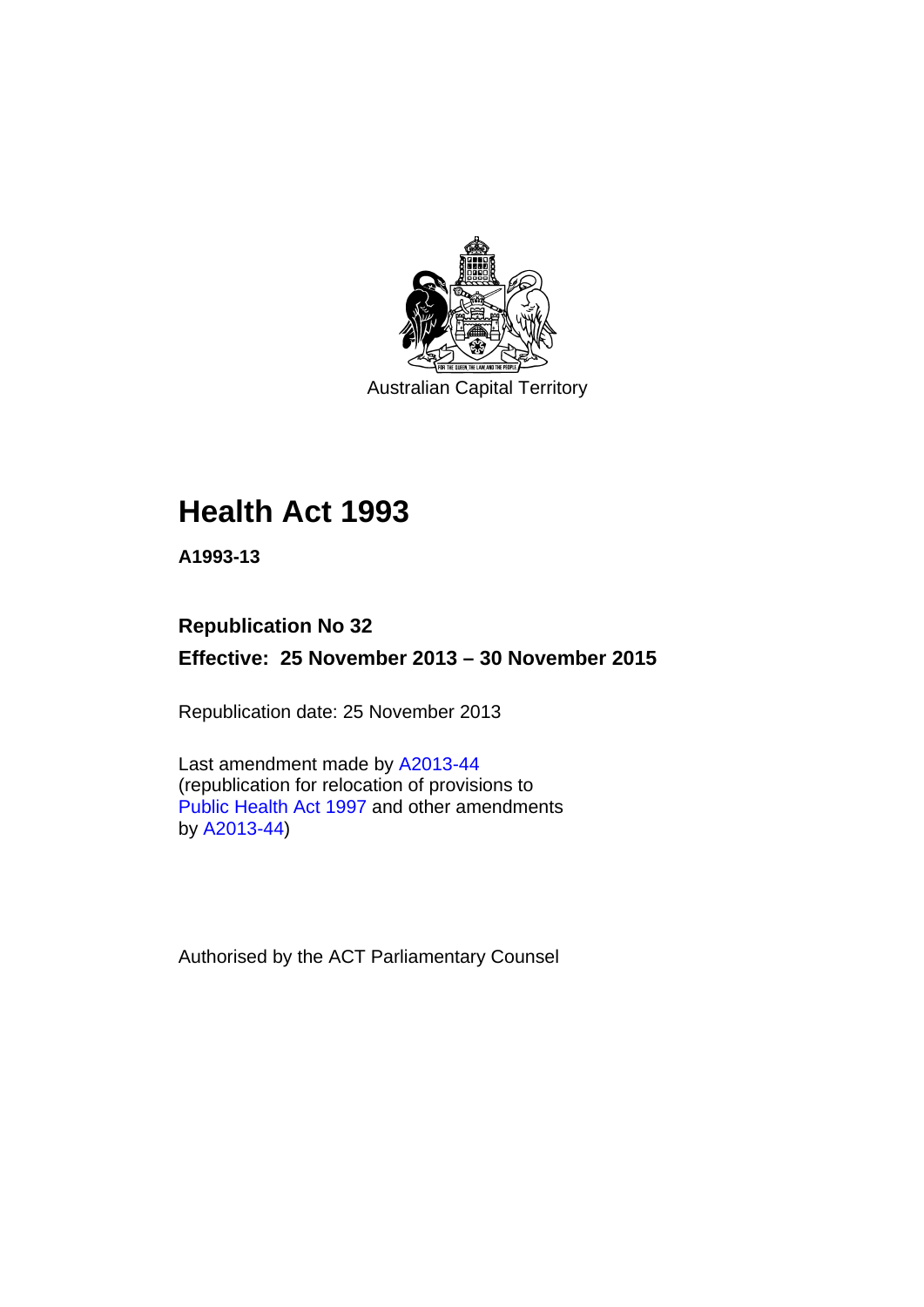Australian Capital Territory

# Health Act 1993

**A1993-13**

## Republication No 32

**Effective: 25 November 2013 – 30 November 2015**

Republication date: 25 November 2013

Last amendment made by A2013-44
(republication for relocation of provisions to
Public Health Act 1997 and other amendments
by A2013-44)

Authorised by the ACT Parliamentary Counsel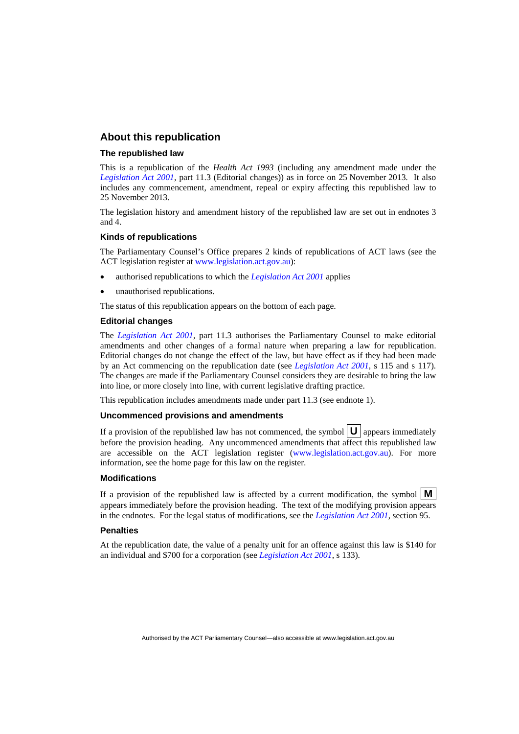## About this republication

### The republished law

This is a republication of the *Health Act 1993* (including any amendment made under the *Legislation Act 2001*, part 11.3 (Editorial changes)) as in force on 25 November 2013*.* It also includes any commencement, amendment, repeal or expiry affecting this republished law to 25 November 2013.

The legislation history and amendment history of the republished law are set out in endnotes 3 and 4.

### Kinds of republications

The Parliamentary Counsel's Office prepares 2 kinds of republications of ACT laws (see the ACT legislation register at www.legislation.act.gov.au):

- authorised republications to which the *Legislation Act 2001* applies
- unauthorised republications.

The status of this republication appears on the bottom of each page.

### Editorial changes

The *Legislation Act 2001*, part 11.3 authorises the Parliamentary Counsel to make editorial amendments and other changes of a formal nature when preparing a law for republication. Editorial changes do not change the effect of the law, but have effect as if they had been made by an Act commencing on the republication date (see *Legislation Act 2001*, s 115 and s 117). The changes are made if the Parliamentary Counsel considers they are desirable to bring the law into line, or more closely into line, with current legislative drafting practice.

This republication includes amendments made under part 11.3 (see endnote 1).

### Uncommenced provisions and amendments

If a provision of the republished law has not commenced, the symbol **U** appears immediately before the provision heading. Any uncommenced amendments that affect this republished law are accessible on the ACT legislation register (www.legislation.act.gov.au). For more information, see the home page for this law on the register.

### Modifications

If a provision of the republished law is affected by a current modification, the symbol **M** appears immediately before the provision heading. The text of the modifying provision appears in the endnotes. For the legal status of modifications, see the *Legislation Act 2001*, section 95.

### Penalties

At the republication date, the value of a penalty unit for an offence against this law is $140 for an individual and $700 for a corporation (see *Legislation Act 2001*, s 133).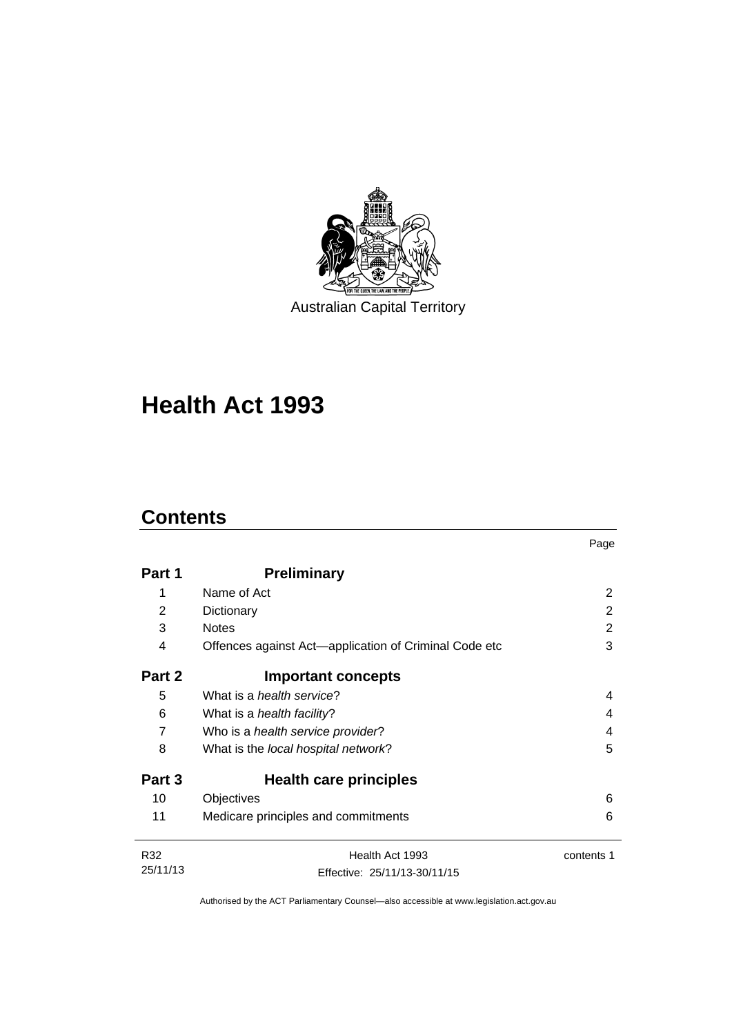Australian Capital Territory

# Health Act 1993

## Contents

| | | Page |
|---|---|---|
| **Part 1** | **Preliminary** | |
| 1 | Name of Act | 2 |
| 2 | Dictionary | 2 |
| 3 | Notes | 2 |
| 4 | Offences against Act—application of Criminal Code etc | 3 |
| **Part 2** | **Important concepts** | |
| 5 | What is a *health service*? | 4 |
| 6 | What is a *health facility*? | 4 |
| 7 | Who is a *health service provider*? | 4 |
| 8 | What is the *local hospital network*? | 5 |
| **Part 3** | **Health care principles** | |
| 10 | Objectives | 6 |
| 11 | Medicare principles and commitments | 6 |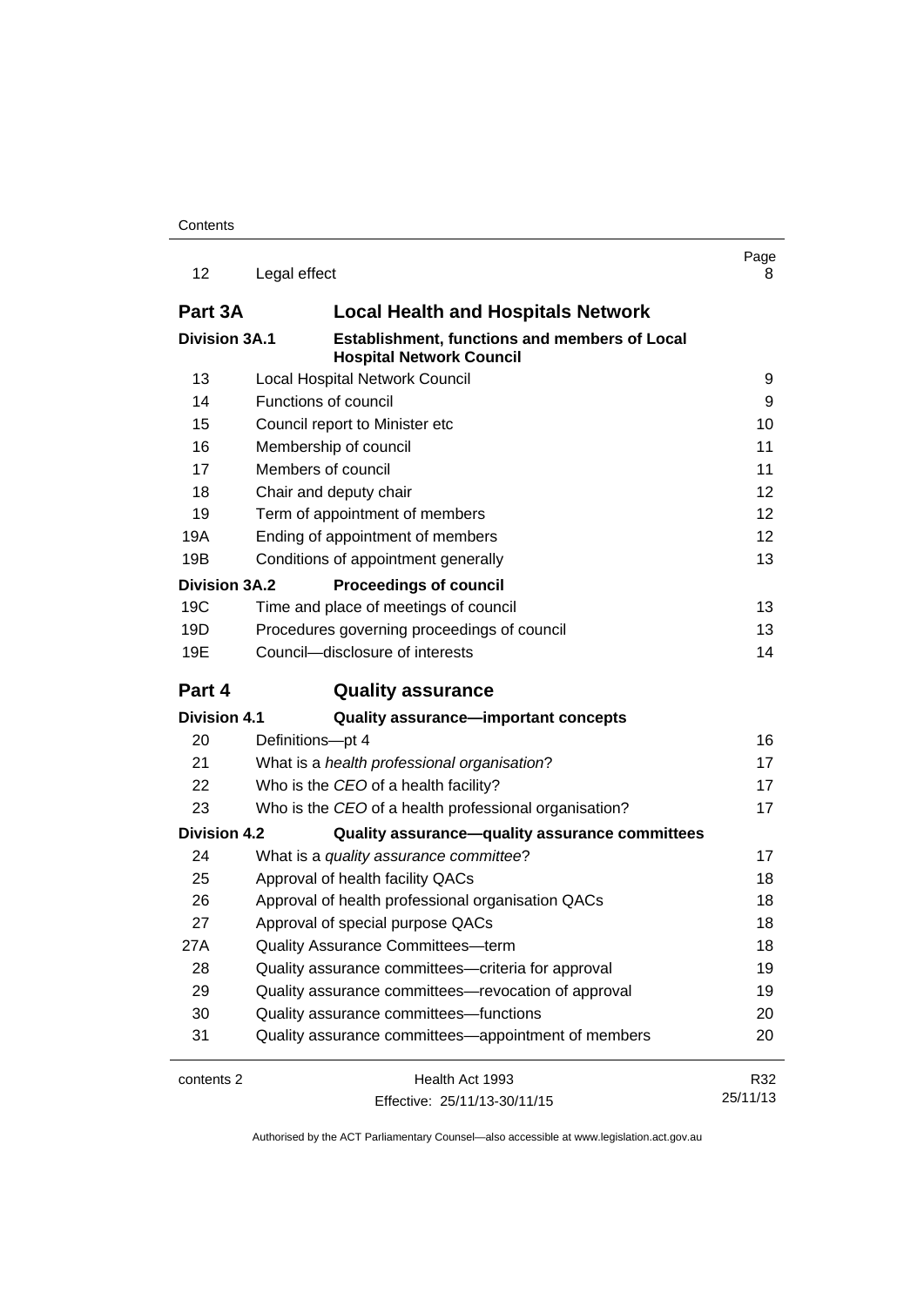| | | Page |
|---|---|---|
| 12 | Legal effect | 8 |
| **Part 3A** | **Local Health and Hospitals Network** | |
| **Division 3A.1** | **Establishment, functions and members of Local Hospital Network Council** | |
| 13 | Local Hospital Network Council | 9 |
| 14 | Functions of council | 9 |
| 15 | Council report to Minister etc | 10 |
| 16 | Membership of council | 11 |
| 17 | Members of council | 11 |
| 18 | Chair and deputy chair | 12 |
| 19 | Term of appointment of members | 12 |
| 19A | Ending of appointment of members | 12 |
| 19B | Conditions of appointment generally | 13 |
| **Division 3A.2** | **Proceedings of council** | |
| 19C | Time and place of meetings of council | 13 |
| 19D | Procedures governing proceedings of council | 13 |
| 19E | Council—disclosure of interests | 14 |
| **Part 4** | **Quality assurance** | |
| **Division 4.1** | **Quality assurance—important concepts** | |
| 20 | Definitions—pt 4 | 16 |
| 21 | What is a *health professional organisation*? | 17 |
| 22 | Who is the *CEO* of a health facility? | 17 |
| 23 | Who is the *CEO* of a health professional organisation? | 17 |
| **Division 4.2** | **Quality assurance—quality assurance committees** | |
| 24 | What is a *quality assurance committee*? | 17 |
| 25 | Approval of health facility QACs | 18 |
| 26 | Approval of health professional organisation QACs | 18 |
| 27 | Approval of special purpose QACs | 18 |
| 27A | Quality Assurance Committees—term | 18 |
| 28 | Quality assurance committees—criteria for approval | 19 |
| 29 | Quality assurance committees—revocation of approval | 19 |
| 30 | Quality assurance committees—functions | 20 |
| 31 | Quality assurance committees—appointment of members | 20 |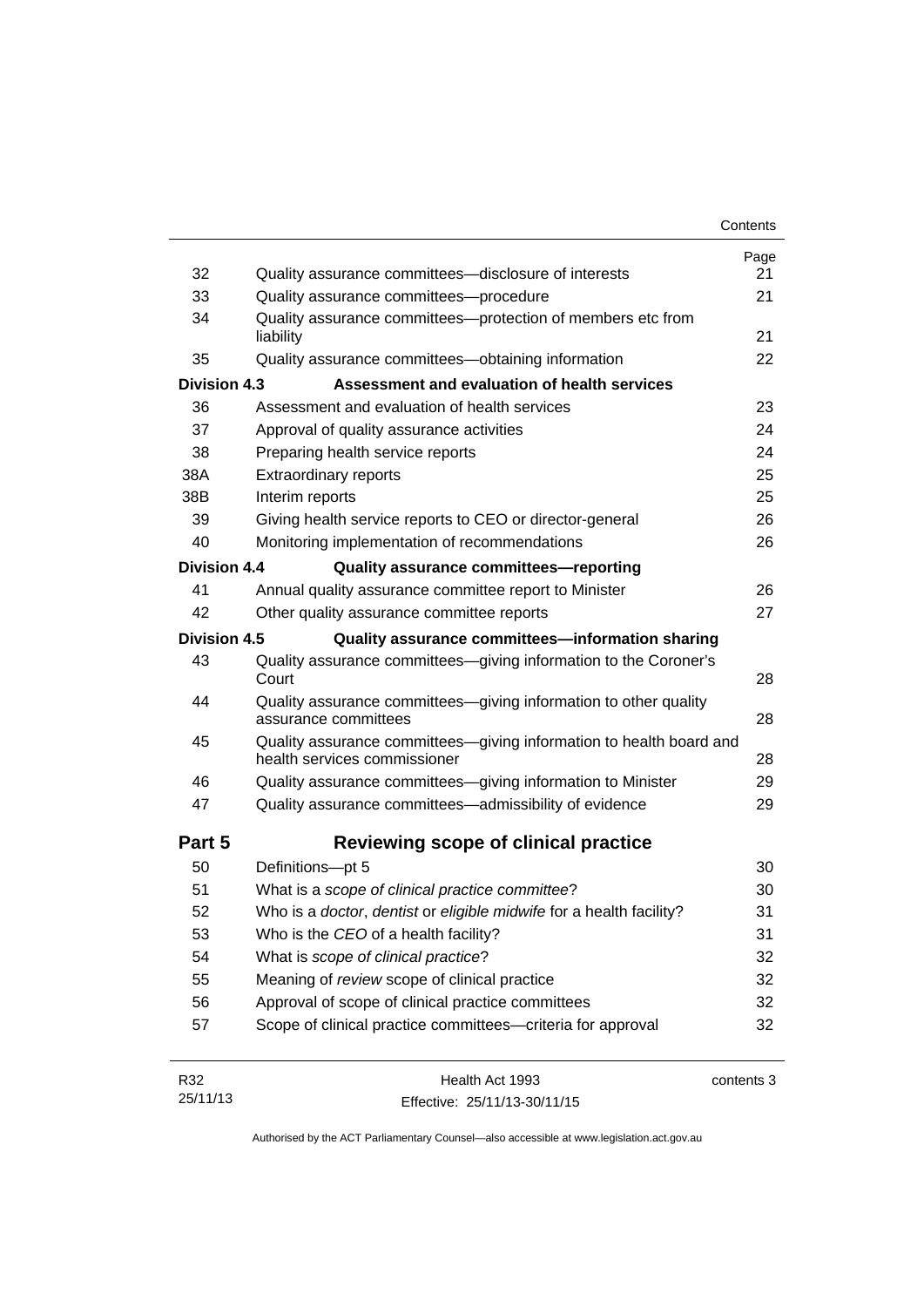| | | Page |
|---|---|---|
| 32 | Quality assurance committees—disclosure of interests | 21 |
| 33 | Quality assurance committees—procedure | 21 |
| 34 | Quality assurance committees—protection of members etc from liability | 21 |
| 35 | Quality assurance committees—obtaining information | 22 |
| **Division 4.3** | **Assessment and evaluation of health services** | |
| 36 | Assessment and evaluation of health services | 23 |
| 37 | Approval of quality assurance activities | 24 |
| 38 | Preparing health service reports | 24 |
| 38A | Extraordinary reports | 25 |
| 38B | Interim reports | 25 |
| 39 | Giving health service reports to CEO or director-general | 26 |
| 40 | Monitoring implementation of recommendations | 26 |
| **Division 4.4** | **Quality assurance committees—reporting** | |
| 41 | Annual quality assurance committee report to Minister | 26 |
| 42 | Other quality assurance committee reports | 27 |
| **Division 4.5** | **Quality assurance committees—information sharing** | |
| 43 | Quality assurance committees—giving information to the Coroner's Court | 28 |
| 44 | Quality assurance committees—giving information to other quality assurance committees | 28 |
| 45 | Quality assurance committees—giving information to health board and health services commissioner | 28 |
| 46 | Quality assurance committees—giving information to Minister | 29 |
| 47 | Quality assurance committees—admissibility of evidence | 29 |
| **Part 5** | **Reviewing scope of clinical practice** | |
| 50 | Definitions—pt 5 | 30 |
| 51 | What is a *scope of clinical practice committee*? | 30 |
| 52 | Who is a *doctor*, *dentist* or *eligible midwife* for a health facility? | 31 |
| 53 | Who is the *CEO* of a health facility? | 31 |
| 54 | What is *scope of clinical practice*? | 32 |
| 55 | Meaning of *review* scope of clinical practice | 32 |
| 56 | Approval of scope of clinical practice committees | 32 |
| 57 | Scope of clinical practice committees—criteria for approval | 32 |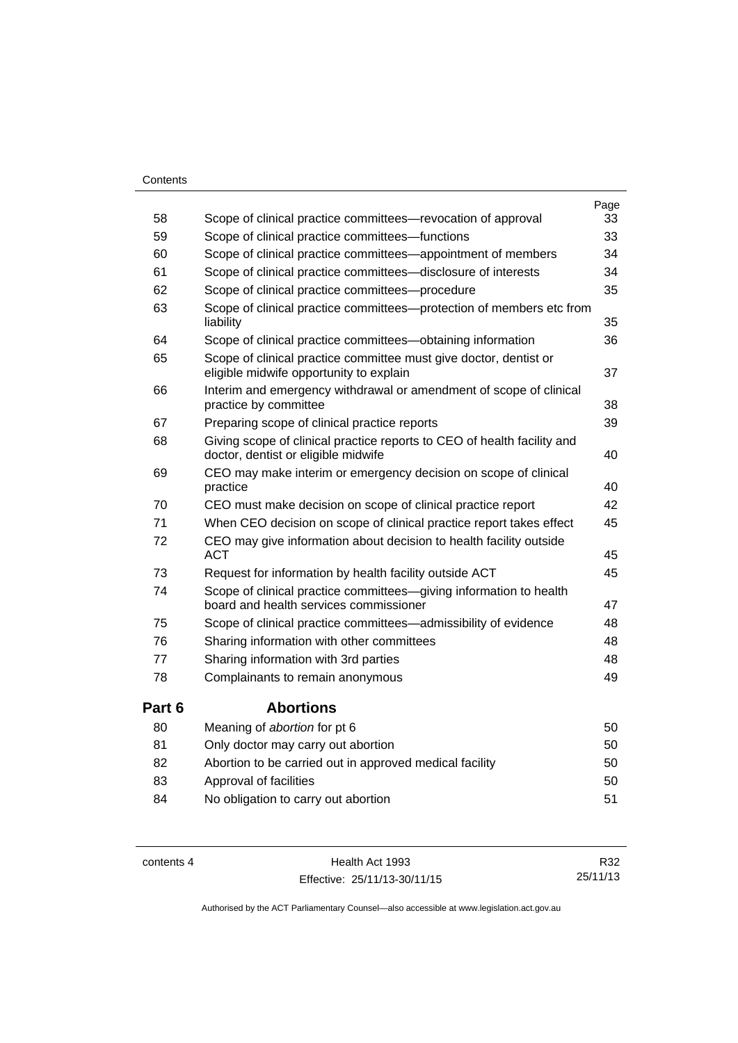| | | Page |
|---|---|---|
| 58 | Scope of clinical practice committees—revocation of approval | 33 |
| 59 | Scope of clinical practice committees—functions | 33 |
| 60 | Scope of clinical practice committees—appointment of members | 34 |
| 61 | Scope of clinical practice committees—disclosure of interests | 34 |
| 62 | Scope of clinical practice committees—procedure | 35 |
| 63 | Scope of clinical practice committees—protection of members etc from liability | 35 |
| 64 | Scope of clinical practice committees—obtaining information | 36 |
| 65 | Scope of clinical practice committee must give doctor, dentist or eligible midwife opportunity to explain | 37 |
| 66 | Interim and emergency withdrawal or amendment of scope of clinical practice by committee | 38 |
| 67 | Preparing scope of clinical practice reports | 39 |
| 68 | Giving scope of clinical practice reports to CEO of health facility and doctor, dentist or eligible midwife | 40 |
| 69 | CEO may make interim or emergency decision on scope of clinical practice | 40 |
| 70 | CEO must make decision on scope of clinical practice report | 42 |
| 71 | When CEO decision on scope of clinical practice report takes effect | 45 |
| 72 | CEO may give information about decision to health facility outside ACT | 45 |
| 73 | Request for information by health facility outside ACT | 45 |
| 74 | Scope of clinical practice committees—giving information to health board and health services commissioner | 47 |
| 75 | Scope of clinical practice committees—admissibility of evidence | 48 |
| 76 | Sharing information with other committees | 48 |
| 77 | Sharing information with 3rd parties | 48 |
| 78 | Complainants to remain anonymous | 49 |

## Part 6 Abortions

| | | |
|---|---|---|
| 80 | Meaning of *abortion* for pt 6 | 50 |
| 81 | Only doctor may carry out abortion | 50 |
| 82 | Abortion to be carried out in approved medical facility | 50 |
| 83 | Approval of facilities | 50 |
| 84 | No obligation to carry out abortion | 51 |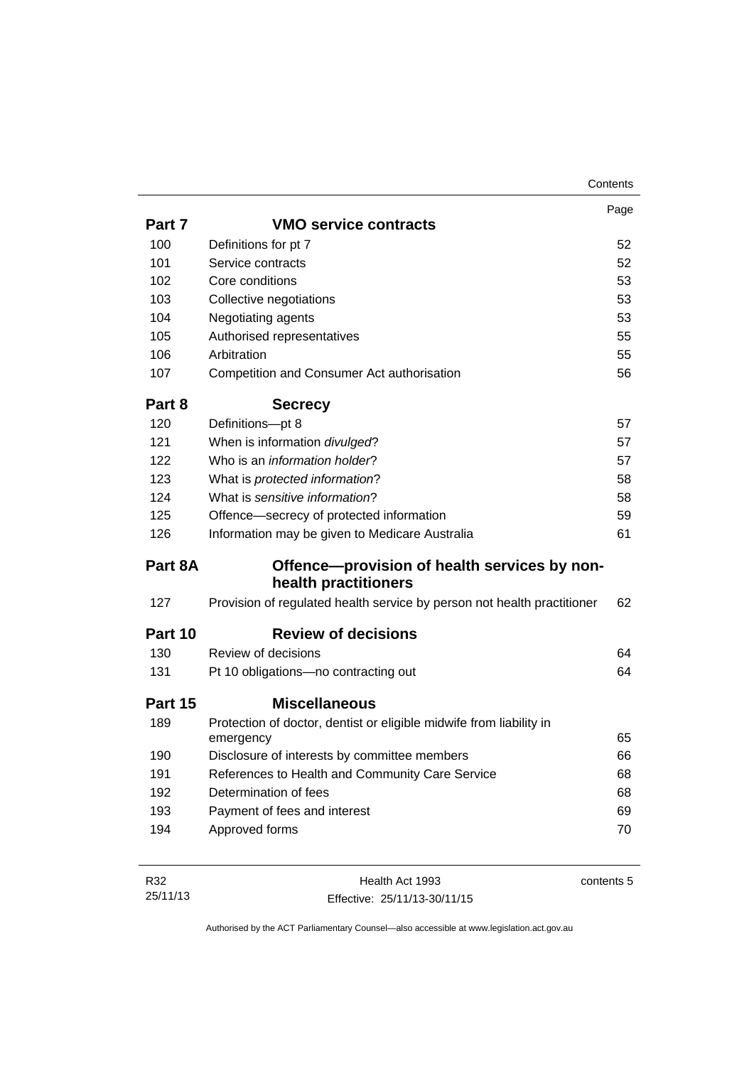| | | Page |
|---|---|---|
| **Part 7** | **VMO service contracts** | |
| 100 | Definitions for pt 7 | 52 |
| 101 | Service contracts | 52 |
| 102 | Core conditions | 53 |
| 103 | Collective negotiations | 53 |
| 104 | Negotiating agents | 53 |
| 105 | Authorised representatives | 55 |
| 106 | Arbitration | 55 |
| 107 | Competition and Consumer Act authorisation | 56 |
| **Part 8** | **Secrecy** | |
| 120 | Definitions—pt 8 | 57 |
| 121 | When is information *divulged*? | 57 |
| 122 | Who is an *information holder*? | 57 |
| 123 | What is *protected information*? | 58 |
| 124 | What is *sensitive information*? | 58 |
| 125 | Offence—secrecy of protected information | 59 |
| 126 | Information may be given to Medicare Australia | 61 |
| **Part 8A** | **Offence—provision of health services by non-health practitioners** | |
| 127 | Provision of regulated health service by person not health practitioner | 62 |
| **Part 10** | **Review of decisions** | |
| 130 | Review of decisions | 64 |
| 131 | Pt 10 obligations—no contracting out | 64 |
| **Part 15** | **Miscellaneous** | |
| 189 | Protection of doctor, dentist or eligible midwife from liability in emergency | 65 |
| 190 | Disclosure of interests by committee members | 66 |
| 191 | References to Health and Community Care Service | 68 |
| 192 | Determination of fees | 68 |
| 193 | Payment of fees and interest | 69 |
| 194 | Approved forms | 70 |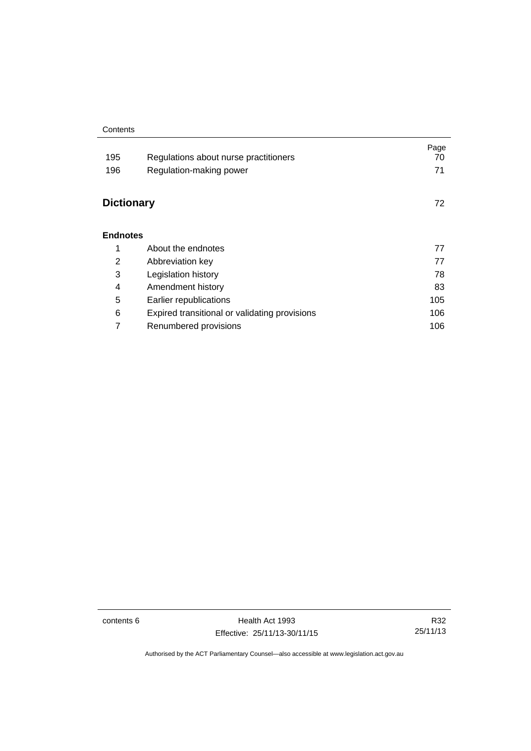| | | Page |
|---|---|---|
| 195 | Regulations about nurse practitioners | 70 |
| 196 | Regulation-making power | 71 |

## Dictionary 72

### Endnotes

| | | |
|---|---|---|
| 1 | About the endnotes | 77 |
| 2 | Abbreviation key | 77 |
| 3 | Legislation history | 78 |
| 4 | Amendment history | 83 |
| 5 | Earlier republications | 105 |
| 6 | Expired transitional or validating provisions | 106 |
| 7 | Renumbered provisions | 106 |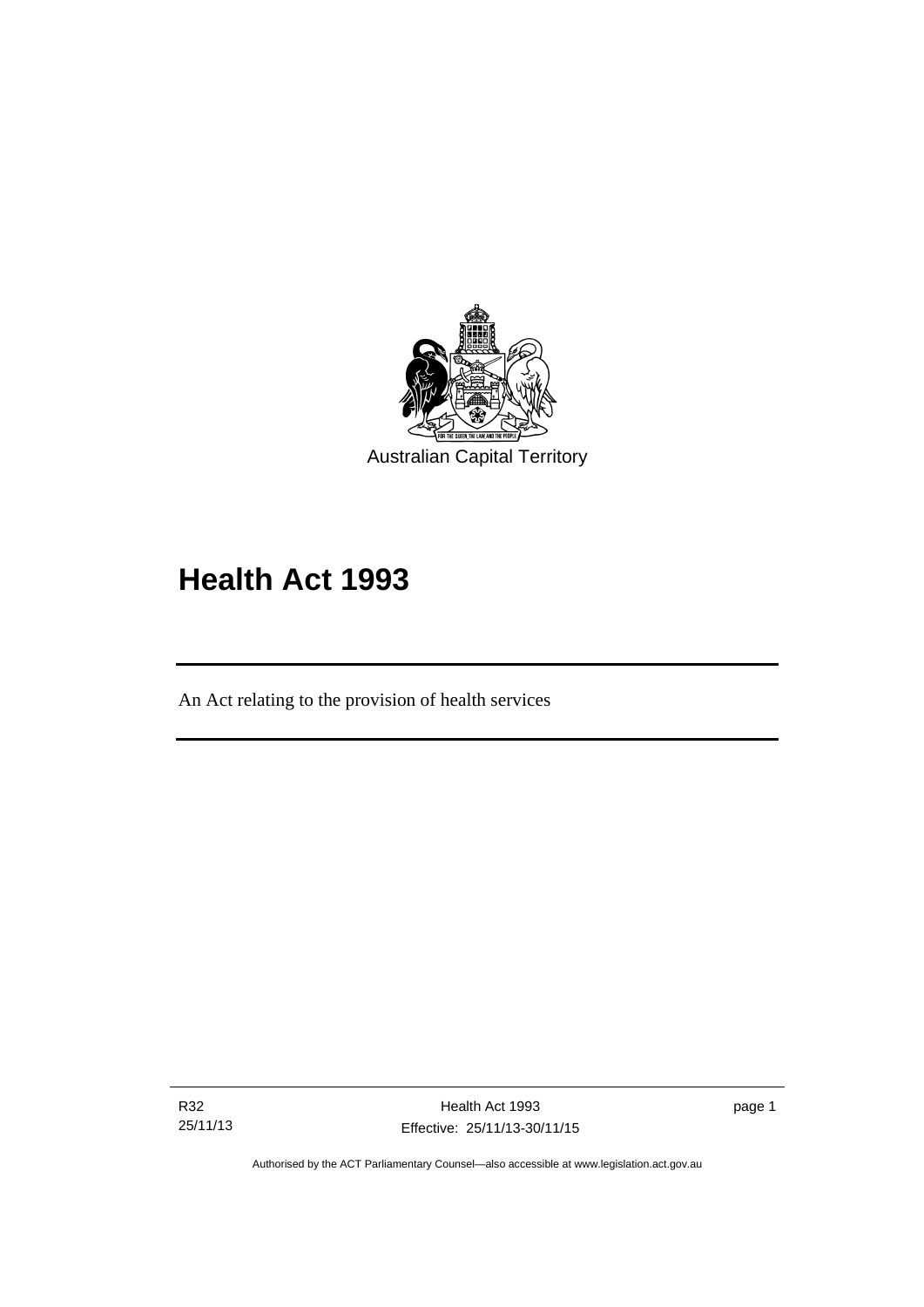Australian Capital Territory

# Health Act 1993

An Act relating to the provision of health services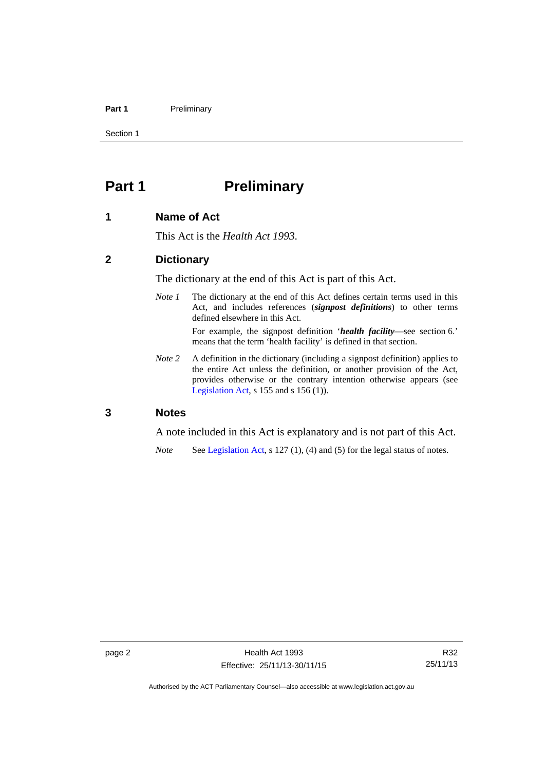# Part 1 Preliminary

## 1 Name of Act

This Act is the *Health Act 1993*.

## 2 Dictionary

The dictionary at the end of this Act is part of this Act.

*Note 1* The dictionary at the end of this Act defines certain terms used in this Act, and includes references (***signpost definitions***) to other terms defined elsewhere in this Act.

For example, the signpost definition '***health facility***—see section 6.' means that the term 'health facility' is defined in that section.

*Note 2* A definition in the dictionary (including a signpost definition) applies to the entire Act unless the definition, or another provision of the Act, provides otherwise or the contrary intention otherwise appears (see Legislation Act, s 155 and s 156 (1)).

## 3 Notes

A note included in this Act is explanatory and is not part of this Act.

*Note* See Legislation Act, s 127 (1), (4) and (5) for the legal status of notes.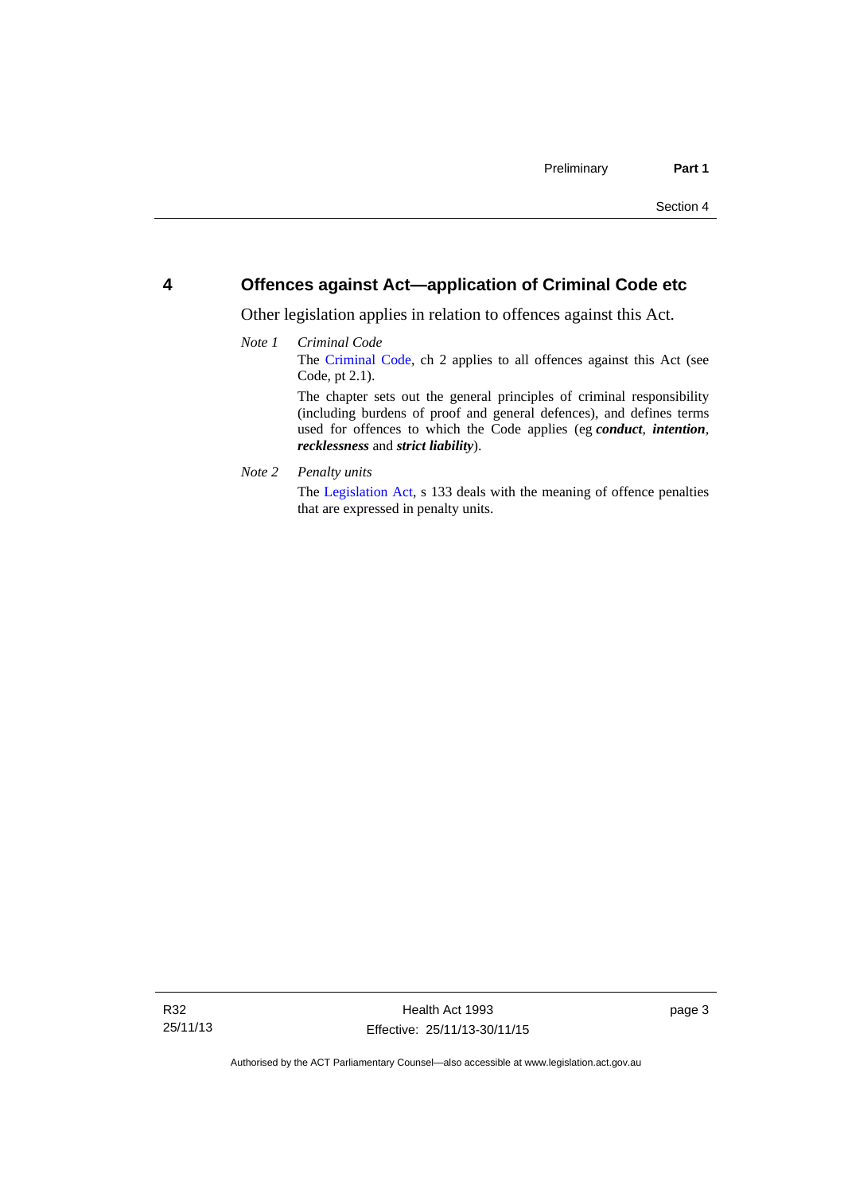## 4 Offences against Act—application of Criminal Code etc

Other legislation applies in relation to offences against this Act.

*Note 1* *Criminal Code*

The Criminal Code, ch 2 applies to all offences against this Act (see Code, pt 2.1).

The chapter sets out the general principles of criminal responsibility (including burdens of proof and general defences), and defines terms used for offences to which the Code applies (eg ***conduct***, ***intention***, ***recklessness*** and ***strict liability***).

*Note 2* *Penalty units*

The Legislation Act, s 133 deals with the meaning of offence penalties that are expressed in penalty units.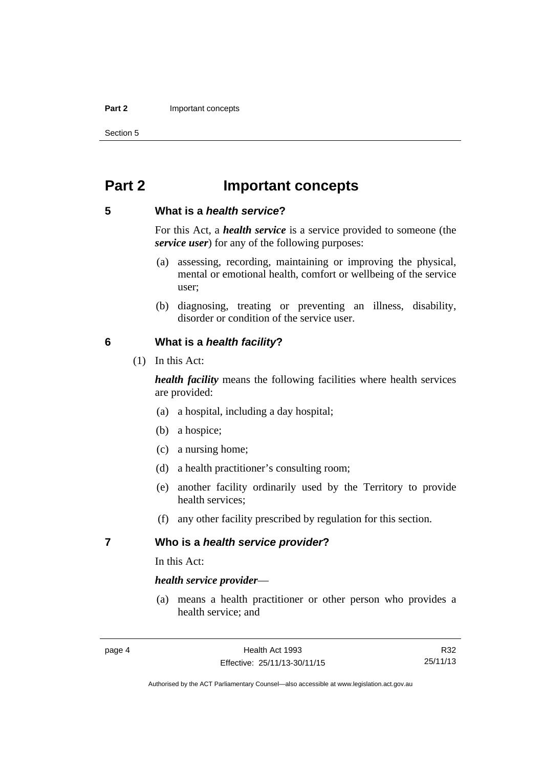# Part 2 Important concepts

## 5 What is a *health service*?

For this Act, a ***health service*** is a service provided to someone (the ***service user***) for any of the following purposes:

(a) assessing, recording, maintaining or improving the physical, mental or emotional health, comfort or wellbeing of the service user;

(b) diagnosing, treating or preventing an illness, disability, disorder or condition of the service user.

## 6 What is a *health facility*?

(1) In this Act:

***health facility*** means the following facilities where health services are provided:

(a) a hospital, including a day hospital;

(b) a hospice;

(c) a nursing home;

(d) a health practitioner's consulting room;

(e) another facility ordinarily used by the Territory to provide health services;

(f) any other facility prescribed by regulation for this section.

## 7 Who is a *health service provider*?

In this Act:

***health service provider***—

(a) means a health practitioner or other person who provides a health service; and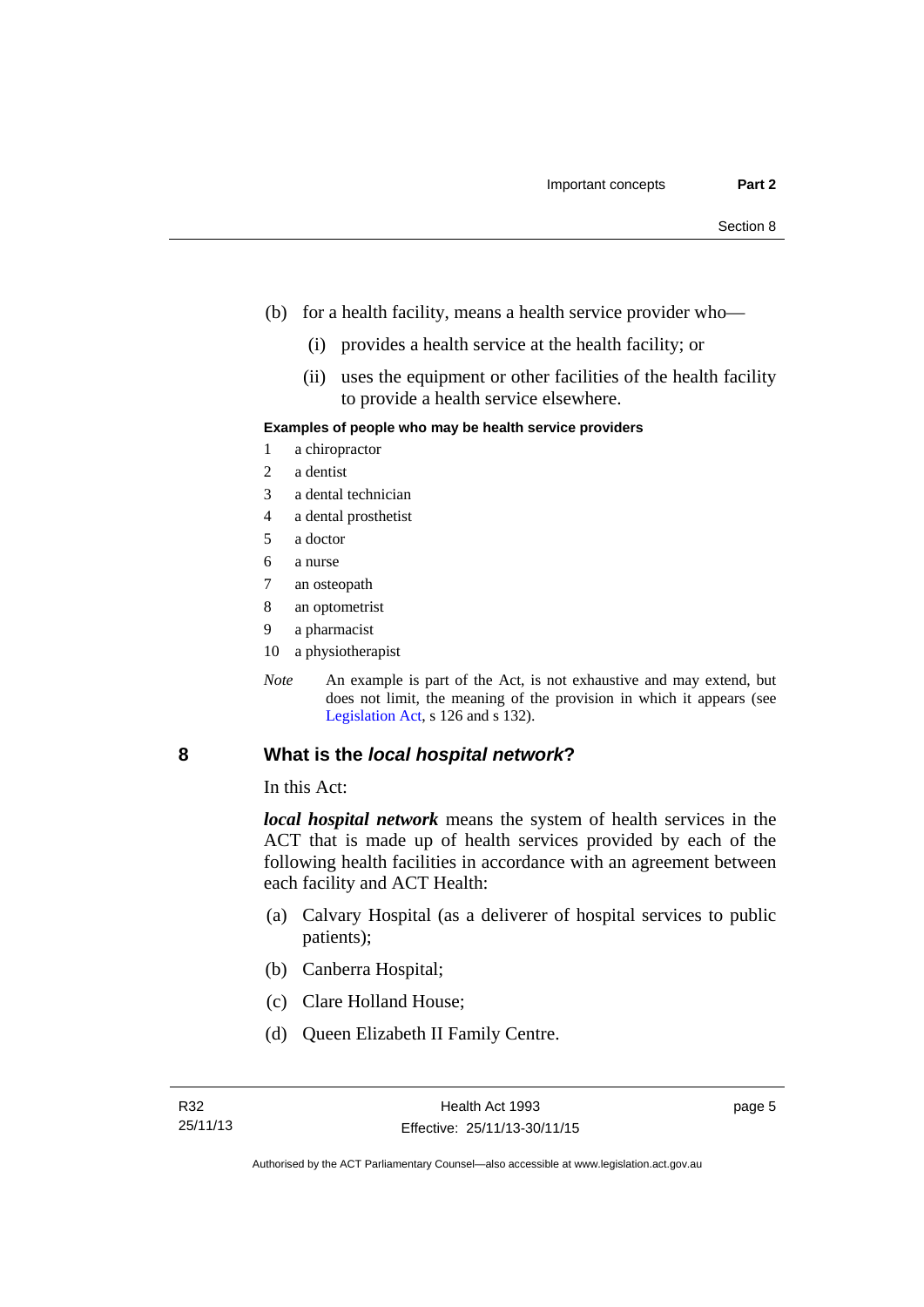(b) for a health facility, means a health service provider who—

 (i) provides a health service at the health facility; or

 (ii) uses the equipment or other facilities of the health facility to provide a health service elsewhere.

**Examples of people who may be health service providers**

1 a chiropractor
2 a dentist
3 a dental technician
4 a dental prosthetist
5 a doctor
6 a nurse
7 an osteopath
8 an optometrist
9 a pharmacist
10 a physiotherapist

*Note* An example is part of the Act, is not exhaustive and may extend, but does not limit, the meaning of the provision in which it appears (see Legislation Act, s 126 and s 132).

## 8 What is the *local hospital network*?

In this Act:

***local hospital network*** means the system of health services in the ACT that is made up of health services provided by each of the following health facilities in accordance with an agreement between each facility and ACT Health:

(a) Calvary Hospital (as a deliverer of hospital services to public patients);

(b) Canberra Hospital;

(c) Clare Holland House;

(d) Queen Elizabeth II Family Centre.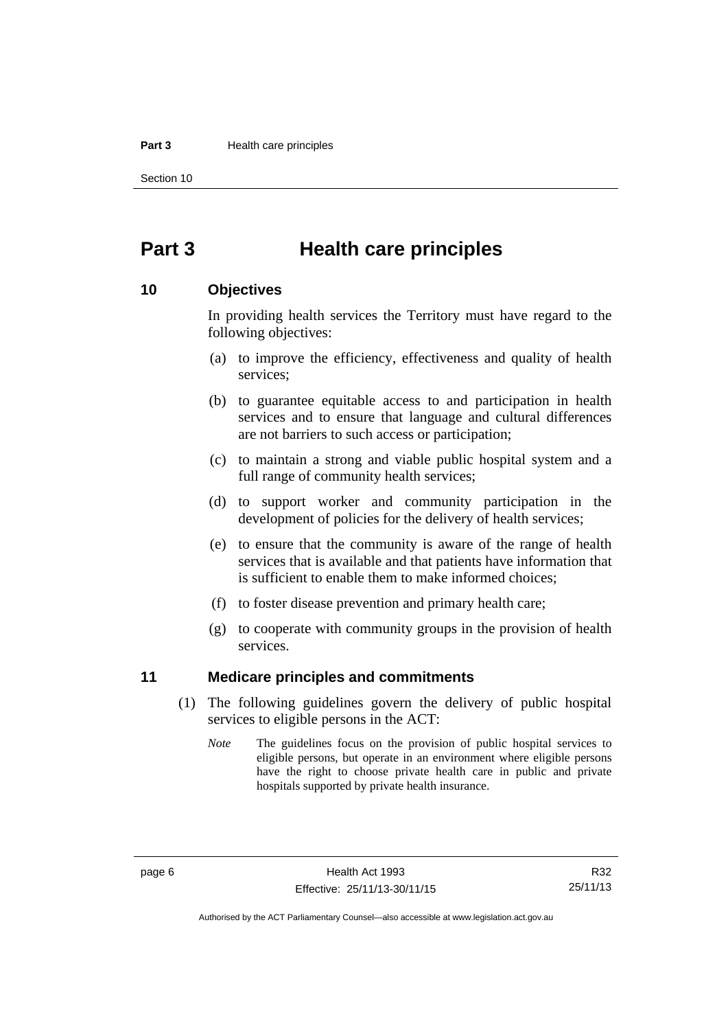# Part 3 Health care principles

## 10 Objectives

In providing health services the Territory must have regard to the following objectives:

(a) to improve the efficiency, effectiveness and quality of health services;

(b) to guarantee equitable access to and participation in health services and to ensure that language and cultural differences are not barriers to such access or participation;

(c) to maintain a strong and viable public hospital system and a full range of community health services;

(d) to support worker and community participation in the development of policies for the delivery of health services;

(e) to ensure that the community is aware of the range of health services that is available and that patients have information that is sufficient to enable them to make informed choices;

(f) to foster disease prevention and primary health care;

(g) to cooperate with community groups in the provision of health services.

## 11 Medicare principles and commitments

(1) The following guidelines govern the delivery of public hospital services to eligible persons in the ACT:

*Note* The guidelines focus on the provision of public hospital services to eligible persons, but operate in an environment where eligible persons have the right to choose private health care in public and private hospitals supported by private health insurance.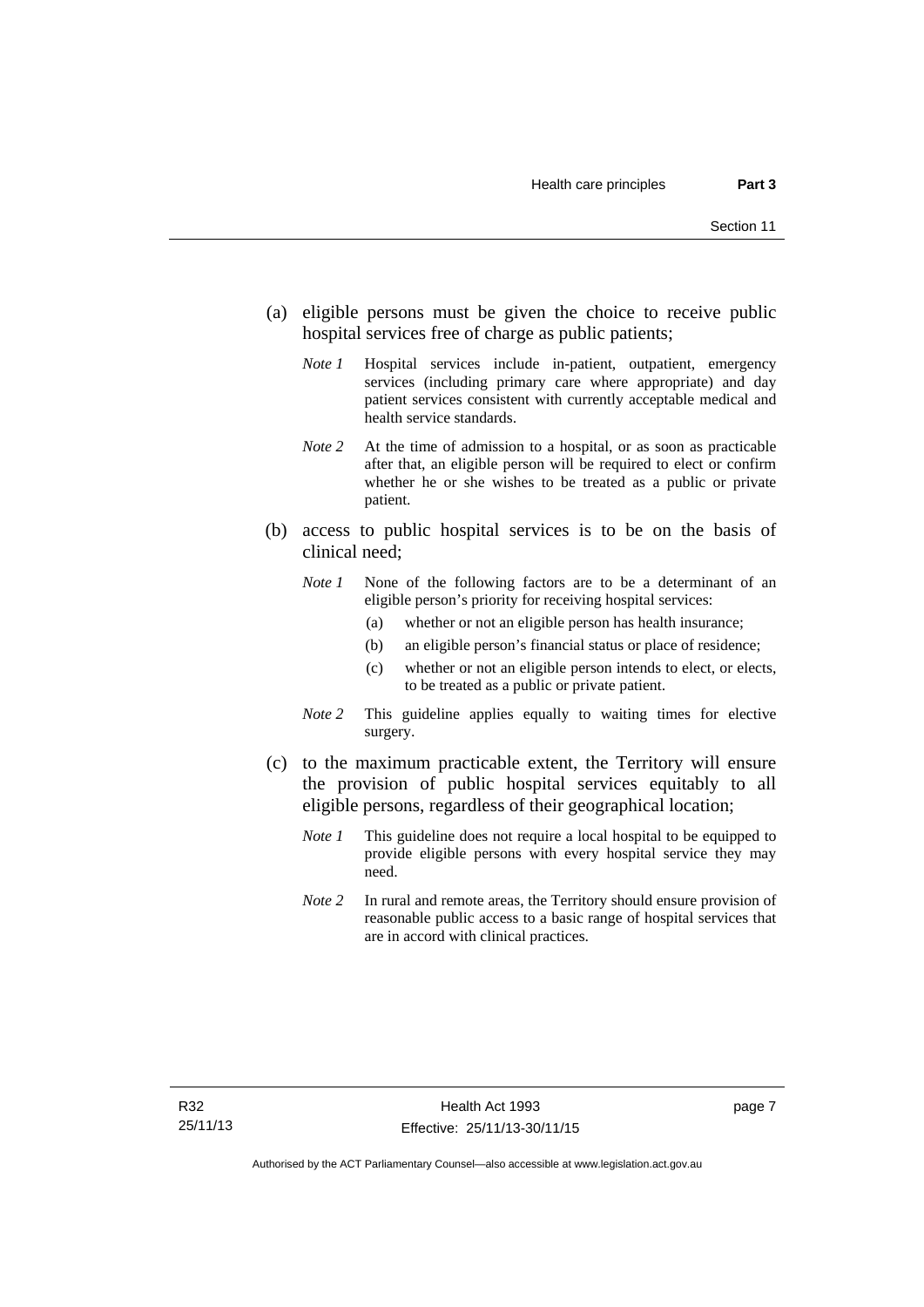(a) eligible persons must be given the choice to receive public hospital services free of charge as public patients;

*Note 1* Hospital services include in-patient, outpatient, emergency services (including primary care where appropriate) and day patient services consistent with currently acceptable medical and health service standards.

*Note 2* At the time of admission to a hospital, or as soon as practicable after that, an eligible person will be required to elect or confirm whether he or she wishes to be treated as a public or private patient.

(b) access to public hospital services is to be on the basis of clinical need;

*Note 1* None of the following factors are to be a determinant of an eligible person's priority for receiving hospital services:

(a) whether or not an eligible person has health insurance;

(b) an eligible person's financial status or place of residence;

(c) whether or not an eligible person intends to elect, or elects, to be treated as a public or private patient.

*Note 2* This guideline applies equally to waiting times for elective surgery.

(c) to the maximum practicable extent, the Territory will ensure the provision of public hospital services equitably to all eligible persons, regardless of their geographical location;

*Note 1* This guideline does not require a local hospital to be equipped to provide eligible persons with every hospital service they may need.

*Note 2* In rural and remote areas, the Territory should ensure provision of reasonable public access to a basic range of hospital services that are in accord with clinical practices.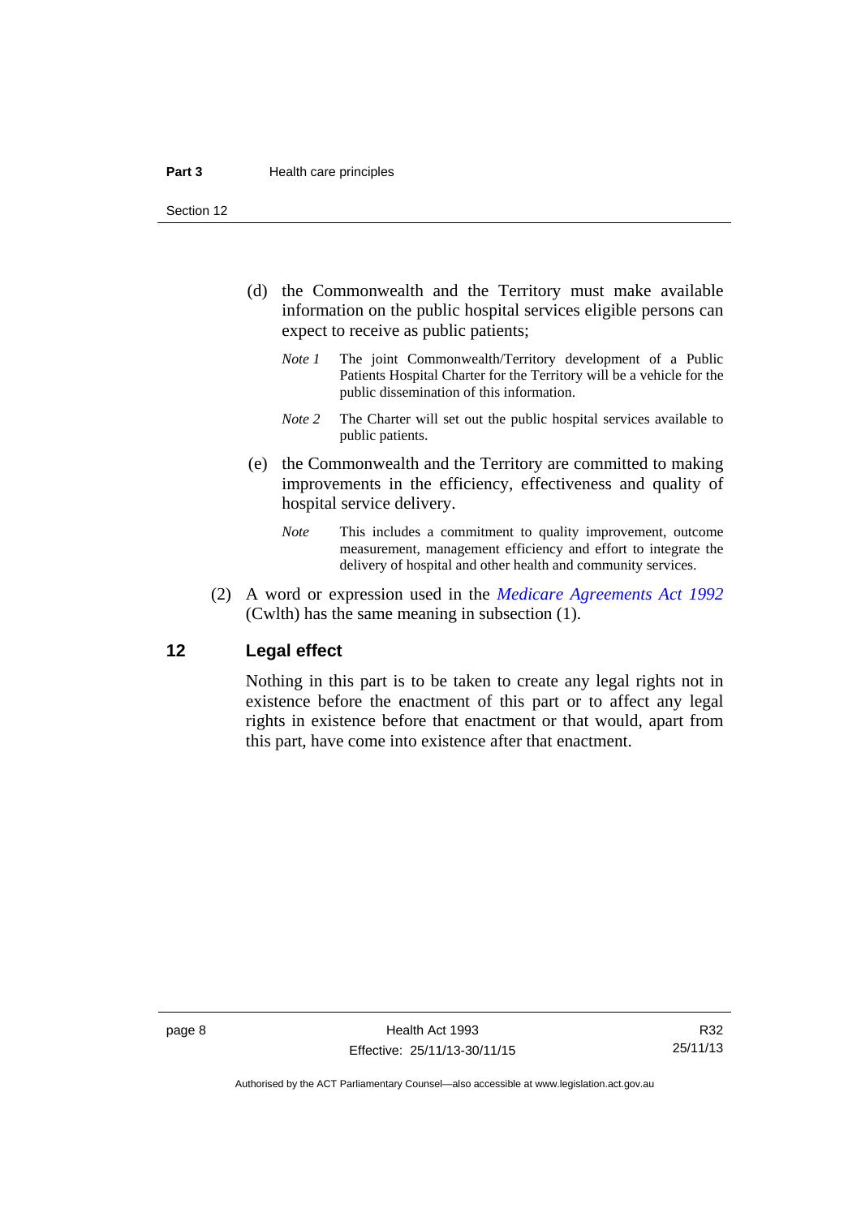(d) the Commonwealth and the Territory must make available information on the public hospital services eligible persons can expect to receive as public patients;

*Note 1* The joint Commonwealth/Territory development of a Public Patients Hospital Charter for the Territory will be a vehicle for the public dissemination of this information.

*Note 2* The Charter will set out the public hospital services available to public patients.

(e) the Commonwealth and the Territory are committed to making improvements in the efficiency, effectiveness and quality of hospital service delivery.

*Note* This includes a commitment to quality improvement, outcome measurement, management efficiency and effort to integrate the delivery of hospital and other health and community services.

(2) A word or expression used in the *Medicare Agreements Act 1992* (Cwlth) has the same meaning in subsection (1).

## 12 Legal effect

Nothing in this part is to be taken to create any legal rights not in existence before the enactment of this part or to affect any legal rights in existence before that enactment or that would, apart from this part, have come into existence after that enactment.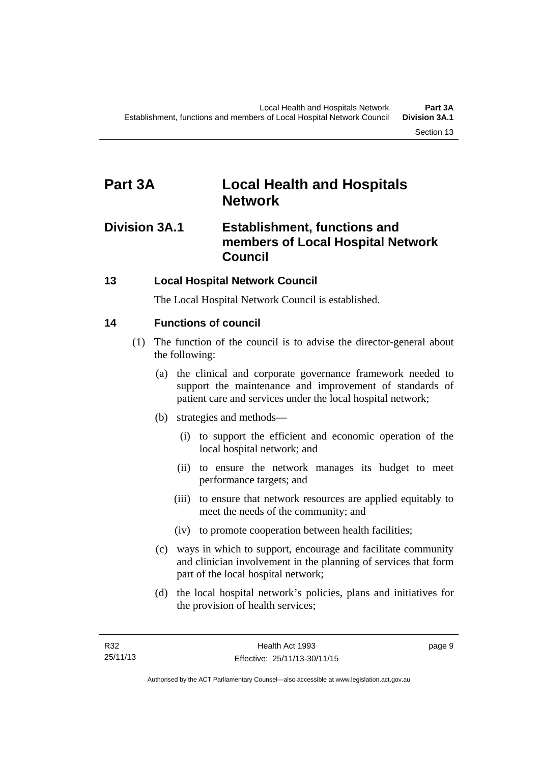# Part 3A Local Health and Hospitals Network

## Division 3A.1 Establishment, functions and members of Local Hospital Network Council

### 13 Local Hospital Network Council

The Local Hospital Network Council is established.

### 14 Functions of council

(1) The function of the council is to advise the director-general about the following:

(a) the clinical and corporate governance framework needed to support the maintenance and improvement of standards of patient care and services under the local hospital network;

(b) strategies and methods—

(i) to support the efficient and economic operation of the local hospital network; and

(ii) to ensure the network manages its budget to meet performance targets; and

(iii) to ensure that network resources are applied equitably to meet the needs of the community; and

(iv) to promote cooperation between health facilities;

(c) ways in which to support, encourage and facilitate community and clinician involvement in the planning of services that form part of the local hospital network;

(d) the local hospital network's policies, plans and initiatives for the provision of health services;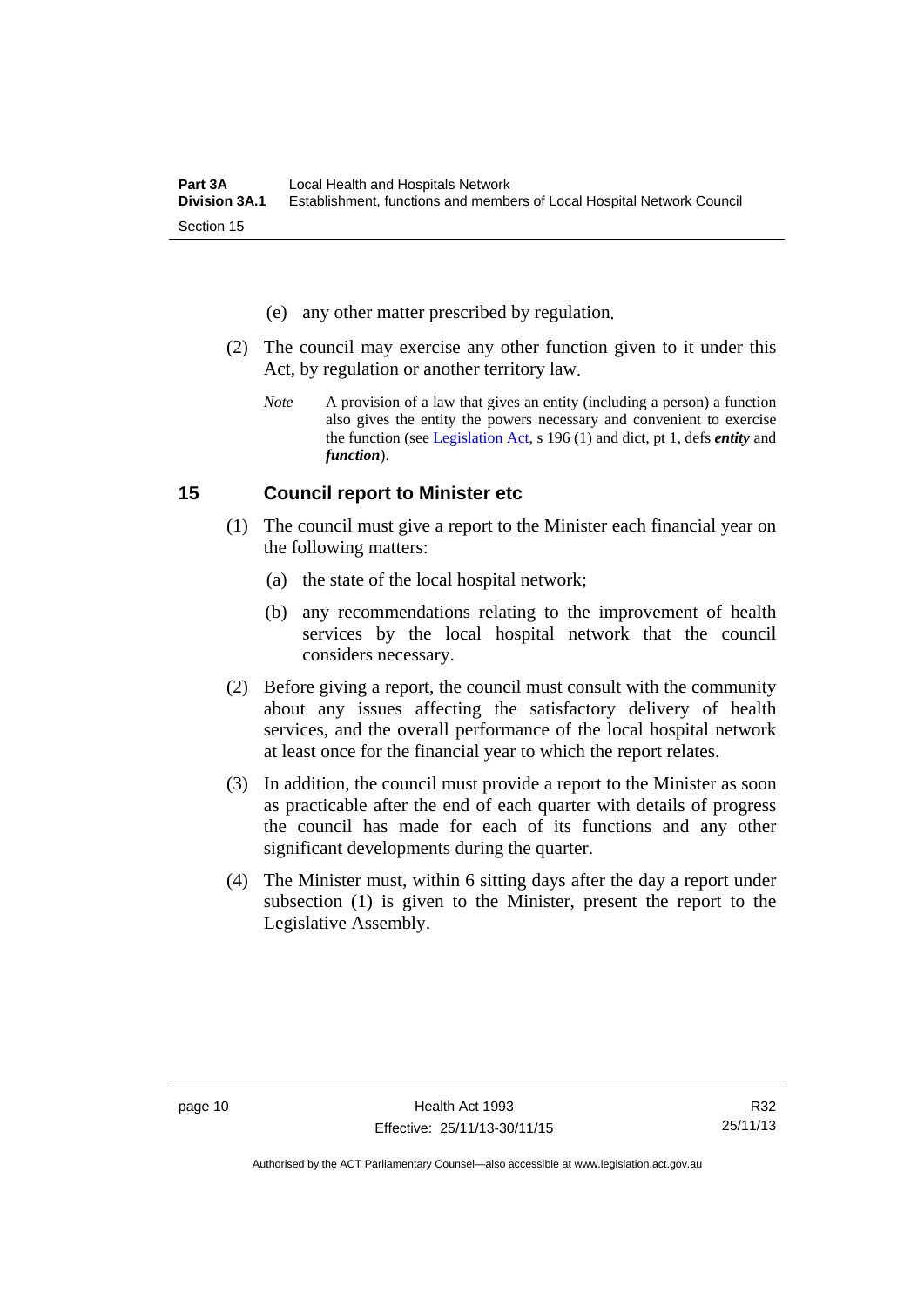(e) any other matter prescribed by regulation.

(2) The council may exercise any other function given to it under this Act, by regulation or another territory law.

*Note* A provision of a law that gives an entity (including a person) a function also gives the entity the powers necessary and convenient to exercise the function (see Legislation Act, s 196 (1) and dict, pt 1, defs ***entity*** and ***function***).

## 15 Council report to Minister etc

(1) The council must give a report to the Minister each financial year on the following matters:

(a) the state of the local hospital network;

(b) any recommendations relating to the improvement of health services by the local hospital network that the council considers necessary.

(2) Before giving a report, the council must consult with the community about any issues affecting the satisfactory delivery of health services, and the overall performance of the local hospital network at least once for the financial year to which the report relates.

(3) In addition, the council must provide a report to the Minister as soon as practicable after the end of each quarter with details of progress the council has made for each of its functions and any other significant developments during the quarter.

(4) The Minister must, within 6 sitting days after the day a report under subsection (1) is given to the Minister, present the report to the Legislative Assembly.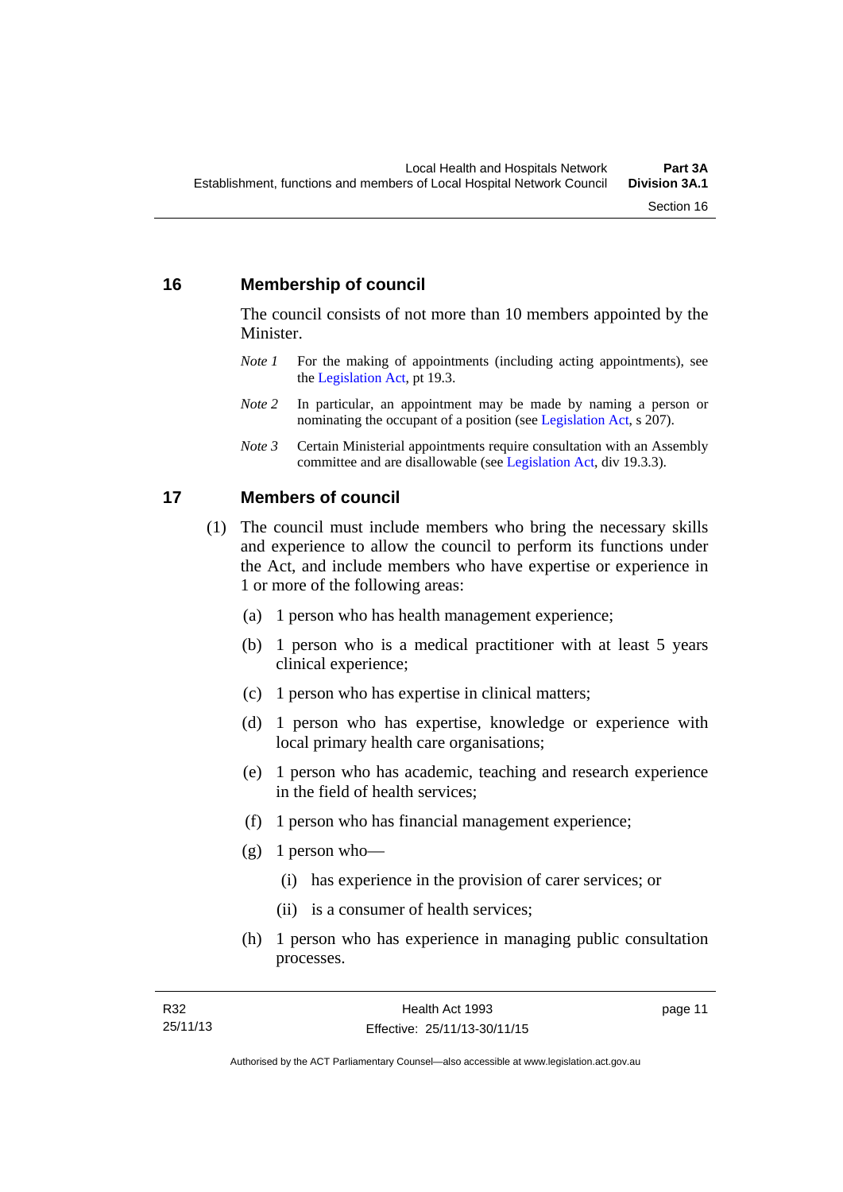## 16 Membership of council

The council consists of not more than 10 members appointed by the Minister.

*Note 1* For the making of appointments (including acting appointments), see the Legislation Act, pt 19.3.

*Note 2* In particular, an appointment may be made by naming a person or nominating the occupant of a position (see Legislation Act, s 207).

*Note 3* Certain Ministerial appointments require consultation with an Assembly committee and are disallowable (see Legislation Act, div 19.3.3).

## 17 Members of council

(1) The council must include members who bring the necessary skills and experience to allow the council to perform its functions under the Act, and include members who have expertise or experience in 1 or more of the following areas:

(a) 1 person who has health management experience;

(b) 1 person who is a medical practitioner with at least 5 years clinical experience;

(c) 1 person who has expertise in clinical matters;

(d) 1 person who has expertise, knowledge or experience with local primary health care organisations;

(e) 1 person who has academic, teaching and research experience in the field of health services;

(f) 1 person who has financial management experience;

(g) 1 person who—

(i) has experience in the provision of carer services; or

(ii) is a consumer of health services;

(h) 1 person who has experience in managing public consultation processes.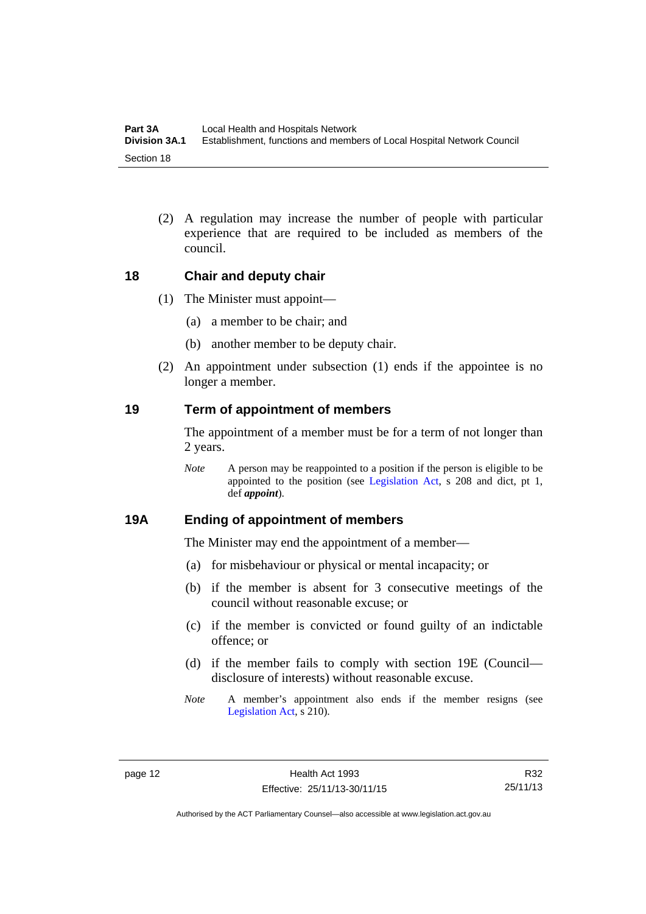(2) A regulation may increase the number of people with particular experience that are required to be included as members of the council.

## 18 Chair and deputy chair

(1) The Minister must appoint—

(a) a member to be chair; and

(b) another member to be deputy chair.

(2) An appointment under subsection (1) ends if the appointee is no longer a member.

## 19 Term of appointment of members

The appointment of a member must be for a term of not longer than 2 years.

*Note* A person may be reappointed to a position if the person is eligible to be appointed to the position (see Legislation Act, s 208 and dict, pt 1, def ***appoint***).

## 19A Ending of appointment of members

The Minister may end the appointment of a member—

(a) for misbehaviour or physical or mental incapacity; or

(b) if the member is absent for 3 consecutive meetings of the council without reasonable excuse; or

(c) if the member is convicted or found guilty of an indictable offence; or

(d) if the member fails to comply with section 19E (Council—disclosure of interests) without reasonable excuse.

*Note* A member's appointment also ends if the member resigns (see Legislation Act, s 210).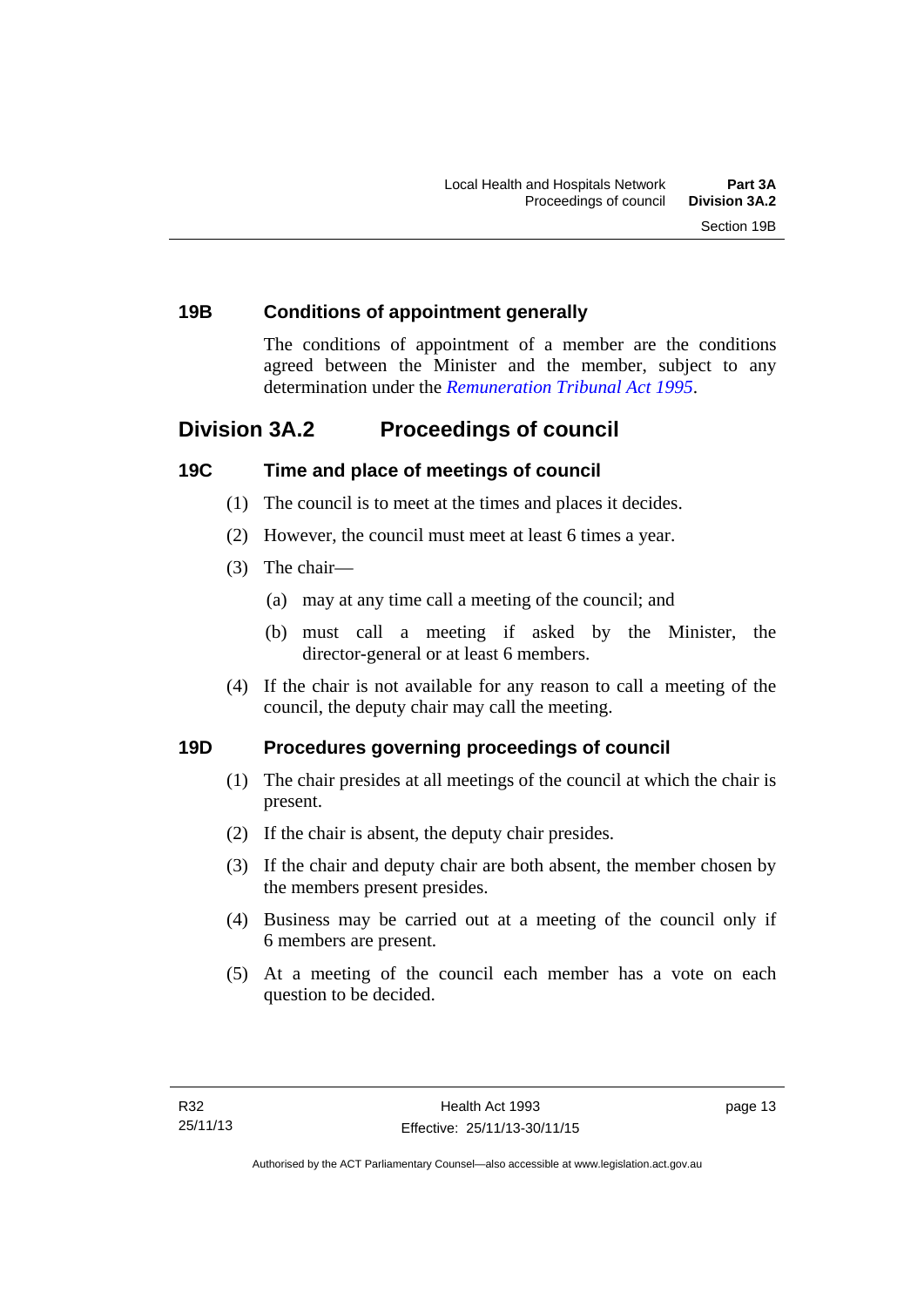### 19B Conditions of appointment generally

The conditions of appointment of a member are the conditions agreed between the Minister and the member, subject to any determination under the *Remuneration Tribunal Act 1995*.

## Division 3A.2 Proceedings of council

### 19C Time and place of meetings of council

(1) The council is to meet at the times and places it decides.

(2) However, the council must meet at least 6 times a year.

(3) The chair—

(a) may at any time call a meeting of the council; and

(b) must call a meeting if asked by the Minister, the director-general or at least 6 members.

(4) If the chair is not available for any reason to call a meeting of the council, the deputy chair may call the meeting.

### 19D Procedures governing proceedings of council

(1) The chair presides at all meetings of the council at which the chair is present.

(2) If the chair is absent, the deputy chair presides.

(3) If the chair and deputy chair are both absent, the member chosen by the members present presides.

(4) Business may be carried out at a meeting of the council only if 6 members are present.

(5) At a meeting of the council each member has a vote on each question to be decided.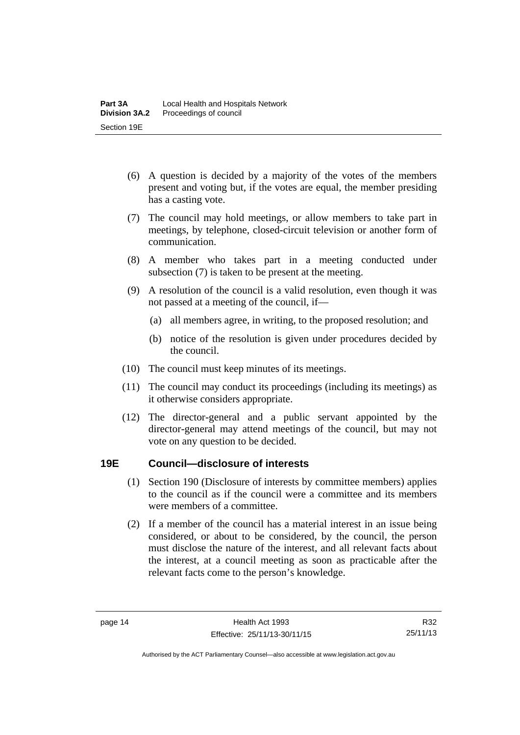(6) A question is decided by a majority of the votes of the members present and voting but, if the votes are equal, the member presiding has a casting vote.

(7) The council may hold meetings, or allow members to take part in meetings, by telephone, closed-circuit television or another form of communication.

(8) A member who takes part in a meeting conducted under subsection (7) is taken to be present at the meeting.

(9) A resolution of the council is a valid resolution, even though it was not passed at a meeting of the council, if—

(a) all members agree, in writing, to the proposed resolution; and

(b) notice of the resolution is given under procedures decided by the council.

(10) The council must keep minutes of its meetings.

(11) The council may conduct its proceedings (including its meetings) as it otherwise considers appropriate.

(12) The director-general and a public servant appointed by the director-general may attend meetings of the council, but may not vote on any question to be decided.

## 19E Council—disclosure of interests

(1) Section 190 (Disclosure of interests by committee members) applies to the council as if the council were a committee and its members were members of a committee.

(2) If a member of the council has a material interest in an issue being considered, or about to be considered, by the council, the person must disclose the nature of the interest, and all relevant facts about the interest, at a council meeting as soon as practicable after the relevant facts come to the person's knowledge.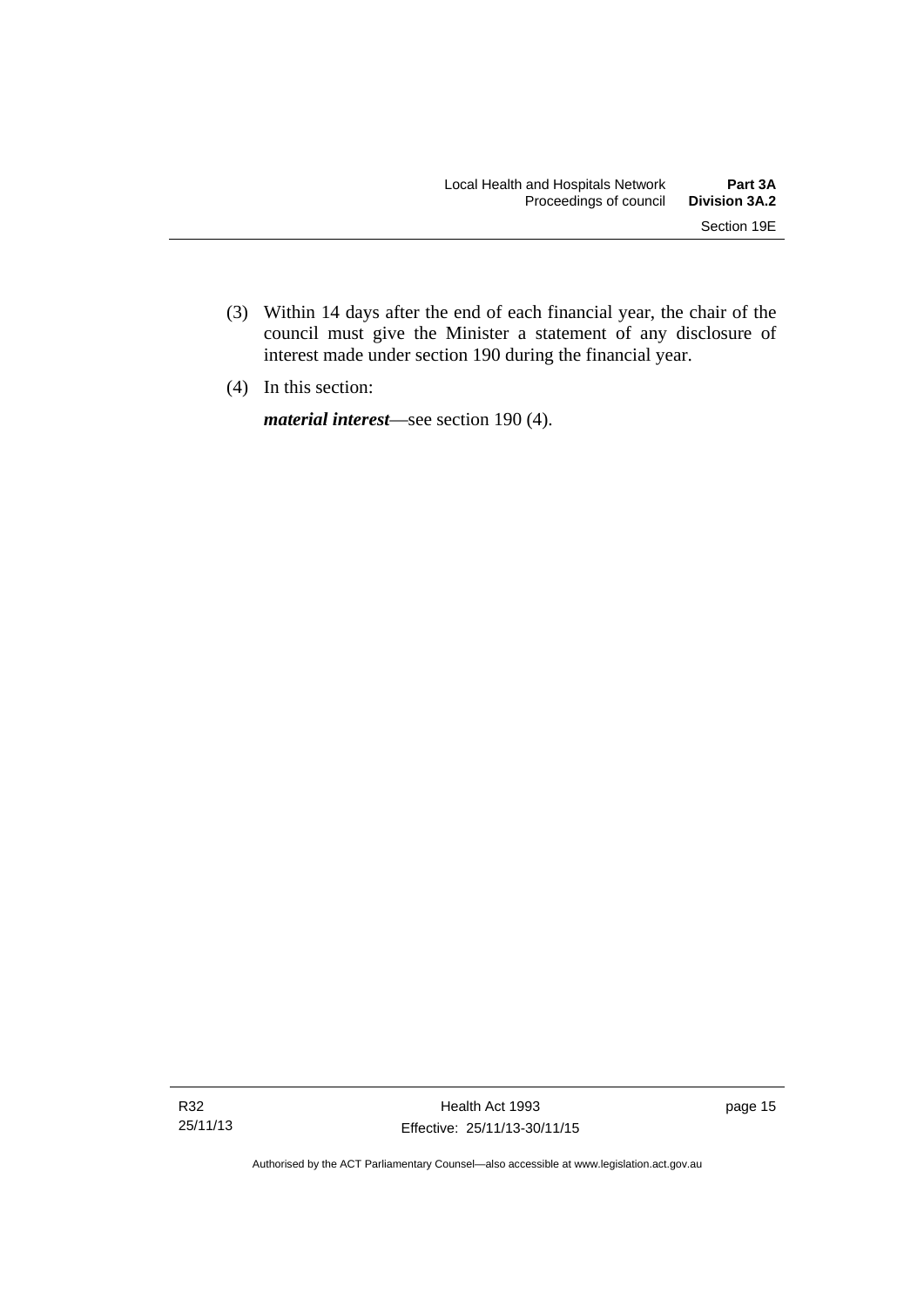(3) Within 14 days after the end of each financial year, the chair of the council must give the Minister a statement of any disclosure of interest made under section 190 during the financial year.

(4) In this section:

***material interest***—see section 190 (4).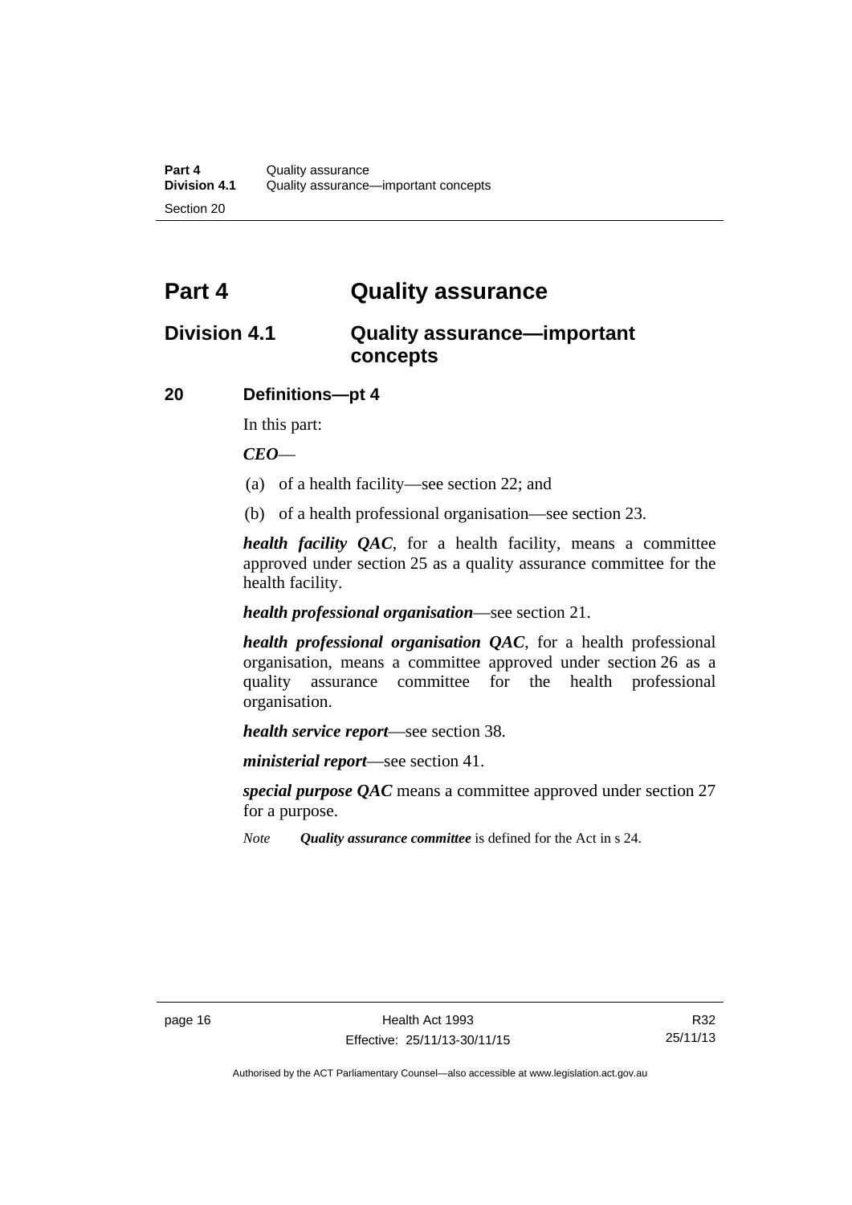# Part 4 Quality assurance

## Division 4.1 Quality assurance—important concepts

### 20 Definitions—pt 4

In this part:

***CEO***—

(a) of a health facility—see section 22; and

(b) of a health professional organisation—see section 23.

***health facility QAC***, for a health facility, means a committee approved under section 25 as a quality assurance committee for the health facility.

***health professional organisation***—see section 21.

***health professional organisation QAC***, for a health professional organisation, means a committee approved under section 26 as a quality assurance committee for the health professional organisation.

***health service report***—see section 38.

***ministerial report***—see section 41.

***special purpose QAC*** means a committee approved under section 27 for a purpose.

*Note* ***Quality assurance committee*** is defined for the Act in s 24.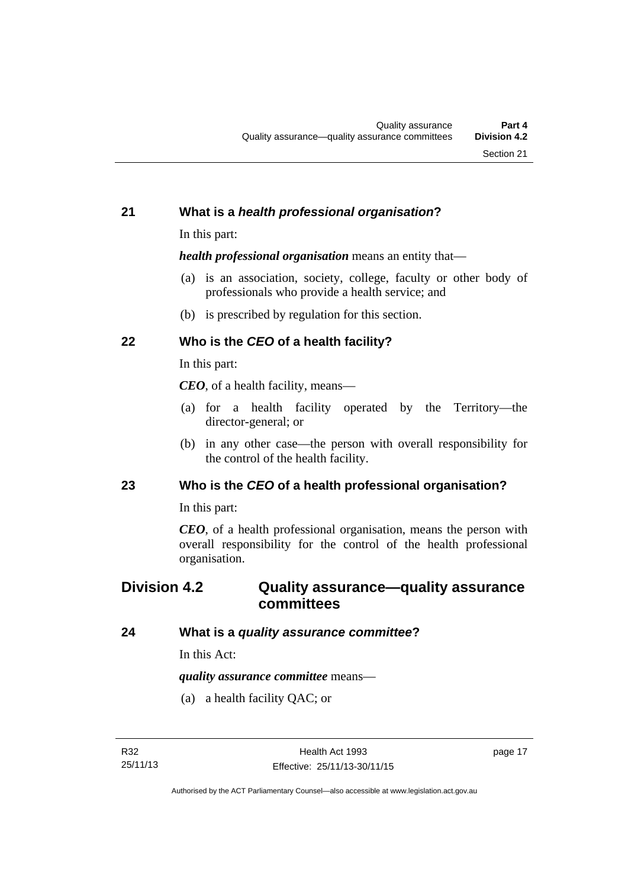### 21 What is a *health professional organisation*?

In this part:

***health professional organisation*** means an entity that—

(a) is an association, society, college, faculty or other body of professionals who provide a health service; and

(b) is prescribed by regulation for this section.

### 22 Who is the *CEO* of a health facility?

In this part:

***CEO***, of a health facility, means—

(a) for a health facility operated by the Territory—the director-general; or

(b) in any other case—the person with overall responsibility for the control of the health facility.

### 23 Who is the *CEO* of a health professional organisation?

In this part:

***CEO***, of a health professional organisation, means the person with overall responsibility for the control of the health professional organisation.

## Division 4.2 Quality assurance—quality assurance committees

### 24 What is a *quality assurance committee*?

In this Act:

***quality assurance committee*** means—

(a) a health facility QAC; or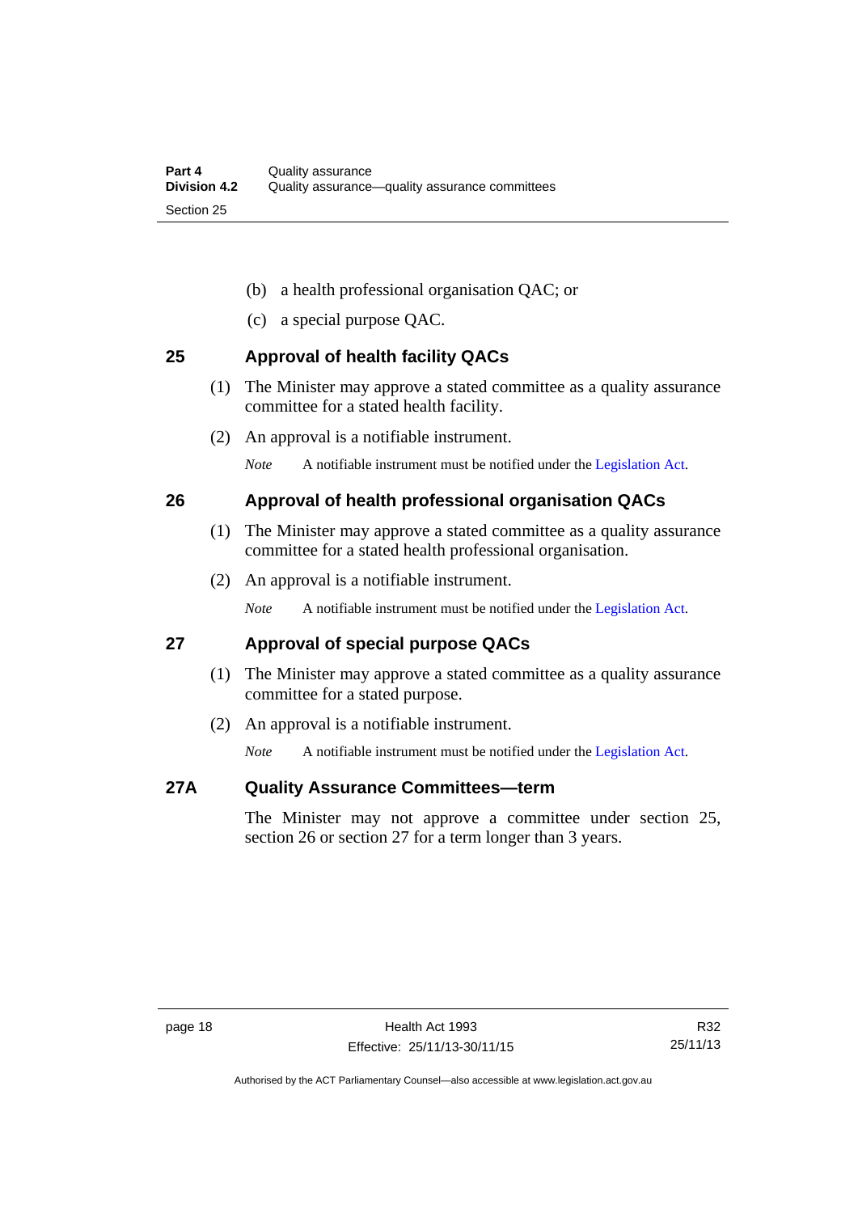(b) a health professional organisation QAC; or

(c) a special purpose QAC.

## 25 Approval of health facility QACs

(1) The Minister may approve a stated committee as a quality assurance committee for a stated health facility.

(2) An approval is a notifiable instrument.

*Note* A notifiable instrument must be notified under the Legislation Act.

## 26 Approval of health professional organisation QACs

(1) The Minister may approve a stated committee as a quality assurance committee for a stated health professional organisation.

(2) An approval is a notifiable instrument.

*Note* A notifiable instrument must be notified under the Legislation Act.

## 27 Approval of special purpose QACs

(1) The Minister may approve a stated committee as a quality assurance committee for a stated purpose.

(2) An approval is a notifiable instrument.

*Note* A notifiable instrument must be notified under the Legislation Act.

## 27A Quality Assurance Committees—term

The Minister may not approve a committee under section 25, section 26 or section 27 for a term longer than 3 years.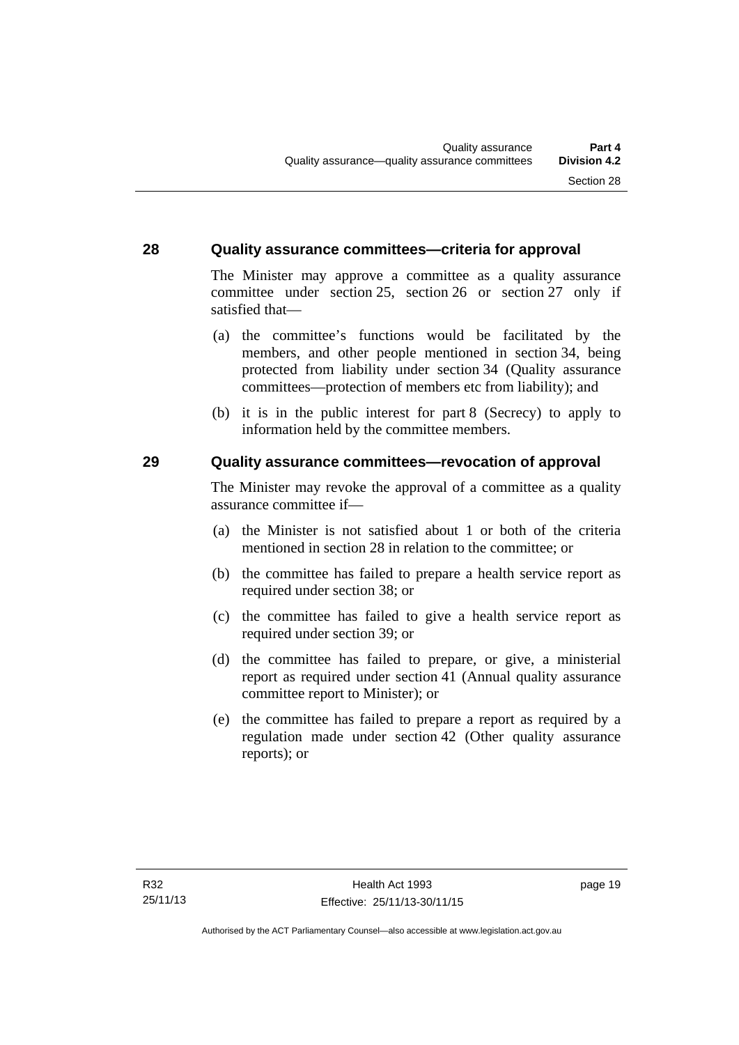## 28 Quality assurance committees—criteria for approval

The Minister may approve a committee as a quality assurance committee under section 25, section 26 or section 27 only if satisfied that—

(a) the committee's functions would be facilitated by the members, and other people mentioned in section 34, being protected from liability under section 34 (Quality assurance committees—protection of members etc from liability); and

(b) it is in the public interest for part 8 (Secrecy) to apply to information held by the committee members.

## 29 Quality assurance committees—revocation of approval

The Minister may revoke the approval of a committee as a quality assurance committee if—

(a) the Minister is not satisfied about 1 or both of the criteria mentioned in section 28 in relation to the committee; or

(b) the committee has failed to prepare a health service report as required under section 38; or

(c) the committee has failed to give a health service report as required under section 39; or

(d) the committee has failed to prepare, or give, a ministerial report as required under section 41 (Annual quality assurance committee report to Minister); or

(e) the committee has failed to prepare a report as required by a regulation made under section 42 (Other quality assurance reports); or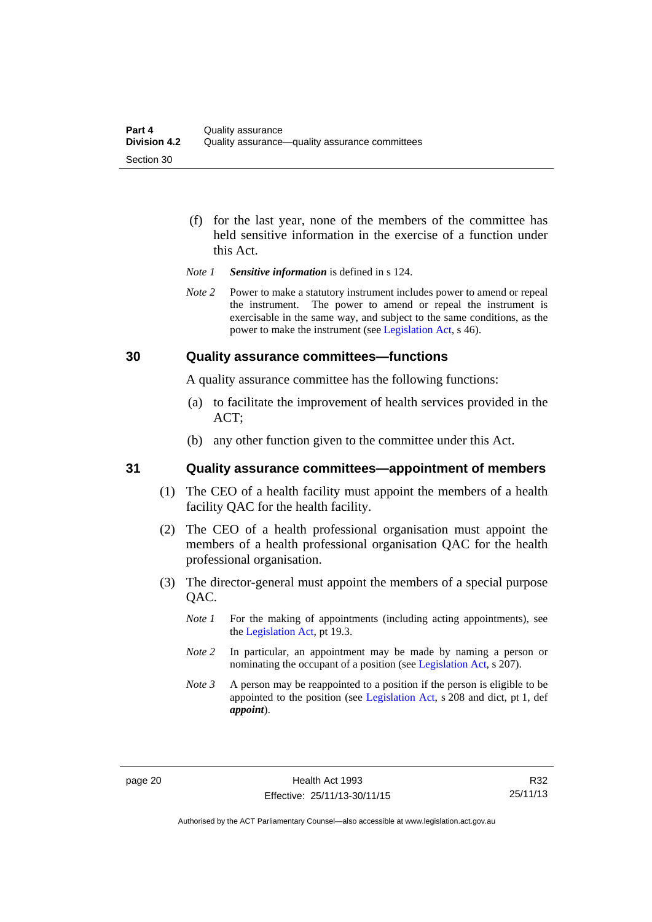(f) for the last year, none of the members of the committee has held sensitive information in the exercise of a function under this Act.

*Note 1* ***Sensitive information*** is defined in s 124.

*Note 2* Power to make a statutory instrument includes power to amend or repeal the instrument. The power to amend or repeal the instrument is exercisable in the same way, and subject to the same conditions, as the power to make the instrument (see Legislation Act, s 46).

## 30 Quality assurance committees—functions

A quality assurance committee has the following functions:

(a) to facilitate the improvement of health services provided in the ACT;

(b) any other function given to the committee under this Act.

## 31 Quality assurance committees—appointment of members

(1) The CEO of a health facility must appoint the members of a health facility QAC for the health facility.

(2) The CEO of a health professional organisation must appoint the members of a health professional organisation QAC for the health professional organisation.

(3) The director-general must appoint the members of a special purpose QAC.

*Note 1* For the making of appointments (including acting appointments), see the Legislation Act, pt 19.3.

*Note 2* In particular, an appointment may be made by naming a person or nominating the occupant of a position (see Legislation Act, s 207).

*Note 3* A person may be reappointed to a position if the person is eligible to be appointed to the position (see Legislation Act, s 208 and dict, pt 1, def ***appoint***).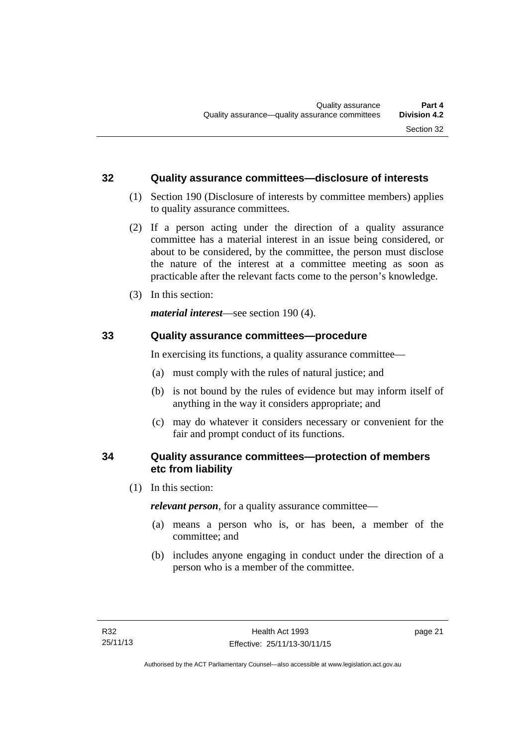### 32 Quality assurance committees—disclosure of interests

(1) Section 190 (Disclosure of interests by committee members) applies to quality assurance committees.

(2) If a person acting under the direction of a quality assurance committee has a material interest in an issue being considered, or about to be considered, by the committee, the person must disclose the nature of the interest at a committee meeting as soon as practicable after the relevant facts come to the person's knowledge.

(3) In this section:

***material interest***—see section 190 (4).

### 33 Quality assurance committees—procedure

In exercising its functions, a quality assurance committee—

(a) must comply with the rules of natural justice; and

(b) is not bound by the rules of evidence but may inform itself of anything in the way it considers appropriate; and

(c) may do whatever it considers necessary or convenient for the fair and prompt conduct of its functions.

### 34 Quality assurance committees—protection of members etc from liability

(1) In this section:

***relevant person***, for a quality assurance committee—

(a) means a person who is, or has been, a member of the committee; and

(b) includes anyone engaging in conduct under the direction of a person who is a member of the committee.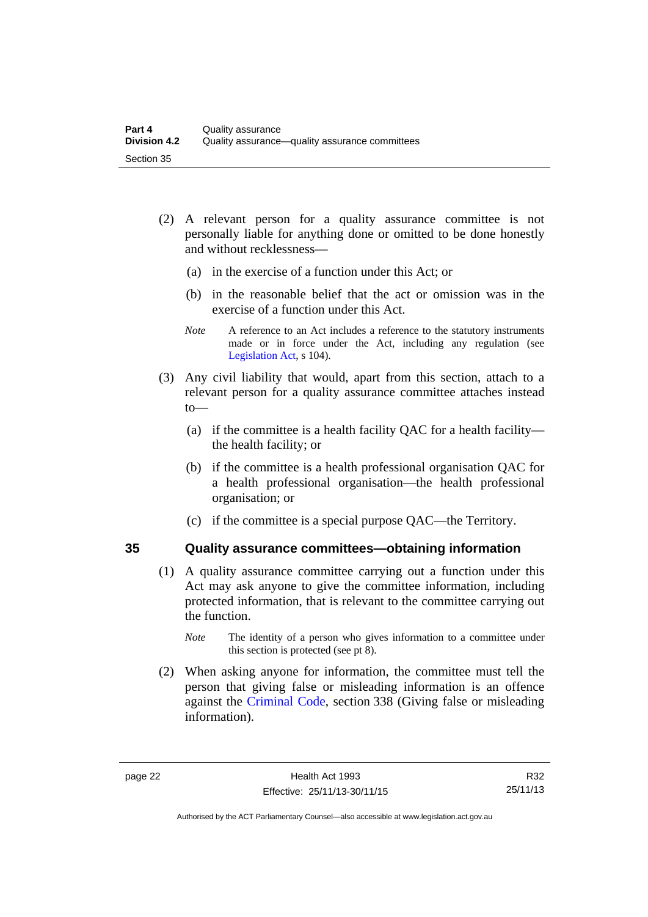(2) A relevant person for a quality assurance committee is not personally liable for anything done or omitted to be done honestly and without recklessness—

(a) in the exercise of a function under this Act; or

(b) in the reasonable belief that the act or omission was in the exercise of a function under this Act.

*Note* A reference to an Act includes a reference to the statutory instruments made or in force under the Act, including any regulation (see Legislation Act, s 104).

(3) Any civil liability that would, apart from this section, attach to a relevant person for a quality assurance committee attaches instead to—

(a) if the committee is a health facility QAC for a health facility—the health facility; or

(b) if the committee is a health professional organisation QAC for a health professional organisation—the health professional organisation; or

(c) if the committee is a special purpose QAC—the Territory.

### 35 Quality assurance committees—obtaining information

(1) A quality assurance committee carrying out a function under this Act may ask anyone to give the committee information, including protected information, that is relevant to the committee carrying out the function.

*Note* The identity of a person who gives information to a committee under this section is protected (see pt 8).

(2) When asking anyone for information, the committee must tell the person that giving false or misleading information is an offence against the Criminal Code, section 338 (Giving false or misleading information).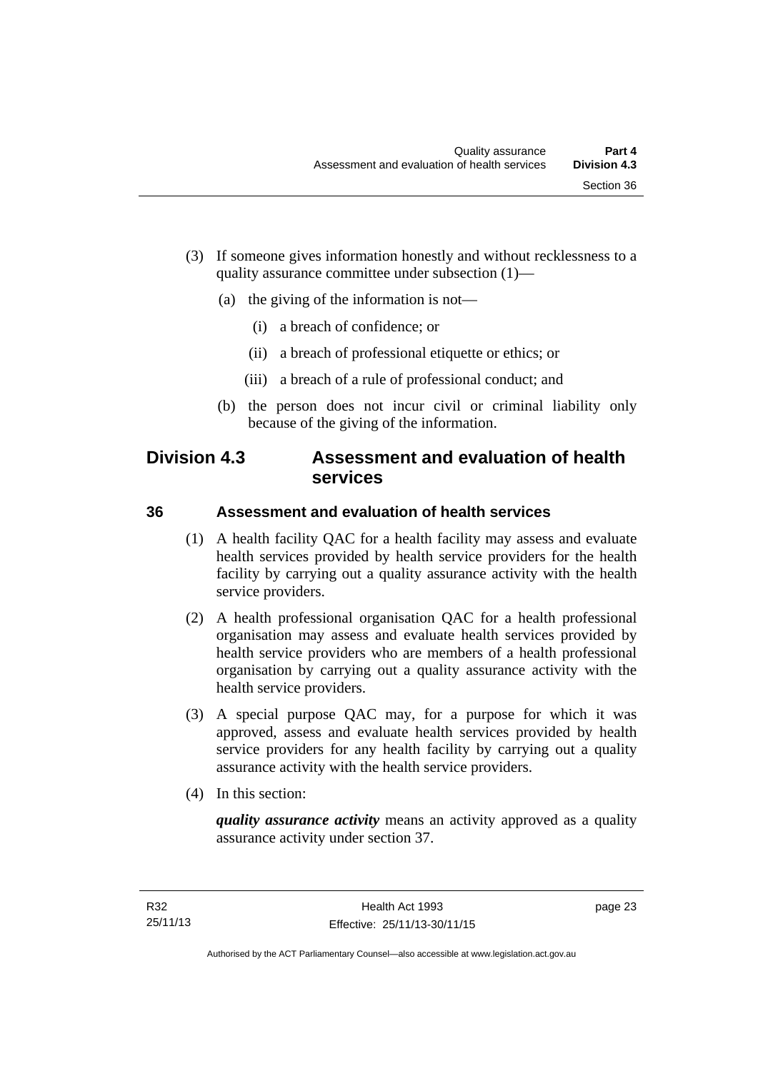(3) If someone gives information honestly and without recklessness to a quality assurance committee under subsection (1)—

(a) the giving of the information is not—

(i) a breach of confidence; or

(ii) a breach of professional etiquette or ethics; or

(iii) a breach of a rule of professional conduct; and

(b) the person does not incur civil or criminal liability only because of the giving of the information.

## Division 4.3 Assessment and evaluation of health services

### 36 Assessment and evaluation of health services

(1) A health facility QAC for a health facility may assess and evaluate health services provided by health service providers for the health facility by carrying out a quality assurance activity with the health service providers.

(2) A health professional organisation QAC for a health professional organisation may assess and evaluate health services provided by health service providers who are members of a health professional organisation by carrying out a quality assurance activity with the health service providers.

(3) A special purpose QAC may, for a purpose for which it was approved, assess and evaluate health services provided by health service providers for any health facility by carrying out a quality assurance activity with the health service providers.

(4) In this section:

***quality assurance activity*** means an activity approved as a quality assurance activity under section 37.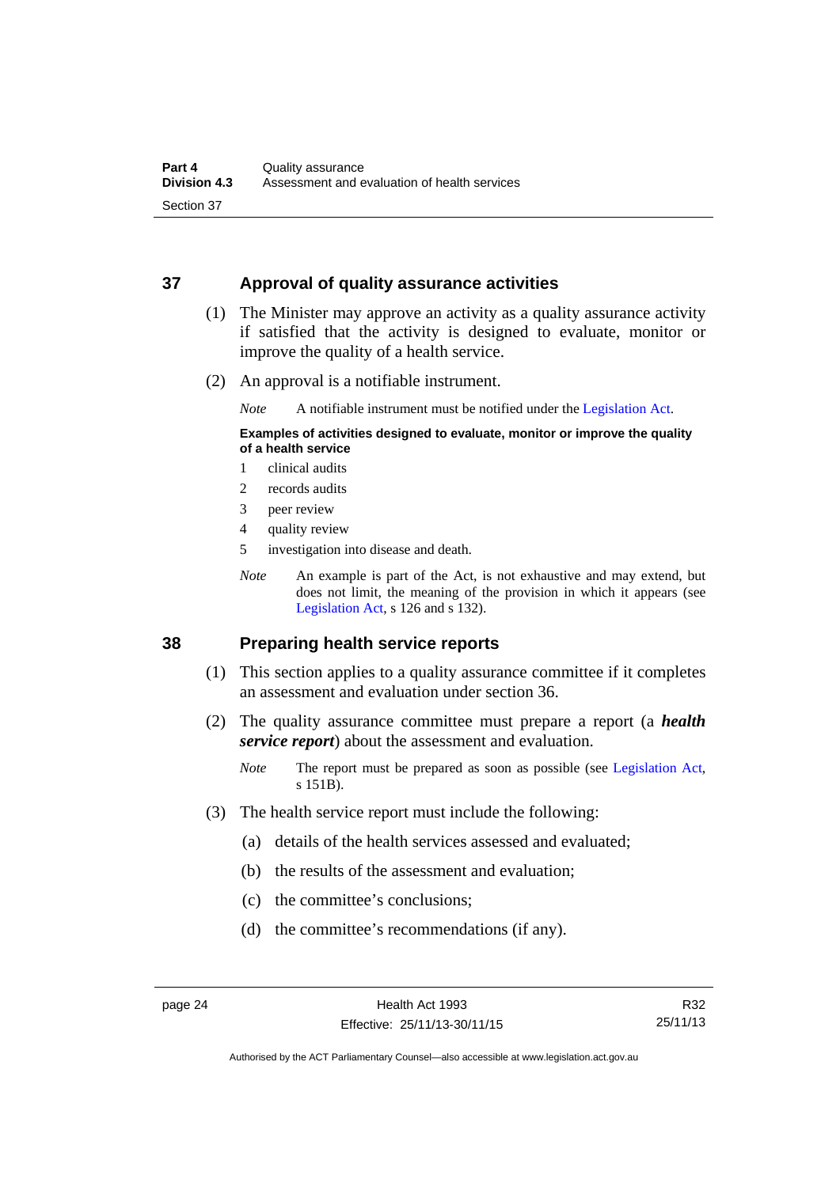## 37 Approval of quality assurance activities

(1) The Minister may approve an activity as a quality assurance activity if satisfied that the activity is designed to evaluate, monitor or improve the quality of a health service.

(2) An approval is a notifiable instrument.

*Note* A notifiable instrument must be notified under the Legislation Act.

**Examples of activities designed to evaluate, monitor or improve the quality of a health service**

1 clinical audits
2 records audits
3 peer review
4 quality review
5 investigation into disease and death.

*Note* An example is part of the Act, is not exhaustive and may extend, but does not limit, the meaning of the provision in which it appears (see Legislation Act, s 126 and s 132).

## 38 Preparing health service reports

(1) This section applies to a quality assurance committee if it completes an assessment and evaluation under section 36.

(2) The quality assurance committee must prepare a report (a ***health service report***) about the assessment and evaluation.

*Note* The report must be prepared as soon as possible (see Legislation Act, s 151B).

(3) The health service report must include the following:

(a) details of the health services assessed and evaluated;

(b) the results of the assessment and evaluation;

(c) the committee's conclusions;

(d) the committee's recommendations (if any).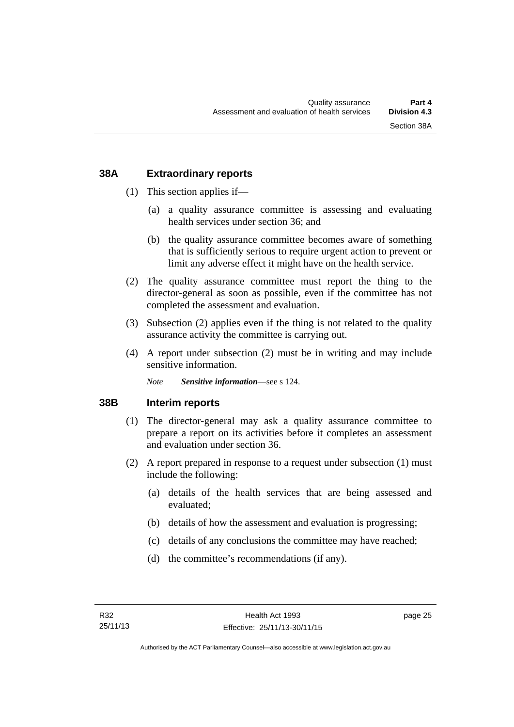## 38A Extraordinary reports

(1) This section applies if—

(a) a quality assurance committee is assessing and evaluating health services under section 36; and

(b) the quality assurance committee becomes aware of something that is sufficiently serious to require urgent action to prevent or limit any adverse effect it might have on the health service.

(2) The quality assurance committee must report the thing to the director-general as soon as possible, even if the committee has not completed the assessment and evaluation.

(3) Subsection (2) applies even if the thing is not related to the quality assurance activity the committee is carrying out.

(4) A report under subsection (2) must be in writing and may include sensitive information.

*Note* ***Sensitive information***—see s 124.

## 38B Interim reports

(1) The director-general may ask a quality assurance committee to prepare a report on its activities before it completes an assessment and evaluation under section 36.

(2) A report prepared in response to a request under subsection (1) must include the following:

(a) details of the health services that are being assessed and evaluated;

(b) details of how the assessment and evaluation is progressing;

(c) details of any conclusions the committee may have reached;

(d) the committee's recommendations (if any).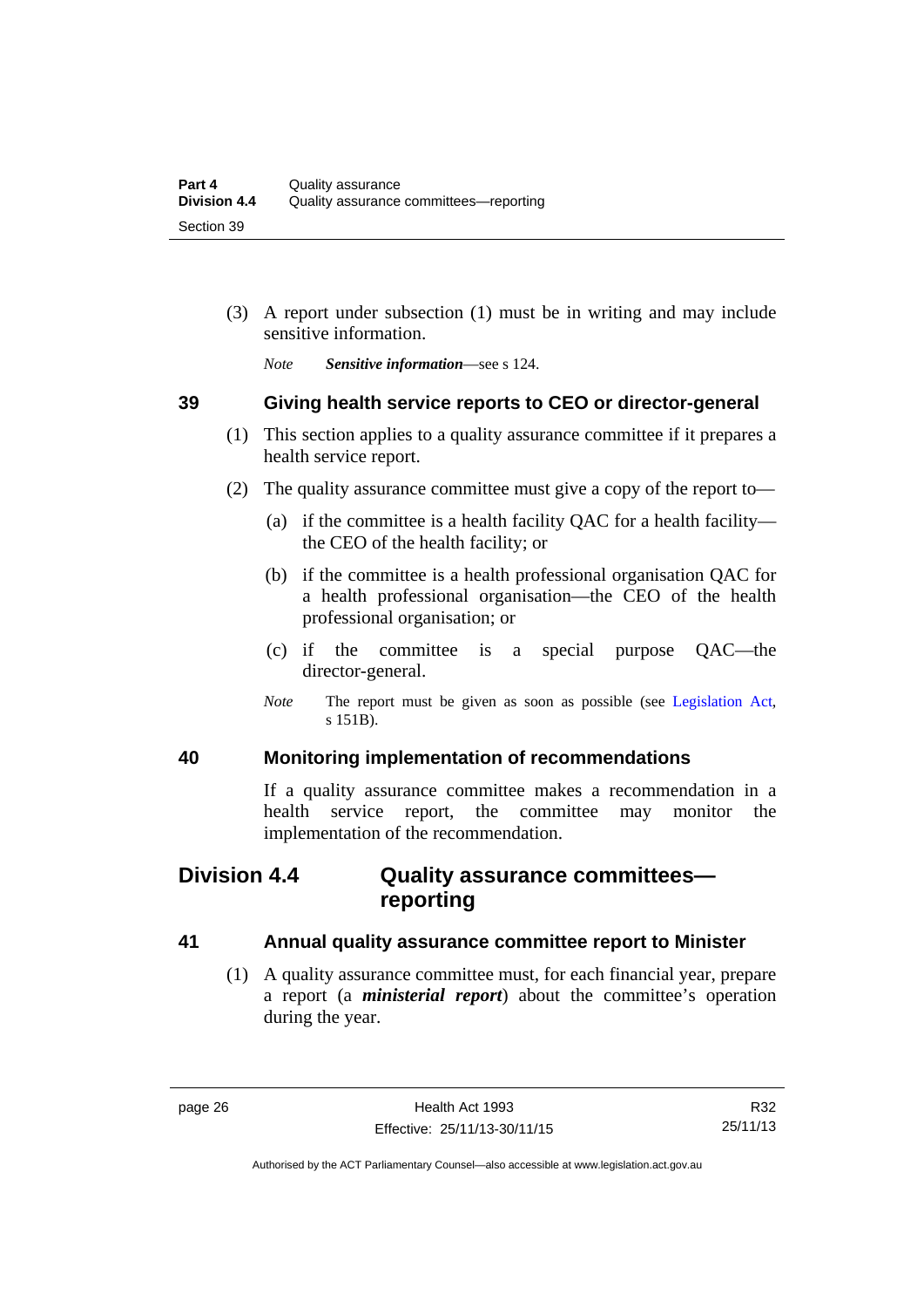(3) A report under subsection (1) must be in writing and may include sensitive information.

*Note* ***Sensitive information***—see s 124.

### 39 Giving health service reports to CEO or director-general

(1) This section applies to a quality assurance committee if it prepares a health service report.

(2) The quality assurance committee must give a copy of the report to—

(a) if the committee is a health facility QAC for a health facility—the CEO of the health facility; or

(b) if the committee is a health professional organisation QAC for a health professional organisation—the CEO of the health professional organisation; or

(c) if the committee is a special purpose QAC—the director-general.

*Note* The report must be given as soon as possible (see Legislation Act, s 151B).

### 40 Monitoring implementation of recommendations

If a quality assurance committee makes a recommendation in a health service report, the committee may monitor the implementation of the recommendation.

## Division 4.4 Quality assurance committees—reporting

### 41 Annual quality assurance committee report to Minister

(1) A quality assurance committee must, for each financial year, prepare a report (a ***ministerial report***) about the committee's operation during the year.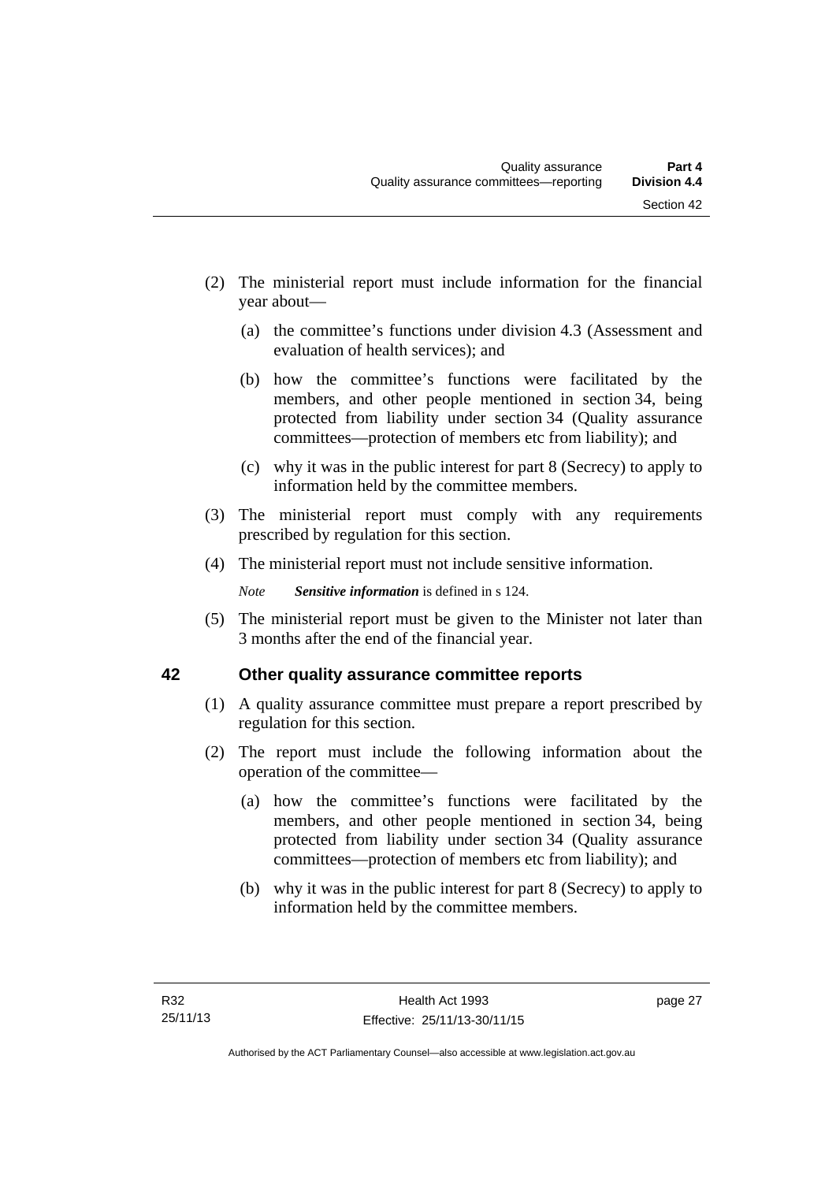(2) The ministerial report must include information for the financial year about—

(a) the committee's functions under division 4.3 (Assessment and evaluation of health services); and

(b) how the committee's functions were facilitated by the members, and other people mentioned in section 34, being protected from liability under section 34 (Quality assurance committees—protection of members etc from liability); and

(c) why it was in the public interest for part 8 (Secrecy) to apply to information held by the committee members.

(3) The ministerial report must comply with any requirements prescribed by regulation for this section.

(4) The ministerial report must not include sensitive information.

*Note* ***Sensitive information*** is defined in s 124.

(5) The ministerial report must be given to the Minister not later than 3 months after the end of the financial year.

## 42 Other quality assurance committee reports

(1) A quality assurance committee must prepare a report prescribed by regulation for this section.

(2) The report must include the following information about the operation of the committee—

(a) how the committee's functions were facilitated by the members, and other people mentioned in section 34, being protected from liability under section 34 (Quality assurance committees—protection of members etc from liability); and

(b) why it was in the public interest for part 8 (Secrecy) to apply to information held by the committee members.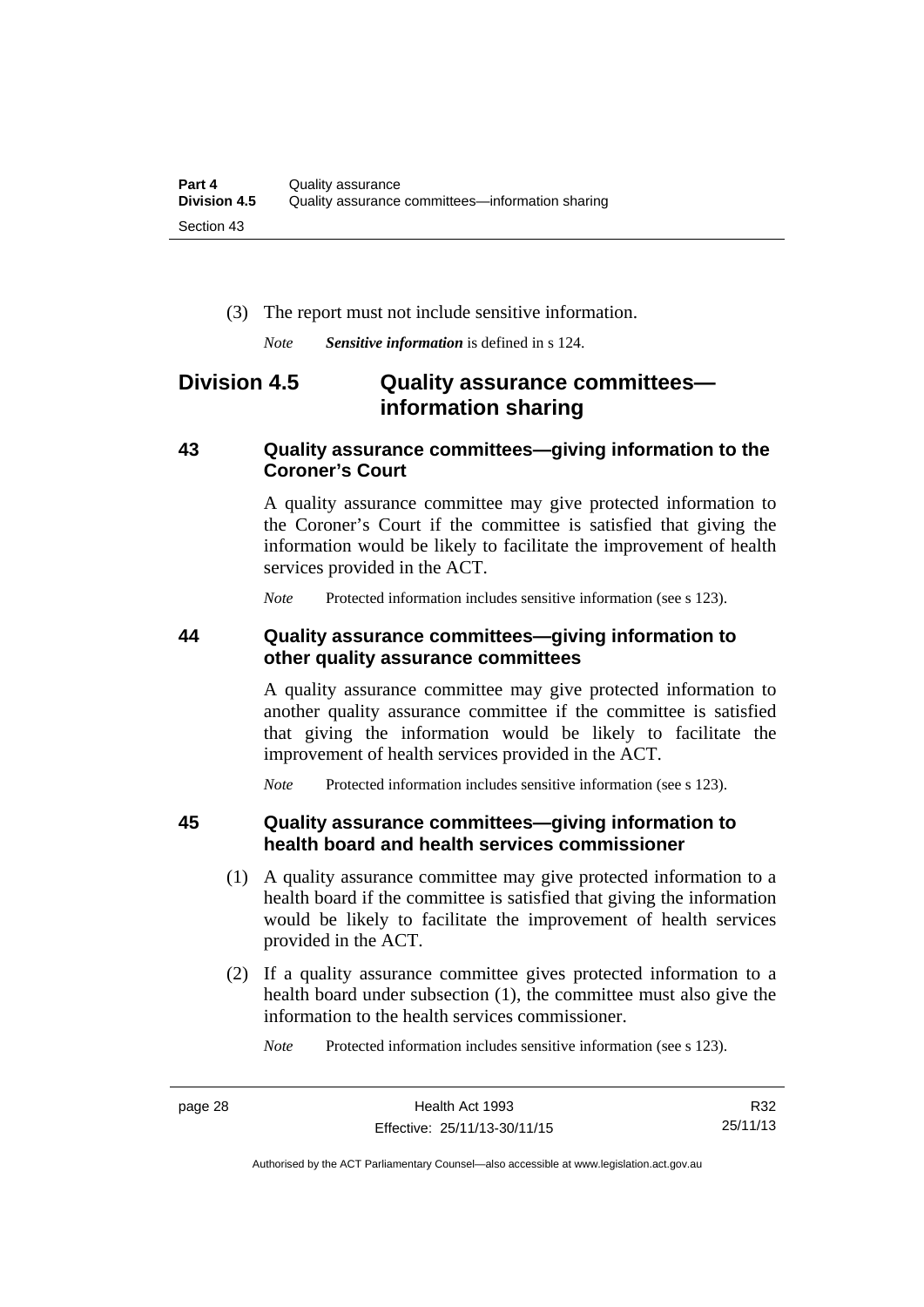(3) The report must not include sensitive information.

*Note* ***Sensitive information*** is defined in s 124.

## Division 4.5 Quality assurance committees—information sharing

### 43 Quality assurance committees—giving information to the Coroner's Court

A quality assurance committee may give protected information to the Coroner's Court if the committee is satisfied that giving the information would be likely to facilitate the improvement of health services provided in the ACT.

*Note* Protected information includes sensitive information (see s 123).

### 44 Quality assurance committees—giving information to other quality assurance committees

A quality assurance committee may give protected information to another quality assurance committee if the committee is satisfied that giving the information would be likely to facilitate the improvement of health services provided in the ACT.

*Note* Protected information includes sensitive information (see s 123).

### 45 Quality assurance committees—giving information to health board and health services commissioner

(1) A quality assurance committee may give protected information to a health board if the committee is satisfied that giving the information would be likely to facilitate the improvement of health services provided in the ACT.

(2) If a quality assurance committee gives protected information to a health board under subsection (1), the committee must also give the information to the health services commissioner.

*Note* Protected information includes sensitive information (see s 123).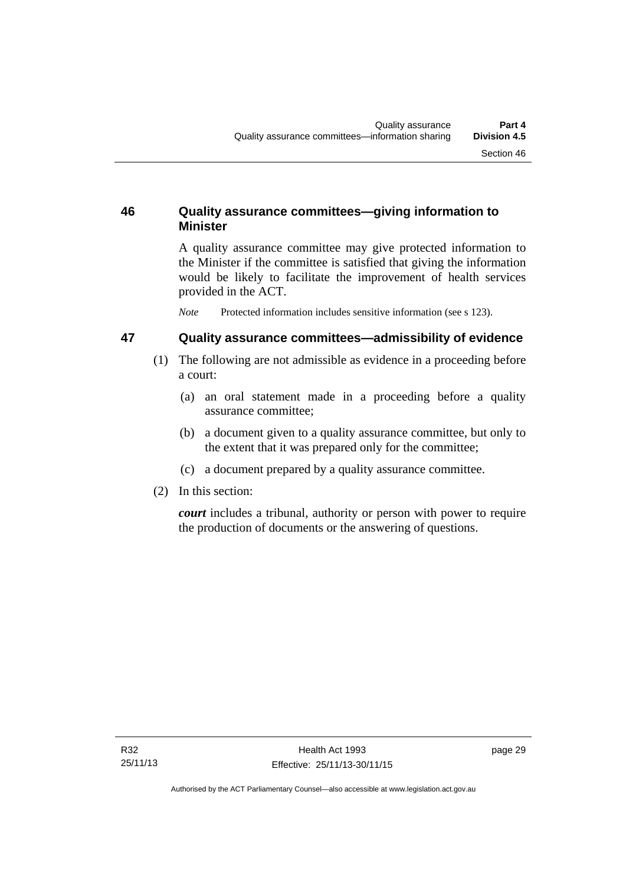### 46 Quality assurance committees—giving information to Minister

A quality assurance committee may give protected information to the Minister if the committee is satisfied that giving the information would be likely to facilitate the improvement of health services provided in the ACT.

*Note* Protected information includes sensitive information (see s 123).

### 47 Quality assurance committees—admissibility of evidence

(1) The following are not admissible as evidence in a proceeding before a court:

(a) an oral statement made in a proceeding before a quality assurance committee;

(b) a document given to a quality assurance committee, but only to the extent that it was prepared only for the committee;

(c) a document prepared by a quality assurance committee.

(2) In this section:

***court*** includes a tribunal, authority or person with power to require the production of documents or the answering of questions.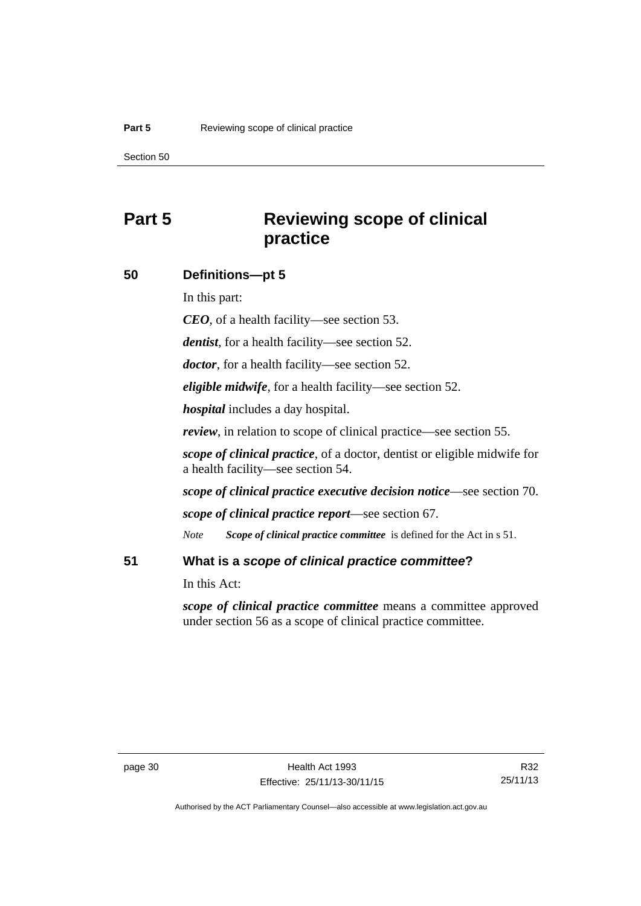# Part 5 Reviewing scope of clinical practice

## 50 Definitions—pt 5

In this part:

***CEO***, of a health facility—see section 53.

***dentist***, for a health facility—see section 52.

***doctor***, for a health facility—see section 52.

***eligible midwife***, for a health facility—see section 52.

***hospital*** includes a day hospital.

***review***, in relation to scope of clinical practice—see section 55.

***scope of clinical practice***, of a doctor, dentist or eligible midwife for a health facility—see section 54.

***scope of clinical practice executive decision notice***—see section 70.

***scope of clinical practice report***—see section 67.

*Note* ***Scope of clinical practice committee*** is defined for the Act in s 51.

## 51 What is a *scope of clinical practice committee*?

In this Act:

***scope of clinical practice committee*** means a committee approved under section 56 as a scope of clinical practice committee.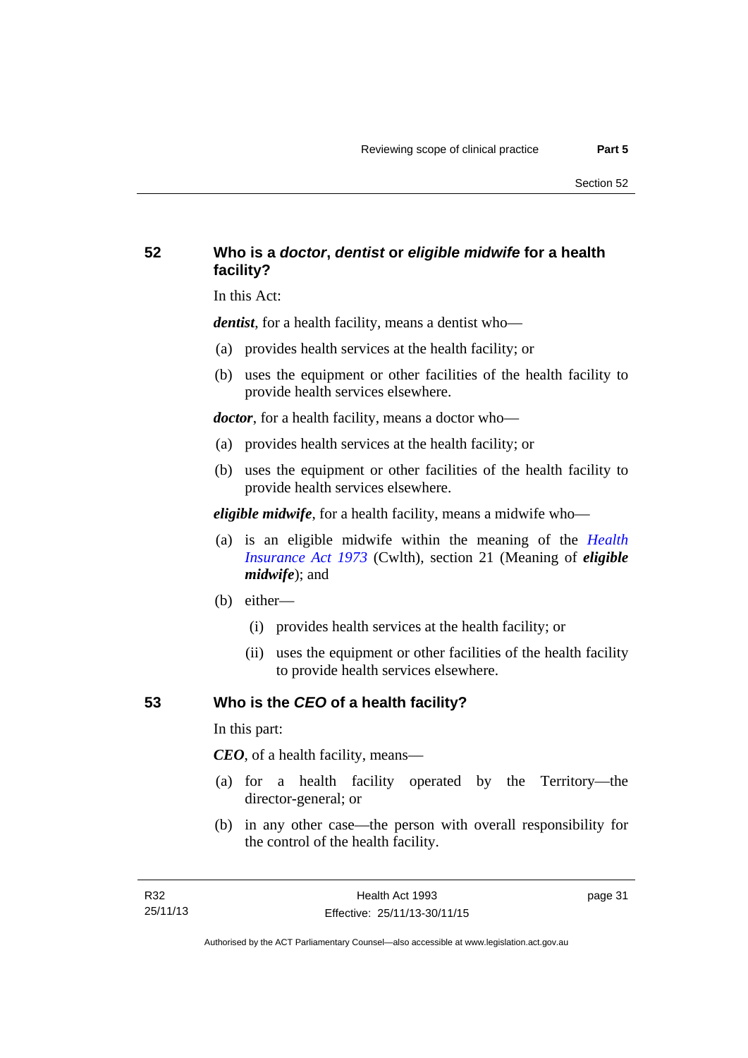## 52 Who is a *doctor*, *dentist* or *eligible midwife* for a health facility?

In this Act:

***dentist***, for a health facility, means a dentist who—

(a) provides health services at the health facility; or

(b) uses the equipment or other facilities of the health facility to provide health services elsewhere.

***doctor***, for a health facility, means a doctor who—

(a) provides health services at the health facility; or

(b) uses the equipment or other facilities of the health facility to provide health services elsewhere.

***eligible midwife***, for a health facility, means a midwife who—

(a) is an eligible midwife within the meaning of the *Health Insurance Act 1973* (Cwlth), section 21 (Meaning of ***eligible midwife***); and

(b) either—

(i) provides health services at the health facility; or

(ii) uses the equipment or other facilities of the health facility to provide health services elsewhere.

## 53 Who is the *CEO* of a health facility?

In this part:

***CEO***, of a health facility, means—

(a) for a health facility operated by the Territory—the director-general; or

(b) in any other case—the person with overall responsibility for the control of the health facility.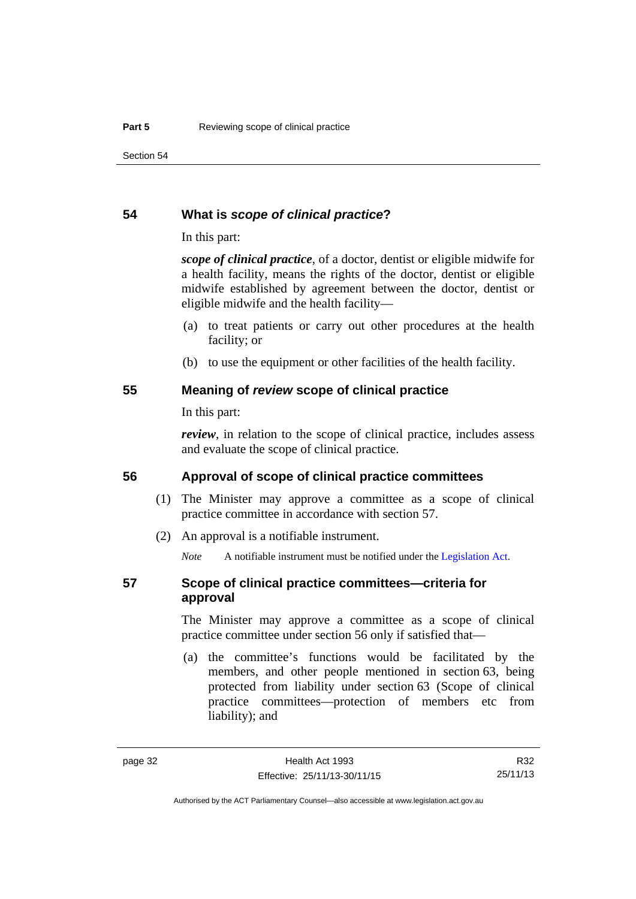## 54 What is *scope of clinical practice*?

In this part:

***scope of clinical practice***, of a doctor, dentist or eligible midwife for a health facility, means the rights of the doctor, dentist or eligible midwife established by agreement between the doctor, dentist or eligible midwife and the health facility—

(a) to treat patients or carry out other procedures at the health facility; or

(b) to use the equipment or other facilities of the health facility.

## 55 Meaning of *review* scope of clinical practice

In this part:

***review***, in relation to the scope of clinical practice, includes assess and evaluate the scope of clinical practice.

## 56 Approval of scope of clinical practice committees

(1) The Minister may approve a committee as a scope of clinical practice committee in accordance with section 57.

(2) An approval is a notifiable instrument.

*Note* A notifiable instrument must be notified under the Legislation Act.

## 57 Scope of clinical practice committees—criteria for approval

The Minister may approve a committee as a scope of clinical practice committee under section 56 only if satisfied that—

(a) the committee's functions would be facilitated by the members, and other people mentioned in section 63, being protected from liability under section 63 (Scope of clinical practice committees—protection of members etc from liability); and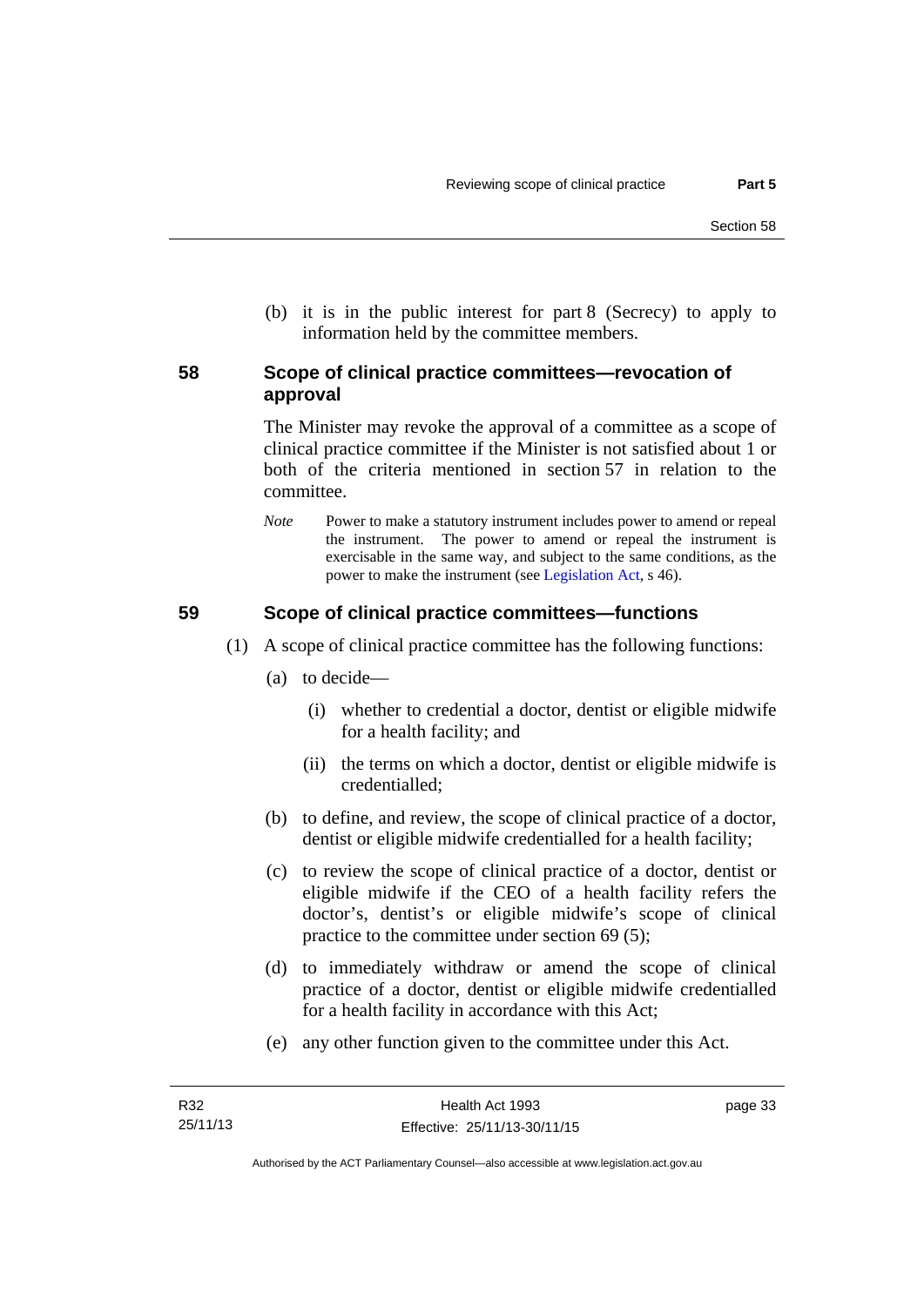(b) it is in the public interest for part 8 (Secrecy) to apply to information held by the committee members.

## 58 Scope of clinical practice committees—revocation of approval

The Minister may revoke the approval of a committee as a scope of clinical practice committee if the Minister is not satisfied about 1 or both of the criteria mentioned in section 57 in relation to the committee.

*Note* Power to make a statutory instrument includes power to amend or repeal the instrument. The power to amend or repeal the instrument is exercisable in the same way, and subject to the same conditions, as the power to make the instrument (see Legislation Act, s 46).

## 59 Scope of clinical practice committees—functions

(1) A scope of clinical practice committee has the following functions:

(a) to decide—

(i) whether to credential a doctor, dentist or eligible midwife for a health facility; and

(ii) the terms on which a doctor, dentist or eligible midwife is credentialled;

(b) to define, and review, the scope of clinical practice of a doctor, dentist or eligible midwife credentialled for a health facility;

(c) to review the scope of clinical practice of a doctor, dentist or eligible midwife if the CEO of a health facility refers the doctor's, dentist's or eligible midwife's scope of clinical practice to the committee under section 69 (5);

(d) to immediately withdraw or amend the scope of clinical practice of a doctor, dentist or eligible midwife credentialled for a health facility in accordance with this Act;

(e) any other function given to the committee under this Act.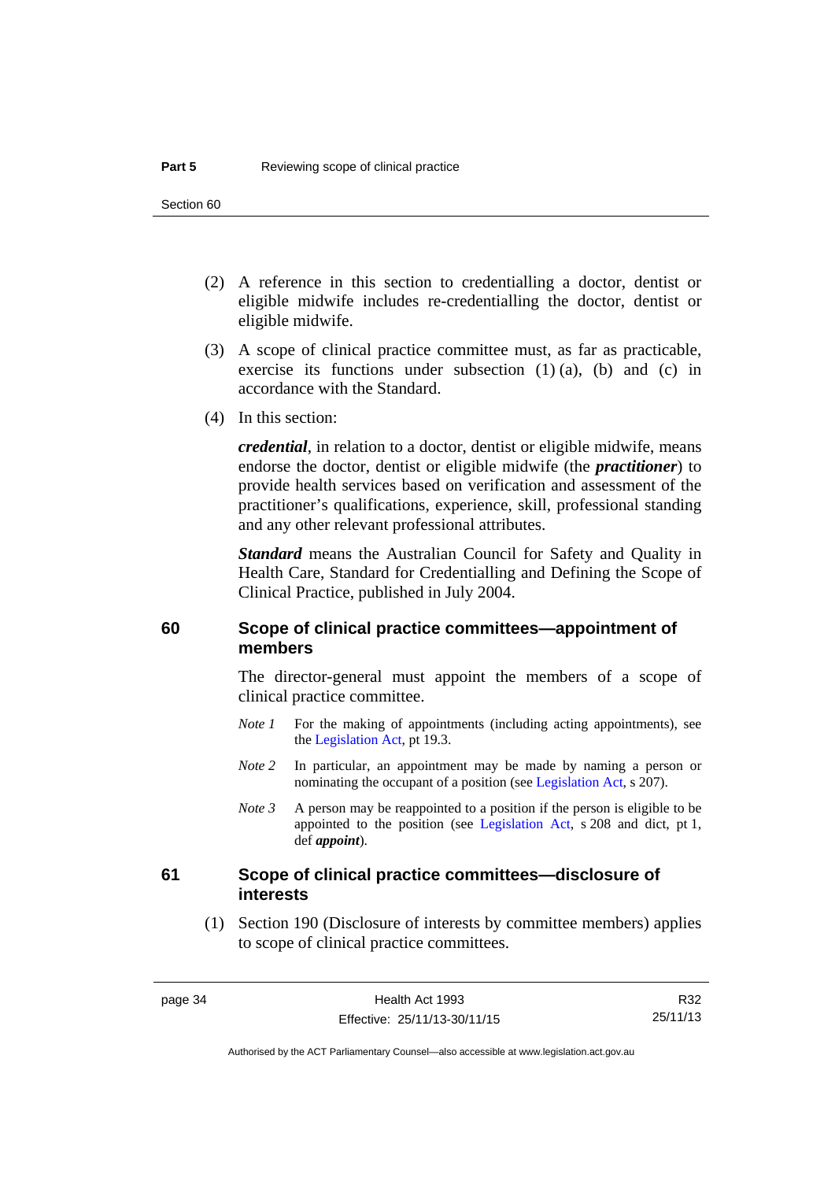(2) A reference in this section to credentialling a doctor, dentist or eligible midwife includes re-credentialling the doctor, dentist or eligible midwife.

(3) A scope of clinical practice committee must, as far as practicable, exercise its functions under subsection (1) (a), (b) and (c) in accordance with the Standard.

(4) In this section:

***credential***, in relation to a doctor, dentist or eligible midwife, means endorse the doctor, dentist or eligible midwife (the ***practitioner***) to provide health services based on verification and assessment of the practitioner's qualifications, experience, skill, professional standing and any other relevant professional attributes.

***Standard*** means the Australian Council for Safety and Quality in Health Care, Standard for Credentialling and Defining the Scope of Clinical Practice, published in July 2004.

## 60 Scope of clinical practice committees—appointment of members

The director-general must appoint the members of a scope of clinical practice committee.

*Note 1* For the making of appointments (including acting appointments), see the Legislation Act, pt 19.3.

*Note 2* In particular, an appointment may be made by naming a person or nominating the occupant of a position (see Legislation Act, s 207).

*Note 3* A person may be reappointed to a position if the person is eligible to be appointed to the position (see Legislation Act, s 208 and dict, pt 1, def ***appoint***).

## 61 Scope of clinical practice committees—disclosure of interests

(1) Section 190 (Disclosure of interests by committee members) applies to scope of clinical practice committees.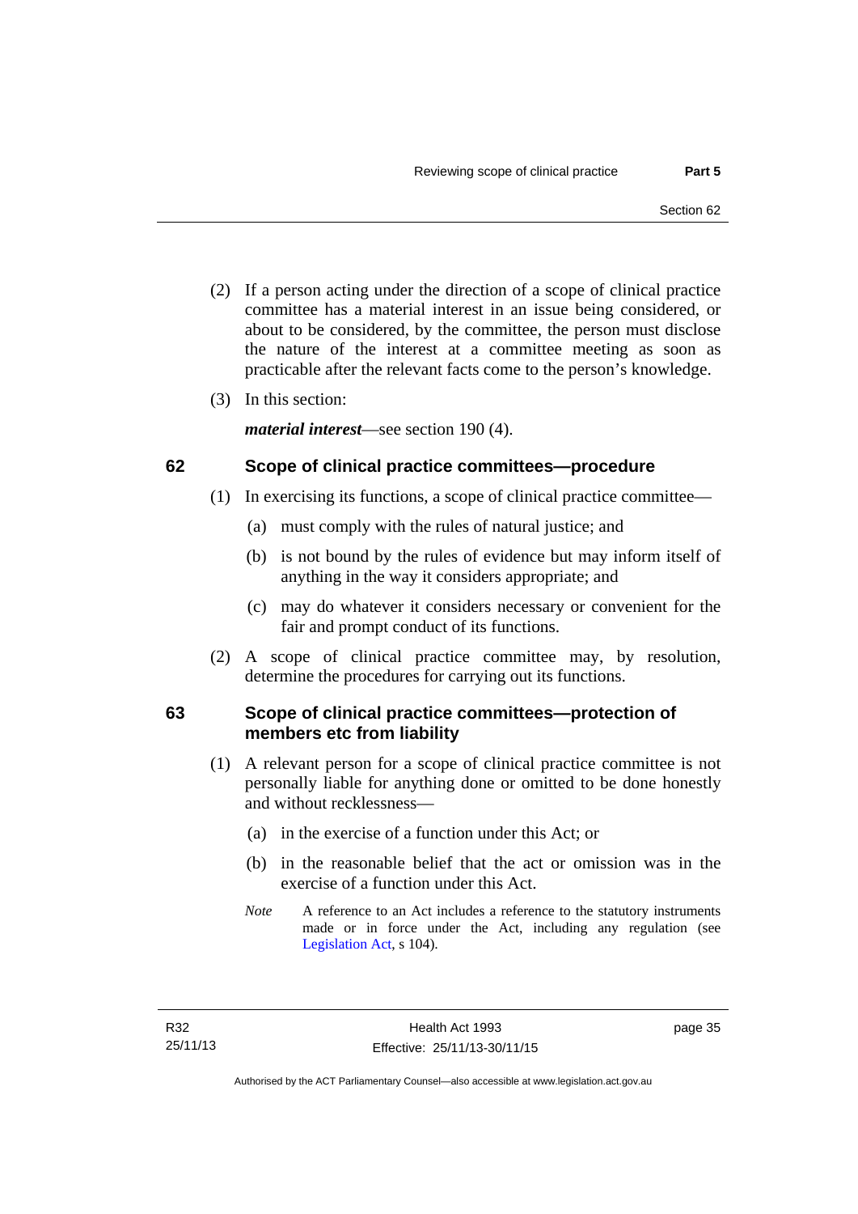(2) If a person acting under the direction of a scope of clinical practice committee has a material interest in an issue being considered, or about to be considered, by the committee, the person must disclose the nature of the interest at a committee meeting as soon as practicable after the relevant facts come to the person's knowledge.

(3) In this section:

***material interest***—see section 190 (4).

### 62 Scope of clinical practice committees—procedure

(1) In exercising its functions, a scope of clinical practice committee—

(a) must comply with the rules of natural justice; and

(b) is not bound by the rules of evidence but may inform itself of anything in the way it considers appropriate; and

(c) may do whatever it considers necessary or convenient for the fair and prompt conduct of its functions.

(2) A scope of clinical practice committee may, by resolution, determine the procedures for carrying out its functions.

### 63 Scope of clinical practice committees—protection of members etc from liability

(1) A relevant person for a scope of clinical practice committee is not personally liable for anything done or omitted to be done honestly and without recklessness—

(a) in the exercise of a function under this Act; or

(b) in the reasonable belief that the act or omission was in the exercise of a function under this Act.

*Note* A reference to an Act includes a reference to the statutory instruments made or in force under the Act, including any regulation (see Legislation Act, s 104).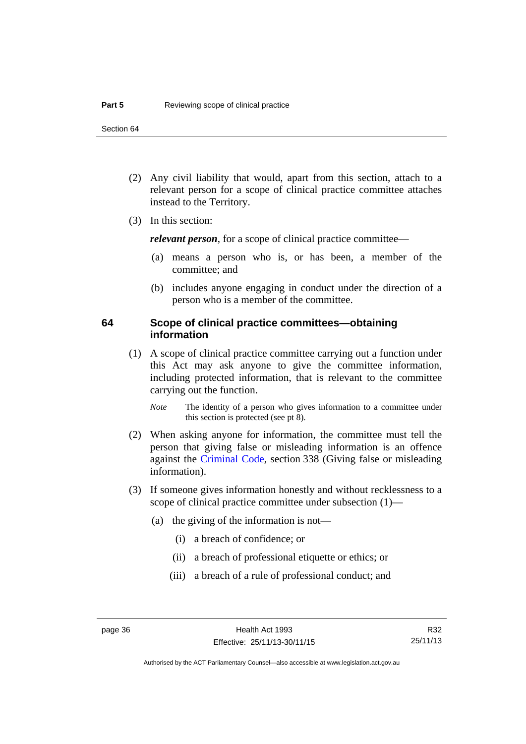(2) Any civil liability that would, apart from this section, attach to a relevant person for a scope of clinical practice committee attaches instead to the Territory.

(3) In this section:

***relevant person***, for a scope of clinical practice committee—

(a) means a person who is, or has been, a member of the committee; and

(b) includes anyone engaging in conduct under the direction of a person who is a member of the committee.

## 64 Scope of clinical practice committees—obtaining information

(1) A scope of clinical practice committee carrying out a function under this Act may ask anyone to give the committee information, including protected information, that is relevant to the committee carrying out the function.

*Note* The identity of a person who gives information to a committee under this section is protected (see pt 8).

(2) When asking anyone for information, the committee must tell the person that giving false or misleading information is an offence against the Criminal Code, section 338 (Giving false or misleading information).

(3) If someone gives information honestly and without recklessness to a scope of clinical practice committee under subsection (1)—

(a) the giving of the information is not—

(i) a breach of confidence; or

(ii) a breach of professional etiquette or ethics; or

(iii) a breach of a rule of professional conduct; and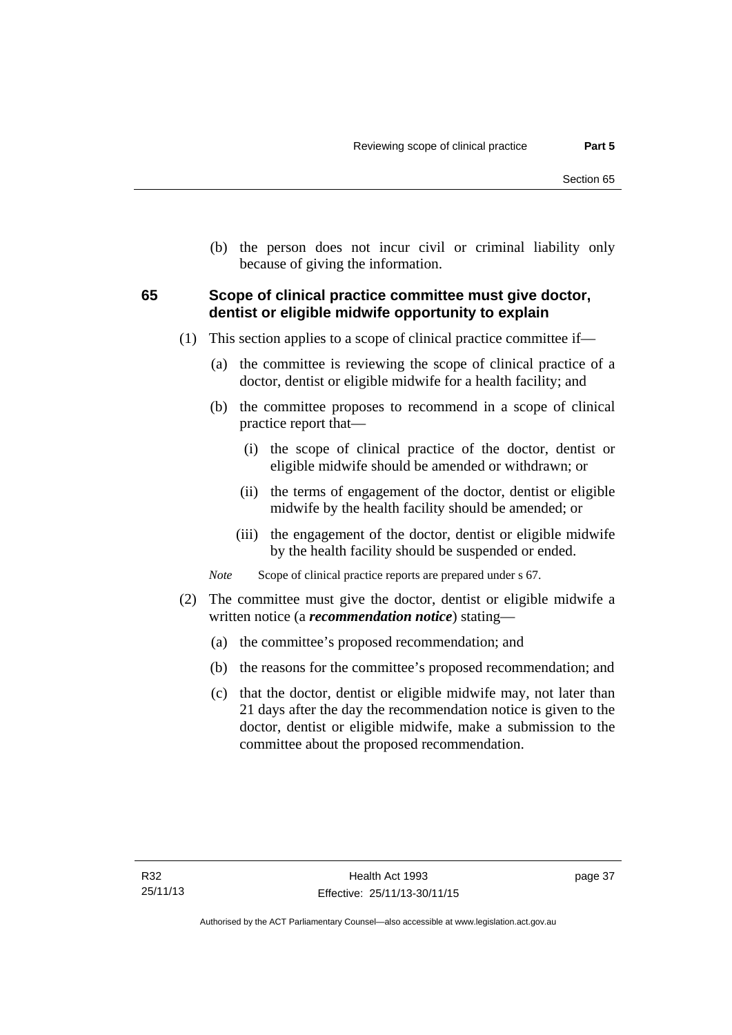(b) the person does not incur civil or criminal liability only because of giving the information.

### 65 Scope of clinical practice committee must give doctor, dentist or eligible midwife opportunity to explain

(1) This section applies to a scope of clinical practice committee if—

(a) the committee is reviewing the scope of clinical practice of a doctor, dentist or eligible midwife for a health facility; and

(b) the committee proposes to recommend in a scope of clinical practice report that—

(i) the scope of clinical practice of the doctor, dentist or eligible midwife should be amended or withdrawn; or

(ii) the terms of engagement of the doctor, dentist or eligible midwife by the health facility should be amended; or

(iii) the engagement of the doctor, dentist or eligible midwife by the health facility should be suspended or ended.

*Note* Scope of clinical practice reports are prepared under s 67.

(2) The committee must give the doctor, dentist or eligible midwife a written notice (a ***recommendation notice***) stating—

(a) the committee's proposed recommendation; and

(b) the reasons for the committee's proposed recommendation; and

(c) that the doctor, dentist or eligible midwife may, not later than 21 days after the day the recommendation notice is given to the doctor, dentist or eligible midwife, make a submission to the committee about the proposed recommendation.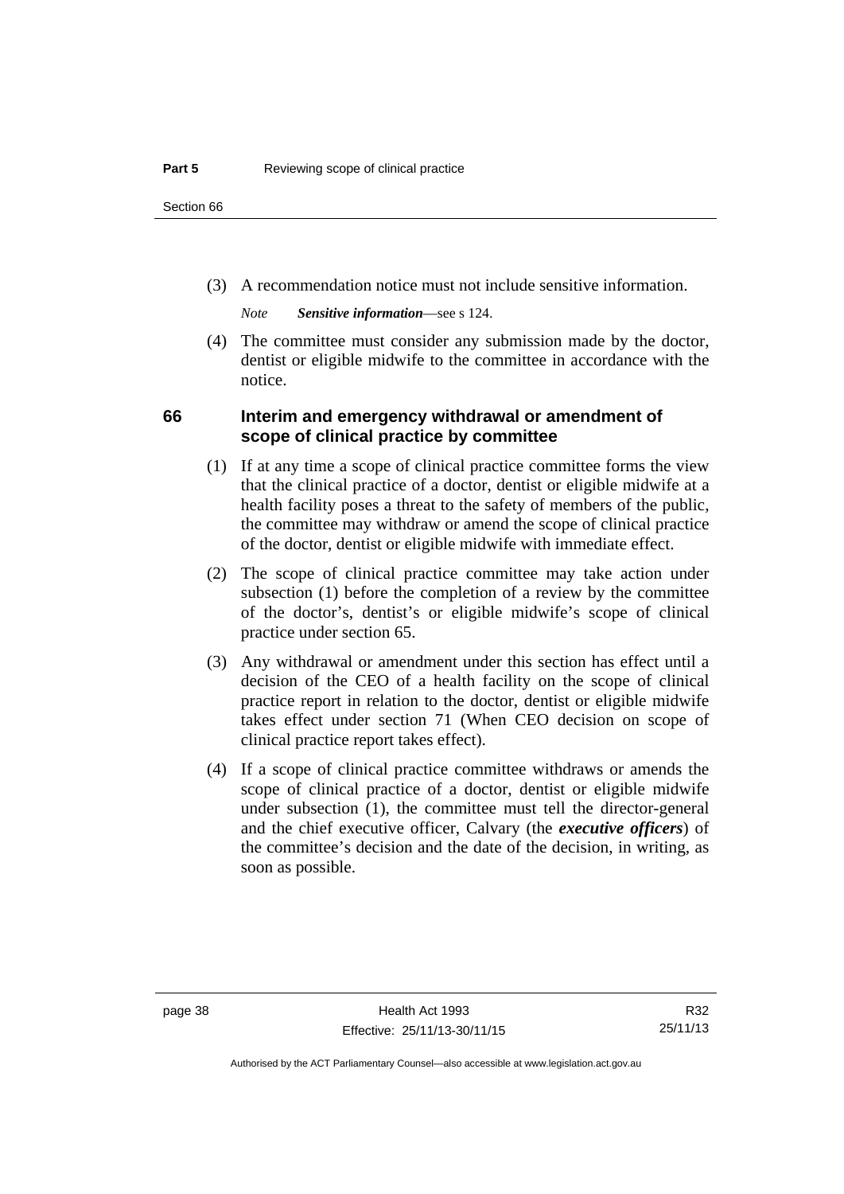(3) A recommendation notice must not include sensitive information.

*Note* ***Sensitive information***—see s 124.

(4) The committee must consider any submission made by the doctor, dentist or eligible midwife to the committee in accordance with the notice.

### 66 Interim and emergency withdrawal or amendment of scope of clinical practice by committee

(1) If at any time a scope of clinical practice committee forms the view that the clinical practice of a doctor, dentist or eligible midwife at a health facility poses a threat to the safety of members of the public, the committee may withdraw or amend the scope of clinical practice of the doctor, dentist or eligible midwife with immediate effect.

(2) The scope of clinical practice committee may take action under subsection (1) before the completion of a review by the committee of the doctor's, dentist's or eligible midwife's scope of clinical practice under section 65.

(3) Any withdrawal or amendment under this section has effect until a decision of the CEO of a health facility on the scope of clinical practice report in relation to the doctor, dentist or eligible midwife takes effect under section 71 (When CEO decision on scope of clinical practice report takes effect).

(4) If a scope of clinical practice committee withdraws or amends the scope of clinical practice of a doctor, dentist or eligible midwife under subsection (1), the committee must tell the director-general and the chief executive officer, Calvary (the ***executive officers***) of the committee's decision and the date of the decision, in writing, as soon as possible.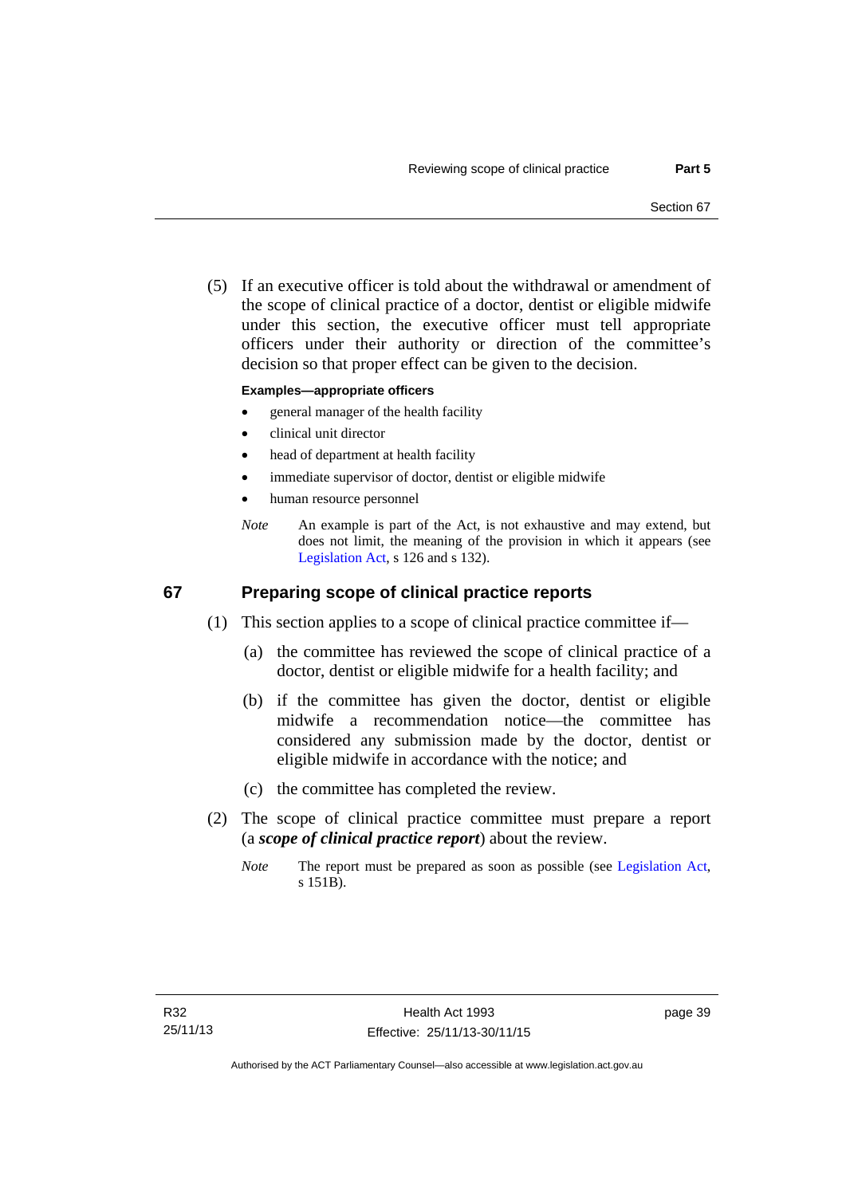(5) If an executive officer is told about the withdrawal or amendment of the scope of clinical practice of a doctor, dentist or eligible midwife under this section, the executive officer must tell appropriate officers under their authority or direction of the committee's decision so that proper effect can be given to the decision.

**Examples—appropriate officers**

- general manager of the health facility
- clinical unit director
- head of department at health facility
- immediate supervisor of doctor, dentist or eligible midwife
- human resource personnel

*Note* An example is part of the Act, is not exhaustive and may extend, but does not limit, the meaning of the provision in which it appears (see Legislation Act, s 126 and s 132).

## 67 Preparing scope of clinical practice reports

(1) This section applies to a scope of clinical practice committee if—

(a) the committee has reviewed the scope of clinical practice of a doctor, dentist or eligible midwife for a health facility; and

(b) if the committee has given the doctor, dentist or eligible midwife a recommendation notice—the committee has considered any submission made by the doctor, dentist or eligible midwife in accordance with the notice; and

(c) the committee has completed the review.

(2) The scope of clinical practice committee must prepare a report (a ***scope of clinical practice report***) about the review.

*Note* The report must be prepared as soon as possible (see Legislation Act, s 151B).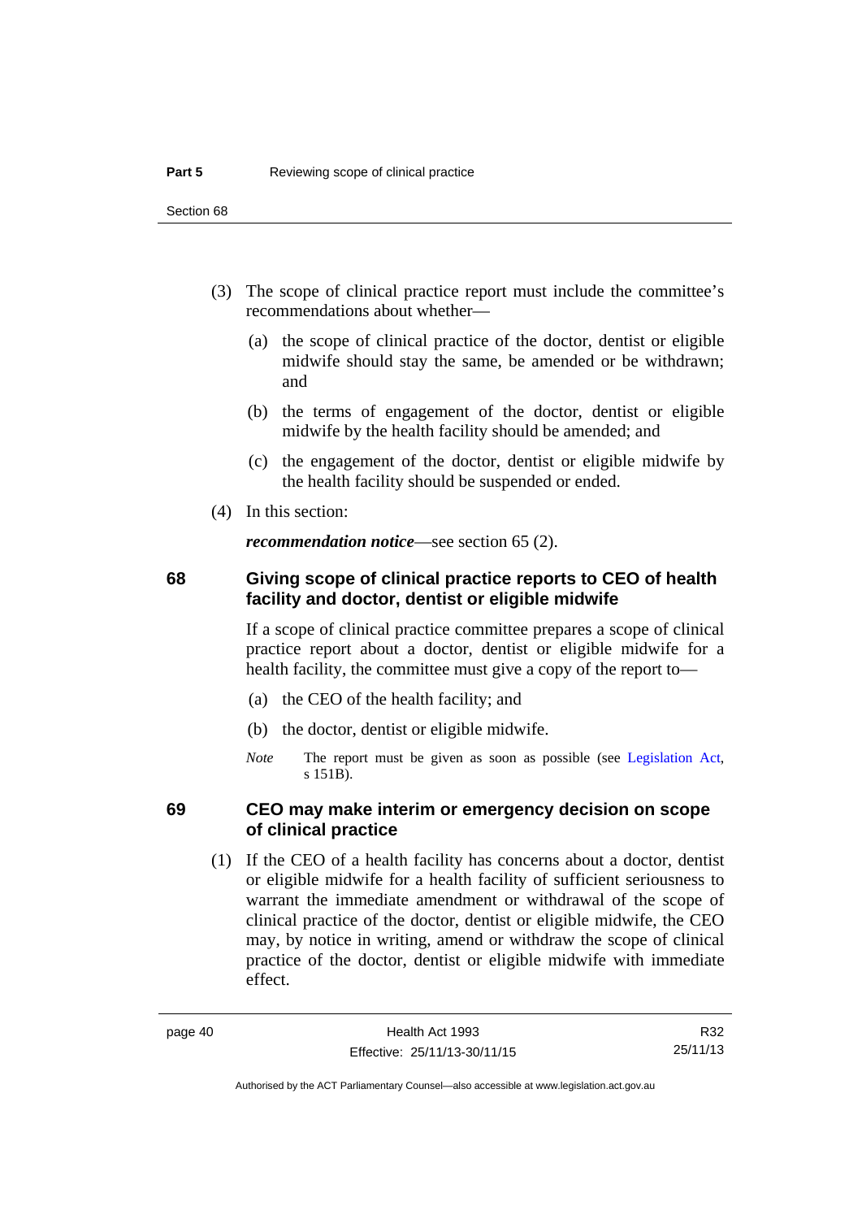(3) The scope of clinical practice report must include the committee's recommendations about whether—

(a) the scope of clinical practice of the doctor, dentist or eligible midwife should stay the same, be amended or be withdrawn; and

(b) the terms of engagement of the doctor, dentist or eligible midwife by the health facility should be amended; and

(c) the engagement of the doctor, dentist or eligible midwife by the health facility should be suspended or ended.

(4) In this section:

***recommendation notice***—see section 65 (2).

### 68 Giving scope of clinical practice reports to CEO of health facility and doctor, dentist or eligible midwife

If a scope of clinical practice committee prepares a scope of clinical practice report about a doctor, dentist or eligible midwife for a health facility, the committee must give a copy of the report to—

(a) the CEO of the health facility; and

(b) the doctor, dentist or eligible midwife.

*Note* The report must be given as soon as possible (see Legislation Act, s 151B).

### 69 CEO may make interim or emergency decision on scope of clinical practice

(1) If the CEO of a health facility has concerns about a doctor, dentist or eligible midwife for a health facility of sufficient seriousness to warrant the immediate amendment or withdrawal of the scope of clinical practice of the doctor, dentist or eligible midwife, the CEO may, by notice in writing, amend or withdraw the scope of clinical practice of the doctor, dentist or eligible midwife with immediate effect.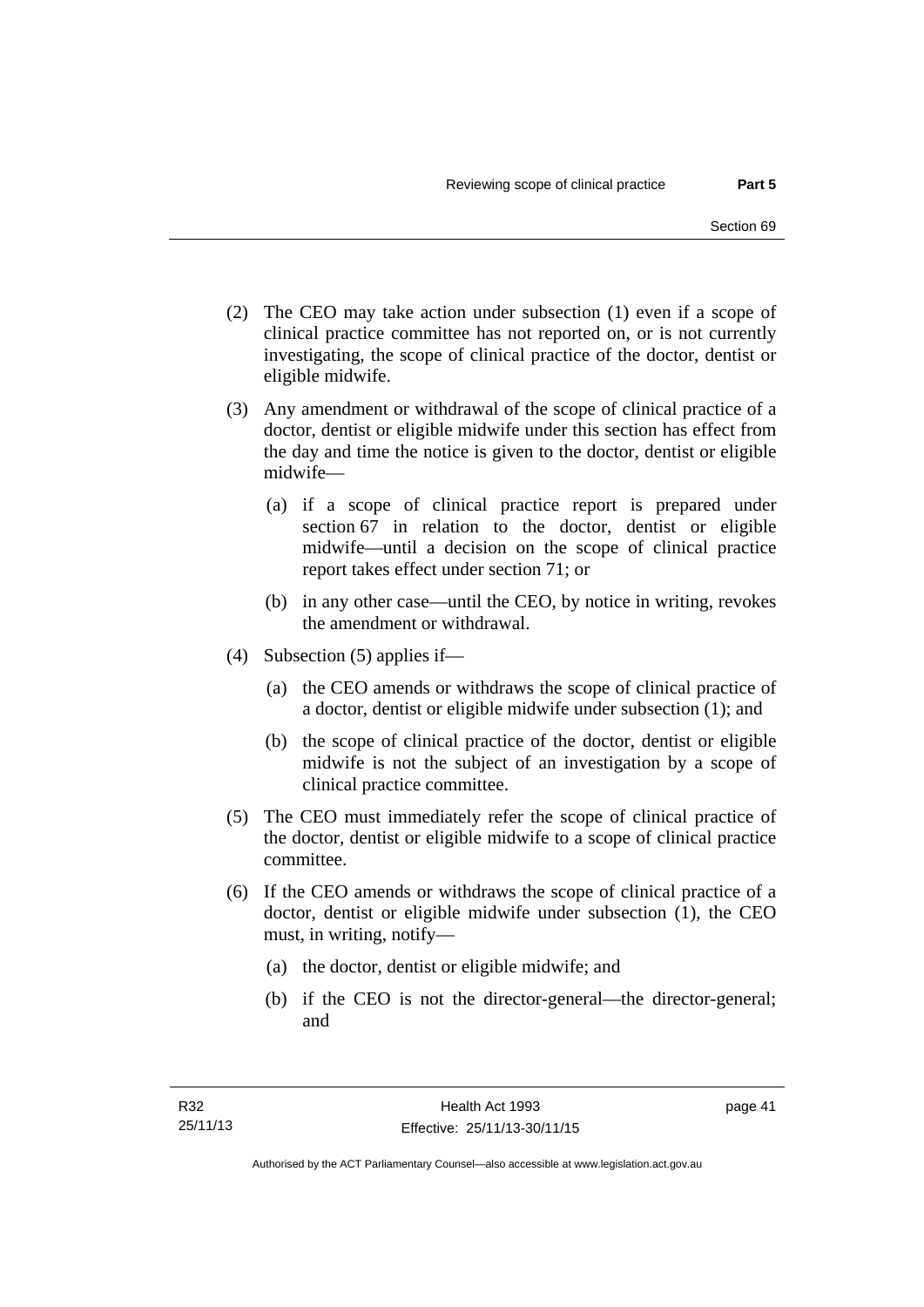(2) The CEO may take action under subsection (1) even if a scope of clinical practice committee has not reported on, or is not currently investigating, the scope of clinical practice of the doctor, dentist or eligible midwife.

(3) Any amendment or withdrawal of the scope of clinical practice of a doctor, dentist or eligible midwife under this section has effect from the day and time the notice is given to the doctor, dentist or eligible midwife—

  (a) if a scope of clinical practice report is prepared under section 67 in relation to the doctor, dentist or eligible midwife—until a decision on the scope of clinical practice report takes effect under section 71; or

  (b) in any other case—until the CEO, by notice in writing, revokes the amendment or withdrawal.

(4) Subsection (5) applies if—

  (a) the CEO amends or withdraws the scope of clinical practice of a doctor, dentist or eligible midwife under subsection (1); and

  (b) the scope of clinical practice of the doctor, dentist or eligible midwife is not the subject of an investigation by a scope of clinical practice committee.

(5) The CEO must immediately refer the scope of clinical practice of the doctor, dentist or eligible midwife to a scope of clinical practice committee.

(6) If the CEO amends or withdraws the scope of clinical practice of a doctor, dentist or eligible midwife under subsection (1), the CEO must, in writing, notify—

  (a) the doctor, dentist or eligible midwife; and

  (b) if the CEO is not the director-general—the director-general; and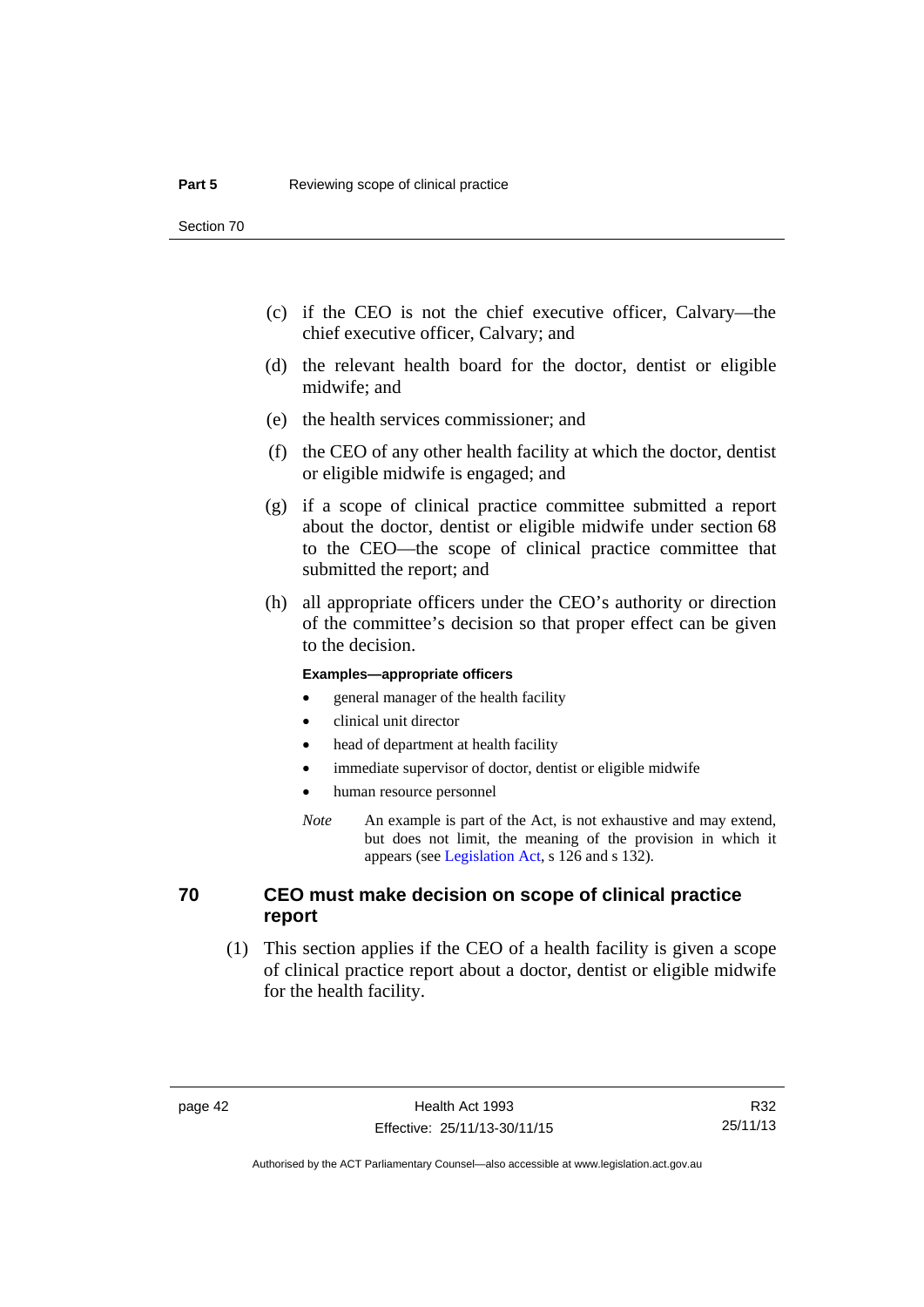(c) if the CEO is not the chief executive officer, Calvary—the chief executive officer, Calvary; and

(d) the relevant health board for the doctor, dentist or eligible midwife; and

(e) the health services commissioner; and

(f) the CEO of any other health facility at which the doctor, dentist or eligible midwife is engaged; and

(g) if a scope of clinical practice committee submitted a report about the doctor, dentist or eligible midwife under section 68 to the CEO—the scope of clinical practice committee that submitted the report; and

(h) all appropriate officers under the CEO's authority or direction of the committee's decision so that proper effect can be given to the decision.

**Examples—appropriate officers**

- general manager of the health facility
- clinical unit director
- head of department at health facility
- immediate supervisor of doctor, dentist or eligible midwife
- human resource personnel

*Note* An example is part of the Act, is not exhaustive and may extend, but does not limit, the meaning of the provision in which it appears (see Legislation Act, s 126 and s 132).

## 70 CEO must make decision on scope of clinical practice report

(1) This section applies if the CEO of a health facility is given a scope of clinical practice report about a doctor, dentist or eligible midwife for the health facility.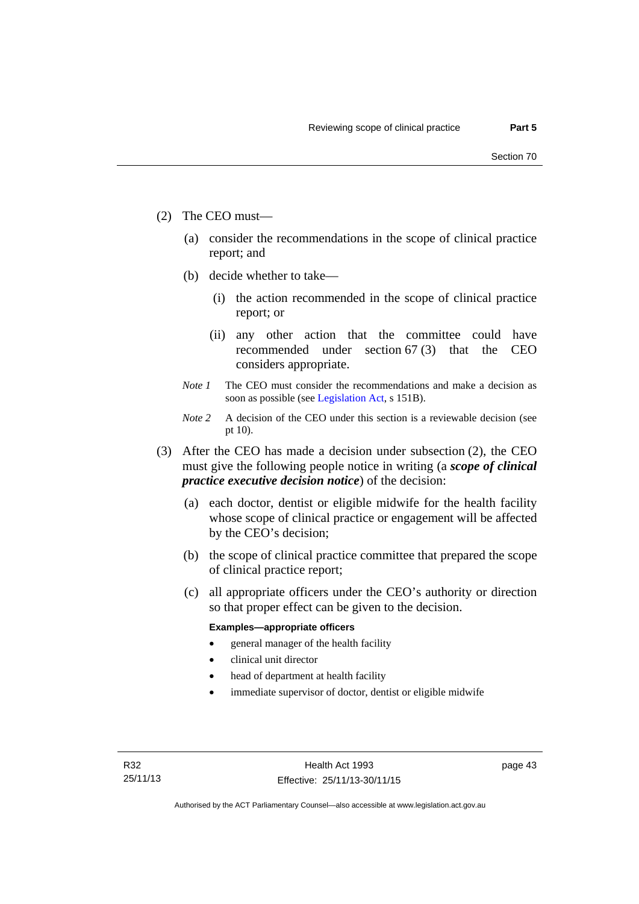(2) The CEO must—

(a) consider the recommendations in the scope of clinical practice report; and

(b) decide whether to take—

(i) the action recommended in the scope of clinical practice report; or

(ii) any other action that the committee could have recommended under section 67 (3) that the CEO considers appropriate.

*Note 1* The CEO must consider the recommendations and make a decision as soon as possible (see Legislation Act, s 151B).

*Note 2* A decision of the CEO under this section is a reviewable decision (see pt 10).

(3) After the CEO has made a decision under subsection (2), the CEO must give the following people notice in writing (a ***scope of clinical practice executive decision notice***) of the decision:

(a) each doctor, dentist or eligible midwife for the health facility whose scope of clinical practice or engagement will be affected by the CEO's decision;

(b) the scope of clinical practice committee that prepared the scope of clinical practice report;

(c) all appropriate officers under the CEO's authority or direction so that proper effect can be given to the decision.

**Examples—appropriate officers**

- general manager of the health facility
- clinical unit director
- head of department at health facility
- immediate supervisor of doctor, dentist or eligible midwife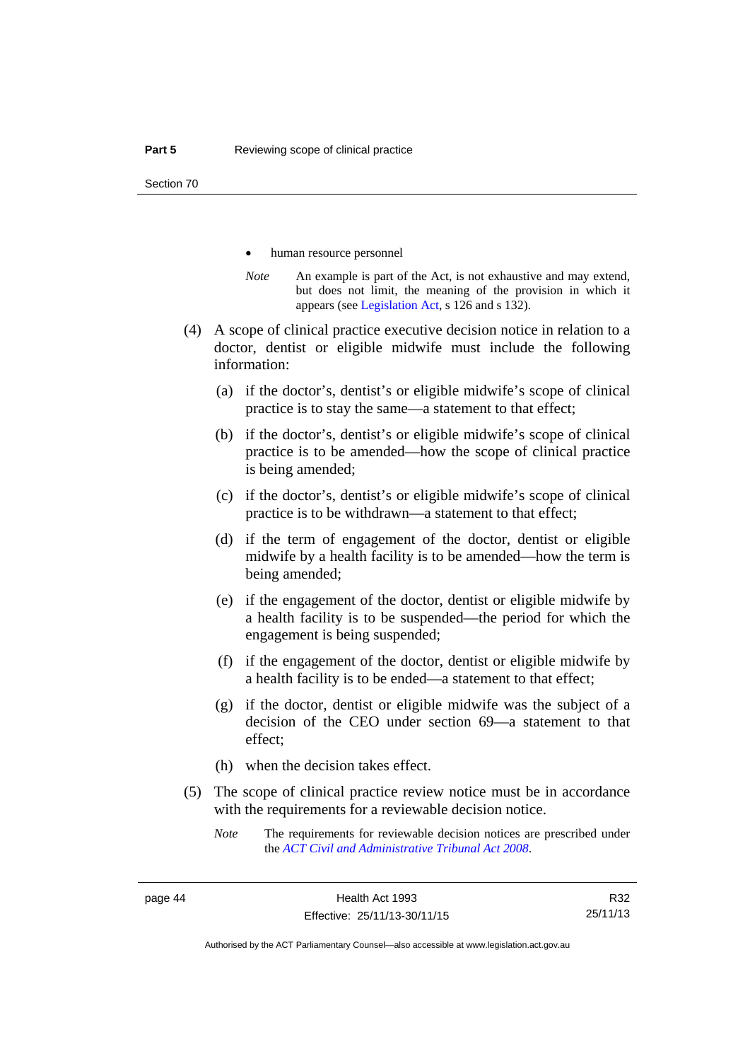- human resource personnel

*Note* An example is part of the Act, is not exhaustive and may extend, but does not limit, the meaning of the provision in which it appears (see Legislation Act, s 126 and s 132).

(4) A scope of clinical practice executive decision notice in relation to a doctor, dentist or eligible midwife must include the following information:

(a) if the doctor's, dentist's or eligible midwife's scope of clinical practice is to stay the same—a statement to that effect;

(b) if the doctor's, dentist's or eligible midwife's scope of clinical practice is to be amended—how the scope of clinical practice is being amended;

(c) if the doctor's, dentist's or eligible midwife's scope of clinical practice is to be withdrawn—a statement to that effect;

(d) if the term of engagement of the doctor, dentist or eligible midwife by a health facility is to be amended—how the term is being amended;

(e) if the engagement of the doctor, dentist or eligible midwife by a health facility is to be suspended—the period for which the engagement is being suspended;

(f) if the engagement of the doctor, dentist or eligible midwife by a health facility is to be ended—a statement to that effect;

(g) if the doctor, dentist or eligible midwife was the subject of a decision of the CEO under section 69—a statement to that effect;

(h) when the decision takes effect.

(5) The scope of clinical practice review notice must be in accordance with the requirements for a reviewable decision notice.

*Note* The requirements for reviewable decision notices are prescribed under the *ACT Civil and Administrative Tribunal Act 2008*.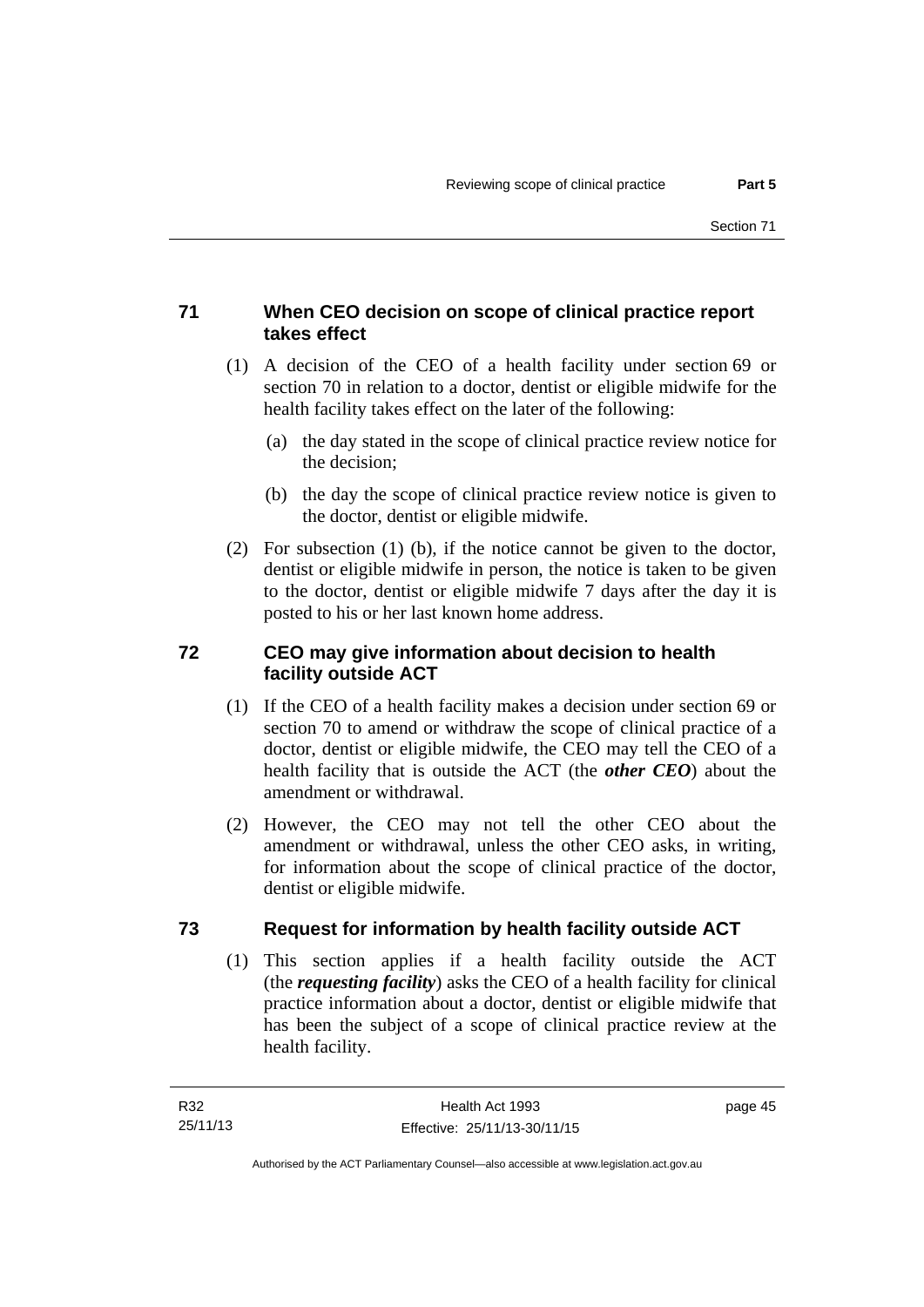## 71 When CEO decision on scope of clinical practice report takes effect

(1) A decision of the CEO of a health facility under section 69 or section 70 in relation to a doctor, dentist or eligible midwife for the health facility takes effect on the later of the following:

(a) the day stated in the scope of clinical practice review notice for the decision;

(b) the day the scope of clinical practice review notice is given to the doctor, dentist or eligible midwife.

(2) For subsection (1) (b), if the notice cannot be given to the doctor, dentist or eligible midwife in person, the notice is taken to be given to the doctor, dentist or eligible midwife 7 days after the day it is posted to his or her last known home address.

## 72 CEO may give information about decision to health facility outside ACT

(1) If the CEO of a health facility makes a decision under section 69 or section 70 to amend or withdraw the scope of clinical practice of a doctor, dentist or eligible midwife, the CEO may tell the CEO of a health facility that is outside the ACT (the ***other CEO***) about the amendment or withdrawal.

(2) However, the CEO may not tell the other CEO about the amendment or withdrawal, unless the other CEO asks, in writing, for information about the scope of clinical practice of the doctor, dentist or eligible midwife.

## 73 Request for information by health facility outside ACT

(1) This section applies if a health facility outside the ACT (the ***requesting facility***) asks the CEO of a health facility for clinical practice information about a doctor, dentist or eligible midwife that has been the subject of a scope of clinical practice review at the health facility.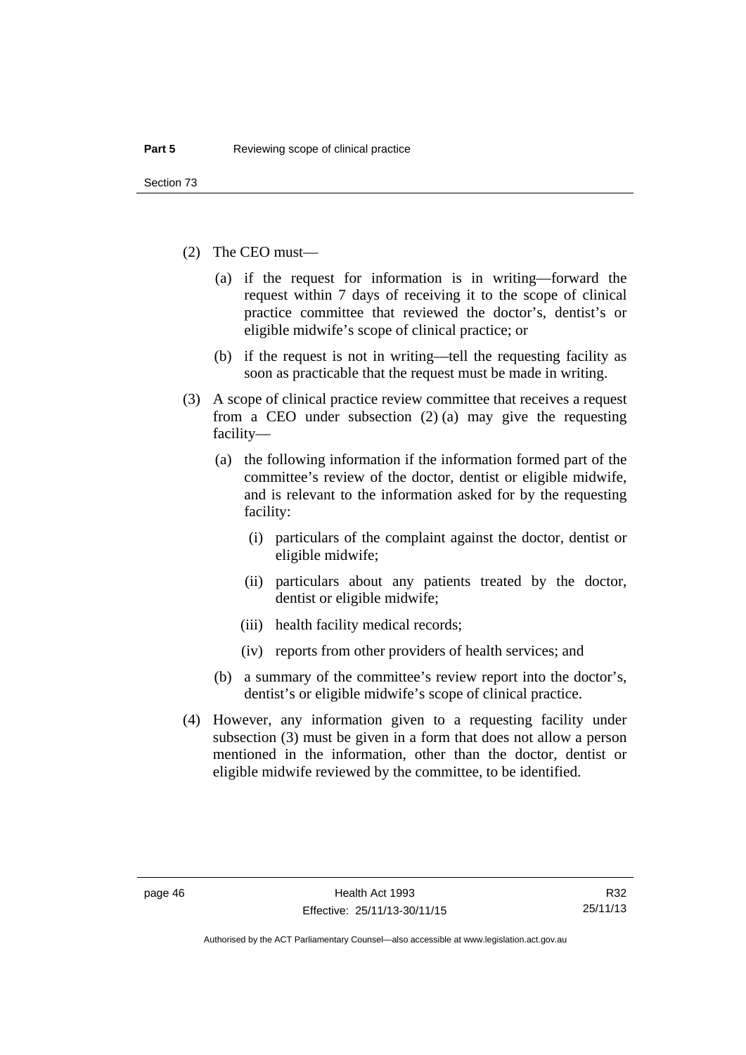(2) The CEO must—

(a) if the request for information is in writing—forward the request within 7 days of receiving it to the scope of clinical practice committee that reviewed the doctor's, dentist's or eligible midwife's scope of clinical practice; or

(b) if the request is not in writing—tell the requesting facility as soon as practicable that the request must be made in writing.

(3) A scope of clinical practice review committee that receives a request from a CEO under subsection (2) (a) may give the requesting facility—

(a) the following information if the information formed part of the committee's review of the doctor, dentist or eligible midwife, and is relevant to the information asked for by the requesting facility:

(i) particulars of the complaint against the doctor, dentist or eligible midwife;

(ii) particulars about any patients treated by the doctor, dentist or eligible midwife;

(iii) health facility medical records;

(iv) reports from other providers of health services; and

(b) a summary of the committee's review report into the doctor's, dentist's or eligible midwife's scope of clinical practice.

(4) However, any information given to a requesting facility under subsection (3) must be given in a form that does not allow a person mentioned in the information, other than the doctor, dentist or eligible midwife reviewed by the committee, to be identified.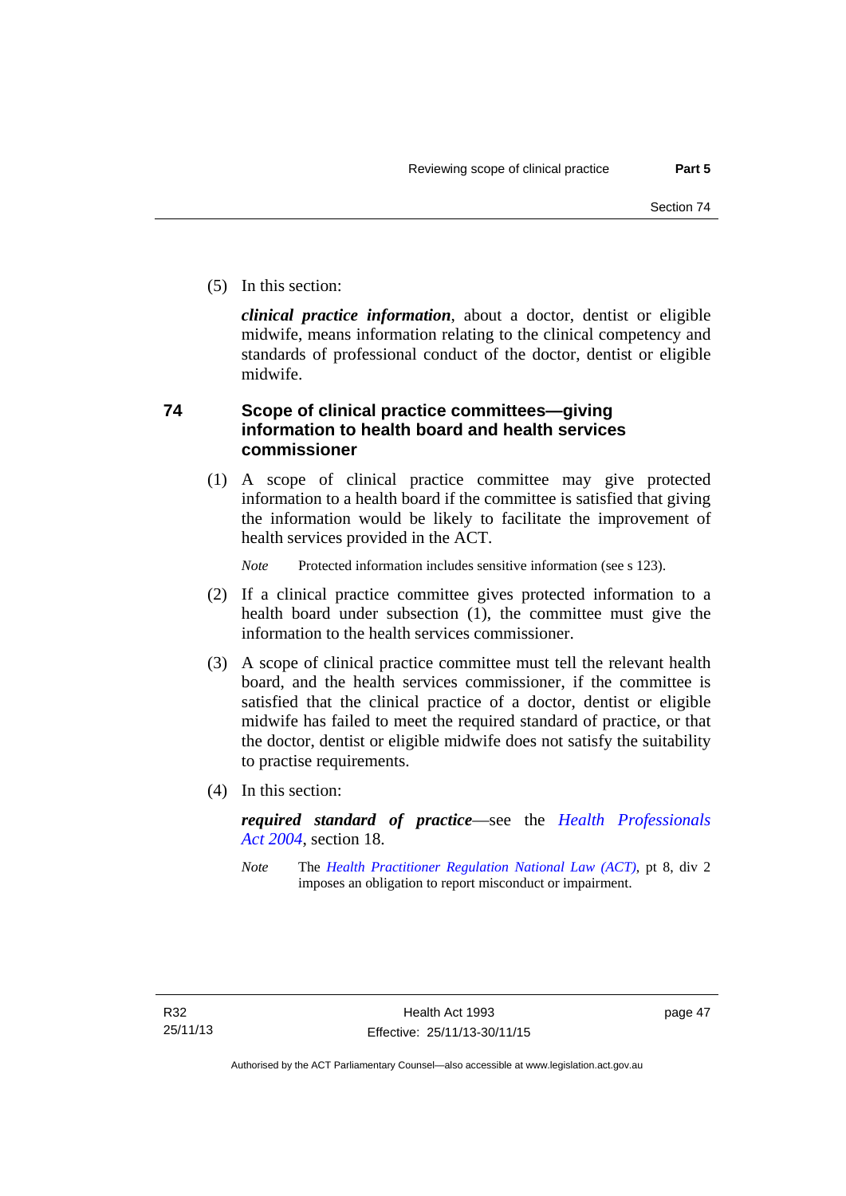(5) In this section:

***clinical practice information***, about a doctor, dentist or eligible midwife, means information relating to the clinical competency and standards of professional conduct of the doctor, dentist or eligible midwife.

## 74 Scope of clinical practice committees—giving information to health board and health services commissioner

(1) A scope of clinical practice committee may give protected information to a health board if the committee is satisfied that giving the information would be likely to facilitate the improvement of health services provided in the ACT.

*Note* Protected information includes sensitive information (see s 123).

(2) If a clinical practice committee gives protected information to a health board under subsection (1), the committee must give the information to the health services commissioner.

(3) A scope of clinical practice committee must tell the relevant health board, and the health services commissioner, if the committee is satisfied that the clinical practice of a doctor, dentist or eligible midwife has failed to meet the required standard of practice, or that the doctor, dentist or eligible midwife does not satisfy the suitability to practise requirements.

(4) In this section:

***required standard of practice***—see the *Health Professionals Act 2004*, section 18.

*Note* The *Health Practitioner Regulation National Law (ACT)*, pt 8, div 2 imposes an obligation to report misconduct or impairment.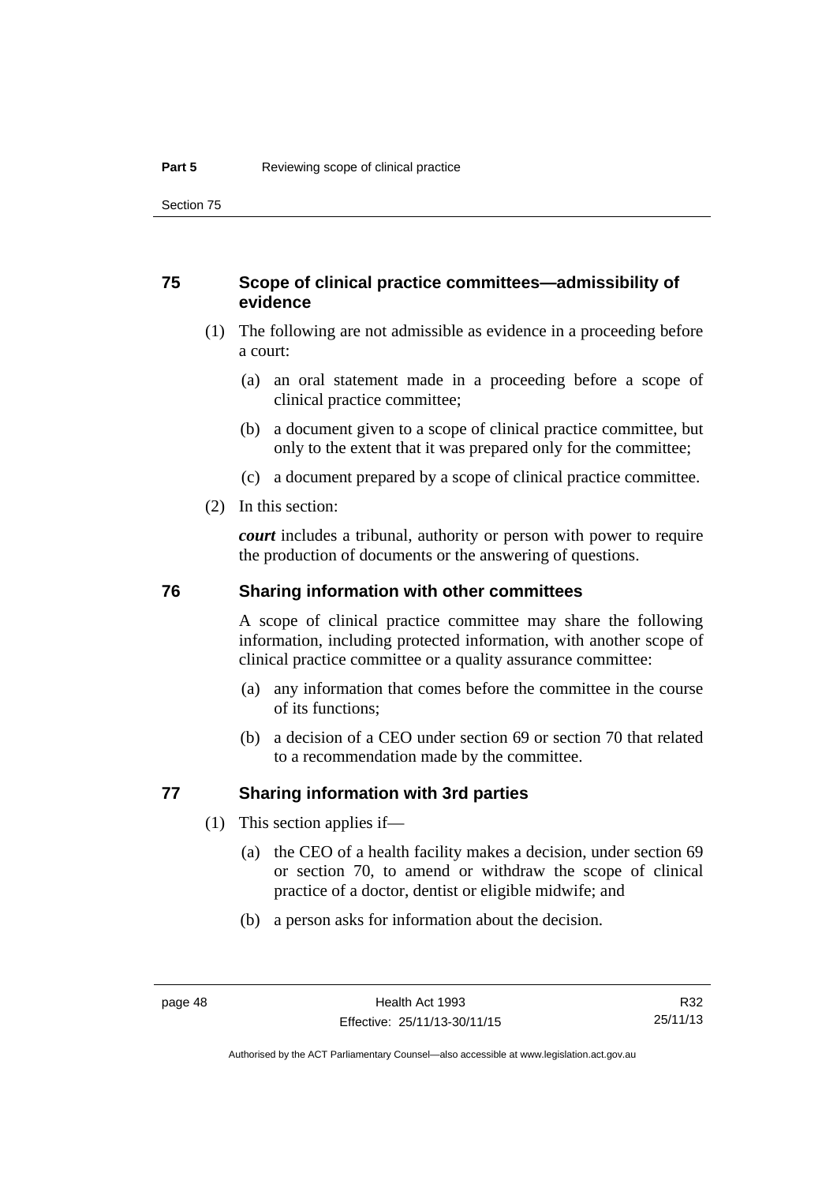### 75 Scope of clinical practice committees—admissibility of evidence

(1) The following are not admissible as evidence in a proceeding before a court:

- (a) an oral statement made in a proceeding before a scope of clinical practice committee;
- (b) a document given to a scope of clinical practice committee, but only to the extent that it was prepared only for the committee;
- (c) a document prepared by a scope of clinical practice committee.

(2) In this section:

***court*** includes a tribunal, authority or person with power to require the production of documents or the answering of questions.

### 76 Sharing information with other committees

A scope of clinical practice committee may share the following information, including protected information, with another scope of clinical practice committee or a quality assurance committee:

- (a) any information that comes before the committee in the course of its functions;
- (b) a decision of a CEO under section 69 or section 70 that related to a recommendation made by the committee.

### 77 Sharing information with 3rd parties

(1) This section applies if—

- (a) the CEO of a health facility makes a decision, under section 69 or section 70, to amend or withdraw the scope of clinical practice of a doctor, dentist or eligible midwife; and
- (b) a person asks for information about the decision.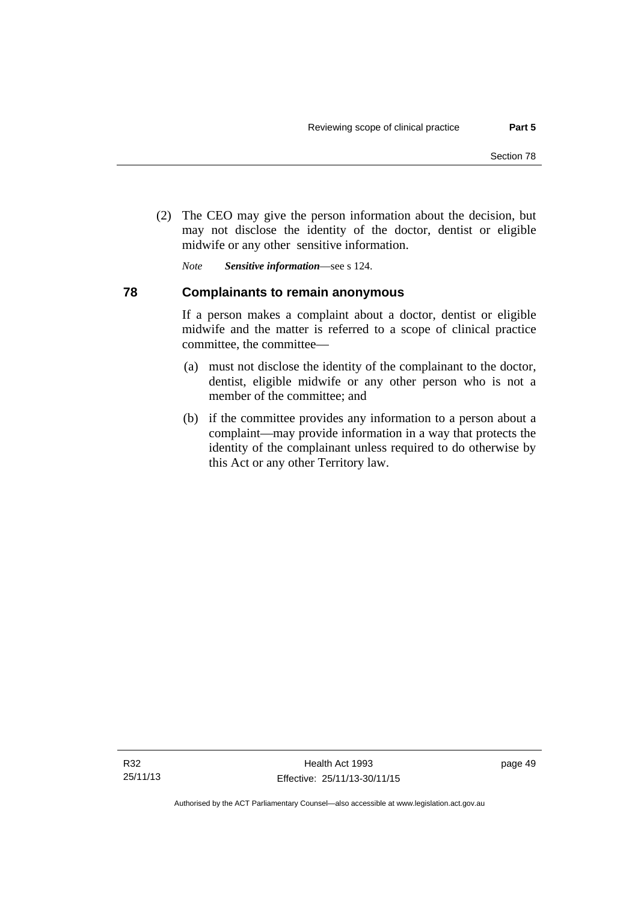(2) The CEO may give the person information about the decision, but may not disclose the identity of the doctor, dentist or eligible midwife or any other sensitive information.

*Note* ***Sensitive information***—see s 124.

## 78 Complainants to remain anonymous

If a person makes a complaint about a doctor, dentist or eligible midwife and the matter is referred to a scope of clinical practice committee, the committee—

(a) must not disclose the identity of the complainant to the doctor, dentist, eligible midwife or any other person who is not a member of the committee; and

(b) if the committee provides any information to a person about a complaint—may provide information in a way that protects the identity of the complainant unless required to do otherwise by this Act or any other Territory law.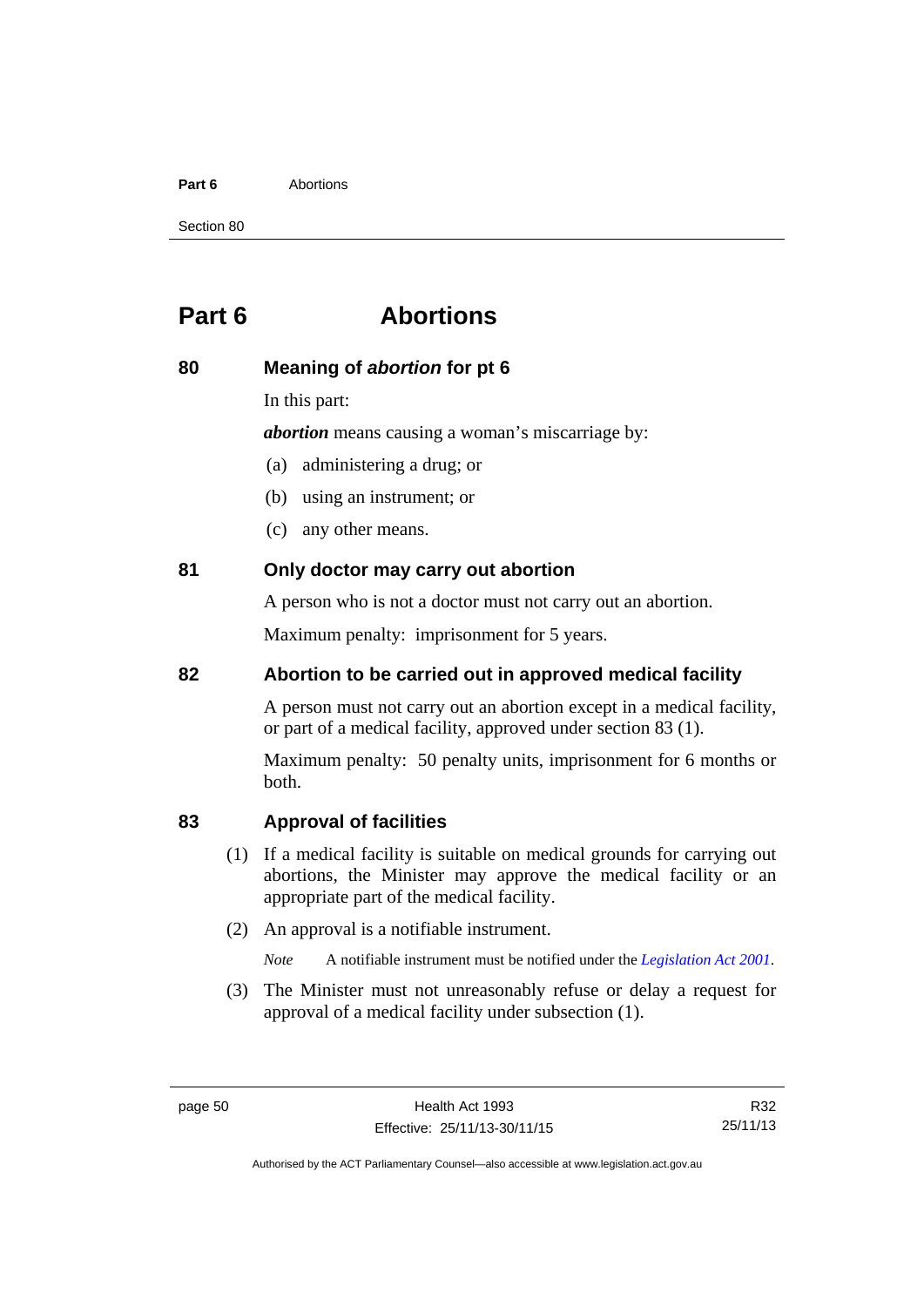# Part 6 Abortions

### 80 Meaning of *abortion* for pt 6

In this part:

***abortion*** means causing a woman's miscarriage by:

(a) administering a drug; or

(b) using an instrument; or

(c) any other means.

### 81 Only doctor may carry out abortion

A person who is not a doctor must not carry out an abortion.

Maximum penalty: imprisonment for 5 years.

### 82 Abortion to be carried out in approved medical facility

A person must not carry out an abortion except in a medical facility, or part of a medical facility, approved under section 83 (1).

Maximum penalty: 50 penalty units, imprisonment for 6 months or both.

### 83 Approval of facilities

(1) If a medical facility is suitable on medical grounds for carrying out abortions, the Minister may approve the medical facility or an appropriate part of the medical facility.

(2) An approval is a notifiable instrument.

*Note* A notifiable instrument must be notified under the *Legislation Act 2001*.

(3) The Minister must not unreasonably refuse or delay a request for approval of a medical facility under subsection (1).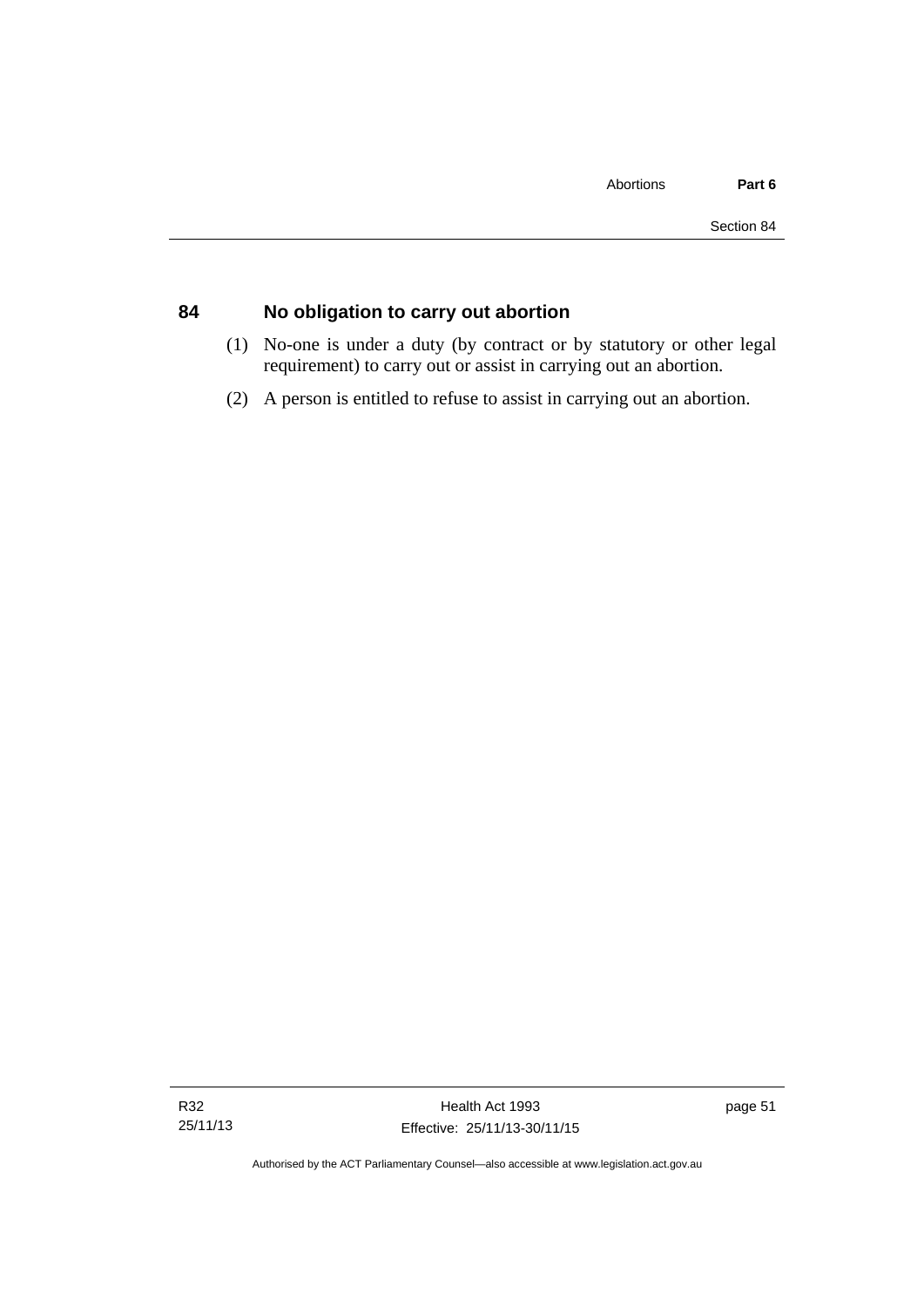## 84 No obligation to carry out abortion

(1) No-one is under a duty (by contract or by statutory or other legal requirement) to carry out or assist in carrying out an abortion.

(2) A person is entitled to refuse to assist in carrying out an abortion.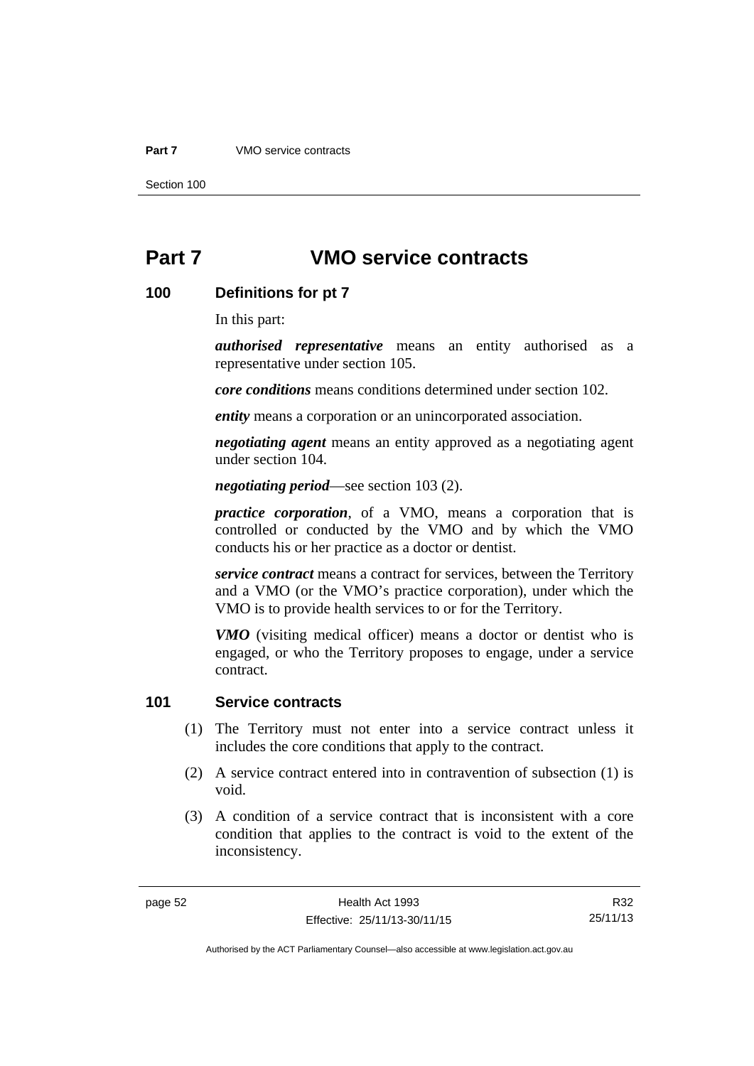# Part 7 VMO service contracts

## 100 Definitions for pt 7

In this part:

***authorised representative*** means an entity authorised as a representative under section 105.

***core conditions*** means conditions determined under section 102.

***entity*** means a corporation or an unincorporated association.

***negotiating agent*** means an entity approved as a negotiating agent under section 104.

***negotiating period***—see section 103 (2).

***practice corporation***, of a VMO, means a corporation that is controlled or conducted by the VMO and by which the VMO conducts his or her practice as a doctor or dentist.

***service contract*** means a contract for services, between the Territory and a VMO (or the VMO's practice corporation), under which the VMO is to provide health services to or for the Territory.

***VMO*** (visiting medical officer) means a doctor or dentist who is engaged, or who the Territory proposes to engage, under a service contract.

## 101 Service contracts

(1) The Territory must not enter into a service contract unless it includes the core conditions that apply to the contract.

(2) A service contract entered into in contravention of subsection (1) is void.

(3) A condition of a service contract that is inconsistent with a core condition that applies to the contract is void to the extent of the inconsistency.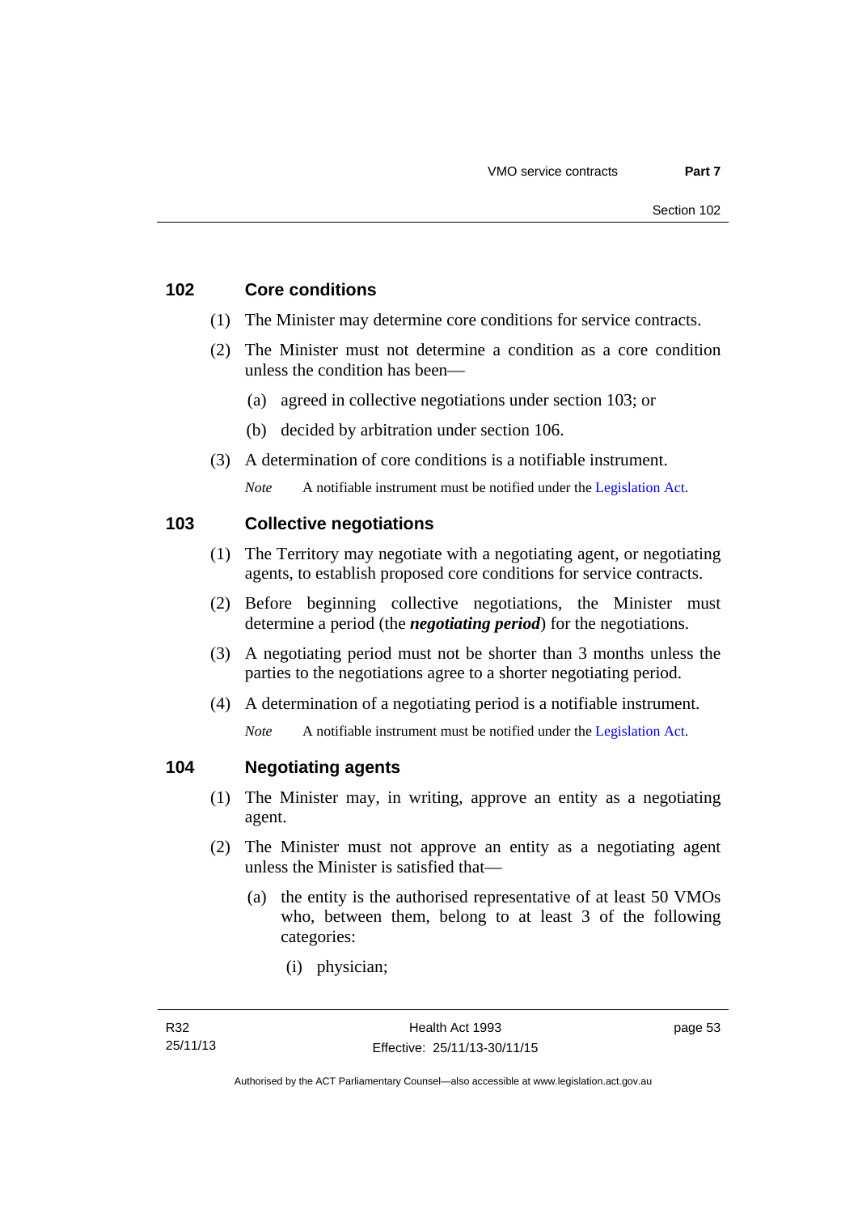## 102 Core conditions

(1) The Minister may determine core conditions for service contracts.

(2) The Minister must not determine a condition as a core condition unless the condition has been—

(a) agreed in collective negotiations under section 103; or

(b) decided by arbitration under section 106.

(3) A determination of core conditions is a notifiable instrument.

*Note* A notifiable instrument must be notified under the Legislation Act.

## 103 Collective negotiations

(1) The Territory may negotiate with a negotiating agent, or negotiating agents, to establish proposed core conditions for service contracts.

(2) Before beginning collective negotiations, the Minister must determine a period (the ***negotiating period***) for the negotiations.

(3) A negotiating period must not be shorter than 3 months unless the parties to the negotiations agree to a shorter negotiating period.

(4) A determination of a negotiating period is a notifiable instrument.

*Note* A notifiable instrument must be notified under the Legislation Act.

## 104 Negotiating agents

(1) The Minister may, in writing, approve an entity as a negotiating agent.

(2) The Minister must not approve an entity as a negotiating agent unless the Minister is satisfied that—

(a) the entity is the authorised representative of at least 50 VMOs who, between them, belong to at least 3 of the following categories:

(i) physician;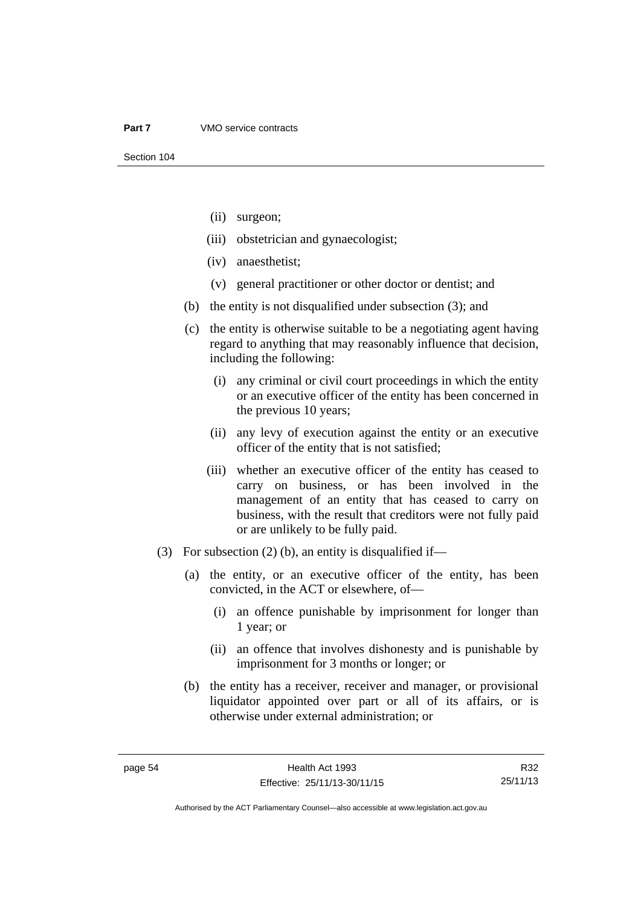(ii) surgeon;

(iii) obstetrician and gynaecologist;

(iv) anaesthetist;

(v) general practitioner or other doctor or dentist; and

(b) the entity is not disqualified under subsection (3); and

(c) the entity is otherwise suitable to be a negotiating agent having regard to anything that may reasonably influence that decision, including the following:

(i) any criminal or civil court proceedings in which the entity or an executive officer of the entity has been concerned in the previous 10 years;

(ii) any levy of execution against the entity or an executive officer of the entity that is not satisfied;

(iii) whether an executive officer of the entity has ceased to carry on business, or has been involved in the management of an entity that has ceased to carry on business, with the result that creditors were not fully paid or are unlikely to be fully paid.

(3) For subsection (2) (b), an entity is disqualified if—

(a) the entity, or an executive officer of the entity, has been convicted, in the ACT or elsewhere, of—

(i) an offence punishable by imprisonment for longer than 1 year; or

(ii) an offence that involves dishonesty and is punishable by imprisonment for 3 months or longer; or

(b) the entity has a receiver, receiver and manager, or provisional liquidator appointed over part or all of its affairs, or is otherwise under external administration; or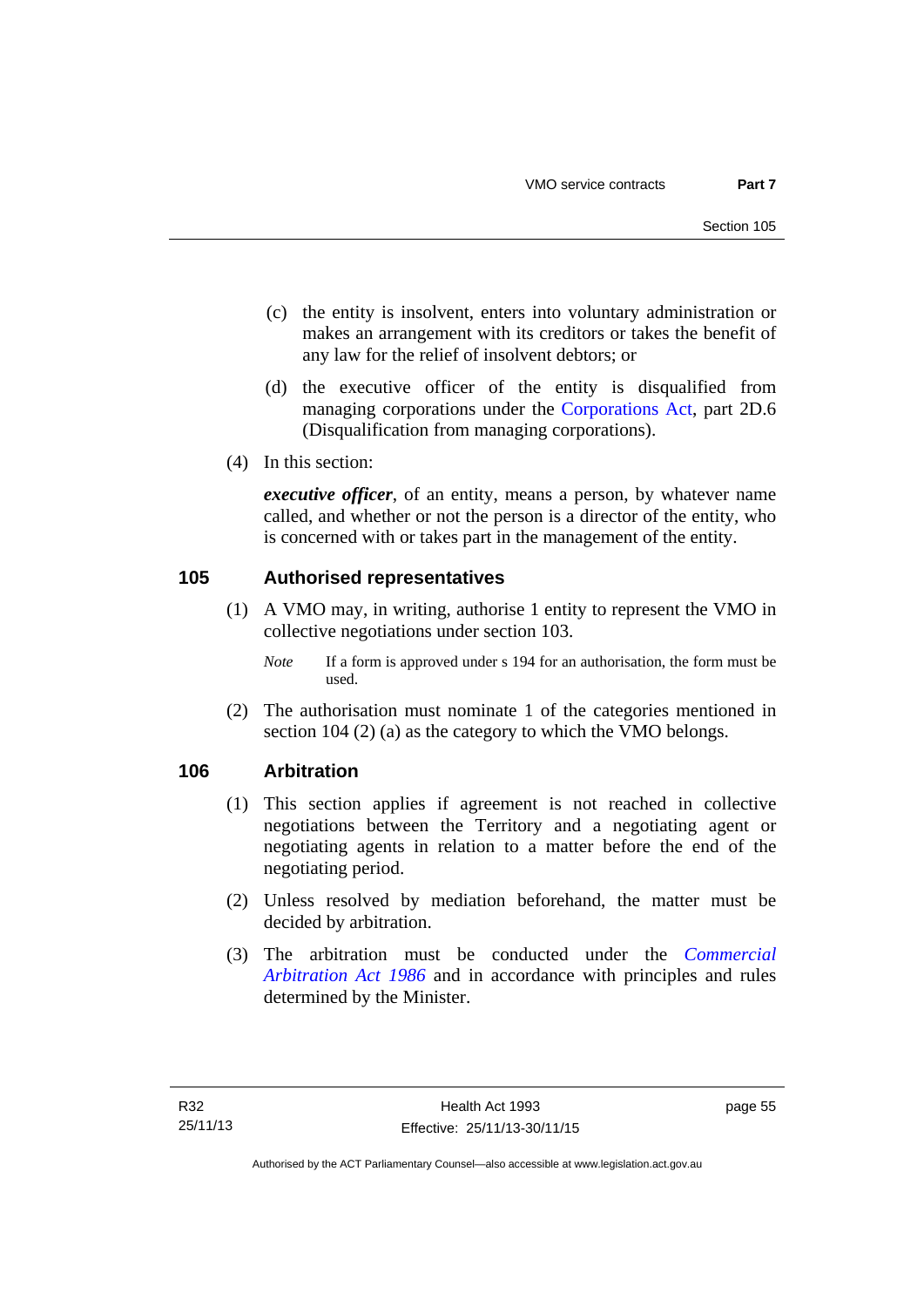(c) the entity is insolvent, enters into voluntary administration or makes an arrangement with its creditors or takes the benefit of any law for the relief of insolvent debtors; or

(d) the executive officer of the entity is disqualified from managing corporations under the Corporations Act, part 2D.6 (Disqualification from managing corporations).

(4) In this section:

***executive officer***, of an entity, means a person, by whatever name called, and whether or not the person is a director of the entity, who is concerned with or takes part in the management of the entity.

## 105 Authorised representatives

(1) A VMO may, in writing, authorise 1 entity to represent the VMO in collective negotiations under section 103.

*Note* If a form is approved under s 194 for an authorisation, the form must be used.

(2) The authorisation must nominate 1 of the categories mentioned in section 104 (2) (a) as the category to which the VMO belongs.

## 106 Arbitration

(1) This section applies if agreement is not reached in collective negotiations between the Territory and a negotiating agent or negotiating agents in relation to a matter before the end of the negotiating period.

(2) Unless resolved by mediation beforehand, the matter must be decided by arbitration.

(3) The arbitration must be conducted under the *Commercial Arbitration Act 1986* and in accordance with principles and rules determined by the Minister.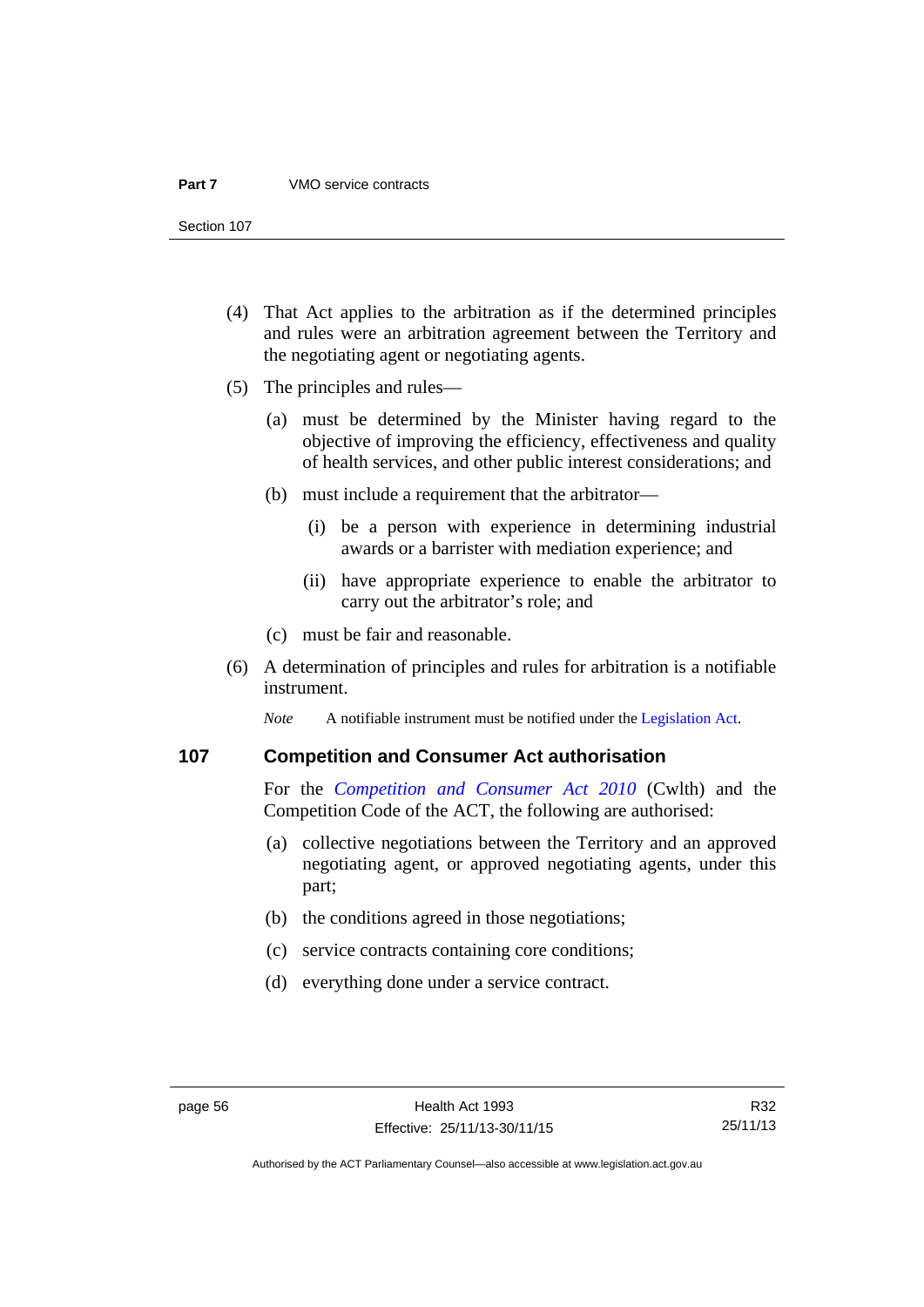(4) That Act applies to the arbitration as if the determined principles and rules were an arbitration agreement between the Territory and the negotiating agent or negotiating agents.

(5) The principles and rules—

(a) must be determined by the Minister having regard to the objective of improving the efficiency, effectiveness and quality of health services, and other public interest considerations; and

(b) must include a requirement that the arbitrator—

(i) be a person with experience in determining industrial awards or a barrister with mediation experience; and

(ii) have appropriate experience to enable the arbitrator to carry out the arbitrator's role; and

(c) must be fair and reasonable.

(6) A determination of principles and rules for arbitration is a notifiable instrument.

*Note* A notifiable instrument must be notified under the Legislation Act.

## 107 Competition and Consumer Act authorisation

For the *Competition and Consumer Act 2010* (Cwlth) and the Competition Code of the ACT, the following are authorised:

(a) collective negotiations between the Territory and an approved negotiating agent, or approved negotiating agents, under this part;

(b) the conditions agreed in those negotiations;

(c) service contracts containing core conditions;

(d) everything done under a service contract.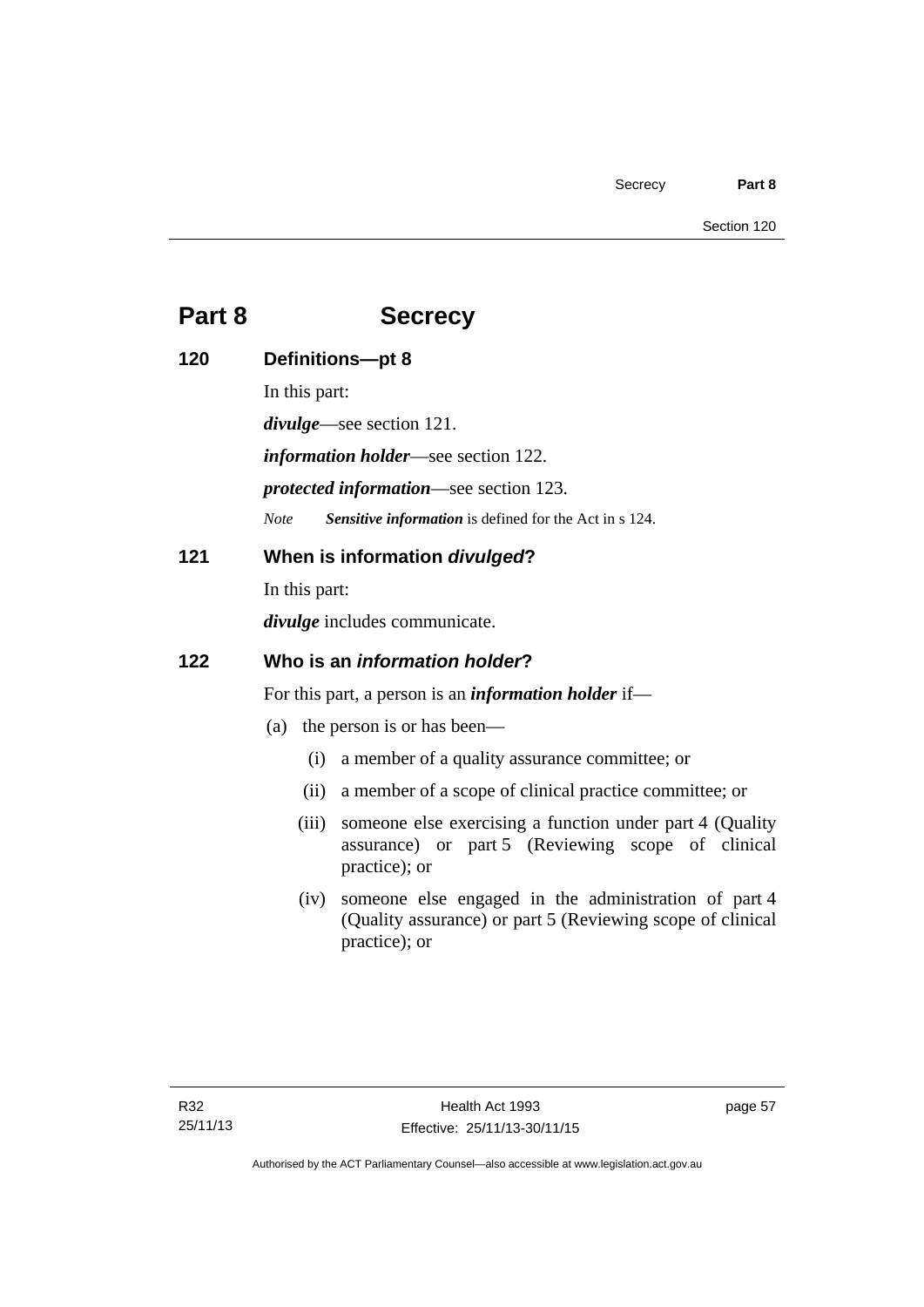# Part 8 Secrecy

## 120 Definitions—pt 8

In this part:

***divulge***—see section 121.

***information holder***—see section 122.

***protected information***—see section 123.

*Note* ***Sensitive information*** is defined for the Act in s 124.

## 121 When is information *divulged*?

In this part:

***divulge*** includes communicate.

## 122 Who is an *information holder*?

For this part, a person is an ***information holder*** if—

(a) the person is or has been—

(i) a member of a quality assurance committee; or

(ii) a member of a scope of clinical practice committee; or

(iii) someone else exercising a function under part 4 (Quality assurance) or part 5 (Reviewing scope of clinical practice); or

(iv) someone else engaged in the administration of part 4 (Quality assurance) or part 5 (Reviewing scope of clinical practice); or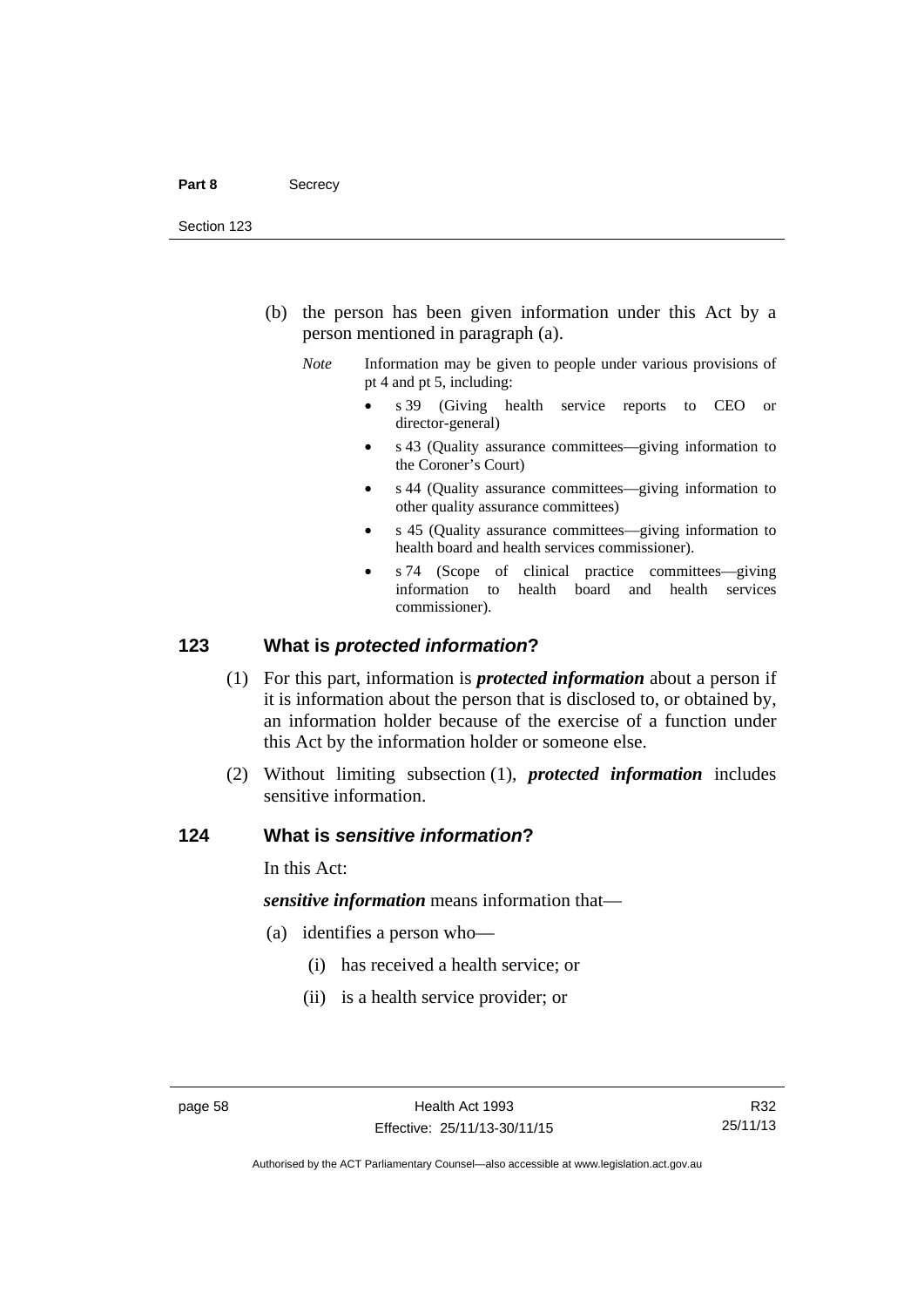(b) the person has been given information under this Act by a person mentioned in paragraph (a).

*Note* Information may be given to people under various provisions of pt 4 and pt 5, including:

- s 39 (Giving health service reports to CEO or director-general)
- s 43 (Quality assurance committees—giving information to the Coroner's Court)
- s 44 (Quality assurance committees—giving information to other quality assurance committees)
- s 45 (Quality assurance committees—giving information to health board and health services commissioner).
- s 74 (Scope of clinical practice committees—giving information to health board and health services commissioner).

## 123 What is *protected information*?

(1) For this part, information is ***protected information*** about a person if it is information about the person that is disclosed to, or obtained by, an information holder because of the exercise of a function under this Act by the information holder or someone else.

(2) Without limiting subsection (1), ***protected information*** includes sensitive information.

## 124 What is *sensitive information*?

In this Act:

***sensitive information*** means information that—

(a) identifies a person who—

(i) has received a health service; or

(ii) is a health service provider; or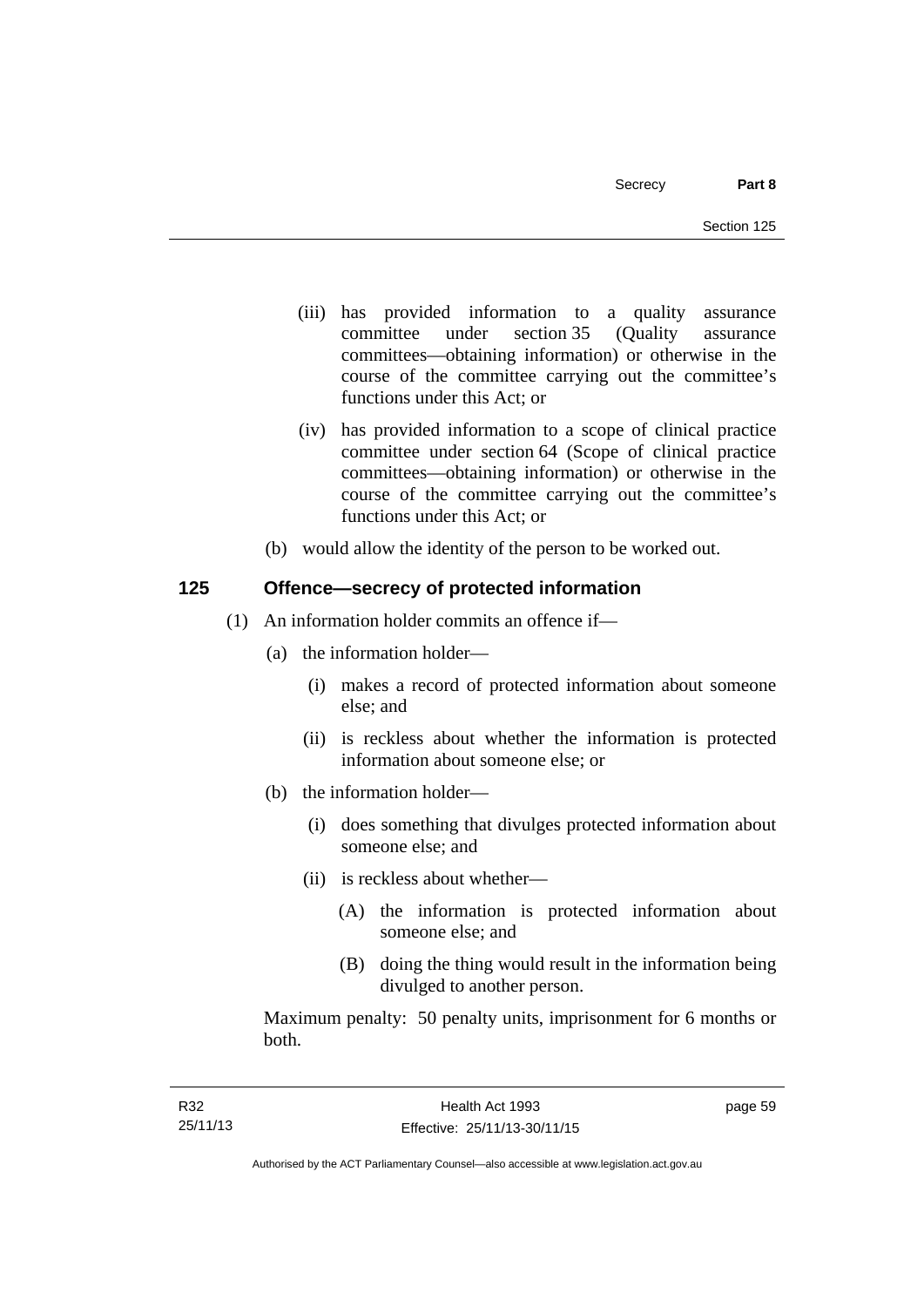(iii) has provided information to a quality assurance committee under section 35 (Quality assurance committees—obtaining information) or otherwise in the course of the committee carrying out the committee's functions under this Act; or

(iv) has provided information to a scope of clinical practice committee under section 64 (Scope of clinical practice committees—obtaining information) or otherwise in the course of the committee carrying out the committee's functions under this Act; or

(b) would allow the identity of the person to be worked out.

## 125 Offence—secrecy of protected information

(1) An information holder commits an offence if—

(a) the information holder—

(i) makes a record of protected information about someone else; and

(ii) is reckless about whether the information is protected information about someone else; or

(b) the information holder—

(i) does something that divulges protected information about someone else; and

(ii) is reckless about whether—

(A) the information is protected information about someone else; and

(B) doing the thing would result in the information being divulged to another person.

Maximum penalty: 50 penalty units, imprisonment for 6 months or both.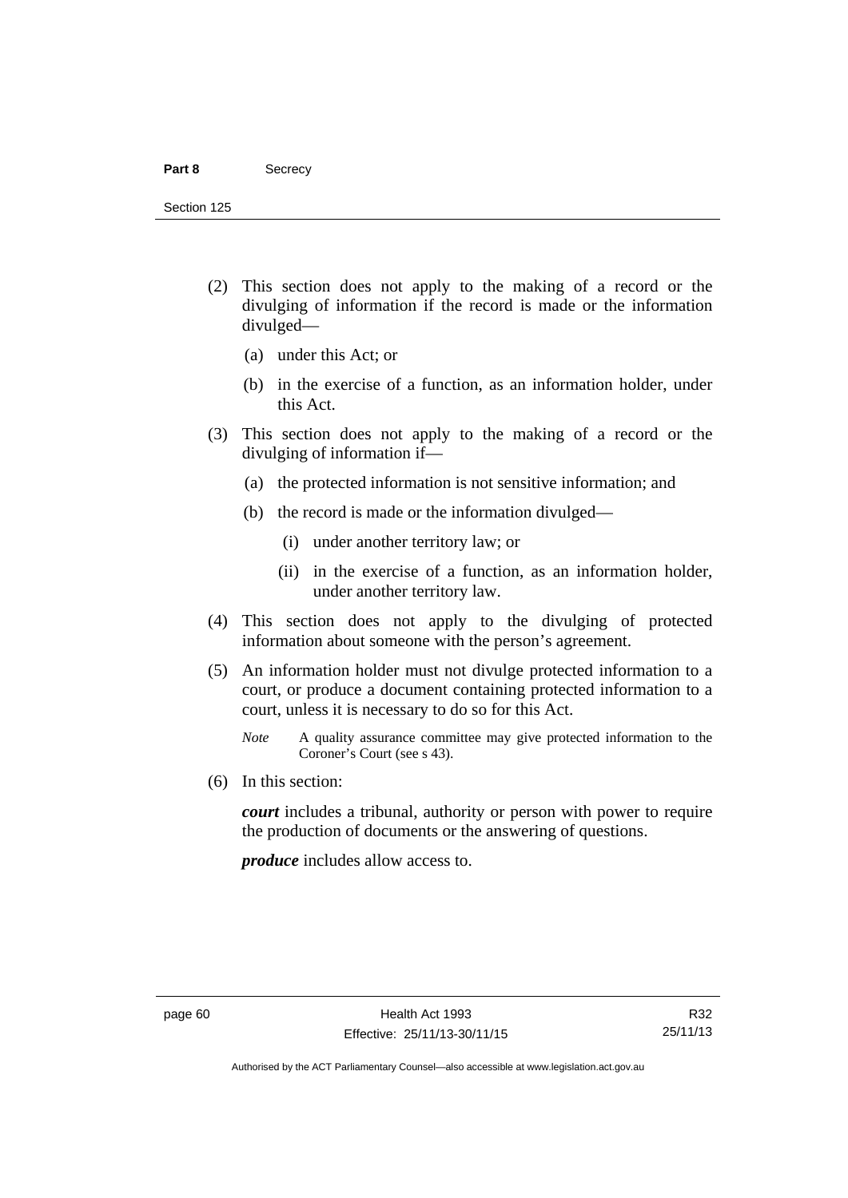(2) This section does not apply to the making of a record or the divulging of information if the record is made or the information divulged—

  (a) under this Act; or

  (b) in the exercise of a function, as an information holder, under this Act.

(3) This section does not apply to the making of a record or the divulging of information if—

  (a) the protected information is not sensitive information; and

  (b) the record is made or the information divulged—

    (i) under another territory law; or

    (ii) in the exercise of a function, as an information holder, under another territory law.

(4) This section does not apply to the divulging of protected information about someone with the person's agreement.

(5) An information holder must not divulge protected information to a court, or produce a document containing protected information to a court, unless it is necessary to do so for this Act.

*Note* A quality assurance committee may give protected information to the Coroner's Court (see s 43).

(6) In this section:

***court*** includes a tribunal, authority or person with power to require the production of documents or the answering of questions.

***produce*** includes allow access to.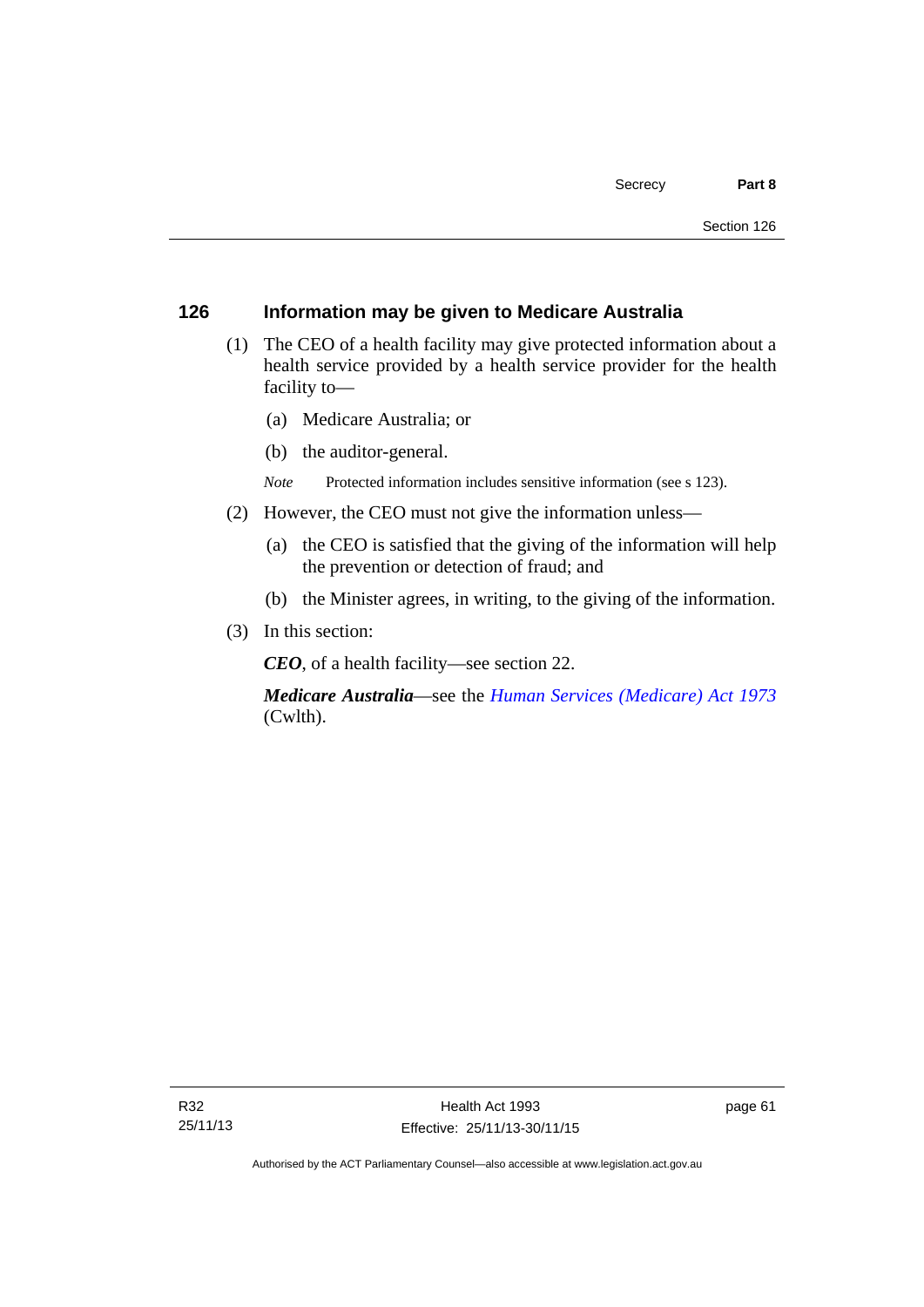## 126 Information may be given to Medicare Australia

(1) The CEO of a health facility may give protected information about a health service provided by a health service provider for the health facility to—

(a) Medicare Australia; or

(b) the auditor-general.

*Note* Protected information includes sensitive information (see s 123).

(2) However, the CEO must not give the information unless—

(a) the CEO is satisfied that the giving of the information will help the prevention or detection of fraud; and

(b) the Minister agrees, in writing, to the giving of the information.

(3) In this section:

***CEO***, of a health facility—see section 22.

***Medicare Australia***—see the *Human Services (Medicare) Act 1973* (Cwlth).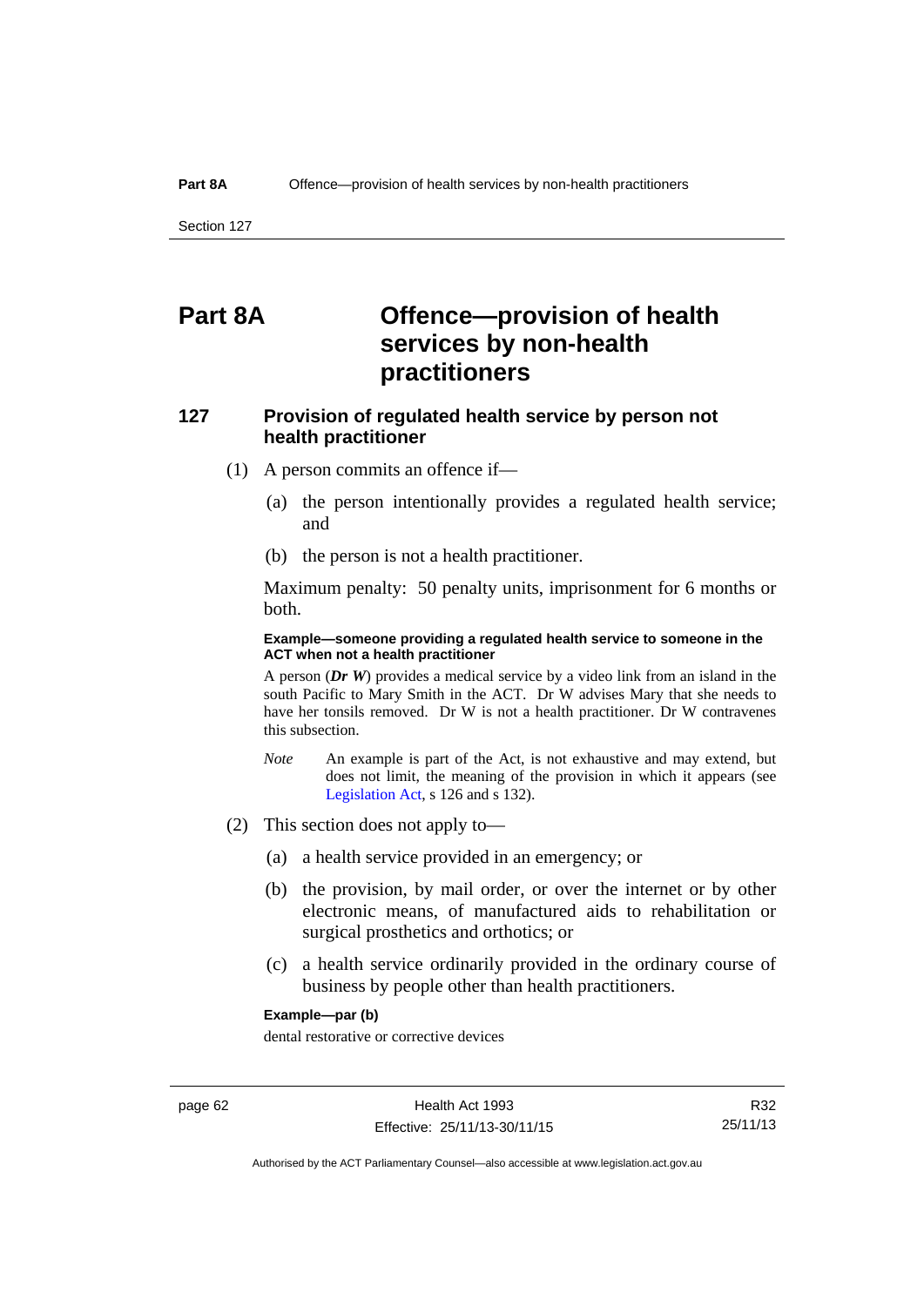# Part 8A Offence—provision of health services by non-health practitioners

### 127 Provision of regulated health service by person not health practitioner

(1) A person commits an offence if—

(a) the person intentionally provides a regulated health service; and

(b) the person is not a health practitioner.

Maximum penalty: 50 penalty units, imprisonment for 6 months or both.

**Example—someone providing a regulated health service to someone in the ACT when not a health practitioner**

A person (***Dr W***) provides a medical service by a video link from an island in the south Pacific to Mary Smith in the ACT. Dr W advises Mary that she needs to have her tonsils removed. Dr W is not a health practitioner. Dr W contravenes this subsection.

*Note* An example is part of the Act, is not exhaustive and may extend, but does not limit, the meaning of the provision in which it appears (see Legislation Act, s 126 and s 132).

(2) This section does not apply to—

(a) a health service provided in an emergency; or

(b) the provision, by mail order, or over the internet or by other electronic means, of manufactured aids to rehabilitation or surgical prosthetics and orthotics; or

(c) a health service ordinarily provided in the ordinary course of business by people other than health practitioners.

**Example—par (b)**

dental restorative or corrective devices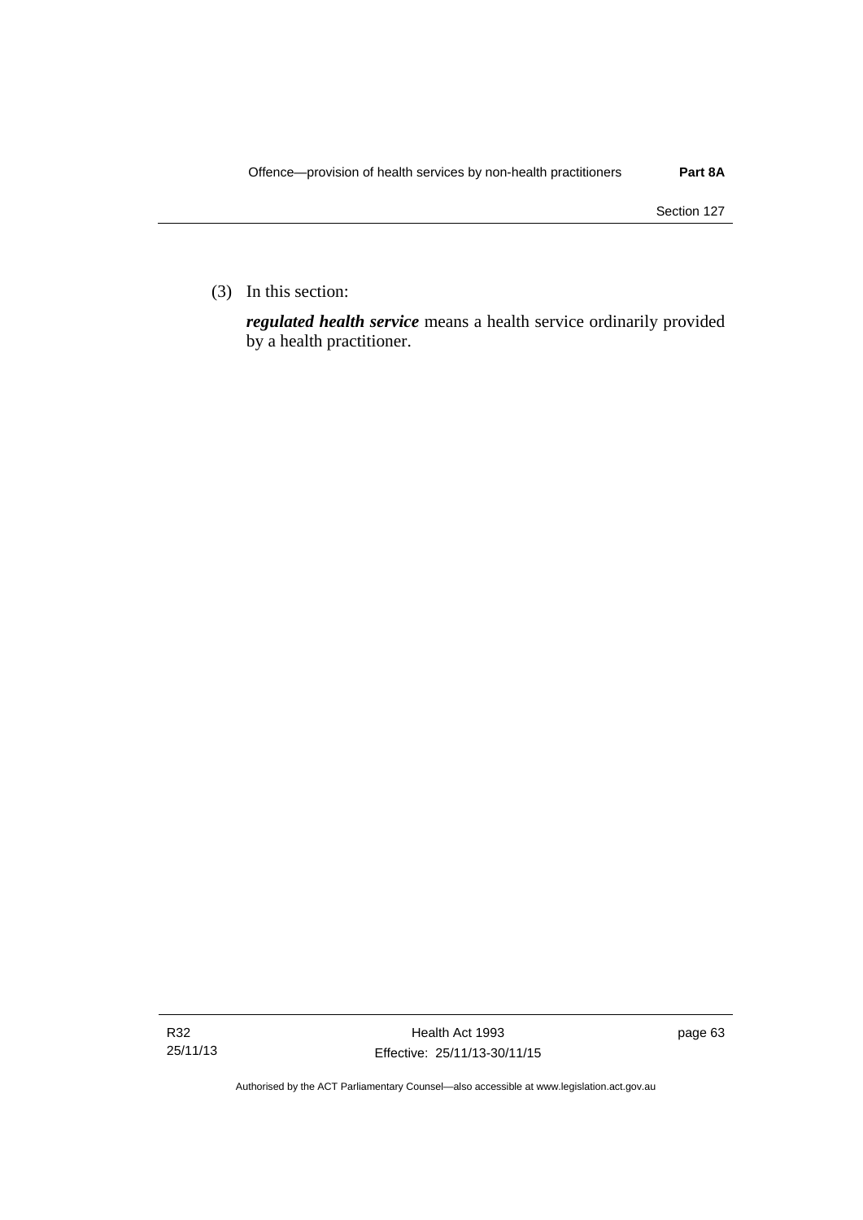(3) In this section:

***regulated health service*** means a health service ordinarily provided by a health practitioner.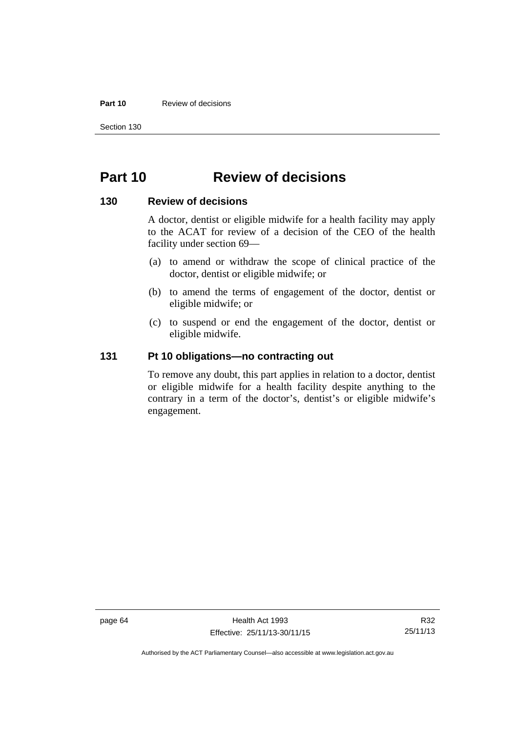# Part 10 Review of decisions

### 130 Review of decisions

A doctor, dentist or eligible midwife for a health facility may apply to the ACAT for review of a decision of the CEO of the health facility under section 69—

(a) to amend or withdraw the scope of clinical practice of the doctor, dentist or eligible midwife; or

(b) to amend the terms of engagement of the doctor, dentist or eligible midwife; or

(c) to suspend or end the engagement of the doctor, dentist or eligible midwife.

### 131 Pt 10 obligations—no contracting out

To remove any doubt, this part applies in relation to a doctor, dentist or eligible midwife for a health facility despite anything to the contrary in a term of the doctor's, dentist's or eligible midwife's engagement.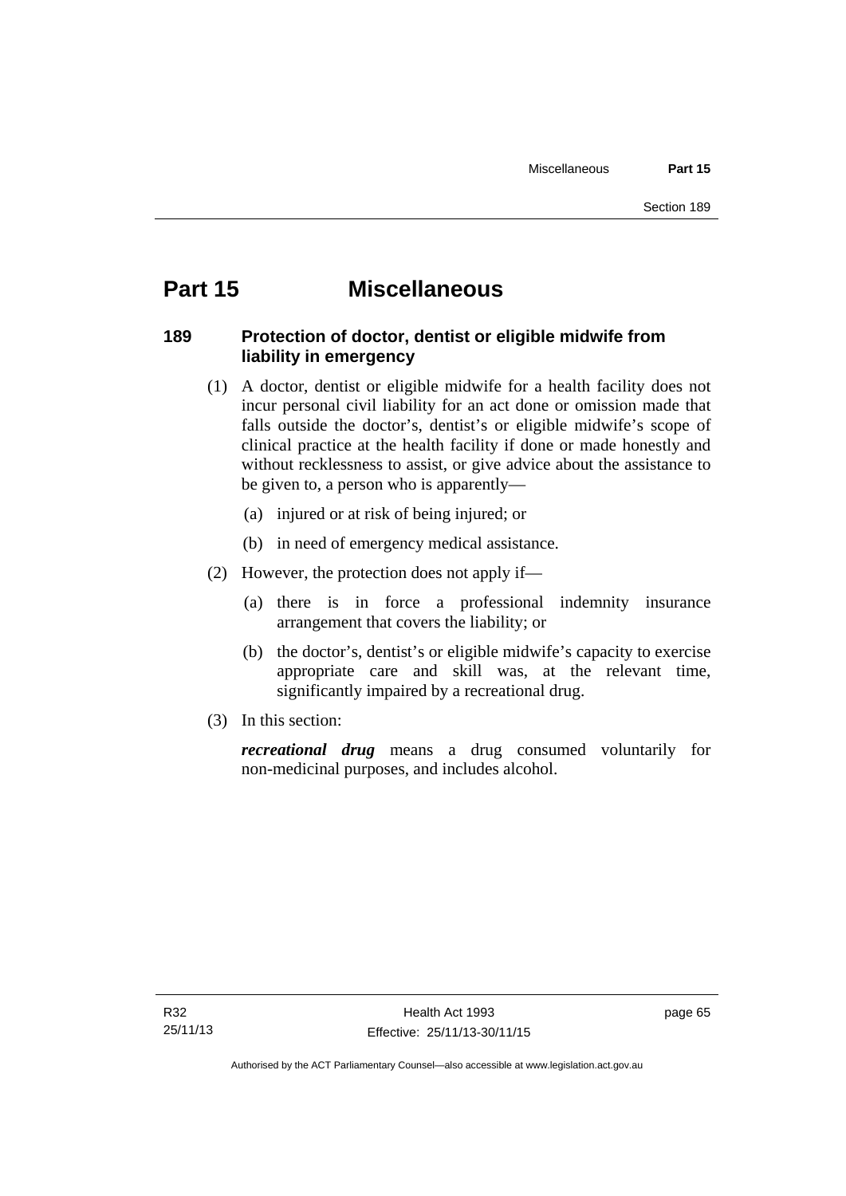# Part 15 Miscellaneous

## 189 Protection of doctor, dentist or eligible midwife from liability in emergency

(1) A doctor, dentist or eligible midwife for a health facility does not incur personal civil liability for an act done or omission made that falls outside the doctor's, dentist's or eligible midwife's scope of clinical practice at the health facility if done or made honestly and without recklessness to assist, or give advice about the assistance to be given to, a person who is apparently—

(a) injured or at risk of being injured; or

(b) in need of emergency medical assistance.

(2) However, the protection does not apply if—

(a) there is in force a professional indemnity insurance arrangement that covers the liability; or

(b) the doctor's, dentist's or eligible midwife's capacity to exercise appropriate care and skill was, at the relevant time, significantly impaired by a recreational drug.

(3) In this section:

***recreational drug*** means a drug consumed voluntarily for non-medicinal purposes, and includes alcohol.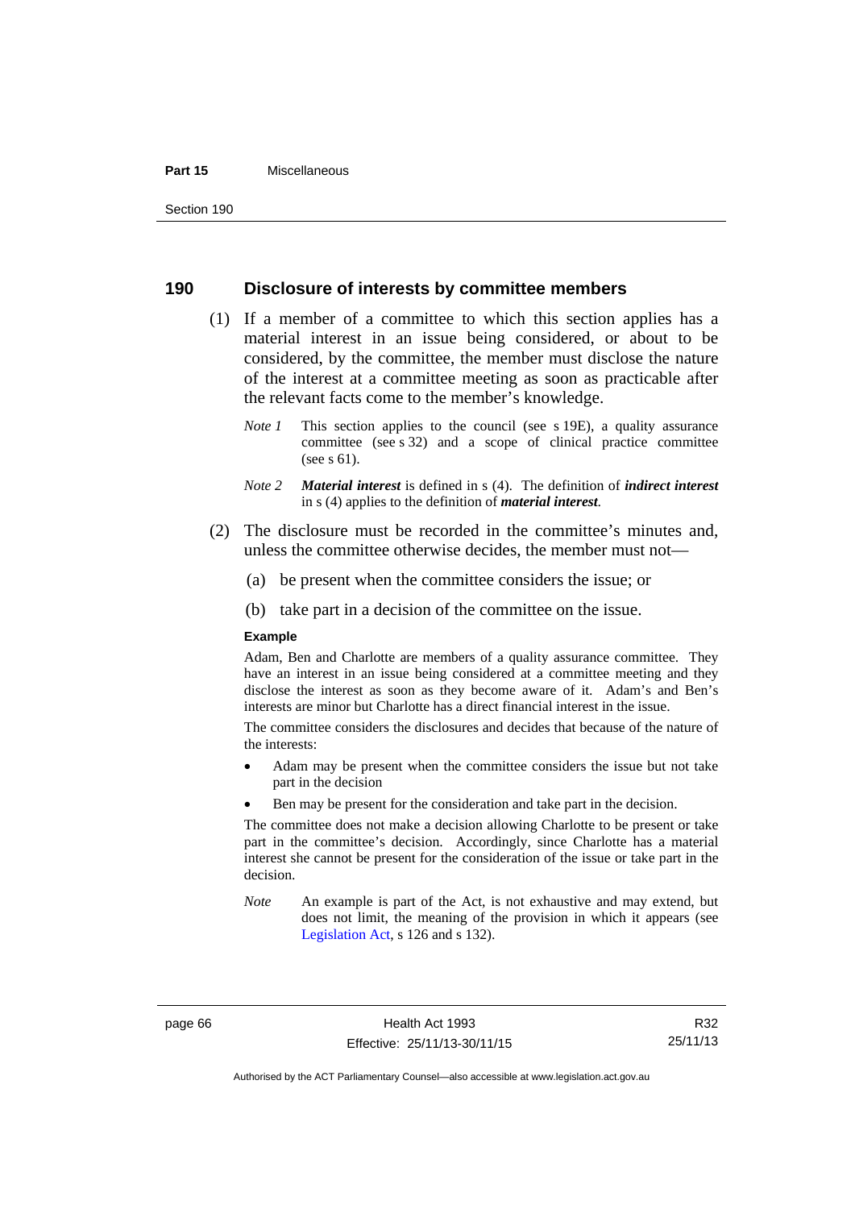## 190 Disclosure of interests by committee members

(1) If a member of a committee to which this section applies has a material interest in an issue being considered, or about to be considered, by the committee, the member must disclose the nature of the interest at a committee meeting as soon as practicable after the relevant facts come to the member's knowledge.

*Note 1* This section applies to the council (see s 19E), a quality assurance committee (see s 32) and a scope of clinical practice committee (see s 61).

*Note 2* ***Material interest*** is defined in s (4). The definition of ***indirect interest*** in s (4) applies to the definition of ***material interest***.

(2) The disclosure must be recorded in the committee's minutes and, unless the committee otherwise decides, the member must not—

(a) be present when the committee considers the issue; or

(b) take part in a decision of the committee on the issue.

**Example**

Adam, Ben and Charlotte are members of a quality assurance committee. They have an interest in an issue being considered at a committee meeting and they disclose the interest as soon as they become aware of it. Adam's and Ben's interests are minor but Charlotte has a direct financial interest in the issue.

The committee considers the disclosures and decides that because of the nature of the interests:

- Adam may be present when the committee considers the issue but not take part in the decision
- Ben may be present for the consideration and take part in the decision.

The committee does not make a decision allowing Charlotte to be present or take part in the committee's decision. Accordingly, since Charlotte has a material interest she cannot be present for the consideration of the issue or take part in the decision.

*Note* An example is part of the Act, is not exhaustive and may extend, but does not limit, the meaning of the provision in which it appears (see Legislation Act, s 126 and s 132).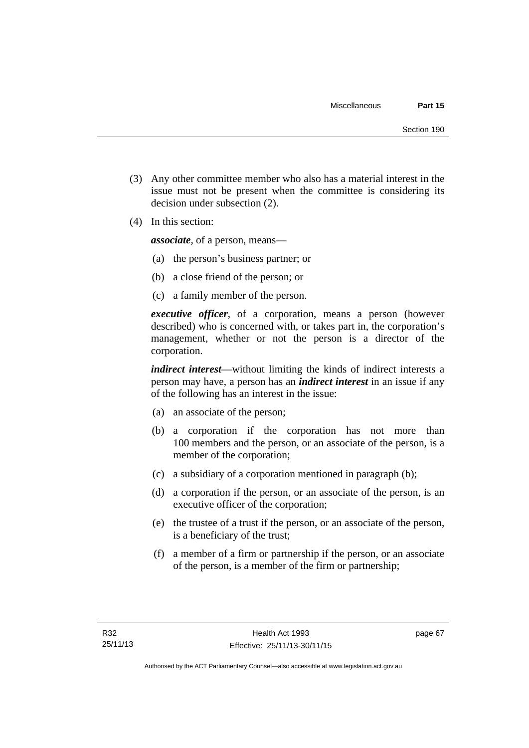(3) Any other committee member who also has a material interest in the issue must not be present when the committee is considering its decision under subsection (2).

(4) In this section:

***associate***, of a person, means—

(a) the person's business partner; or

(b) a close friend of the person; or

(c) a family member of the person.

***executive officer***, of a corporation, means a person (however described) who is concerned with, or takes part in, the corporation's management, whether or not the person is a director of the corporation.

***indirect interest***—without limiting the kinds of indirect interests a person may have, a person has an ***indirect interest*** in an issue if any of the following has an interest in the issue:

(a) an associate of the person;

(b) a corporation if the corporation has not more than 100 members and the person, or an associate of the person, is a member of the corporation;

(c) a subsidiary of a corporation mentioned in paragraph (b);

(d) a corporation if the person, or an associate of the person, is an executive officer of the corporation;

(e) the trustee of a trust if the person, or an associate of the person, is a beneficiary of the trust;

(f) a member of a firm or partnership if the person, or an associate of the person, is a member of the firm or partnership;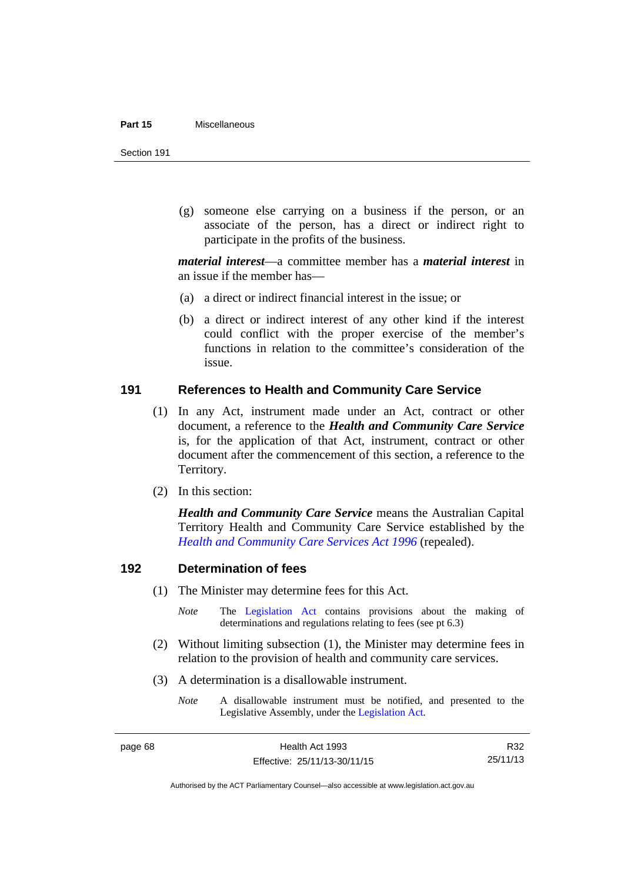(g) someone else carrying on a business if the person, or an associate of the person, has a direct or indirect right to participate in the profits of the business.

***material interest***—a committee member has a ***material interest*** in an issue if the member has—

(a) a direct or indirect financial interest in the issue; or

(b) a direct or indirect interest of any other kind if the interest could conflict with the proper exercise of the member's functions in relation to the committee's consideration of the issue.

## 191 References to Health and Community Care Service

(1) In any Act, instrument made under an Act, contract or other document, a reference to the ***Health and Community Care Service*** is, for the application of that Act, instrument, contract or other document after the commencement of this section, a reference to the Territory.

(2) In this section:

***Health and Community Care Service*** means the Australian Capital Territory Health and Community Care Service established by the *Health and Community Care Services Act 1996* (repealed).

## 192 Determination of fees

(1) The Minister may determine fees for this Act.

*Note* The Legislation Act contains provisions about the making of determinations and regulations relating to fees (see pt 6.3)

(2) Without limiting subsection (1), the Minister may determine fees in relation to the provision of health and community care services.

(3) A determination is a disallowable instrument.

*Note* A disallowable instrument must be notified, and presented to the Legislative Assembly, under the Legislation Act.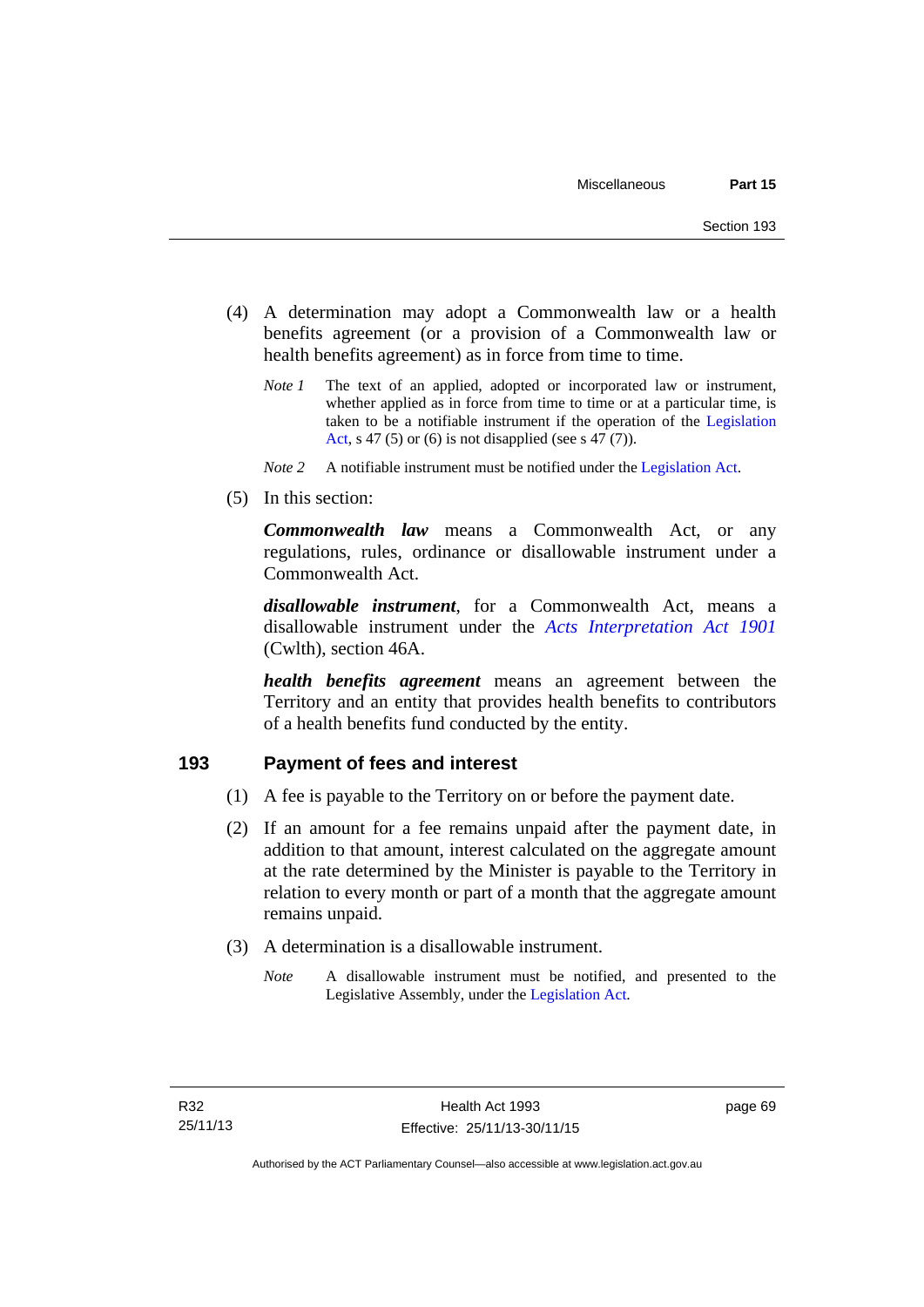(4) A determination may adopt a Commonwealth law or a health benefits agreement (or a provision of a Commonwealth law or health benefits agreement) as in force from time to time.

*Note 1* The text of an applied, adopted or incorporated law or instrument, whether applied as in force from time to time or at a particular time, is taken to be a notifiable instrument if the operation of the Legislation Act, s 47 (5) or (6) is not disapplied (see s 47 (7)).

*Note 2* A notifiable instrument must be notified under the Legislation Act.

(5) In this section:

***Commonwealth law*** means a Commonwealth Act, or any regulations, rules, ordinance or disallowable instrument under a Commonwealth Act.

***disallowable instrument***, for a Commonwealth Act, means a disallowable instrument under the *Acts Interpretation Act 1901* (Cwlth), section 46A.

***health benefits agreement*** means an agreement between the Territory and an entity that provides health benefits to contributors of a health benefits fund conducted by the entity.

## 193 Payment of fees and interest

(1) A fee is payable to the Territory on or before the payment date.

(2) If an amount for a fee remains unpaid after the payment date, in addition to that amount, interest calculated on the aggregate amount at the rate determined by the Minister is payable to the Territory in relation to every month or part of a month that the aggregate amount remains unpaid.

(3) A determination is a disallowable instrument.

*Note* A disallowable instrument must be notified, and presented to the Legislative Assembly, under the Legislation Act.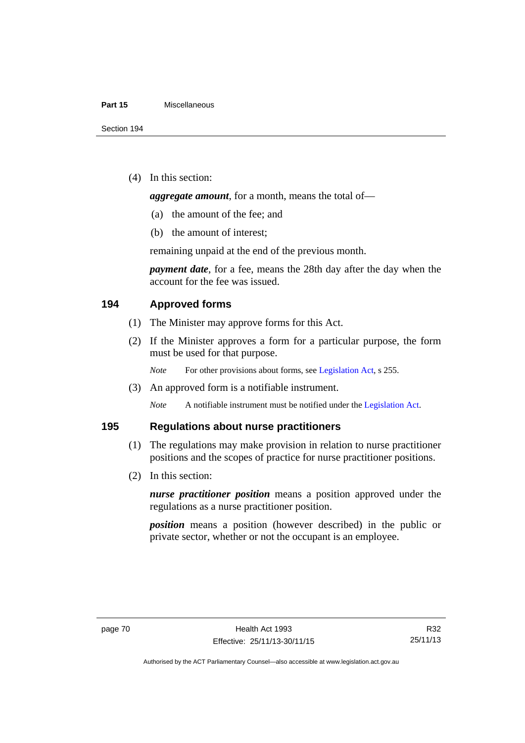(4) In this section:

***aggregate amount***, for a month, means the total of—

(a) the amount of the fee; and

(b) the amount of interest;

remaining unpaid at the end of the previous month.

***payment date***, for a fee, means the 28th day after the day when the account for the fee was issued.

## 194 Approved forms

(1) The Minister may approve forms for this Act.

(2) If the Minister approves a form for a particular purpose, the form must be used for that purpose.

*Note* For other provisions about forms, see Legislation Act, s 255.

(3) An approved form is a notifiable instrument.

*Note* A notifiable instrument must be notified under the Legislation Act.

## 195 Regulations about nurse practitioners

(1) The regulations may make provision in relation to nurse practitioner positions and the scopes of practice for nurse practitioner positions.

(2) In this section:

***nurse practitioner position*** means a position approved under the regulations as a nurse practitioner position.

***position*** means a position (however described) in the public or private sector, whether or not the occupant is an employee.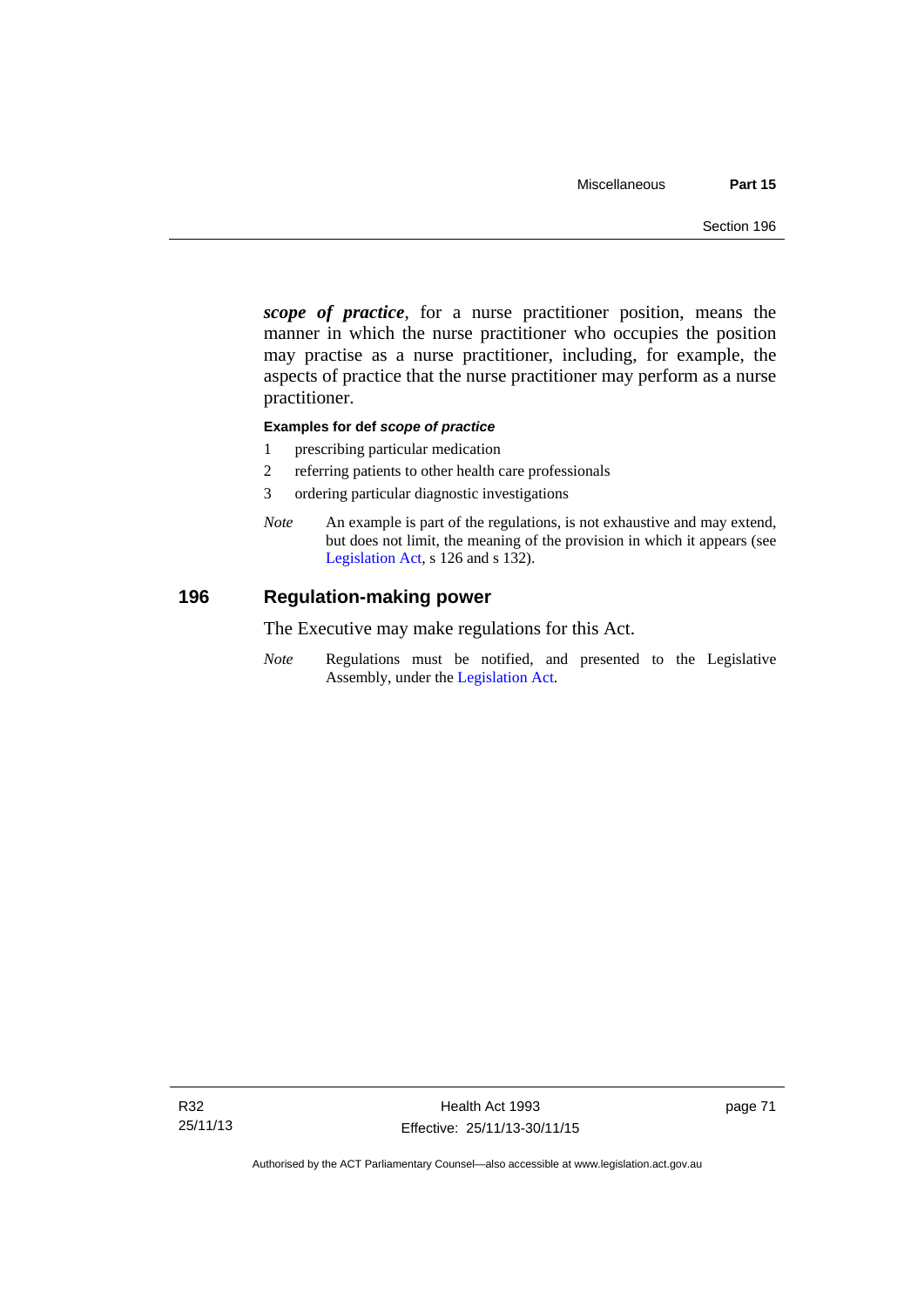***scope of practice***, for a nurse practitioner position, means the manner in which the nurse practitioner who occupies the position may practise as a nurse practitioner, including, for example, the aspects of practice that the nurse practitioner may perform as a nurse practitioner.

**Examples for def *scope of practice***

1 prescribing particular medication

2 referring patients to other health care professionals

3 ordering particular diagnostic investigations

*Note* An example is part of the regulations, is not exhaustive and may extend, but does not limit, the meaning of the provision in which it appears (see Legislation Act, s 126 and s 132).

## 196 Regulation-making power

The Executive may make regulations for this Act.

*Note* Regulations must be notified, and presented to the Legislative Assembly, under the Legislation Act.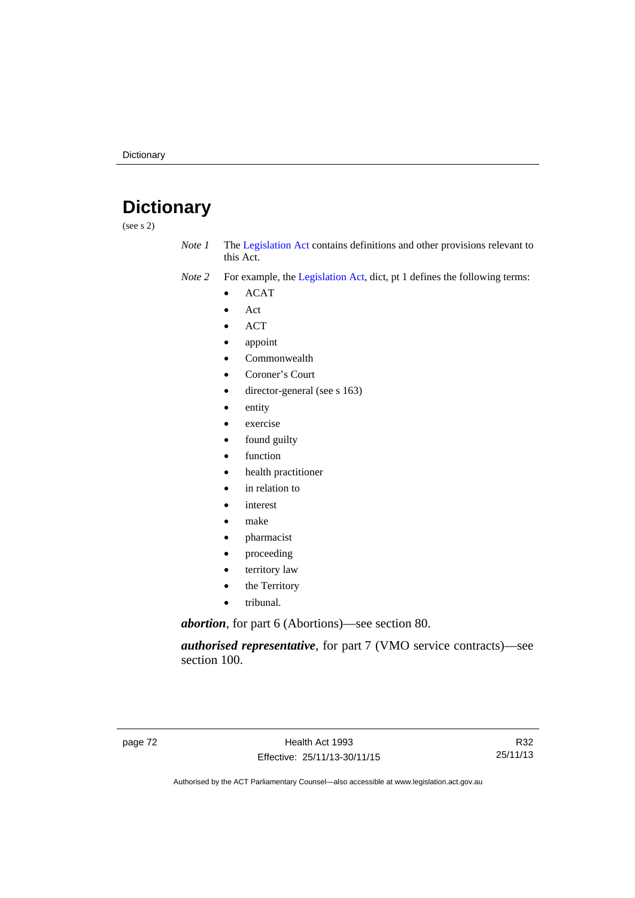# Dictionary

(see s 2)

*Note 1* The Legislation Act contains definitions and other provisions relevant to this Act.

*Note 2* For example, the Legislation Act, dict, pt 1 defines the following terms:

- ACAT
- Act
- ACT
- appoint
- Commonwealth
- Coroner's Court
- director-general (see s 163)
- entity
- exercise
- found guilty
- function
- health practitioner
- in relation to
- interest
- make
- pharmacist
- proceeding
- territory law
- the Territory
- tribunal.

***abortion***, for part 6 (Abortions)—see section 80.

***authorised representative***, for part 7 (VMO service contracts)—see section 100.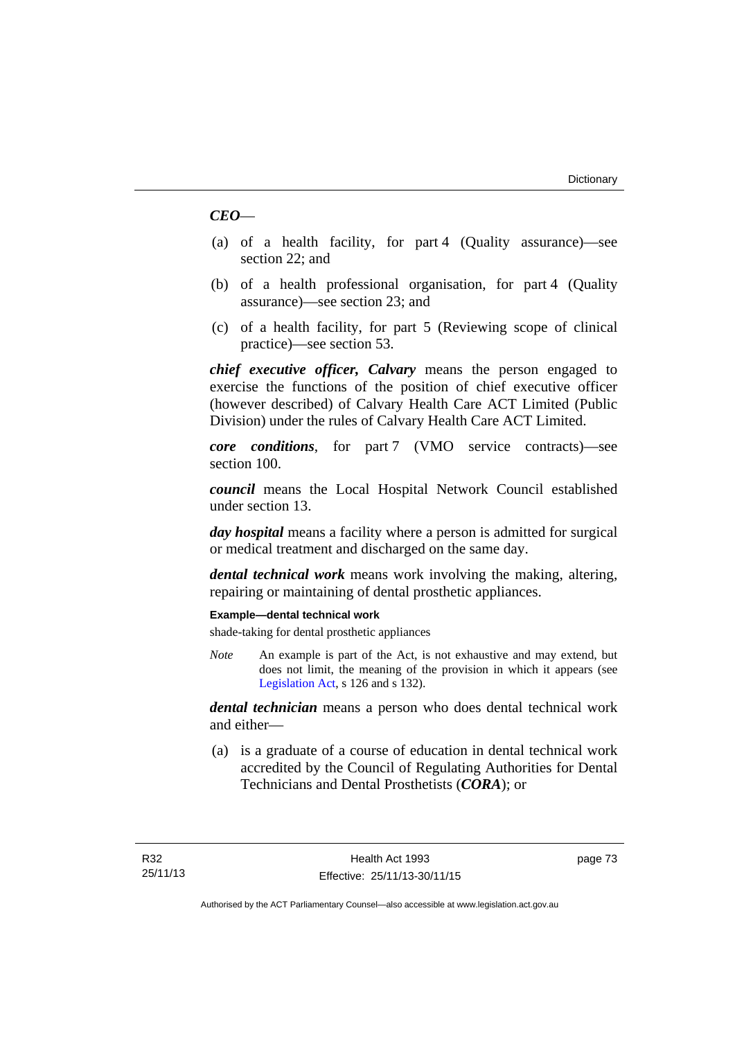***CEO***—

(a) of a health facility, for part 4 (Quality assurance)—see section 22; and

(b) of a health professional organisation, for part 4 (Quality assurance)—see section 23; and

(c) of a health facility, for part 5 (Reviewing scope of clinical practice)—see section 53.

***chief executive officer, Calvary*** means the person engaged to exercise the functions of the position of chief executive officer (however described) of Calvary Health Care ACT Limited (Public Division) under the rules of Calvary Health Care ACT Limited.

***core conditions***, for part 7 (VMO service contracts)—see section 100.

***council*** means the Local Hospital Network Council established under section 13.

***day hospital*** means a facility where a person is admitted for surgical or medical treatment and discharged on the same day.

***dental technical work*** means work involving the making, altering, repairing or maintaining of dental prosthetic appliances.

**Example—dental technical work**

shade-taking for dental prosthetic appliances

*Note* An example is part of the Act, is not exhaustive and may extend, but does not limit, the meaning of the provision in which it appears (see Legislation Act, s 126 and s 132).

***dental technician*** means a person who does dental technical work and either—

(a) is a graduate of a course of education in dental technical work accredited by the Council of Regulating Authorities for Dental Technicians and Dental Prosthetists (***CORA***); or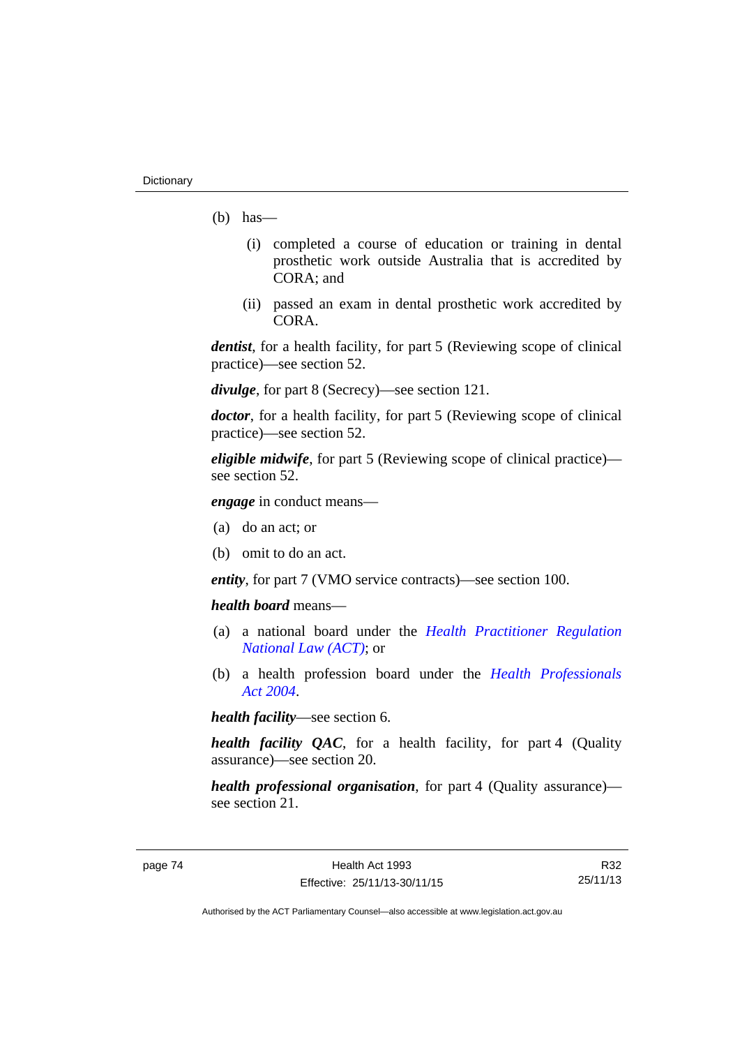(b) has—

(i) completed a course of education or training in dental prosthetic work outside Australia that is accredited by CORA; and

(ii) passed an exam in dental prosthetic work accredited by CORA.

***dentist***, for a health facility, for part 5 (Reviewing scope of clinical practice)—see section 52.

***divulge***, for part 8 (Secrecy)—see section 121.

***doctor***, for a health facility, for part 5 (Reviewing scope of clinical practice)—see section 52.

***eligible midwife***, for part 5 (Reviewing scope of clinical practice)—see section 52.

***engage*** in conduct means—

(a) do an act; or

(b) omit to do an act.

***entity***, for part 7 (VMO service contracts)—see section 100.

***health board*** means—

(a) a national board under the *Health Practitioner Regulation National Law (ACT)*; or

(b) a health profession board under the *Health Professionals Act 2004*.

***health facility***—see section 6.

***health facility QAC***, for a health facility, for part 4 (Quality assurance)—see section 20.

***health professional organisation***, for part 4 (Quality assurance)—see section 21.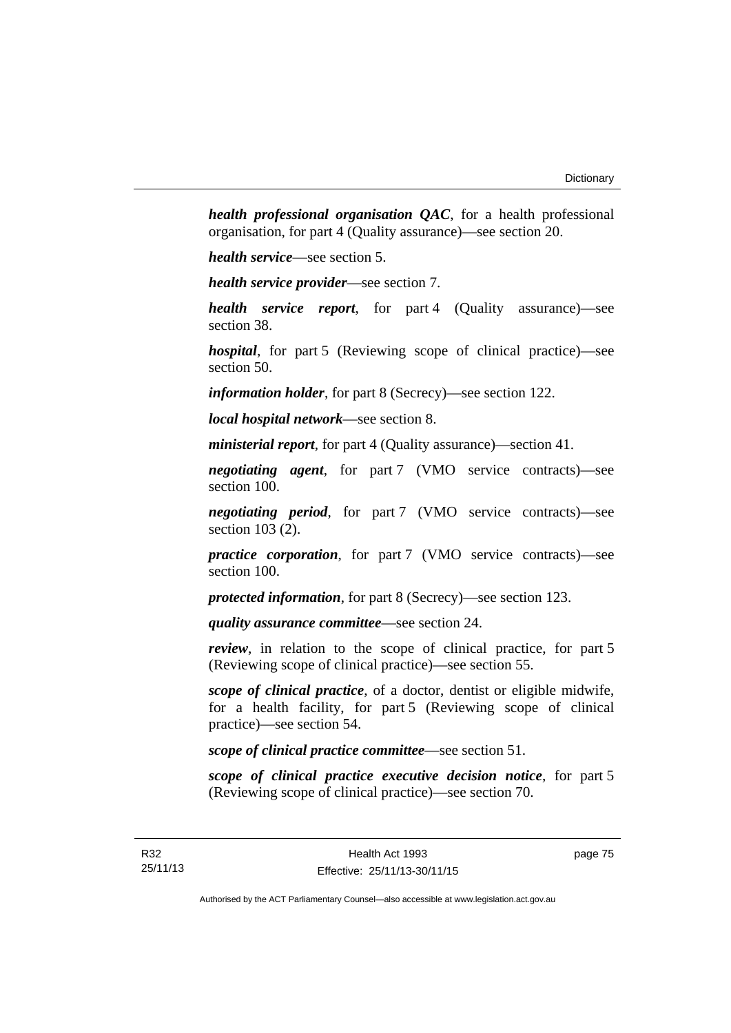***health professional organisation QAC***, for a health professional organisation, for part 4 (Quality assurance)—see section 20.

***health service***—see section 5.

***health service provider***—see section 7.

***health service report***, for part 4 (Quality assurance)—see section 38.

***hospital***, for part 5 (Reviewing scope of clinical practice)—see section 50.

***information holder***, for part 8 (Secrecy)—see section 122.

***local hospital network***—see section 8.

***ministerial report***, for part 4 (Quality assurance)—section 41.

***negotiating agent***, for part 7 (VMO service contracts)—see section 100.

***negotiating period***, for part 7 (VMO service contracts)—see section 103 (2).

***practice corporation***, for part 7 (VMO service contracts)—see section 100.

***protected information***, for part 8 (Secrecy)—see section 123.

***quality assurance committee***—see section 24.

***review***, in relation to the scope of clinical practice, for part 5 (Reviewing scope of clinical practice)—see section 55.

***scope of clinical practice***, of a doctor, dentist or eligible midwife, for a health facility, for part 5 (Reviewing scope of clinical practice)—see section 54.

***scope of clinical practice committee***—see section 51.

***scope of clinical practice executive decision notice***, for part 5 (Reviewing scope of clinical practice)—see section 70.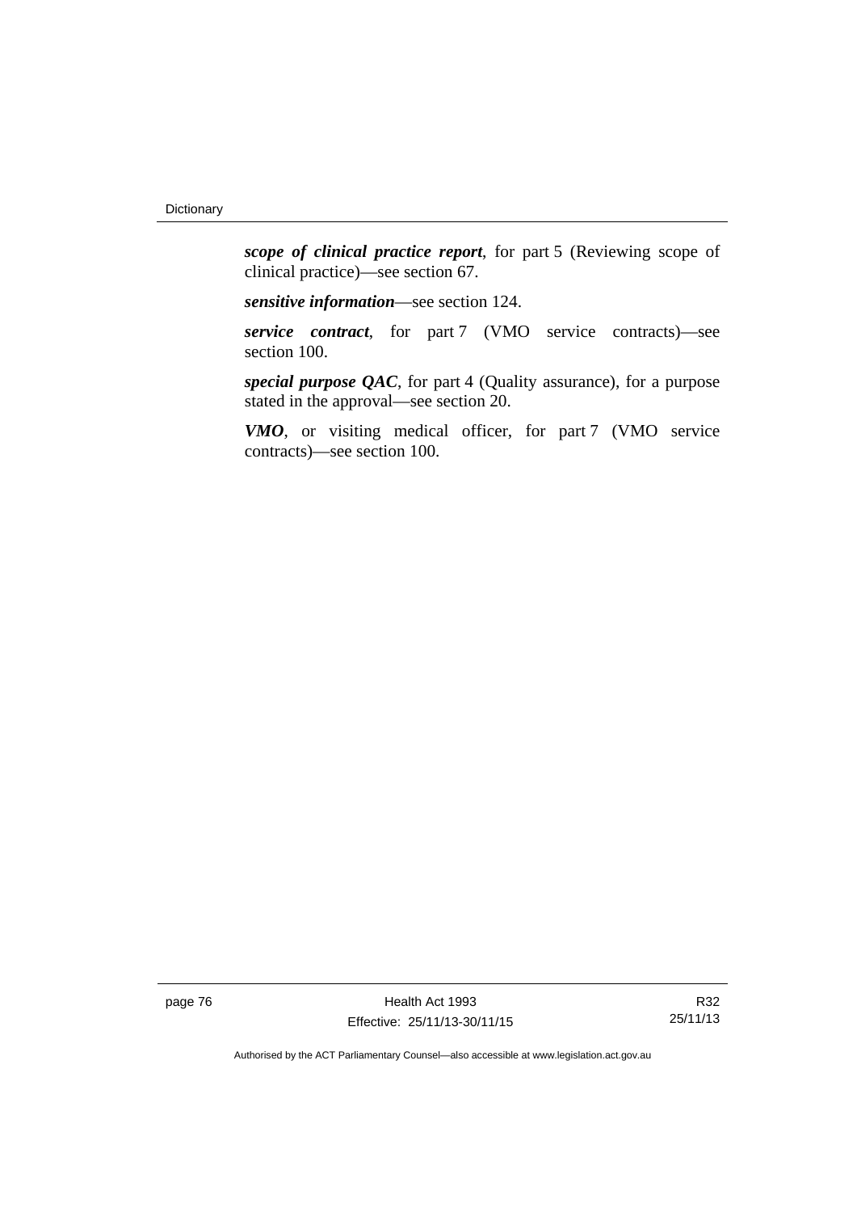***scope of clinical practice report***, for part 5 (Reviewing scope of clinical practice)—see section 67.

***sensitive information***—see section 124.

***service contract***, for part 7 (VMO service contracts)—see section 100.

***special purpose QAC***, for part 4 (Quality assurance), for a purpose stated in the approval—see section 20.

***VMO***, or visiting medical officer, for part 7 (VMO service contracts)—see section 100.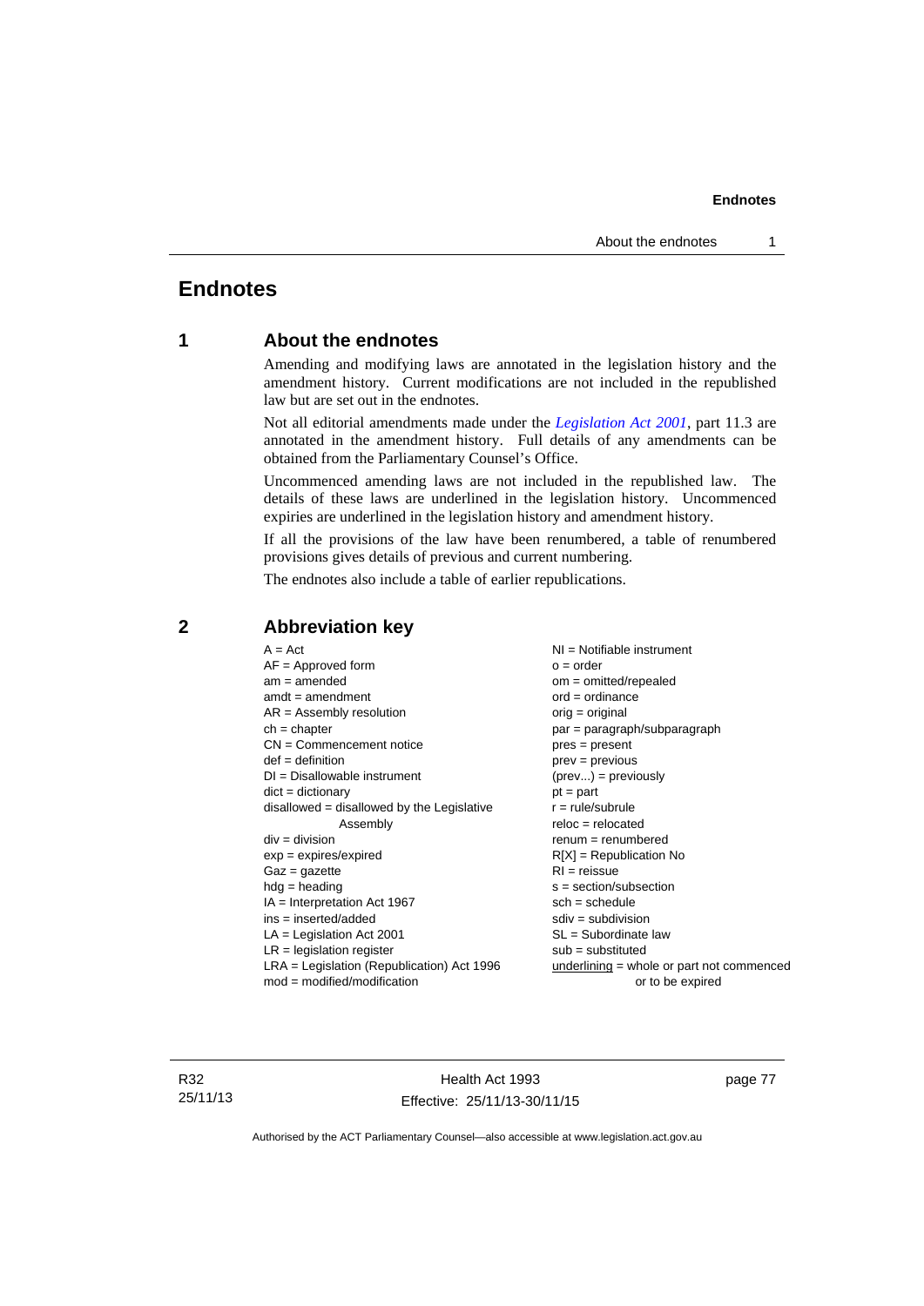# Endnotes

## 1 About the endnotes

Amending and modifying laws are annotated in the legislation history and the amendment history. Current modifications are not included in the republished law but are set out in the endnotes.

Not all editorial amendments made under the *Legislation Act 2001*, part 11.3 are annotated in the amendment history. Full details of any amendments can be obtained from the Parliamentary Counsel's Office.

Uncommenced amending laws are not included in the republished law. The details of these laws are underlined in the legislation history. Uncommenced expiries are underlined in the legislation history and amendment history.

If all the provisions of the law have been renumbered, a table of renumbered provisions gives details of previous and current numbering.

The endnotes also include a table of earlier republications.

## 2 Abbreviation key

A = Act
AF = Approved form
am = amended
amdt = amendment
AR = Assembly resolution
ch = chapter
CN = Commencement notice
def = definition
DI = Disallowable instrument
dict = dictionary
disallowed = disallowed by the Legislative Assembly
div = division
exp = expires/expired
Gaz = gazette
hdg = heading
IA = Interpretation Act 1967
ins = inserted/added
LA = Legislation Act 2001
LR = legislation register
LRA = Legislation (Republication) Act 1996
mod = modified/modification
NI = Notifiable instrument
o = order
om = omitted/repealed
ord = ordinance
orig = original
par = paragraph/subparagraph
pres = present
prev = previous
(prev...) = previously
pt = part
r = rule/subrule
reloc = relocated
renum = renumbered
R[X] = Republication No
RI = reissue
s = section/subsection
sch = schedule
sdiv = subdivision
SL = Subordinate law
sub = substituted
underlining = whole or part not commenced or to be expired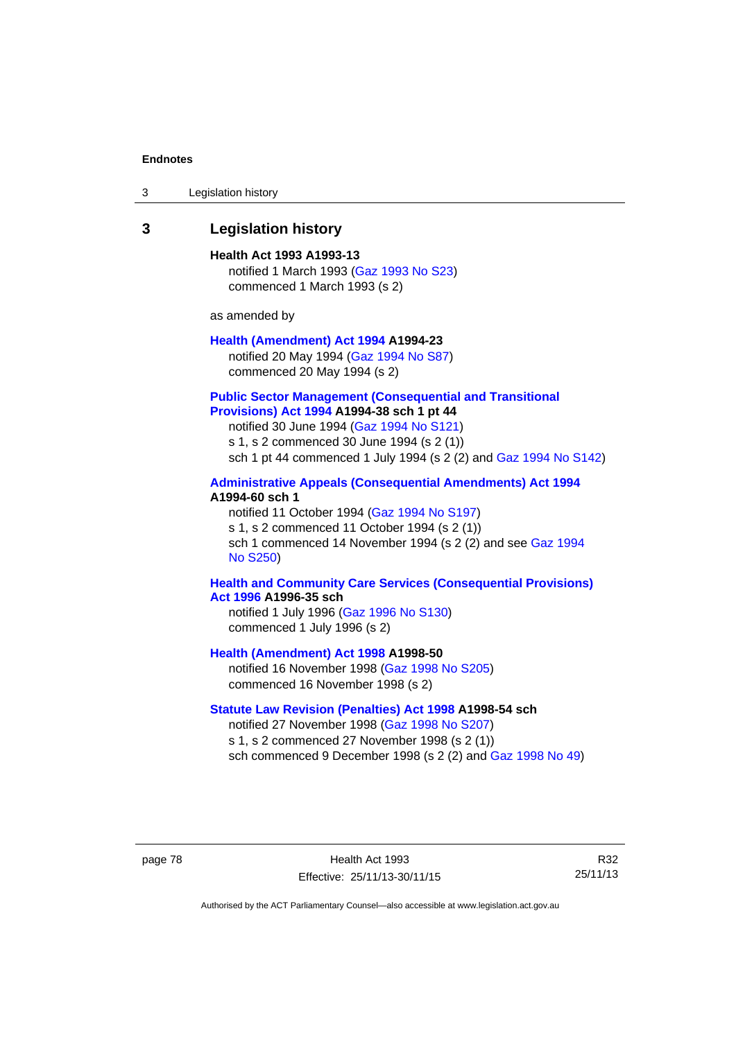## 3 Legislation history

**Health Act 1993 A1993-13**

notified 1 March 1993 (Gaz 1993 No S23)
commenced 1 March 1993 (s 2)

as amended by

**Health (Amendment) Act 1994 A1994-23**

notified 20 May 1994 (Gaz 1994 No S87)
commenced 20 May 1994 (s 2)

**Public Sector Management (Consequential and Transitional Provisions) Act 1994 A1994-38 sch 1 pt 44**

notified 30 June 1994 (Gaz 1994 No S121)
s 1, s 2 commenced 30 June 1994 (s 2 (1))
sch 1 pt 44 commenced 1 July 1994 (s 2 (2) and Gaz 1994 No S142)

**Administrative Appeals (Consequential Amendments) Act 1994 A1994-60 sch 1**

notified 11 October 1994 (Gaz 1994 No S197)
s 1, s 2 commenced 11 October 1994 (s 2 (1))
sch 1 commenced 14 November 1994 (s 2 (2) and see Gaz 1994 No S250)

**Health and Community Care Services (Consequential Provisions) Act 1996 A1996-35 sch**

notified 1 July 1996 (Gaz 1996 No S130)
commenced 1 July 1996 (s 2)

**Health (Amendment) Act 1998 A1998-50**

notified 16 November 1998 (Gaz 1998 No S205)
commenced 16 November 1998 (s 2)

**Statute Law Revision (Penalties) Act 1998 A1998-54 sch**

notified 27 November 1998 (Gaz 1998 No S207)
s 1, s 2 commenced 27 November 1998 (s 2 (1))
sch commenced 9 December 1998 (s 2 (2) and Gaz 1998 No 49)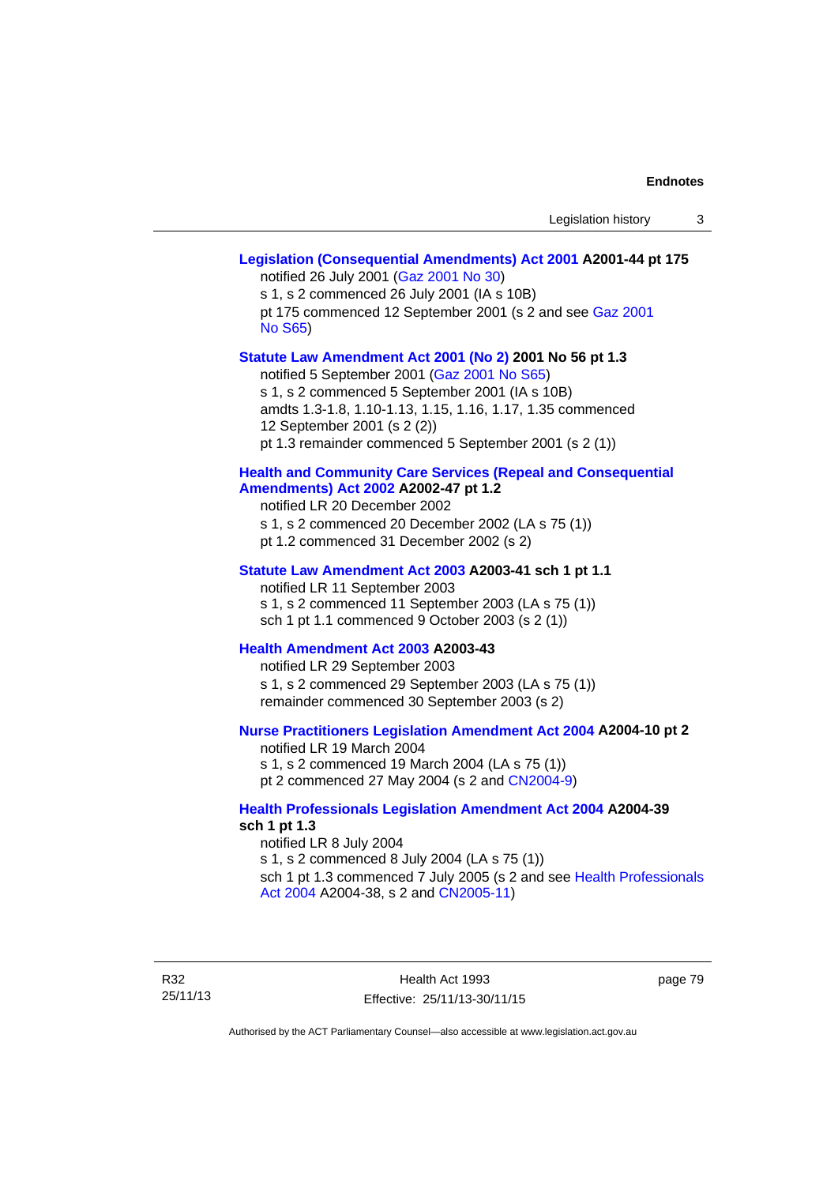**Legislation (Consequential Amendments) Act 2001 A2001-44 pt 175**

notified 26 July 2001 (Gaz 2001 No 30)

s 1, s 2 commenced 26 July 2001 (IA s 10B)

pt 175 commenced 12 September 2001 (s 2 and see Gaz 2001 No S65)

**Statute Law Amendment Act 2001 (No 2) 2001 No 56 pt 1.3**

notified 5 September 2001 (Gaz 2001 No S65)

s 1, s 2 commenced 5 September 2001 (IA s 10B)

amdts 1.3-1.8, 1.10-1.13, 1.15, 1.16, 1.17, 1.35 commenced 12 September 2001 (s 2 (2))

pt 1.3 remainder commenced 5 September 2001 (s 2 (1))

**Health and Community Care Services (Repeal and Consequential Amendments) Act 2002 A2002-47 pt 1.2**

notified LR 20 December 2002

s 1, s 2 commenced 20 December 2002 (LA s 75 (1))

pt 1.2 commenced 31 December 2002 (s 2)

**Statute Law Amendment Act 2003 A2003-41 sch 1 pt 1.1**

notified LR 11 September 2003

s 1, s 2 commenced 11 September 2003 (LA s 75 (1))

sch 1 pt 1.1 commenced 9 October 2003 (s 2 (1))

**Health Amendment Act 2003 A2003-43**

notified LR 29 September 2003

s 1, s 2 commenced 29 September 2003 (LA s 75 (1))

remainder commenced 30 September 2003 (s 2)

**Nurse Practitioners Legislation Amendment Act 2004 A2004-10 pt 2**

notified LR 19 March 2004

s 1, s 2 commenced 19 March 2004 (LA s 75 (1))

pt 2 commenced 27 May 2004 (s 2 and CN2004-9)

**Health Professionals Legislation Amendment Act 2004 A2004-39 sch 1 pt 1.3**

notified LR 8 July 2004

s 1, s 2 commenced 8 July 2004 (LA s 75 (1))

sch 1 pt 1.3 commenced 7 July 2005 (s 2 and see Health Professionals Act 2004 A2004-38, s 2 and CN2005-11)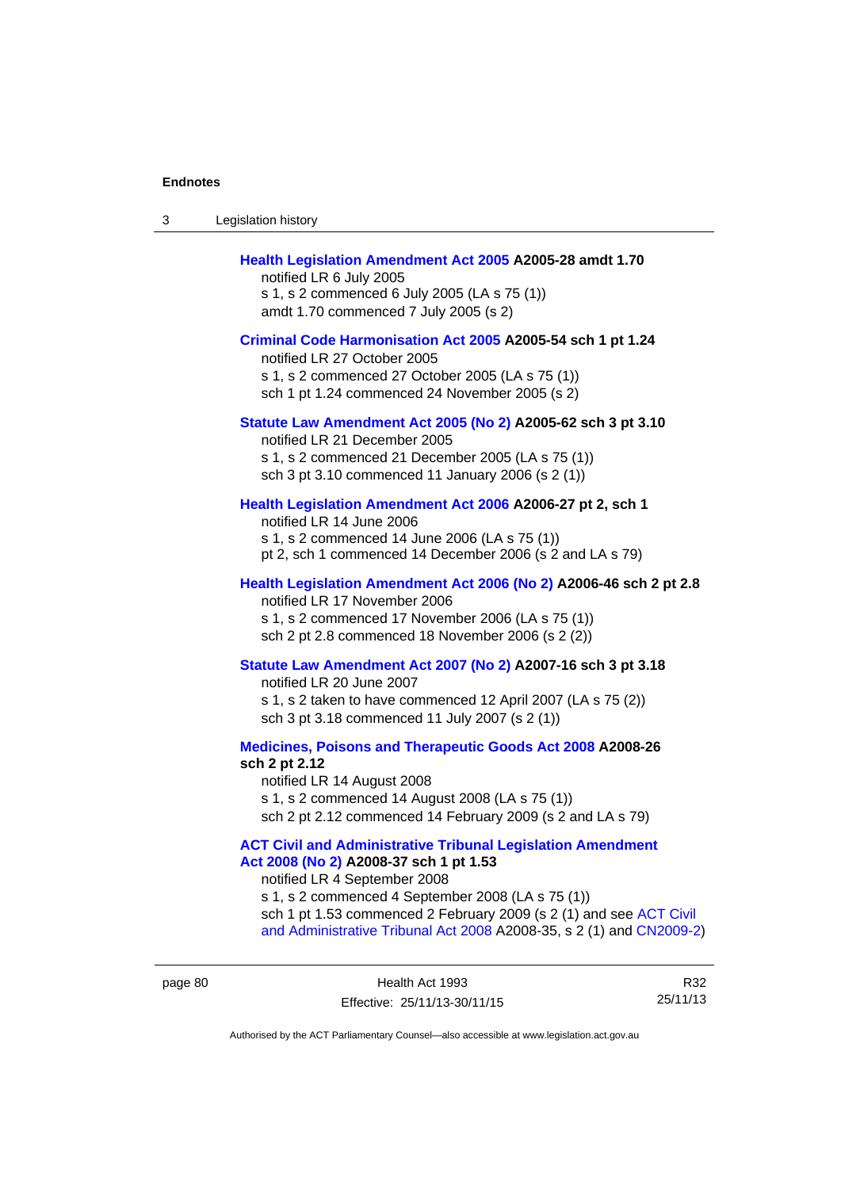**Health Legislation Amendment Act 2005 A2005-28 amdt 1.70**
notified LR 6 July 2005
s 1, s 2 commenced 6 July 2005 (LA s 75 (1))
amdt 1.70 commenced 7 July 2005 (s 2)

**Criminal Code Harmonisation Act 2005 A2005-54 sch 1 pt 1.24**
notified LR 27 October 2005
s 1, s 2 commenced 27 October 2005 (LA s 75 (1))
sch 1 pt 1.24 commenced 24 November 2005 (s 2)

**Statute Law Amendment Act 2005 (No 2) A2005-62 sch 3 pt 3.10**
notified LR 21 December 2005
s 1, s 2 commenced 21 December 2005 (LA s 75 (1))
sch 3 pt 3.10 commenced 11 January 2006 (s 2 (1))

**Health Legislation Amendment Act 2006 A2006-27 pt 2, sch 1**
notified LR 14 June 2006
s 1, s 2 commenced 14 June 2006 (LA s 75 (1))
pt 2, sch 1 commenced 14 December 2006 (s 2 and LA s 79)

**Health Legislation Amendment Act 2006 (No 2) A2006-46 sch 2 pt 2.8**
notified LR 17 November 2006
s 1, s 2 commenced 17 November 2006 (LA s 75 (1))
sch 2 pt 2.8 commenced 18 November 2006 (s 2 (2))

**Statute Law Amendment Act 2007 (No 2) A2007-16 sch 3 pt 3.18**
notified LR 20 June 2007
s 1, s 2 taken to have commenced 12 April 2007 (LA s 75 (2))
sch 3 pt 3.18 commenced 11 July 2007 (s 2 (1))

**Medicines, Poisons and Therapeutic Goods Act 2008 A2008-26 sch 2 pt 2.12**
notified LR 14 August 2008
s 1, s 2 commenced 14 August 2008 (LA s 75 (1))
sch 2 pt 2.12 commenced 14 February 2009 (s 2 and LA s 79)

**ACT Civil and Administrative Tribunal Legislation Amendment Act 2008 (No 2) A2008-37 sch 1 pt 1.53**
notified LR 4 September 2008
s 1, s 2 commenced 4 September 2008 (LA s 75 (1))
sch 1 pt 1.53 commenced 2 February 2009 (s 2 (1) and see ACT Civil and Administrative Tribunal Act 2008 A2008-35, s 2 (1) and CN2009-2)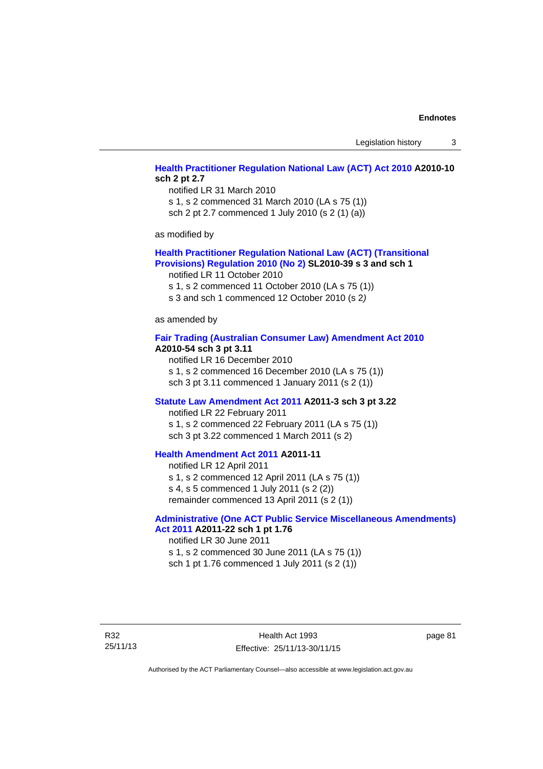**Health Practitioner Regulation National Law (ACT) Act 2010 A2010-10 sch 2 pt 2.7**

notified LR 31 March 2010
s 1, s 2 commenced 31 March 2010 (LA s 75 (1))
sch 2 pt 2.7 commenced 1 July 2010 (s 2 (1) (a))

as modified by

**Health Practitioner Regulation National Law (ACT) (Transitional Provisions) Regulation 2010 (No 2) SL2010-39 s 3 and sch 1**

notified LR 11 October 2010
s 1, s 2 commenced 11 October 2010 (LA s 75 (1))
s 3 and sch 1 commenced 12 October 2010 (s 2)

as amended by

**Fair Trading (Australian Consumer Law) Amendment Act 2010 A2010-54 sch 3 pt 3.11**

notified LR 16 December 2010
s 1, s 2 commenced 16 December 2010 (LA s 75 (1))
sch 3 pt 3.11 commenced 1 January 2011 (s 2 (1))

**Statute Law Amendment Act 2011 A2011-3 sch 3 pt 3.22**

notified LR 22 February 2011
s 1, s 2 commenced 22 February 2011 (LA s 75 (1))
sch 3 pt 3.22 commenced 1 March 2011 (s 2)

**Health Amendment Act 2011 A2011-11**

notified LR 12 April 2011
s 1, s 2 commenced 12 April 2011 (LA s 75 (1))
s 4, s 5 commenced 1 July 2011 (s 2 (2))
remainder commenced 13 April 2011 (s 2 (1))

**Administrative (One ACT Public Service Miscellaneous Amendments) Act 2011 A2011-22 sch 1 pt 1.76**

notified LR 30 June 2011
s 1, s 2 commenced 30 June 2011 (LA s 75 (1))
sch 1 pt 1.76 commenced 1 July 2011 (s 2 (1))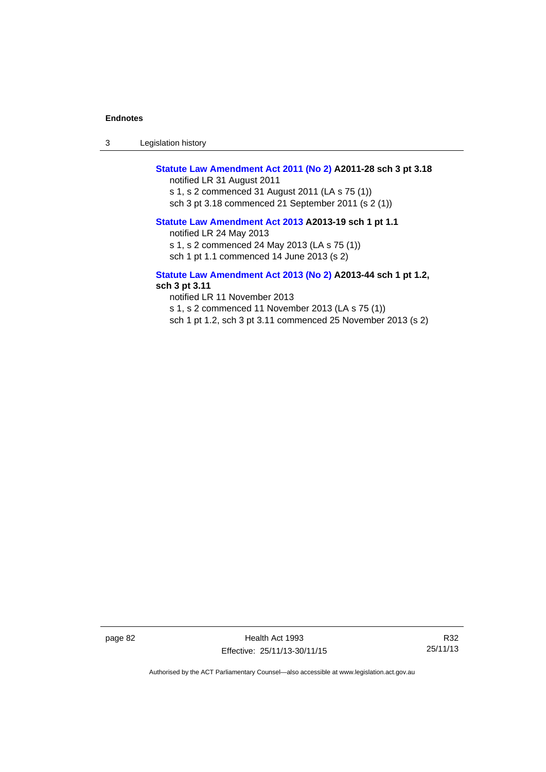**Statute Law Amendment Act 2011 (No 2) A2011-28 sch 3 pt 3.18**

notified LR 31 August 2011

s 1, s 2 commenced 31 August 2011 (LA s 75 (1))

sch 3 pt 3.18 commenced 21 September 2011 (s 2 (1))

**Statute Law Amendment Act 2013 A2013-19 sch 1 pt 1.1**

notified LR 24 May 2013

s 1, s 2 commenced 24 May 2013 (LA s 75 (1))

sch 1 pt 1.1 commenced 14 June 2013 (s 2)

**Statute Law Amendment Act 2013 (No 2) A2013-44 sch 1 pt 1.2, sch 3 pt 3.11**

notified LR 11 November 2013

s 1, s 2 commenced 11 November 2013 (LA s 75 (1))

sch 1 pt 1.2, sch 3 pt 3.11 commenced 25 November 2013 (s 2)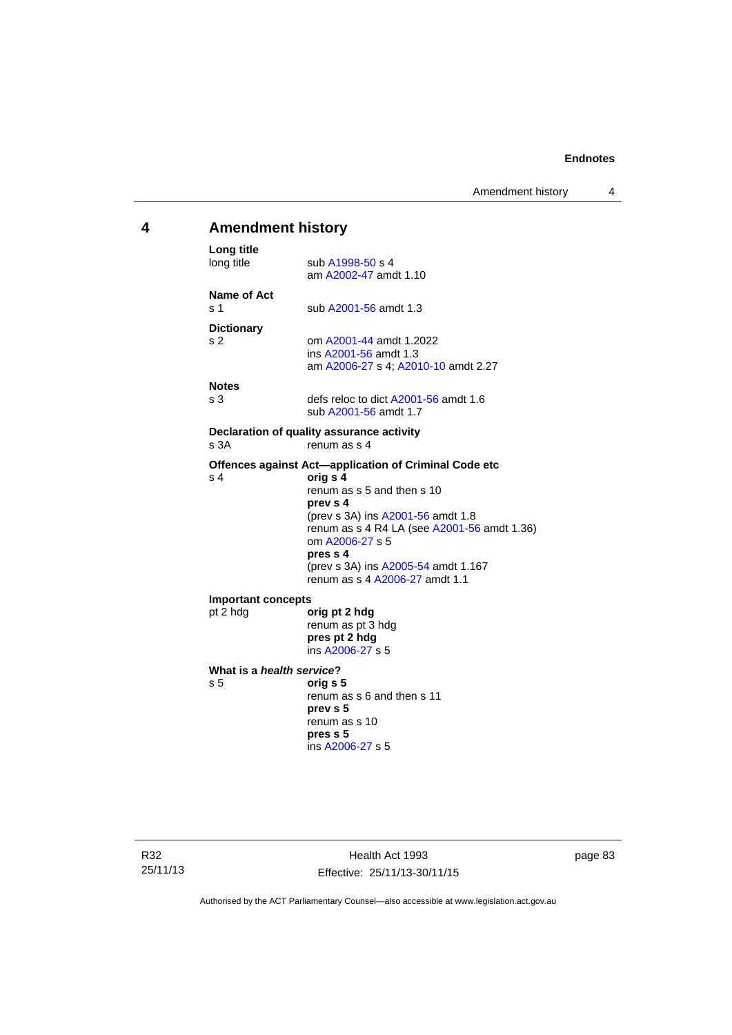# 4 Amendment history

**Long title**
long title — sub A1998-50 s 4
am A2002-47 amdt 1.10

**Name of Act**
s 1 — sub A2001-56 amdt 1.3

**Dictionary**
s 2 — om A2001-44 amdt 1.2022
ins A2001-56 amdt 1.3
am A2006-27 s 4; A2010-10 amdt 2.27

**Notes**
s 3 — defs reloc to dict A2001-56 amdt 1.6
sub A2001-56 amdt 1.7

**Declaration of quality assurance activity**
s 3A — renum as s 4

**Offences against Act—application of Criminal Code etc**
s 4 — **orig s 4**
renum as s 5 and then s 10
**prev s 4**
(prev s 3A) ins A2001-56 amdt 1.8
renum as s 4 R4 LA (see A2001-56 amdt 1.36)
om A2006-27 s 5
**pres s 4**
(prev s 3A) ins A2005-54 amdt 1.167
renum as s 4 A2006-27 amdt 1.1

**Important concepts**
pt 2 hdg — **orig pt 2 hdg**
renum as pt 3 hdg
**pres pt 2 hdg**
ins A2006-27 s 5

**What is a *health service*?**
s 5 — **orig s 5**
renum as s 6 and then s 11
**prev s 5**
renum as s 10
**pres s 5**
ins A2006-27 s 5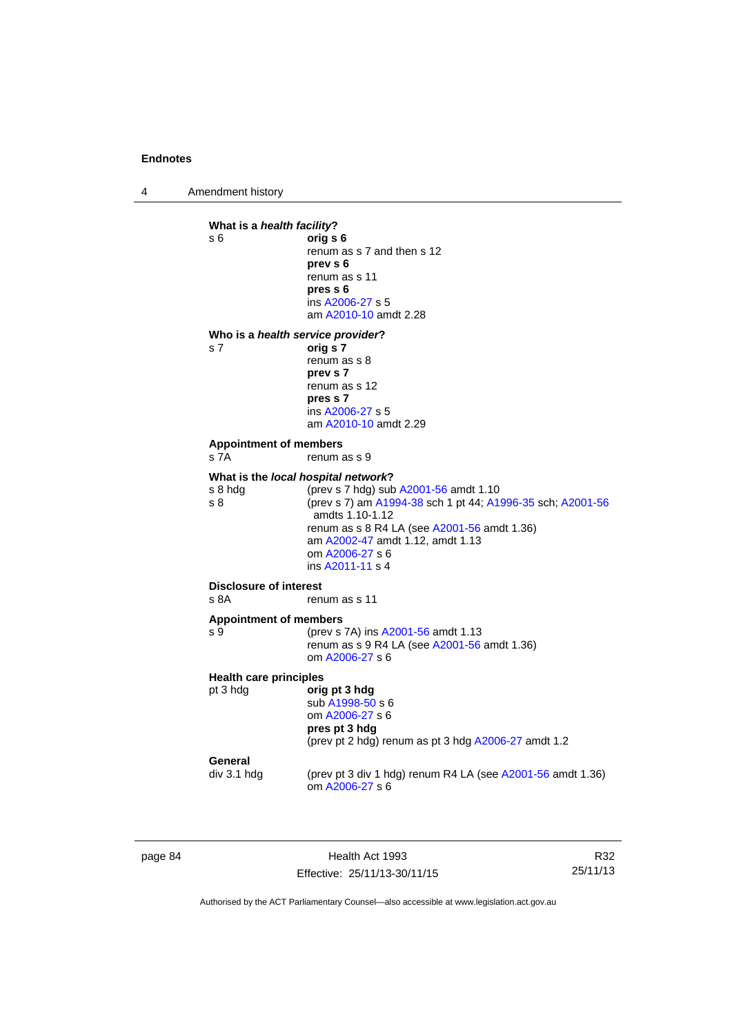**Endnotes**

4 Amendment history

**What is a *health facility*?**

s 6 **orig s 6**
renum as s 7 and then s 12
**prev s 6**
renum as s 11
**pres s 6**
ins A2006-27 s 5
am A2010-10 amdt 2.28

**Who is a *health service provider*?**

s 7 **orig s 7**
renum as s 8
**prev s 7**
renum as s 12
**pres s 7**
ins A2006-27 s 5
am A2010-10 amdt 2.29

**Appointment of members**

s 7A renum as s 9

**What is the *local hospital network*?**

s 8 hdg (prev s 7 hdg) sub A2001-56 amdt 1.10
s 8 (prev s 7) am A1994-38 sch 1 pt 44; A1996-35 sch; A2001-56 amdts 1.10-1.12
renum as s 8 R4 LA (see A2001-56 amdt 1.36)
am A2002-47 amdt 1.12, amdt 1.13
om A2006-27 s 6
ins A2011-11 s 4

**Disclosure of interest**

s 8A renum as s 11

**Appointment of members**

s 9 (prev s 7A) ins A2001-56 amdt 1.13
renum as s 9 R4 LA (see A2001-56 amdt 1.36)
om A2006-27 s 6

**Health care principles**

pt 3 hdg **orig pt 3 hdg**
sub A1998-50 s 6
om A2006-27 s 6
**pres pt 3 hdg**
(prev pt 2 hdg) renum as pt 3 hdg A2006-27 amdt 1.2

**General**

div 3.1 hdg (prev pt 3 div 1 hdg) renum R4 LA (see A2001-56 amdt 1.36)
om A2006-27 s 6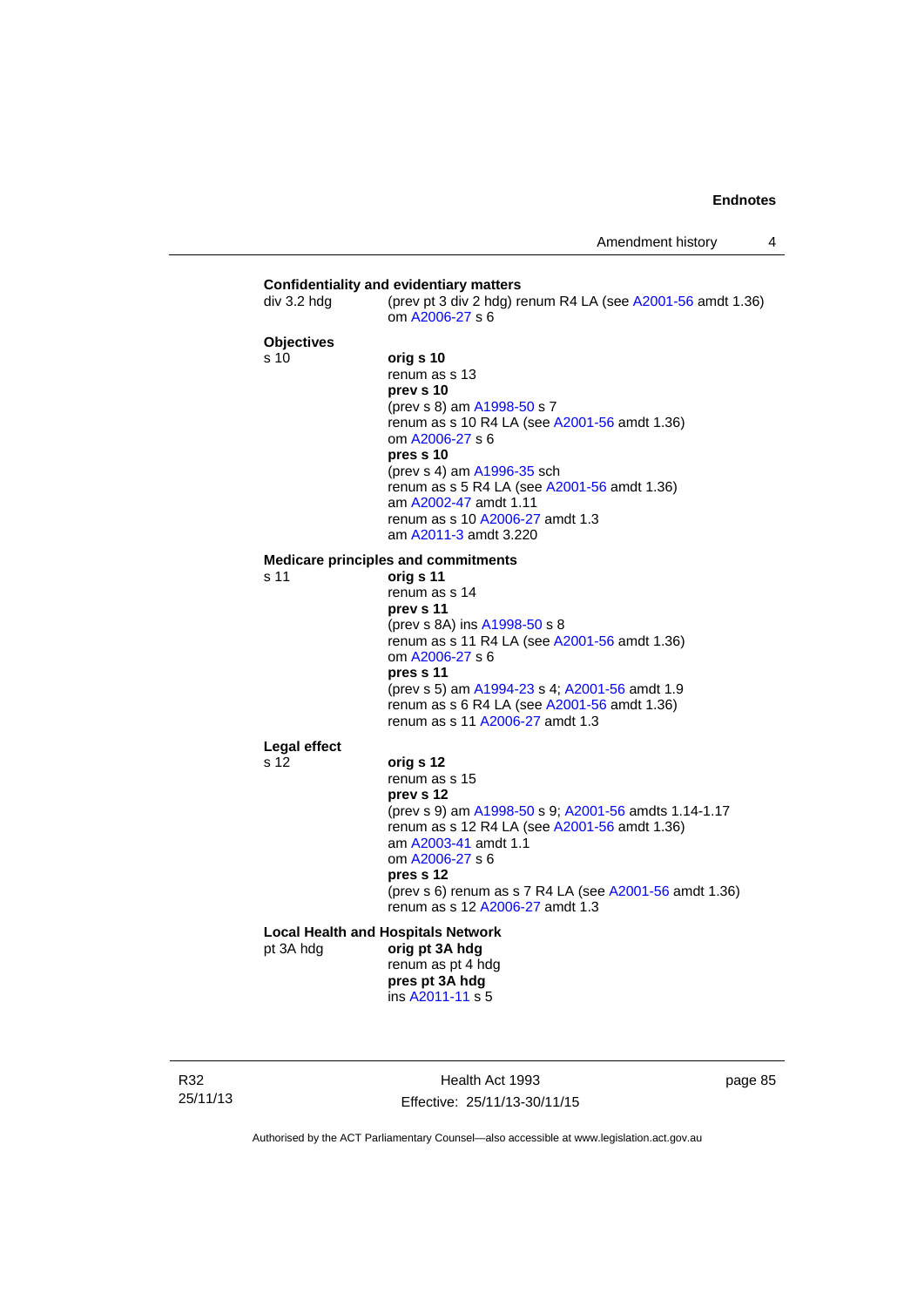**Confidentiality and evidentiary matters**

div 3.2 hdg	(prev pt 3 div 2 hdg) renum R4 LA (see A2001-56 amdt 1.36)
om A2006-27 s 6

**Objectives**

s 10	**orig s 10**
renum as s 13
**prev s 10**
(prev s 8) am A1998-50 s 7
renum as s 10 R4 LA (see A2001-56 amdt 1.36)
om A2006-27 s 6
**pres s 10**
(prev s 4) am A1996-35 sch
renum as s 5 R4 LA (see A2001-56 amdt 1.36)
am A2002-47 amdt 1.11
renum as s 10 A2006-27 amdt 1.3
am A2011-3 amdt 3.220

**Medicare principles and commitments**

s 11	**orig s 11**
renum as s 14
**prev s 11**
(prev s 8A) ins A1998-50 s 8
renum as s 11 R4 LA (see A2001-56 amdt 1.36)
om A2006-27 s 6
**pres s 11**
(prev s 5) am A1994-23 s 4; A2001-56 amdt 1.9
renum as s 6 R4 LA (see A2001-56 amdt 1.36)
renum as s 11 A2006-27 amdt 1.3

**Legal effect**

s 12	**orig s 12**
renum as s 15
**prev s 12**
(prev s 9) am A1998-50 s 9; A2001-56 amdts 1.14-1.17
renum as s 12 R4 LA (see A2001-56 amdt 1.36)
am A2003-41 amdt 1.1
om A2006-27 s 6
**pres s 12**
(prev s 6) renum as s 7 R4 LA (see A2001-56 amdt 1.36)
renum as s 12 A2006-27 amdt 1.3

**Local Health and Hospitals Network**

pt 3A hdg	**orig pt 3A hdg**
renum as pt 4 hdg
**pres pt 3A hdg**
ins A2011-11 s 5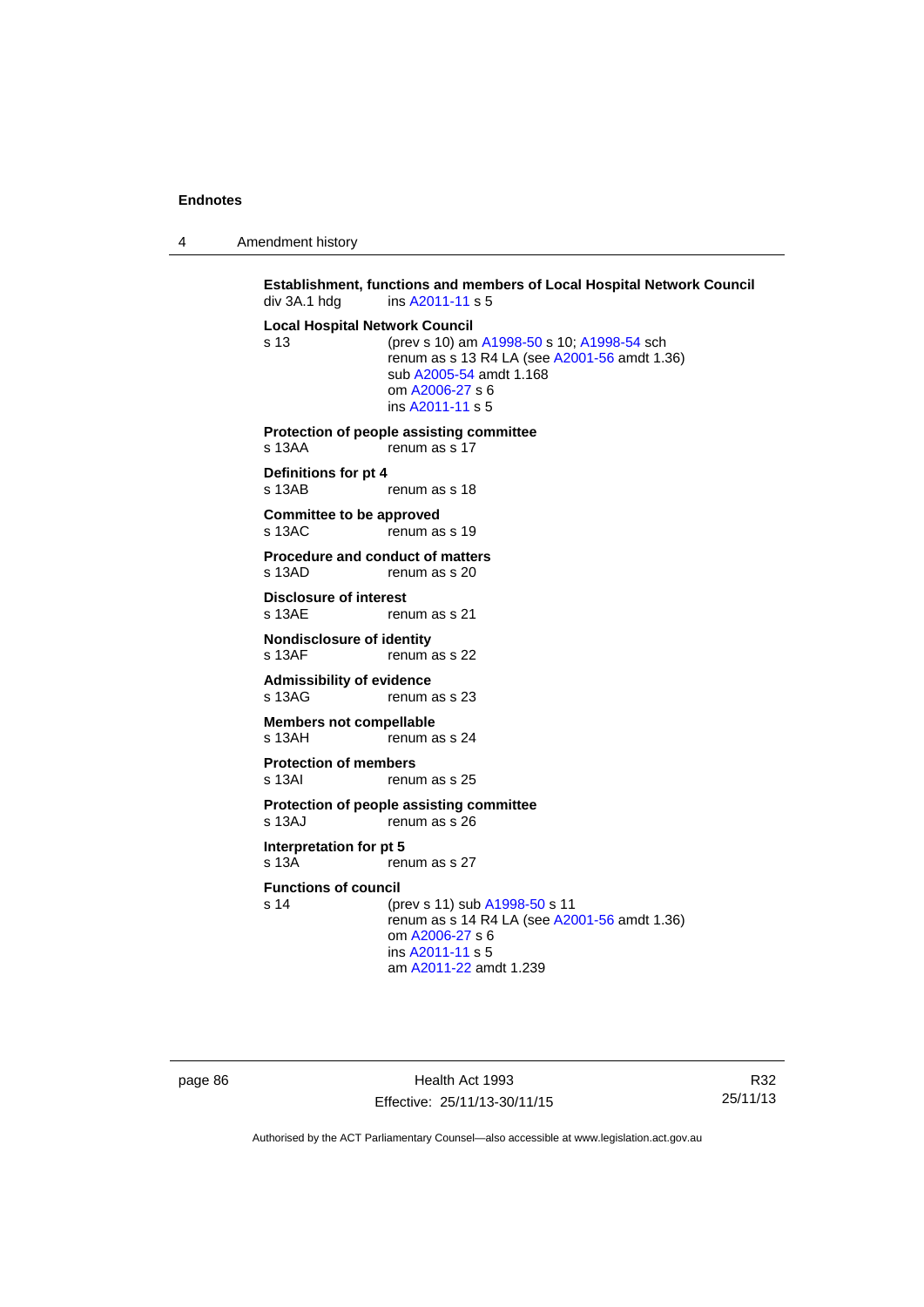**Establishment, functions and members of Local Hospital Network Council**
div 3A.1 hdg ins A2011-11 s 5

**Local Hospital Network Council**
s 13 (prev s 10) am A1998-50 s 10; A1998-54 sch
renum as s 13 R4 LA (see A2001-56 amdt 1.36)
sub A2005-54 amdt 1.168
om A2006-27 s 6
ins A2011-11 s 5

**Protection of people assisting committee**
s 13AA renum as s 17

**Definitions for pt 4**
s 13AB renum as s 18

**Committee to be approved**
s 13AC renum as s 19

**Procedure and conduct of matters**
s 13AD renum as s 20

**Disclosure of interest**
s 13AE renum as s 21

**Nondisclosure of identity**
s 13AF renum as s 22

**Admissibility of evidence**
s 13AG renum as s 23

**Members not compellable**
s 13AH renum as s 24

**Protection of members**
s 13AI renum as s 25

**Protection of people assisting committee**
s 13AJ renum as s 26

**Interpretation for pt 5**
s 13A renum as s 27

**Functions of council**
s 14 (prev s 11) sub A1998-50 s 11
renum as s 14 R4 LA (see A2001-56 amdt 1.36)
om A2006-27 s 6
ins A2011-11 s 5
am A2011-22 amdt 1.239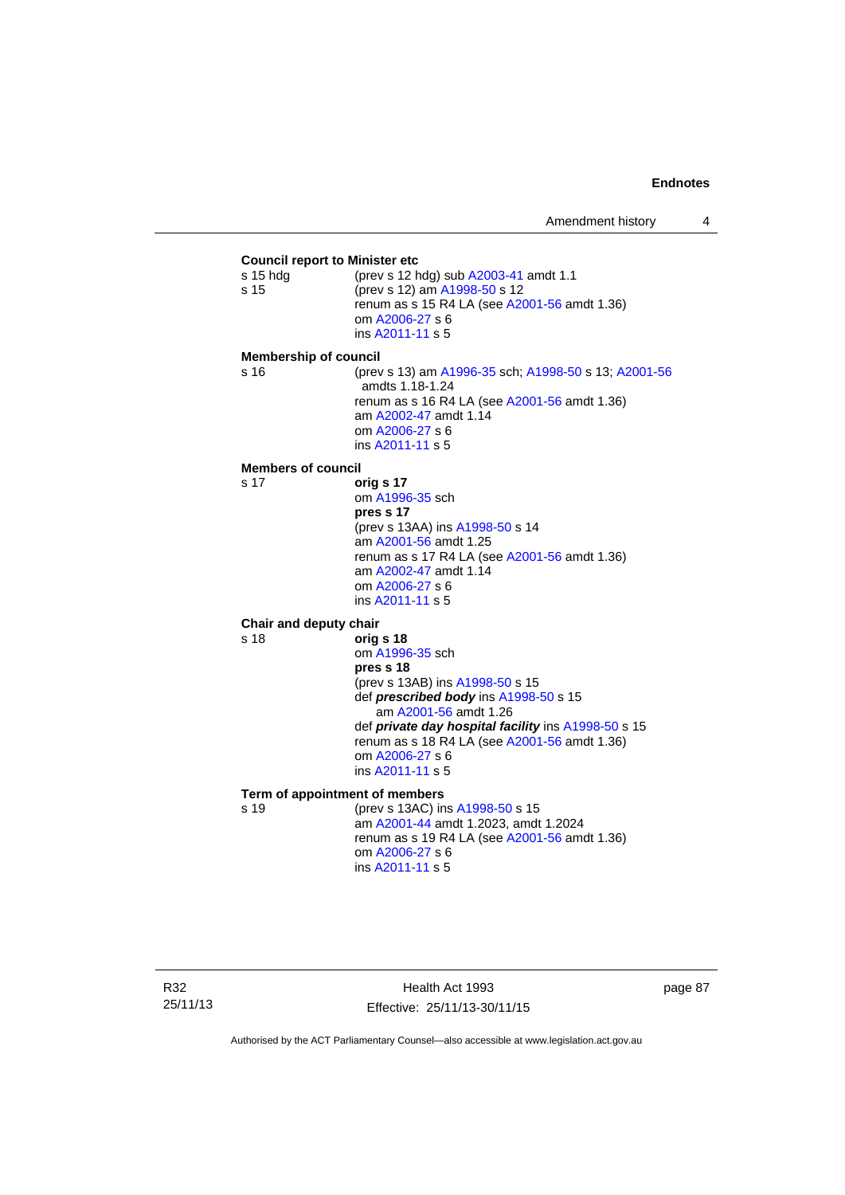**Council report to Minister etc**

s 15 hdg — (prev s 12 hdg) sub A2003-41 amdt 1.1

s 15 — (prev s 12) am A1998-50 s 12
renum as s 15 R4 LA (see A2001-56 amdt 1.36)
om A2006-27 s 6
ins A2011-11 s 5

**Membership of council**

s 16 — (prev s 13) am A1996-35 sch; A1998-50 s 13; A2001-56 amdts 1.18-1.24
renum as s 16 R4 LA (see A2001-56 amdt 1.36)
am A2002-47 amdt 1.14
om A2006-27 s 6
ins A2011-11 s 5

**Members of council**

s 17 — **orig s 17**
om A1996-35 sch
**pres s 17**
(prev s 13AA) ins A1998-50 s 14
am A2001-56 amdt 1.25
renum as s 17 R4 LA (see A2001-56 amdt 1.36)
am A2002-47 amdt 1.14
om A2006-27 s 6
ins A2011-11 s 5

**Chair and deputy chair**

s 18 — **orig s 18**
om A1996-35 sch
**pres s 18**
(prev s 13AB) ins A1998-50 s 15
def ***prescribed body*** ins A1998-50 s 15
am A2001-56 amdt 1.26
def ***private day hospital facility*** ins A1998-50 s 15
renum as s 18 R4 LA (see A2001-56 amdt 1.36)
om A2006-27 s 6
ins A2011-11 s 5

**Term of appointment of members**

s 19 — (prev s 13AC) ins A1998-50 s 15
am A2001-44 amdt 1.2023, amdt 1.2024
renum as s 19 R4 LA (see A2001-56 amdt 1.36)
om A2006-27 s 6
ins A2011-11 s 5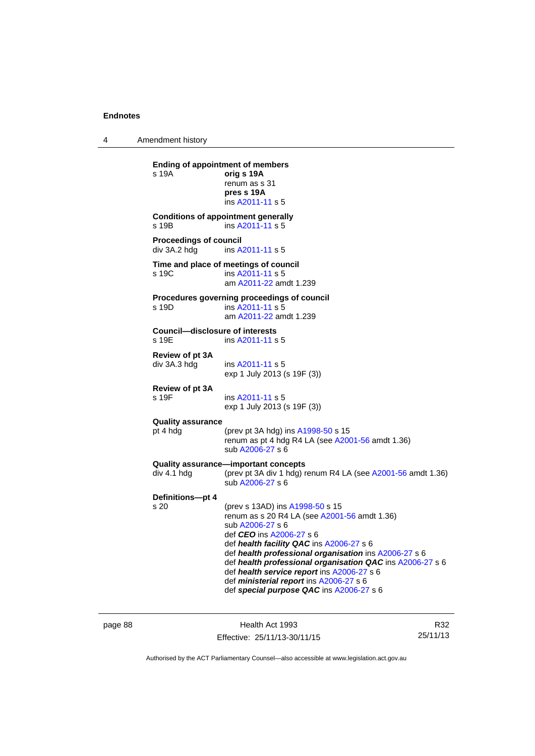**Ending of appointment of members**

s 19A **orig s 19A**
renum as s 31
**pres s 19A**
ins A2011-11 s 5

**Conditions of appointment generally**

s 19B ins A2011-11 s 5

**Proceedings of council**

div 3A.2 hdg ins A2011-11 s 5

**Time and place of meetings of council**

s 19C ins A2011-11 s 5
am A2011-22 amdt 1.239

**Procedures governing proceedings of council**

s 19D ins A2011-11 s 5
am A2011-22 amdt 1.239

**Council—disclosure of interests**

s 19E ins A2011-11 s 5

**Review of pt 3A**

div 3A.3 hdg ins A2011-11 s 5
exp 1 July 2013 (s 19F (3))

**Review of pt 3A**

s 19F ins A2011-11 s 5
exp 1 July 2013 (s 19F (3))

**Quality assurance**

pt 4 hdg (prev pt 3A hdg) ins A1998-50 s 15
renum as pt 4 hdg R4 LA (see A2001-56 amdt 1.36)
sub A2006-27 s 6

**Quality assurance—important concepts**

div 4.1 hdg (prev pt 3A div 1 hdg) renum R4 LA (see A2001-56 amdt 1.36)
sub A2006-27 s 6

**Definitions—pt 4**

s 20 (prev s 13AD) ins A1998-50 s 15
renum as s 20 R4 LA (see A2001-56 amdt 1.36)
sub A2006-27 s 6
def ***CEO*** ins A2006-27 s 6
def ***health facility QAC*** ins A2006-27 s 6
def ***health professional organisation*** ins A2006-27 s 6
def ***health professional organisation QAC*** ins A2006-27 s 6
def ***health service report*** ins A2006-27 s 6
def ***ministerial report*** ins A2006-27 s 6
def ***special purpose QAC*** ins A2006-27 s 6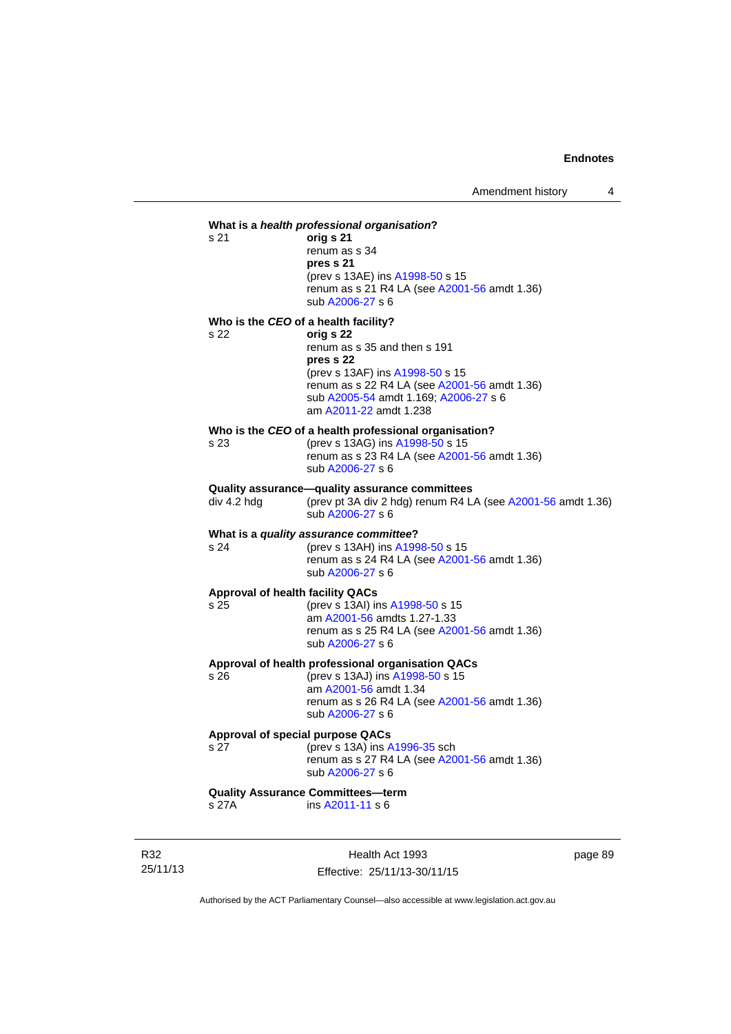**What is a *health professional organisation*?**

s 21 **orig s 21**
renum as s 34
**pres s 21**
(prev s 13AE) ins A1998-50 s 15
renum as s 21 R4 LA (see A2001-56 amdt 1.36)
sub A2006-27 s 6

**Who is the *CEO* of a health facility?**

s 22 **orig s 22**
renum as s 35 and then s 191
**pres s 22**
(prev s 13AF) ins A1998-50 s 15
renum as s 22 R4 LA (see A2001-56 amdt 1.36)
sub A2005-54 amdt 1.169; A2006-27 s 6
am A2011-22 amdt 1.238

**Who is the *CEO* of a health professional organisation?**

s 23 (prev s 13AG) ins A1998-50 s 15
renum as s 23 R4 LA (see A2001-56 amdt 1.36)
sub A2006-27 s 6

**Quality assurance—quality assurance committees**

div 4.2 hdg (prev pt 3A div 2 hdg) renum R4 LA (see A2001-56 amdt 1.36)
sub A2006-27 s 6

**What is a *quality assurance committee*?**

s 24 (prev s 13AH) ins A1998-50 s 15
renum as s 24 R4 LA (see A2001-56 amdt 1.36)
sub A2006-27 s 6

**Approval of health facility QACs**

s 25 (prev s 13AI) ins A1998-50 s 15
am A2001-56 amdts 1.27-1.33
renum as s 25 R4 LA (see A2001-56 amdt 1.36)
sub A2006-27 s 6

**Approval of health professional organisation QACs**

s 26 (prev s 13AJ) ins A1998-50 s 15
am A2001-56 amdt 1.34
renum as s 26 R4 LA (see A2001-56 amdt 1.36)
sub A2006-27 s 6

**Approval of special purpose QACs**

s 27 (prev s 13A) ins A1996-35 sch
renum as s 27 R4 LA (see A2001-56 amdt 1.36)
sub A2006-27 s 6

**Quality Assurance Committees—term**

s 27A ins A2011-11 s 6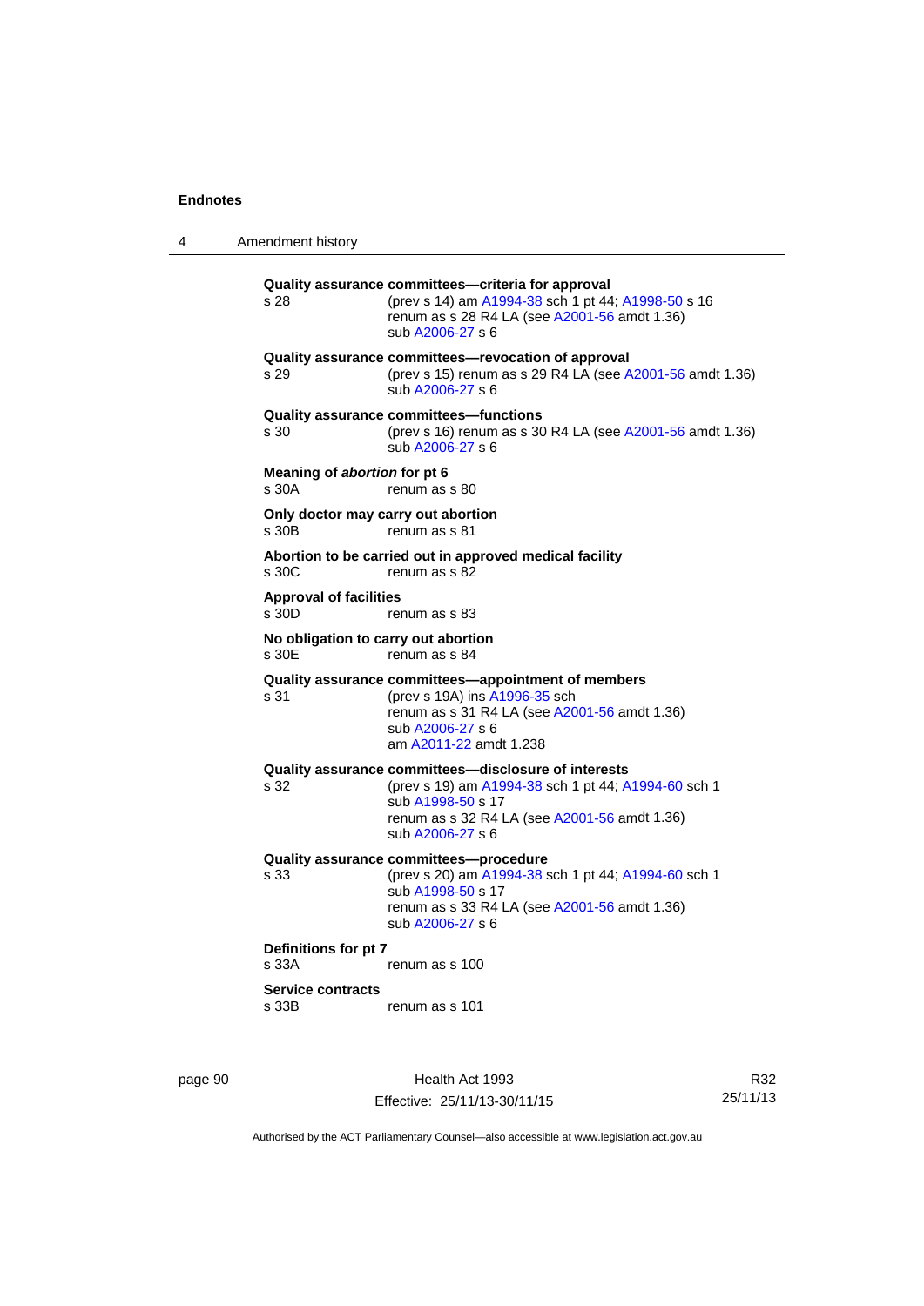**Quality assurance committees—criteria for approval**

s 28 (prev s 14) am A1994-38 sch 1 pt 44; A1998-50 s 16
renum as s 28 R4 LA (see A2001-56 amdt 1.36)
sub A2006-27 s 6

**Quality assurance committees—revocation of approval**

s 29 (prev s 15) renum as s 29 R4 LA (see A2001-56 amdt 1.36)
sub A2006-27 s 6

**Quality assurance committees—functions**

s 30 (prev s 16) renum as s 30 R4 LA (see A2001-56 amdt 1.36)
sub A2006-27 s 6

**Meaning of *abortion* for pt 6**

s 30A renum as s 80

**Only doctor may carry out abortion**

s 30B renum as s 81

**Abortion to be carried out in approved medical facility**

s 30C renum as s 82

**Approval of facilities**

s 30D renum as s 83

**No obligation to carry out abortion**

s 30E renum as s 84

**Quality assurance committees—appointment of members**

s 31 (prev s 19A) ins A1996-35 sch
renum as s 31 R4 LA (see A2001-56 amdt 1.36)
sub A2006-27 s 6
am A2011-22 amdt 1.238

**Quality assurance committees—disclosure of interests**

s 32 (prev s 19) am A1994-38 sch 1 pt 44; A1994-60 sch 1
sub A1998-50 s 17
renum as s 32 R4 LA (see A2001-56 amdt 1.36)
sub A2006-27 s 6

**Quality assurance committees—procedure**

s 33 (prev s 20) am A1994-38 sch 1 pt 44; A1994-60 sch 1
sub A1998-50 s 17
renum as s 33 R4 LA (see A2001-56 amdt 1.36)
sub A2006-27 s 6

**Definitions for pt 7**

s 33A renum as s 100

**Service contracts**

s 33B renum as s 101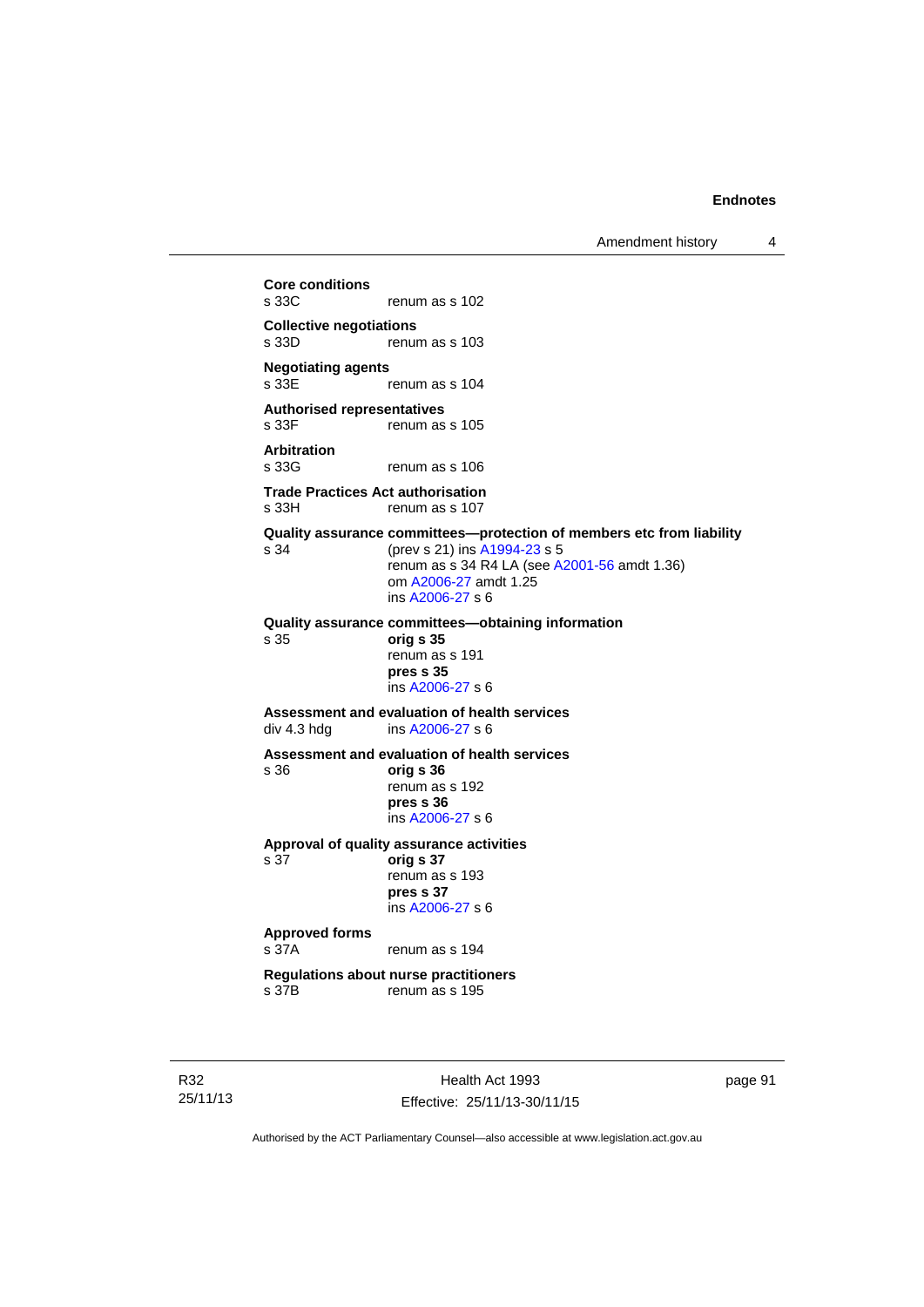**Core conditions**
s 33C renum as s 102

**Collective negotiations**
s 33D renum as s 103

**Negotiating agents**
s 33E renum as s 104

**Authorised representatives**
s 33F renum as s 105

**Arbitration**
s 33G renum as s 106

**Trade Practices Act authorisation**
s 33H renum as s 107

**Quality assurance committees—protection of members etc from liability**
s 34 (prev s 21) ins A1994-23 s 5
renum as s 34 R4 LA (see A2001-56 amdt 1.36)
om A2006-27 amdt 1.25
ins A2006-27 s 6

**Quality assurance committees—obtaining information**
s 35 **orig s 35**
renum as s 191
**pres s 35**
ins A2006-27 s 6

**Assessment and evaluation of health services**
div 4.3 hdg ins A2006-27 s 6

**Assessment and evaluation of health services**
s 36 **orig s 36**
renum as s 192
**pres s 36**
ins A2006-27 s 6

**Approval of quality assurance activities**
s 37 **orig s 37**
renum as s 193
**pres s 37**
ins A2006-27 s 6

**Approved forms**
s 37A renum as s 194

**Regulations about nurse practitioners**
s 37B renum as s 195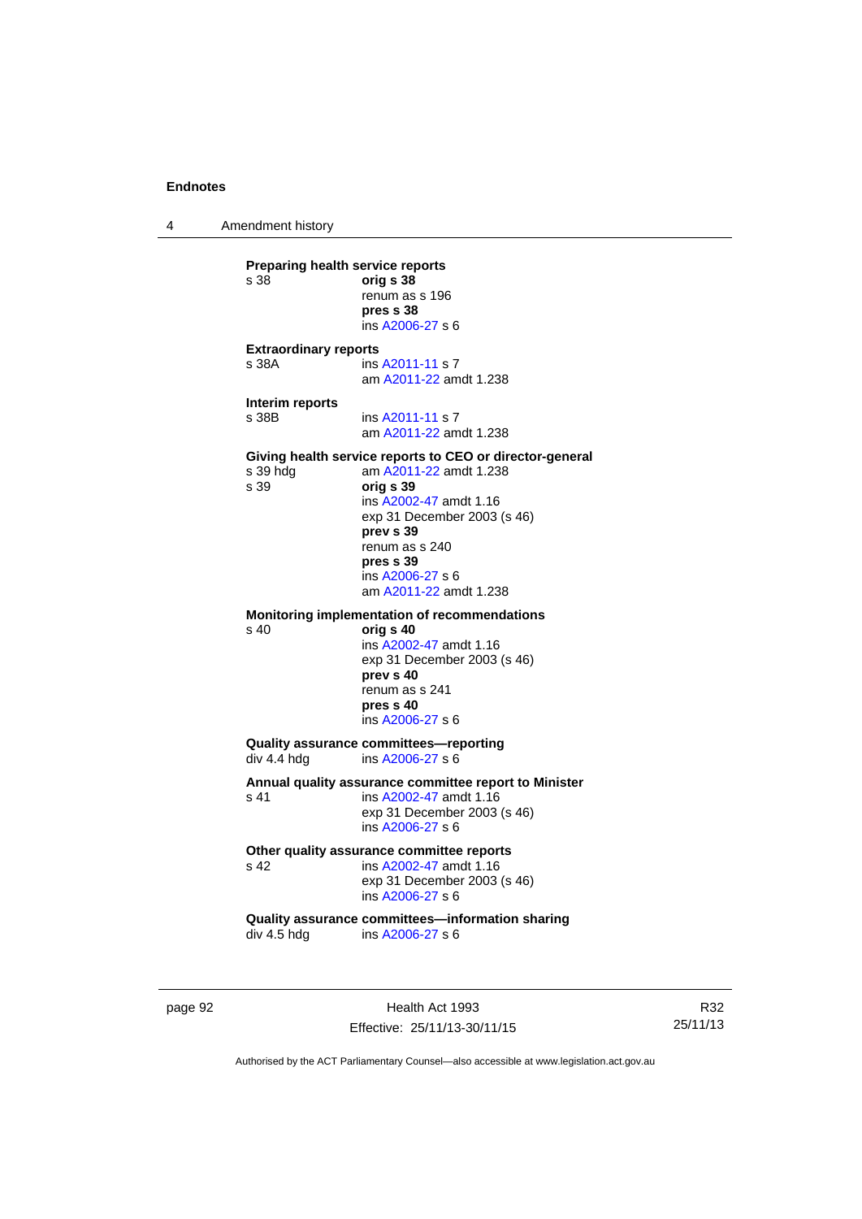**Preparing health service reports**
s 38 **orig s 38**
renum as s 196
**pres s 38**
ins A2006-27 s 6

**Extraordinary reports**
s 38A ins A2011-11 s 7
am A2011-22 amdt 1.238

**Interim reports**
s 38B ins A2011-11 s 7
am A2011-22 amdt 1.238

**Giving health service reports to CEO or director-general**
s 39 hdg am A2011-22 amdt 1.238
s 39 **orig s 39**
ins A2002-47 amdt 1.16
exp 31 December 2003 (s 46)
**prev s 39**
renum as s 240
**pres s 39**
ins A2006-27 s 6
am A2011-22 amdt 1.238

**Monitoring implementation of recommendations**
s 40 **orig s 40**
ins A2002-47 amdt 1.16
exp 31 December 2003 (s 46)
**prev s 40**
renum as s 241
**pres s 40**
ins A2006-27 s 6

**Quality assurance committees—reporting**
div 4.4 hdg ins A2006-27 s 6

**Annual quality assurance committee report to Minister**
s 41 ins A2002-47 amdt 1.16
exp 31 December 2003 (s 46)
ins A2006-27 s 6

**Other quality assurance committee reports**
s 42 ins A2002-47 amdt 1.16
exp 31 December 2003 (s 46)
ins A2006-27 s 6

**Quality assurance committees—information sharing**
div 4.5 hdg ins A2006-27 s 6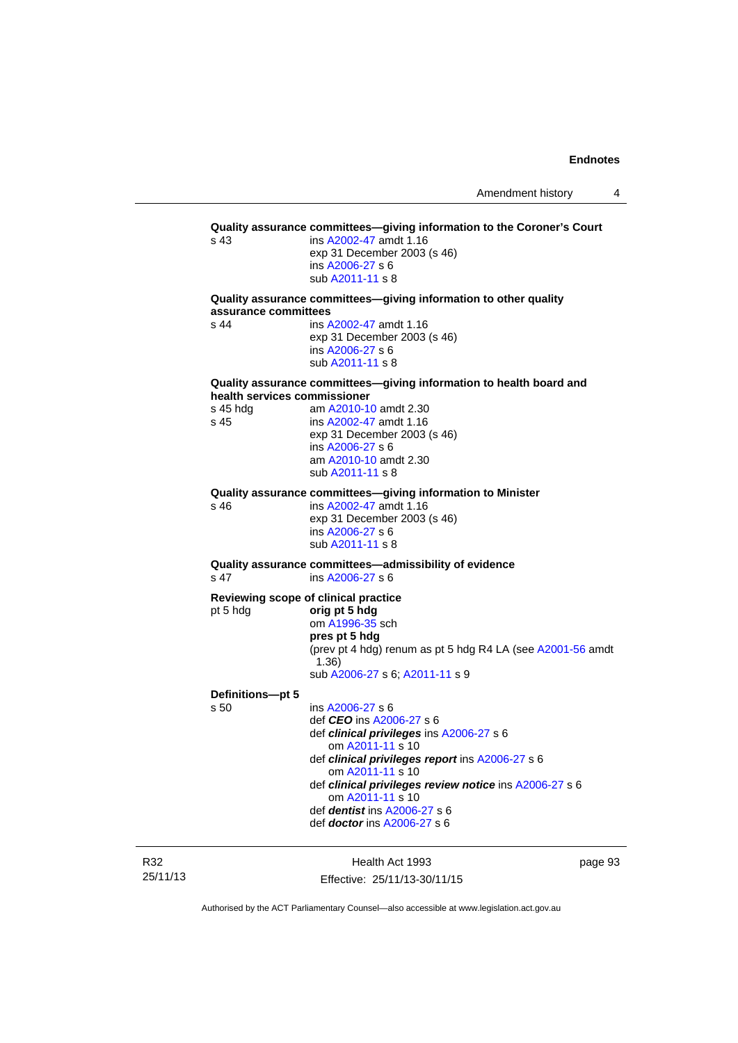**Quality assurance committees—giving information to the Coroner's Court**

s 43 — ins A2002-47 amdt 1.16
exp 31 December 2003 (s 46)
ins A2006-27 s 6
sub A2011-11 s 8

**Quality assurance committees—giving information to other quality assurance committees**

s 44 — ins A2002-47 amdt 1.16
exp 31 December 2003 (s 46)
ins A2006-27 s 6
sub A2011-11 s 8

**Quality assurance committees—giving information to health board and health services commissioner**

s 45 hdg — am A2010-10 amdt 2.30

s 45 — ins A2002-47 amdt 1.16
exp 31 December 2003 (s 46)
ins A2006-27 s 6
am A2010-10 amdt 2.30
sub A2011-11 s 8

**Quality assurance committees—giving information to Minister**

s 46 — ins A2002-47 amdt 1.16
exp 31 December 2003 (s 46)
ins A2006-27 s 6
sub A2011-11 s 8

**Quality assurance committees—admissibility of evidence**

s 47 — ins A2006-27 s 6

**Reviewing scope of clinical practice**

pt 5 hdg — **orig pt 5 hdg**
om A1996-35 sch
**pres pt 5 hdg**
(prev pt 4 hdg) renum as pt 5 hdg R4 LA (see A2001-56 amdt 1.36)
sub A2006-27 s 6; A2011-11 s 9

**Definitions—pt 5**

s 50 — ins A2006-27 s 6
def ***CEO*** ins A2006-27 s 6
def ***clinical privileges*** ins A2006-27 s 6
om A2011-11 s 10
def ***clinical privileges report*** ins A2006-27 s 6
om A2011-11 s 10
def ***clinical privileges review notice*** ins A2006-27 s 6
om A2011-11 s 10
def ***dentist*** ins A2006-27 s 6
def ***doctor*** ins A2006-27 s 6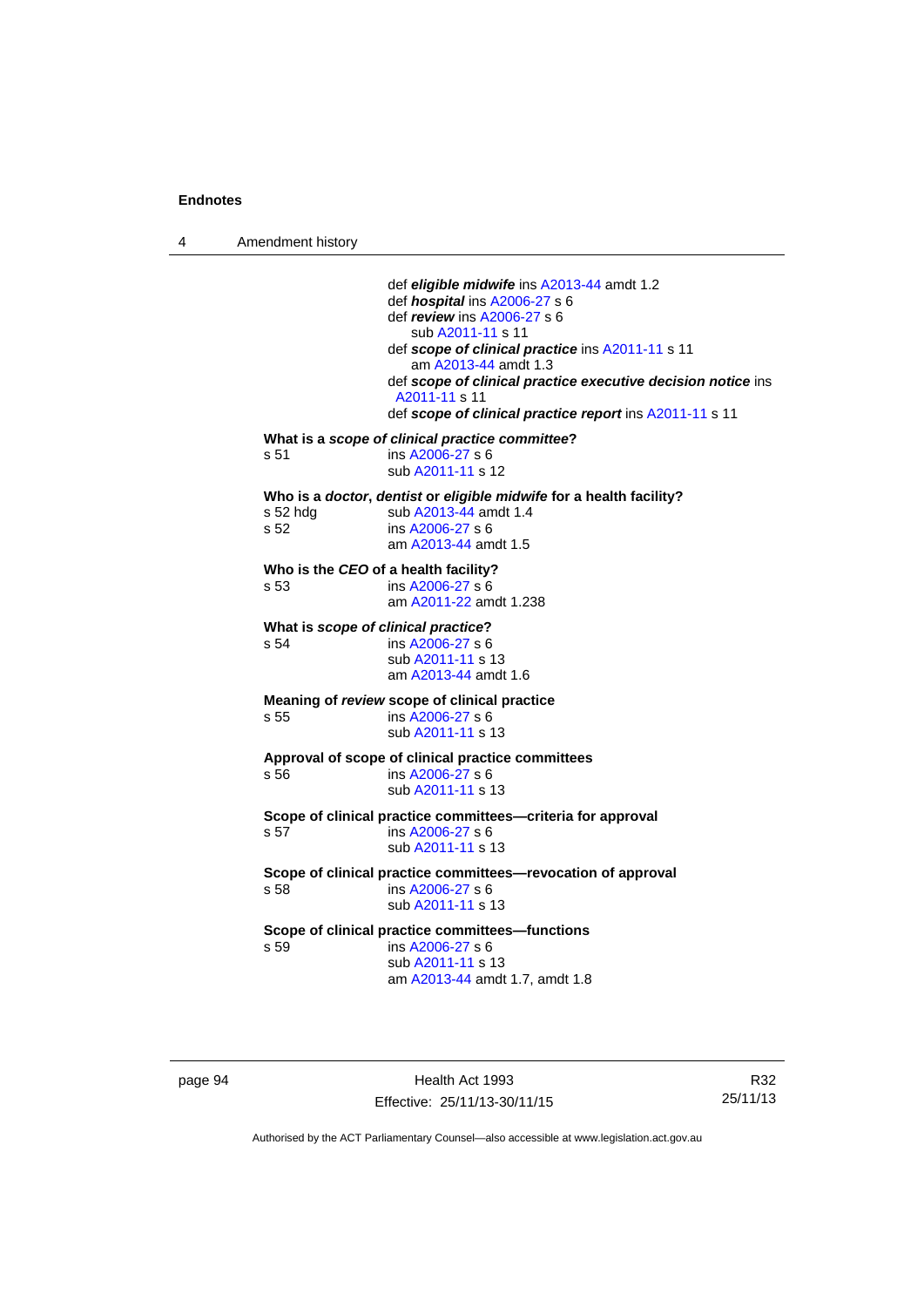def ***eligible midwife*** ins A2013-44 amdt 1.2
def ***hospital*** ins A2006-27 s 6
def ***review*** ins A2006-27 s 6
sub A2011-11 s 11
def ***scope of clinical practice*** ins A2011-11 s 11
am A2013-44 amdt 1.3
def ***scope of clinical practice executive decision notice*** ins A2011-11 s 11
def ***scope of clinical practice report*** ins A2011-11 s 11

**What is a *scope of clinical practice committee*?**
s 51 ins A2006-27 s 6
sub A2011-11 s 12

**Who is a *doctor*, *dentist* or *eligible midwife* for a health facility?**
s 52 hdg sub A2013-44 amdt 1.4
s 52 ins A2006-27 s 6
am A2013-44 amdt 1.5

**Who is the *CEO* of a health facility?**
s 53 ins A2006-27 s 6
am A2011-22 amdt 1.238

**What is *scope of clinical practice*?**
s 54 ins A2006-27 s 6
sub A2011-11 s 13
am A2013-44 amdt 1.6

**Meaning of *review* scope of clinical practice**
s 55 ins A2006-27 s 6
sub A2011-11 s 13

**Approval of scope of clinical practice committees**
s 56 ins A2006-27 s 6
sub A2011-11 s 13

**Scope of clinical practice committees—criteria for approval**
s 57 ins A2006-27 s 6
sub A2011-11 s 13

**Scope of clinical practice committees—revocation of approval**
s 58 ins A2006-27 s 6
sub A2011-11 s 13

**Scope of clinical practice committees—functions**
s 59 ins A2006-27 s 6
sub A2011-11 s 13
am A2013-44 amdt 1.7, amdt 1.8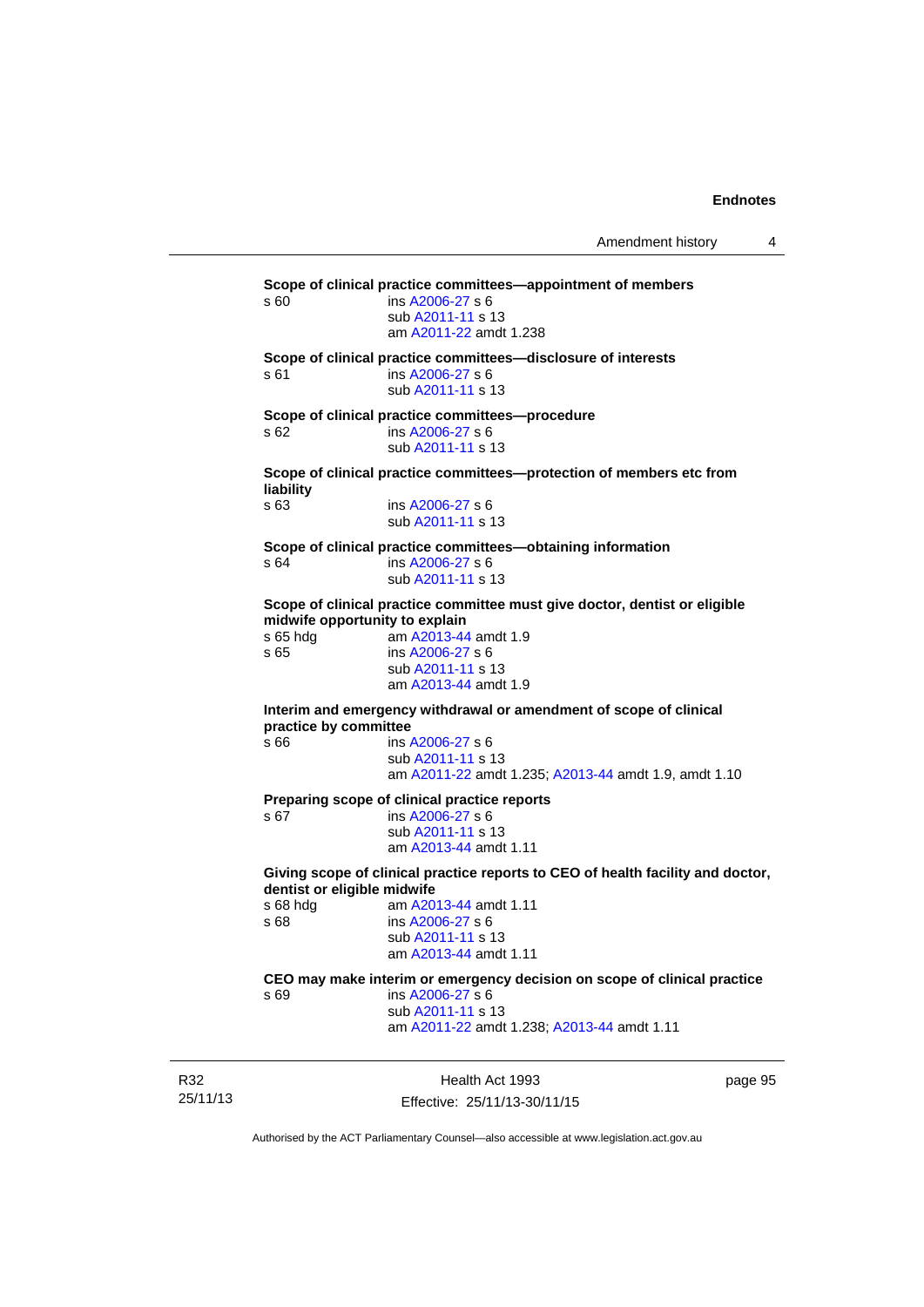**Scope of clinical practice committees—appointment of members**

s 60 ins A2006-27 s 6
sub A2011-11 s 13
am A2011-22 amdt 1.238

**Scope of clinical practice committees—disclosure of interests**

s 61 ins A2006-27 s 6
sub A2011-11 s 13

**Scope of clinical practice committees—procedure**

s 62 ins A2006-27 s 6
sub A2011-11 s 13

**Scope of clinical practice committees—protection of members etc from liability**

s 63 ins A2006-27 s 6
sub A2011-11 s 13

**Scope of clinical practice committees—obtaining information**

s 64 ins A2006-27 s 6
sub A2011-11 s 13

**Scope of clinical practice committee must give doctor, dentist or eligible midwife opportunity to explain**

s 65 hdg am A2013-44 amdt 1.9
s 65 ins A2006-27 s 6
sub A2011-11 s 13
am A2013-44 amdt 1.9

**Interim and emergency withdrawal or amendment of scope of clinical practice by committee**

s 66 ins A2006-27 s 6
sub A2011-11 s 13
am A2011-22 amdt 1.235; A2013-44 amdt 1.9, amdt 1.10

**Preparing scope of clinical practice reports**

s 67 ins A2006-27 s 6
sub A2011-11 s 13
am A2013-44 amdt 1.11

**Giving scope of clinical practice reports to CEO of health facility and doctor, dentist or eligible midwife**

s 68 hdg am A2013-44 amdt 1.11
s 68 ins A2006-27 s 6
sub A2011-11 s 13
am A2013-44 amdt 1.11

**CEO may make interim or emergency decision on scope of clinical practice**

s 69 ins A2006-27 s 6
sub A2011-11 s 13
am A2011-22 amdt 1.238; A2013-44 amdt 1.11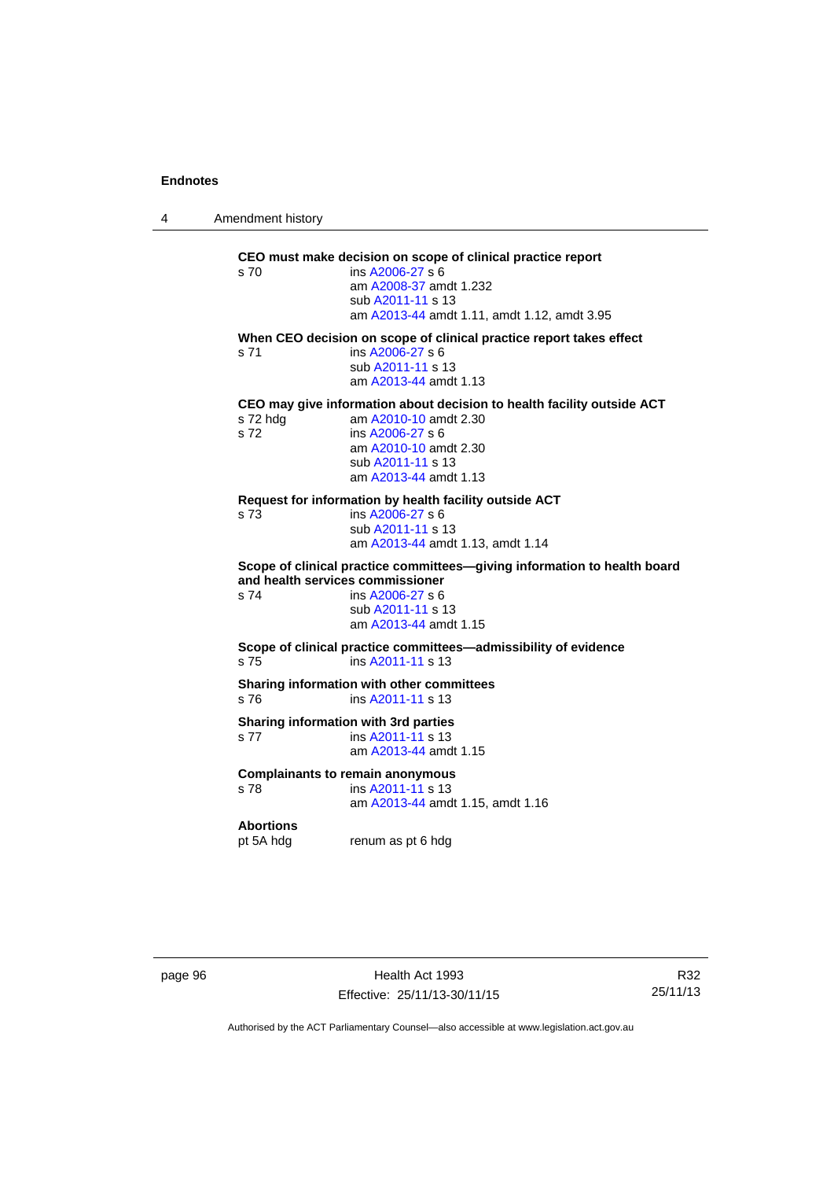**CEO must make decision on scope of clinical practice report**

s 70 ins A2006-27 s 6
am A2008-37 amdt 1.232
sub A2011-11 s 13
am A2013-44 amdt 1.11, amdt 1.12, amdt 3.95

**When CEO decision on scope of clinical practice report takes effect**

s 71 ins A2006-27 s 6
sub A2011-11 s 13
am A2013-44 amdt 1.13

**CEO may give information about decision to health facility outside ACT**

s 72 hdg am A2010-10 amdt 2.30

s 72 ins A2006-27 s 6
am A2010-10 amdt 2.30
sub A2011-11 s 13
am A2013-44 amdt 1.13

**Request for information by health facility outside ACT**

s 73 ins A2006-27 s 6
sub A2011-11 s 13
am A2013-44 amdt 1.13, amdt 1.14

**Scope of clinical practice committees—giving information to health board and health services commissioner**

s 74 ins A2006-27 s 6
sub A2011-11 s 13
am A2013-44 amdt 1.15

**Scope of clinical practice committees—admissibility of evidence**

s 75 ins A2011-11 s 13

**Sharing information with other committees**

s 76 ins A2011-11 s 13

**Sharing information with 3rd parties**

s 77 ins A2011-11 s 13
am A2013-44 amdt 1.15

**Complainants to remain anonymous**

s 78 ins A2011-11 s 13
am A2013-44 amdt 1.15, amdt 1.16

**Abortions**

pt 5A hdg renum as pt 6 hdg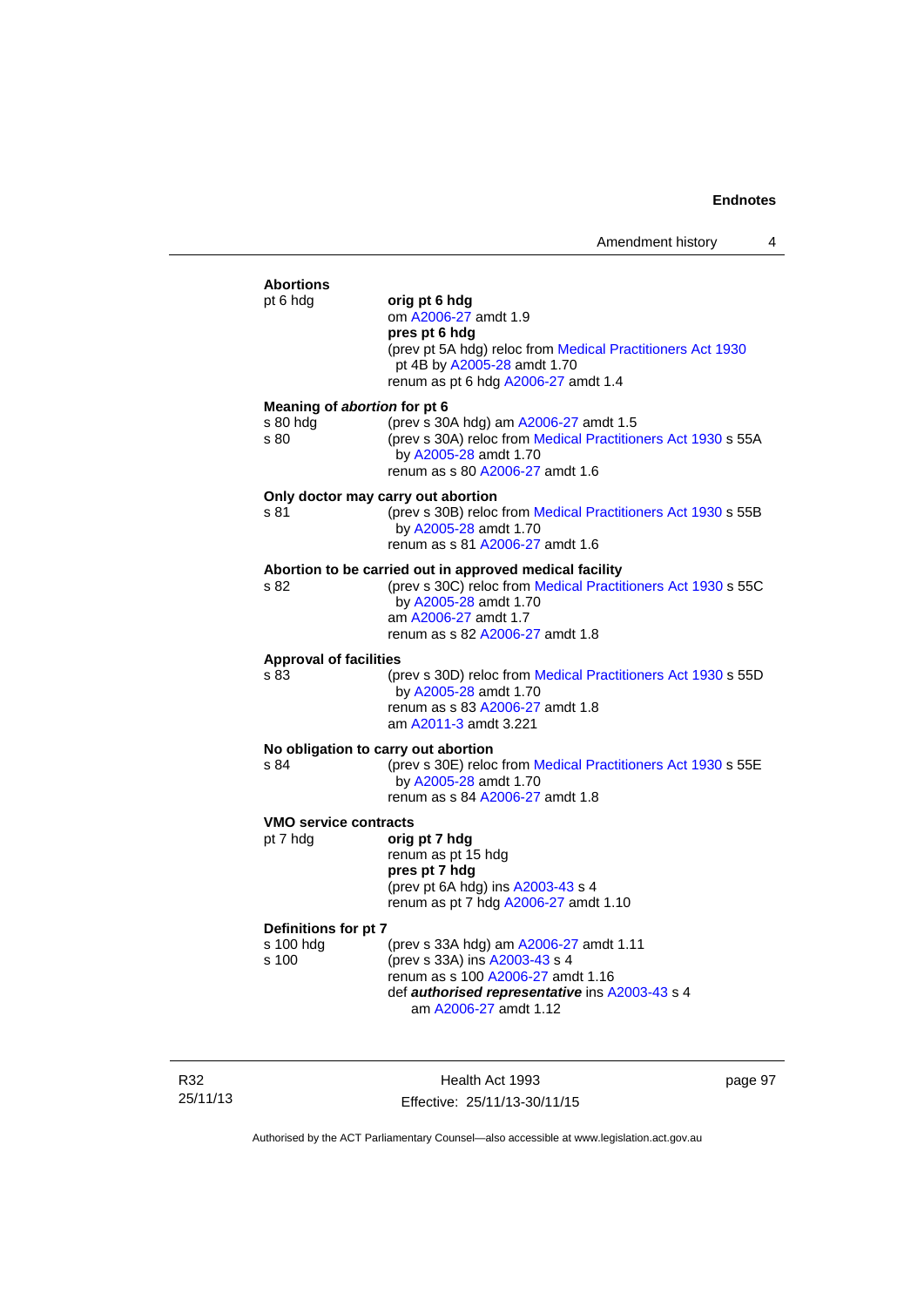**Abortions**

pt 6 hdg — **orig pt 6 hdg**
om A2006-27 amdt 1.9
**pres pt 6 hdg**
(prev pt 5A hdg) reloc from Medical Practitioners Act 1930 pt 4B by A2005-28 amdt 1.70
renum as pt 6 hdg A2006-27 amdt 1.4

**Meaning of *abortion* for pt 6**

s 80 hdg — (prev s 30A hdg) am A2006-27 amdt 1.5

s 80 — (prev s 30A) reloc from Medical Practitioners Act 1930 s 55A by A2005-28 amdt 1.70
renum as s 80 A2006-27 amdt 1.6

**Only doctor may carry out abortion**

s 81 — (prev s 30B) reloc from Medical Practitioners Act 1930 s 55B by A2005-28 amdt 1.70
renum as s 81 A2006-27 amdt 1.6

**Abortion to be carried out in approved medical facility**

s 82 — (prev s 30C) reloc from Medical Practitioners Act 1930 s 55C by A2005-28 amdt 1.70
am A2006-27 amdt 1.7
renum as s 82 A2006-27 amdt 1.8

**Approval of facilities**

s 83 — (prev s 30D) reloc from Medical Practitioners Act 1930 s 55D by A2005-28 amdt 1.70
renum as s 83 A2006-27 amdt 1.8
am A2011-3 amdt 3.221

**No obligation to carry out abortion**

s 84 — (prev s 30E) reloc from Medical Practitioners Act 1930 s 55E by A2005-28 amdt 1.70
renum as s 84 A2006-27 amdt 1.8

**VMO service contracts**

pt 7 hdg — **orig pt 7 hdg**
renum as pt 15 hdg
**pres pt 7 hdg**
(prev pt 6A hdg) ins A2003-43 s 4
renum as pt 7 hdg A2006-27 amdt 1.10

**Definitions for pt 7**

s 100 hdg — (prev s 33A hdg) am A2006-27 amdt 1.11

s 100 — (prev s 33A) ins A2003-43 s 4
renum as s 100 A2006-27 amdt 1.16
def ***authorised representative*** ins A2003-43 s 4
am A2006-27 amdt 1.12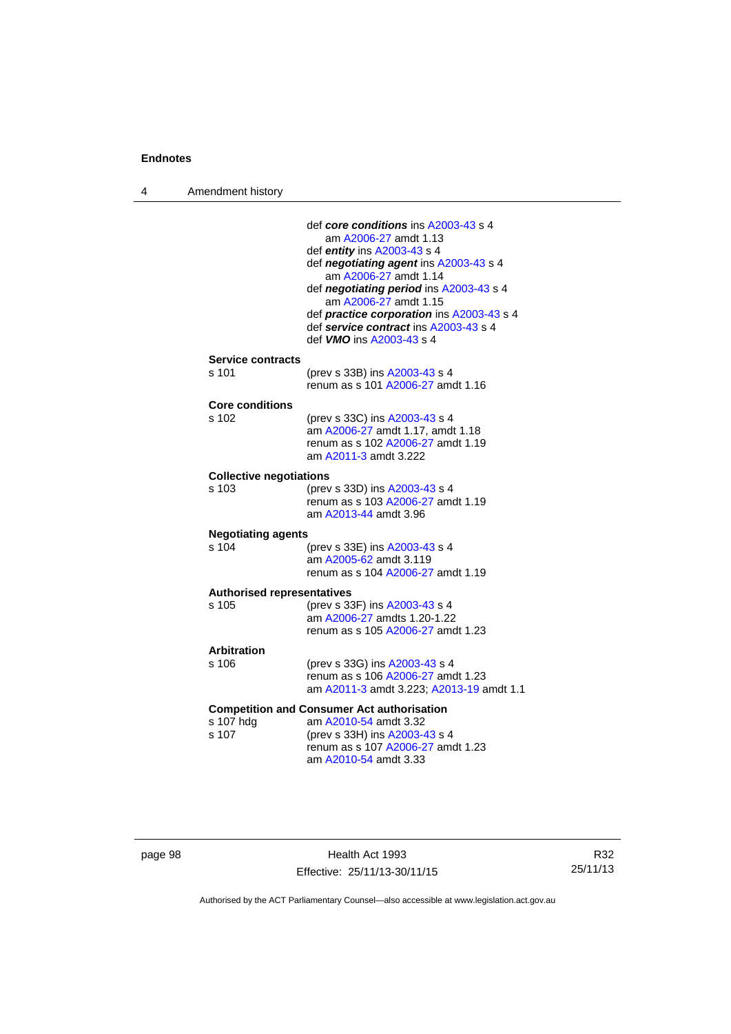def ***core conditions*** ins A2003-43 s 4
am A2006-27 amdt 1.13
def ***entity*** ins A2003-43 s 4
def ***negotiating agent*** ins A2003-43 s 4
am A2006-27 amdt 1.14
def ***negotiating period*** ins A2003-43 s 4
am A2006-27 amdt 1.15
def ***practice corporation*** ins A2003-43 s 4
def ***service contract*** ins A2003-43 s 4
def ***VMO*** ins A2003-43 s 4

**Service contracts**

s 101 (prev s 33B) ins A2003-43 s 4
renum as s 101 A2006-27 amdt 1.16

**Core conditions**

s 102 (prev s 33C) ins A2003-43 s 4
am A2006-27 amdt 1.17, amdt 1.18
renum as s 102 A2006-27 amdt 1.19
am A2011-3 amdt 3.222

**Collective negotiations**

s 103 (prev s 33D) ins A2003-43 s 4
renum as s 103 A2006-27 amdt 1.19
am A2013-44 amdt 3.96

**Negotiating agents**

s 104 (prev s 33E) ins A2003-43 s 4
am A2005-62 amdt 3.119
renum as s 104 A2006-27 amdt 1.19

**Authorised representatives**

s 105 (prev s 33F) ins A2003-43 s 4
am A2006-27 amdts 1.20-1.22
renum as s 105 A2006-27 amdt 1.23

**Arbitration**

s 106 (prev s 33G) ins A2003-43 s 4
renum as s 106 A2006-27 amdt 1.23
am A2011-3 amdt 3.223; A2013-19 amdt 1.1

**Competition and Consumer Act authorisation**

s 107 hdg am A2010-54 amdt 3.32
s 107 (prev s 33H) ins A2003-43 s 4
renum as s 107 A2006-27 amdt 1.23
am A2010-54 amdt 3.33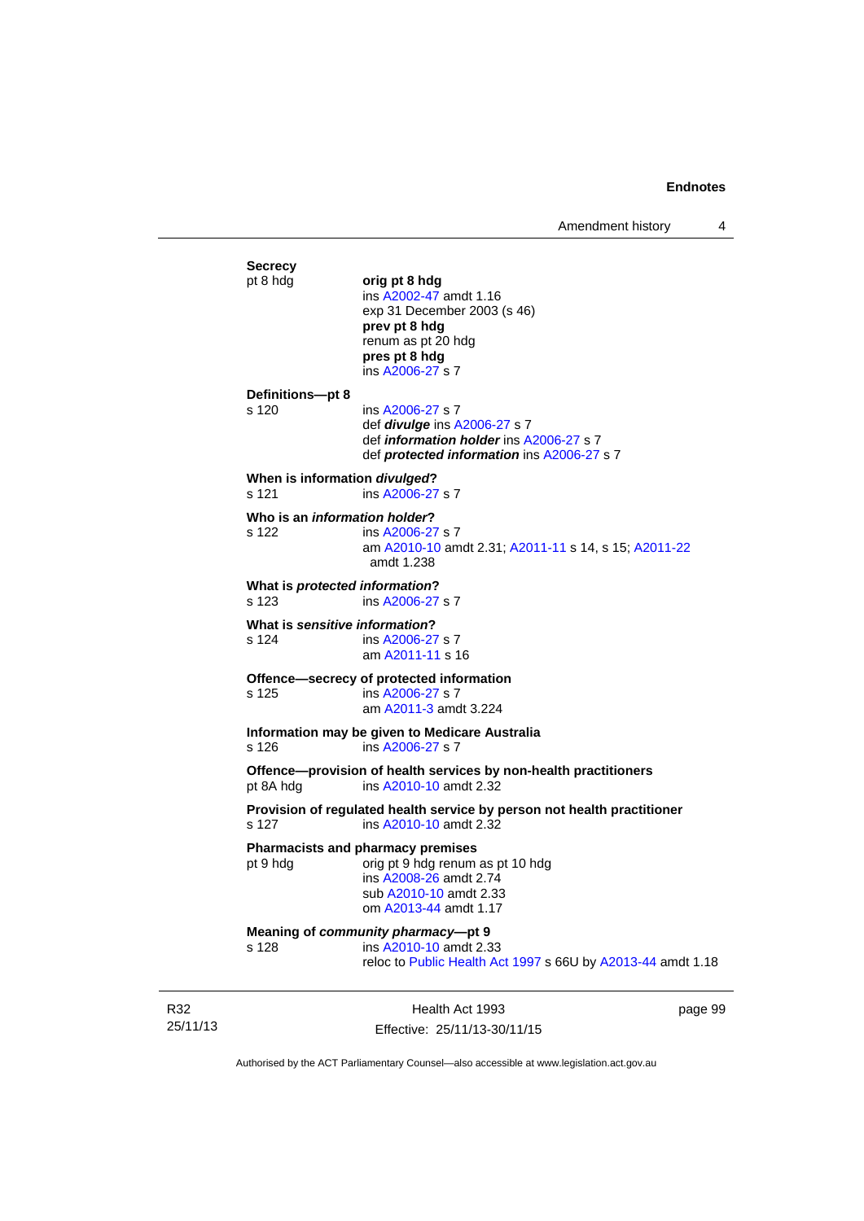**Secrecy**

pt 8 hdg **orig pt 8 hdg**
ins A2002-47 amdt 1.16
exp 31 December 2003 (s 46)
**prev pt 8 hdg**
renum as pt 20 hdg
**pres pt 8 hdg**
ins A2006-27 s 7

**Definitions—pt 8**

s 120 ins A2006-27 s 7
def ***divulge*** ins A2006-27 s 7
def ***information holder*** ins A2006-27 s 7
def ***protected information*** ins A2006-27 s 7

**When is information *divulged*?**

s 121 ins A2006-27 s 7

**Who is an *information holder*?**

s 122 ins A2006-27 s 7
am A2010-10 amdt 2.31; A2011-11 s 14, s 15; A2011-22 amdt 1.238

**What is *protected information*?**

s 123 ins A2006-27 s 7

**What is *sensitive information*?**

s 124 ins A2006-27 s 7
am A2011-11 s 16

**Offence—secrecy of protected information**

s 125 ins A2006-27 s 7
am A2011-3 amdt 3.224

**Information may be given to Medicare Australia**

s 126 ins A2006-27 s 7

**Offence—provision of health services by non-health practitioners**

pt 8A hdg ins A2010-10 amdt 2.32

**Provision of regulated health service by person not health practitioner**

s 127 ins A2010-10 amdt 2.32

**Pharmacists and pharmacy premises**

pt 9 hdg orig pt 9 hdg renum as pt 10 hdg
ins A2008-26 amdt 2.74
sub A2010-10 amdt 2.33
om A2013-44 amdt 1.17

**Meaning of *community pharmacy*—pt 9**

s 128 ins A2010-10 amdt 2.33
reloc to Public Health Act 1997 s 66U by A2013-44 amdt 1.18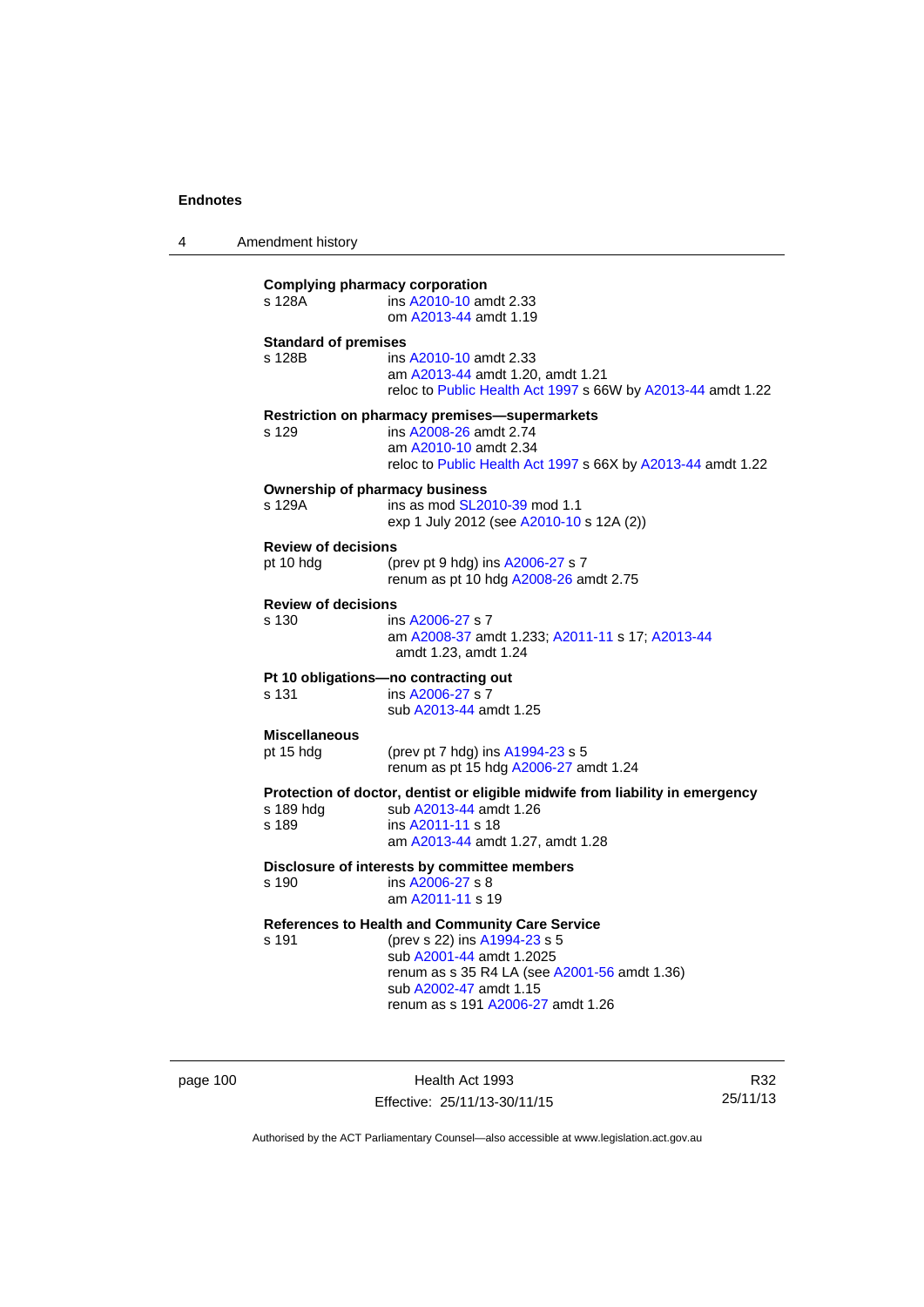**Complying pharmacy corporation**
s 128A ins A2010-10 amdt 2.33
om A2013-44 amdt 1.19

**Standard of premises**
s 128B ins A2010-10 amdt 2.33
am A2013-44 amdt 1.20, amdt 1.21
reloc to Public Health Act 1997 s 66W by A2013-44 amdt 1.22

**Restriction on pharmacy premises—supermarkets**
s 129 ins A2008-26 amdt 2.74
am A2010-10 amdt 2.34
reloc to Public Health Act 1997 s 66X by A2013-44 amdt 1.22

**Ownership of pharmacy business**
s 129A ins as mod SL2010-39 mod 1.1
exp 1 July 2012 (see A2010-10 s 12A (2))

**Review of decisions**
pt 10 hdg (prev pt 9 hdg) ins A2006-27 s 7
renum as pt 10 hdg A2008-26 amdt 2.75

**Review of decisions**
s 130 ins A2006-27 s 7
am A2008-37 amdt 1.233; A2011-11 s 17; A2013-44 amdt 1.23, amdt 1.24

**Pt 10 obligations—no contracting out**
s 131 ins A2006-27 s 7
sub A2013-44 amdt 1.25

**Miscellaneous**
pt 15 hdg (prev pt 7 hdg) ins A1994-23 s 5
renum as pt 15 hdg A2006-27 amdt 1.24

**Protection of doctor, dentist or eligible midwife from liability in emergency**
s 189 hdg sub A2013-44 amdt 1.26
s 189 ins A2011-11 s 18
am A2013-44 amdt 1.27, amdt 1.28

**Disclosure of interests by committee members**
s 190 ins A2006-27 s 8
am A2011-11 s 19

**References to Health and Community Care Service**
s 191 (prev s 22) ins A1994-23 s 5
sub A2001-44 amdt 1.2025
renum as s 35 R4 LA (see A2001-56 amdt 1.36)
sub A2002-47 amdt 1.15
renum as s 191 A2006-27 amdt 1.26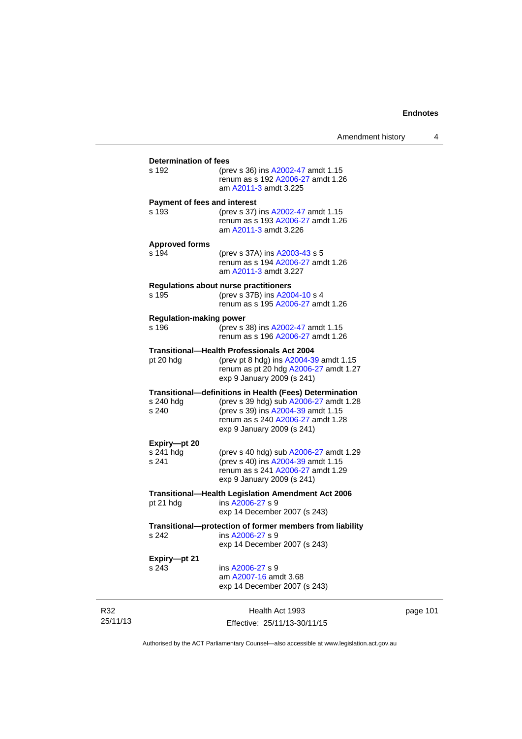**Determination of fees**

s 192 — (prev s 36) ins A2002-47 amdt 1.15
renum as s 192 A2006-27 amdt 1.26
am A2011-3 amdt 3.225

**Payment of fees and interest**

s 193 — (prev s 37) ins A2002-47 amdt 1.15
renum as s 193 A2006-27 amdt 1.26
am A2011-3 amdt 3.226

**Approved forms**

s 194 — (prev s 37A) ins A2003-43 s 5
renum as s 194 A2006-27 amdt 1.26
am A2011-3 amdt 3.227

**Regulations about nurse practitioners**

s 195 — (prev s 37B) ins A2004-10 s 4
renum as s 195 A2006-27 amdt 1.26

**Regulation-making power**

s 196 — (prev s 38) ins A2002-47 amdt 1.15
renum as s 196 A2006-27 amdt 1.26

**Transitional—Health Professionals Act 2004**

pt 20 hdg — (prev pt 8 hdg) ins A2004-39 amdt 1.15
renum as pt 20 hdg A2006-27 amdt 1.27
exp 9 January 2009 (s 241)

**Transitional—definitions in Health (Fees) Determination**

s 240 hdg — (prev s 39 hdg) sub A2006-27 amdt 1.28

s 240 — (prev s 39) ins A2004-39 amdt 1.15
renum as s 240 A2006-27 amdt 1.28
exp 9 January 2009 (s 241)

**Expiry—pt 20**

s 241 hdg — (prev s 40 hdg) sub A2006-27 amdt 1.29

s 241 — (prev s 40) ins A2004-39 amdt 1.15
renum as s 241 A2006-27 amdt 1.29
exp 9 January 2009 (s 241)

**Transitional—Health Legislation Amendment Act 2006**

pt 21 hdg — ins A2006-27 s 9
exp 14 December 2007 (s 243)

**Transitional—protection of former members from liability**

s 242 — ins A2006-27 s 9
exp 14 December 2007 (s 243)

**Expiry—pt 21**

s 243 — ins A2006-27 s 9
am A2007-16 amdt 3.68
exp 14 December 2007 (s 243)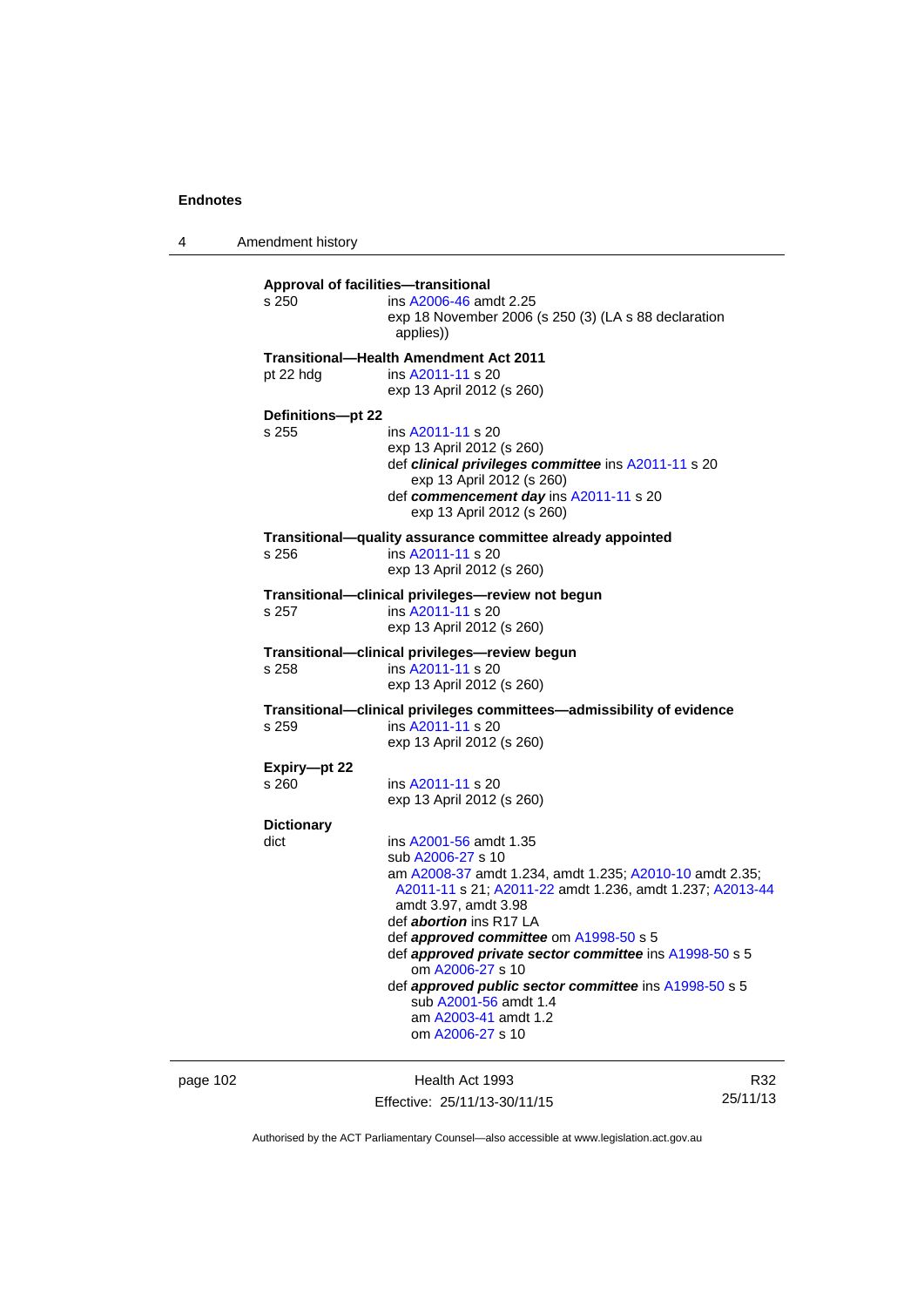**Approval of facilities—transitional**

s 250 ins A2006-46 amdt 2.25
exp 18 November 2006 (s 250 (3) (LA s 88 declaration applies))

**Transitional—Health Amendment Act 2011**

pt 22 hdg ins A2011-11 s 20
exp 13 April 2012 (s 260)

**Definitions—pt 22**

s 255 ins A2011-11 s 20
exp 13 April 2012 (s 260)
def ***clinical privileges committee*** ins A2011-11 s 20
exp 13 April 2012 (s 260)
def ***commencement day*** ins A2011-11 s 20
exp 13 April 2012 (s 260)

**Transitional—quality assurance committee already appointed**

s 256 ins A2011-11 s 20
exp 13 April 2012 (s 260)

**Transitional—clinical privileges—review not begun**

s 257 ins A2011-11 s 20
exp 13 April 2012 (s 260)

**Transitional—clinical privileges—review begun**

s 258 ins A2011-11 s 20
exp 13 April 2012 (s 260)

**Transitional—clinical privileges committees—admissibility of evidence**

s 259 ins A2011-11 s 20
exp 13 April 2012 (s 260)

**Expiry—pt 22**

s 260 ins A2011-11 s 20
exp 13 April 2012 (s 260)

**Dictionary**

dict ins A2001-56 amdt 1.35
sub A2006-27 s 10
am A2008-37 amdt 1.234, amdt 1.235; A2010-10 amdt 2.35; A2011-11 s 21; A2011-22 amdt 1.236, amdt 1.237; A2013-44 amdt 3.97, amdt 3.98
def ***abortion*** ins R17 LA
def ***approved committee*** om A1998-50 s 5
def ***approved private sector committee*** ins A1998-50 s 5
om A2006-27 s 10
def ***approved public sector committee*** ins A1998-50 s 5
sub A2001-56 amdt 1.4
am A2003-41 amdt 1.2
om A2006-27 s 10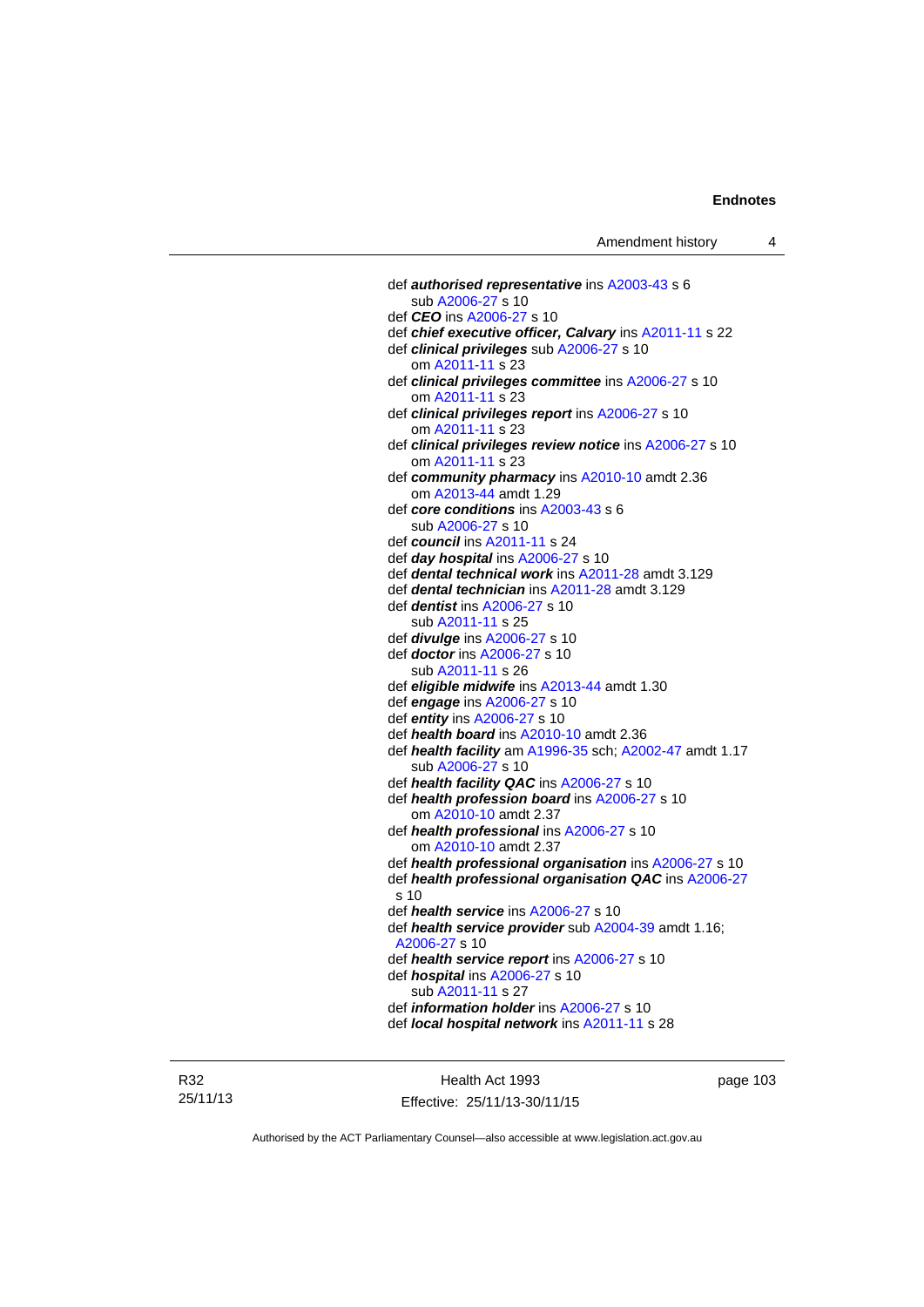def ***authorised representative*** ins A2003-43 s 6
  sub A2006-27 s 10
def ***CEO*** ins A2006-27 s 10
def ***chief executive officer, Calvary*** ins A2011-11 s 22
def ***clinical privileges*** sub A2006-27 s 10
  om A2011-11 s 23
def ***clinical privileges committee*** ins A2006-27 s 10
  om A2011-11 s 23
def ***clinical privileges report*** ins A2006-27 s 10
  om A2011-11 s 23
def ***clinical privileges review notice*** ins A2006-27 s 10
  om A2011-11 s 23
def ***community pharmacy*** ins A2010-10 amdt 2.36
  om A2013-44 amdt 1.29
def ***core conditions*** ins A2003-43 s 6
  sub A2006-27 s 10
def ***council*** ins A2011-11 s 24
def ***day hospital*** ins A2006-27 s 10
def ***dental technical work*** ins A2011-28 amdt 3.129
def ***dental technician*** ins A2011-28 amdt 3.129
def ***dentist*** ins A2006-27 s 10
  sub A2011-11 s 25
def ***divulge*** ins A2006-27 s 10
def ***doctor*** ins A2006-27 s 10
  sub A2011-11 s 26
def ***eligible midwife*** ins A2013-44 amdt 1.30
def ***engage*** ins A2006-27 s 10
def ***entity*** ins A2006-27 s 10
def ***health board*** ins A2010-10 amdt 2.36
def ***health facility*** am A1996-35 sch; A2002-47 amdt 1.17
  sub A2006-27 s 10
def ***health facility QAC*** ins A2006-27 s 10
def ***health profession board*** ins A2006-27 s 10
  om A2010-10 amdt 2.37
def ***health professional*** ins A2006-27 s 10
  om A2010-10 amdt 2.37
def ***health professional organisation*** ins A2006-27 s 10
def ***health professional organisation QAC*** ins A2006-27 s 10
def ***health service*** ins A2006-27 s 10
def ***health service provider*** sub A2004-39 amdt 1.16; A2006-27 s 10
def ***health service report*** ins A2006-27 s 10
def ***hospital*** ins A2006-27 s 10
  sub A2011-11 s 27
def ***information holder*** ins A2006-27 s 10
def ***local hospital network*** ins A2011-11 s 28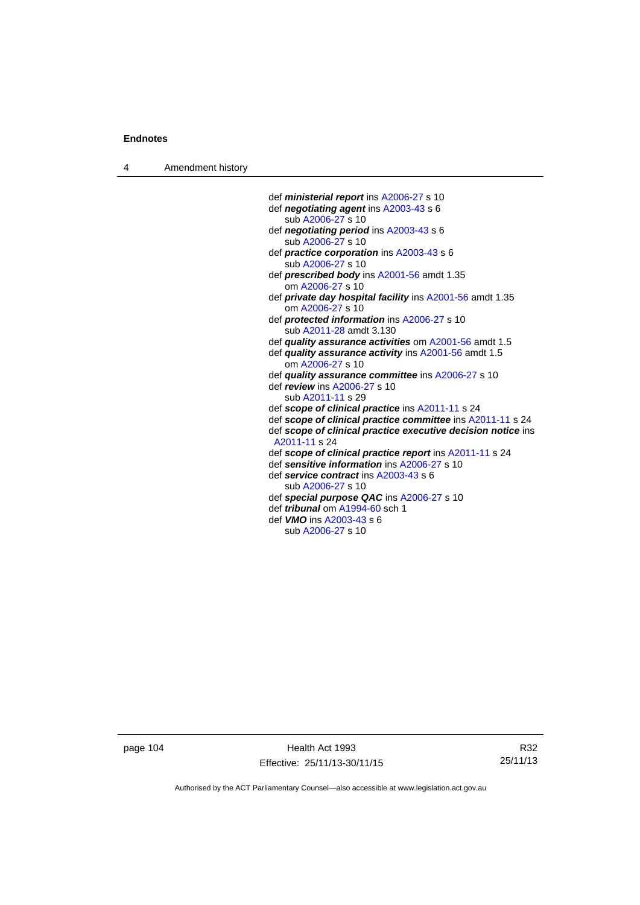def ***ministerial report*** ins A2006-27 s 10
def ***negotiating agent*** ins A2003-43 s 6
    sub A2006-27 s 10
def ***negotiating period*** ins A2003-43 s 6
    sub A2006-27 s 10
def ***practice corporation*** ins A2003-43 s 6
    sub A2006-27 s 10
def ***prescribed body*** ins A2001-56 amdt 1.35
    om A2006-27 s 10
def ***private day hospital facility*** ins A2001-56 amdt 1.35
    om A2006-27 s 10
def ***protected information*** ins A2006-27 s 10
    sub A2011-28 amdt 3.130
def ***quality assurance activities*** om A2001-56 amdt 1.5
def ***quality assurance activity*** ins A2001-56 amdt 1.5
    om A2006-27 s 10
def ***quality assurance committee*** ins A2006-27 s 10
def ***review*** ins A2006-27 s 10
    sub A2011-11 s 29
def ***scope of clinical practice*** ins A2011-11 s 24
def ***scope of clinical practice committee*** ins A2011-11 s 24
def ***scope of clinical practice executive decision notice*** ins A2011-11 s 24
def ***scope of clinical practice report*** ins A2011-11 s 24
def ***sensitive information*** ins A2006-27 s 10
def ***service contract*** ins A2003-43 s 6
    sub A2006-27 s 10
def ***special purpose QAC*** ins A2006-27 s 10
def ***tribunal*** om A1994-60 sch 1
def ***VMO*** ins A2003-43 s 6
    sub A2006-27 s 10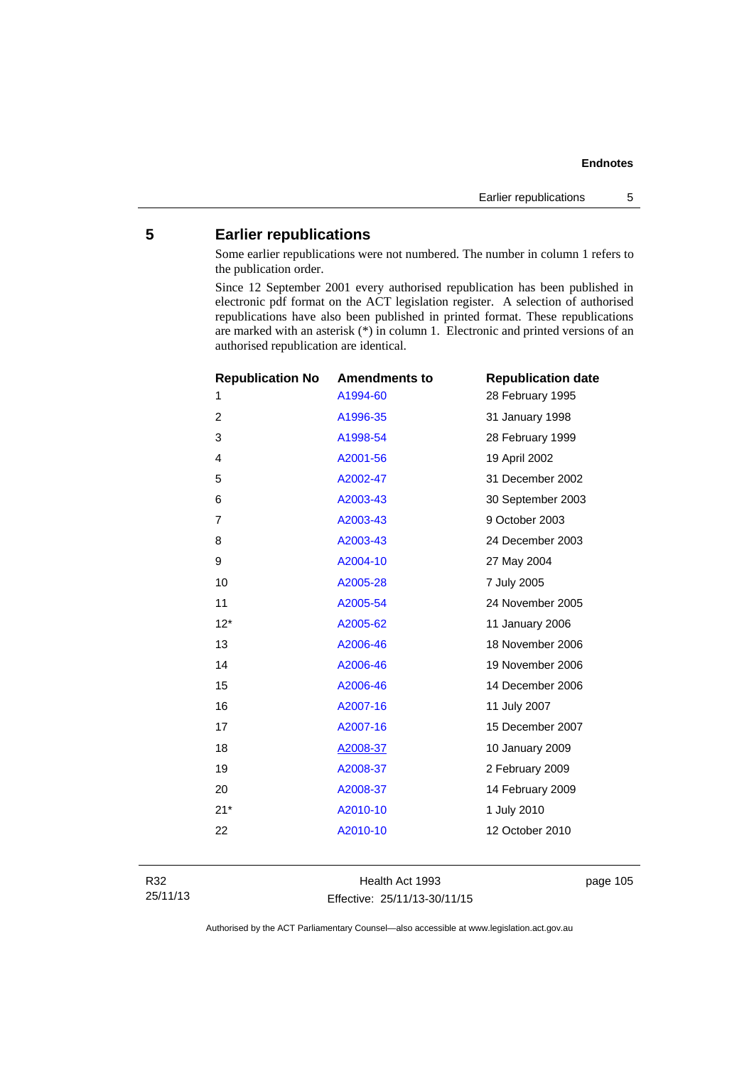## 5 Earlier republications

Some earlier republications were not numbered. The number in column 1 refers to the publication order.

Since 12 September 2001 every authorised republication has been published in electronic pdf format on the ACT legislation register. A selection of authorised republications have also been published in printed format. These republications are marked with an asterisk (*) in column 1. Electronic and printed versions of an authorised republication are identical.

| Republication No | Amendments to | Republication date |
|---|---|---|
| 1 | A1994-60 | 28 February 1995 |
| 2 | A1996-35 | 31 January 1998 |
| 3 | A1998-54 | 28 February 1999 |
| 4 | A2001-56 | 19 April 2002 |
| 5 | A2002-47 | 31 December 2002 |
| 6 | A2003-43 | 30 September 2003 |
| 7 | A2003-43 | 9 October 2003 |
| 8 | A2003-43 | 24 December 2003 |
| 9 | A2004-10 | 27 May 2004 |
| 10 | A2005-28 | 7 July 2005 |
| 11 | A2005-54 | 24 November 2005 |
| 12* | A2005-62 | 11 January 2006 |
| 13 | A2006-46 | 18 November 2006 |
| 14 | A2006-46 | 19 November 2006 |
| 15 | A2006-46 | 14 December 2006 |
| 16 | A2007-16 | 11 July 2007 |
| 17 | A2007-16 | 15 December 2007 |
| 18 | A2008-37 | 10 January 2009 |
| 19 | A2008-37 | 2 February 2009 |
| 20 | A2008-37 | 14 February 2009 |
| 21* | A2010-10 | 1 July 2010 |
| 22 | A2010-10 | 12 October 2010 |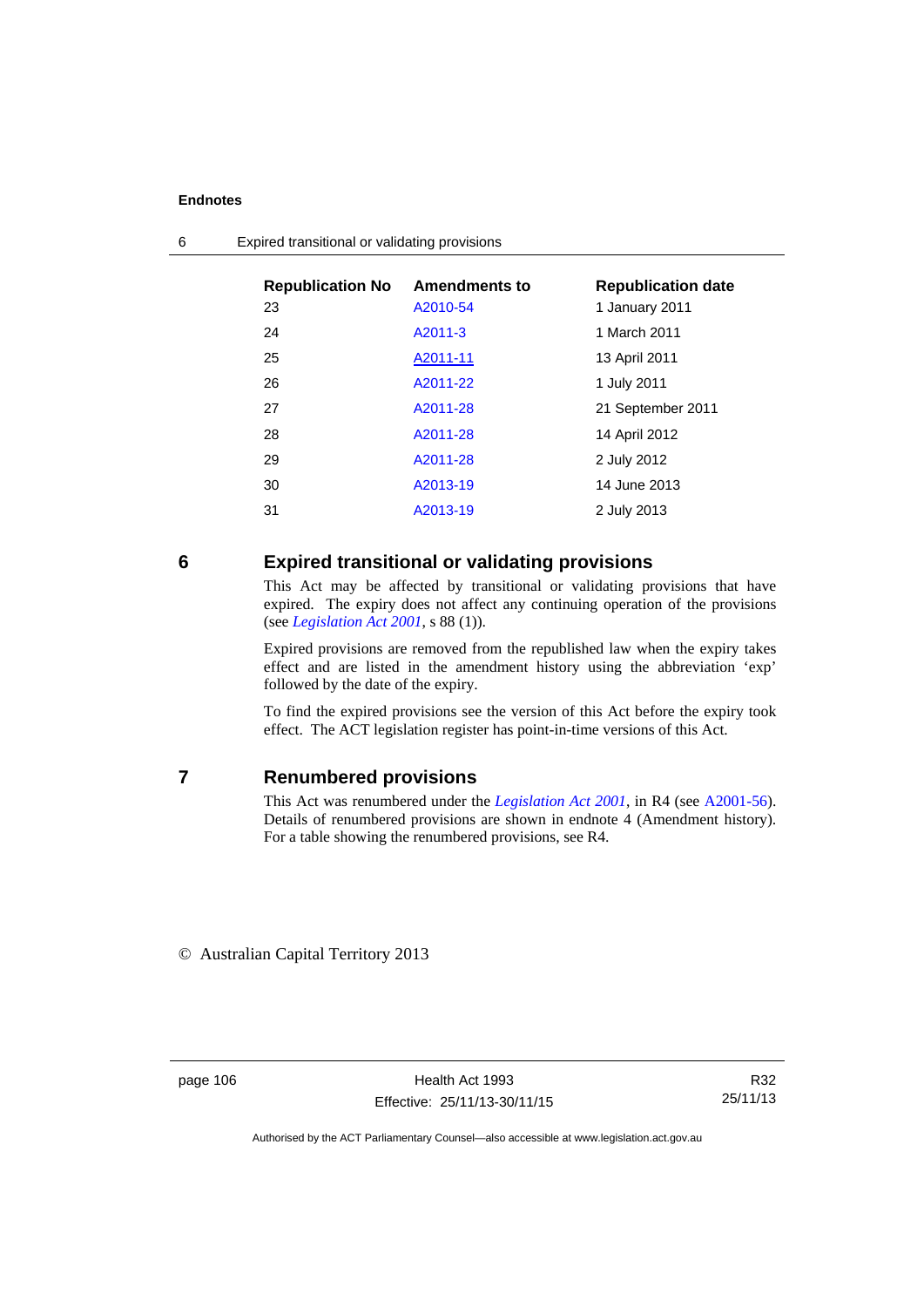| Republication No | Amendments to | Republication date |
| --- | --- | --- |
| 23 | A2010-54 | 1 January 2011 |
| 24 | A2011-3 | 1 March 2011 |
| 25 | A2011-11 | 13 April 2011 |
| 26 | A2011-22 | 1 July 2011 |
| 27 | A2011-28 | 21 September 2011 |
| 28 | A2011-28 | 14 April 2012 |
| 29 | A2011-28 | 2 July 2012 |
| 30 | A2013-19 | 14 June 2013 |
| 31 | A2013-19 | 2 July 2013 |

## 6 Expired transitional or validating provisions

This Act may be affected by transitional or validating provisions that have expired. The expiry does not affect any continuing operation of the provisions (see *Legislation Act 2001*, s 88 (1)).

Expired provisions are removed from the republished law when the expiry takes effect and are listed in the amendment history using the abbreviation 'exp' followed by the date of the expiry.

To find the expired provisions see the version of this Act before the expiry took effect. The ACT legislation register has point-in-time versions of this Act.

## 7 Renumbered provisions

This Act was renumbered under the *Legislation Act 2001*, in R4 (see A2001-56). Details of renumbered provisions are shown in endnote 4 (Amendment history). For a table showing the renumbered provisions, see R4.

© Australian Capital Territory 2013